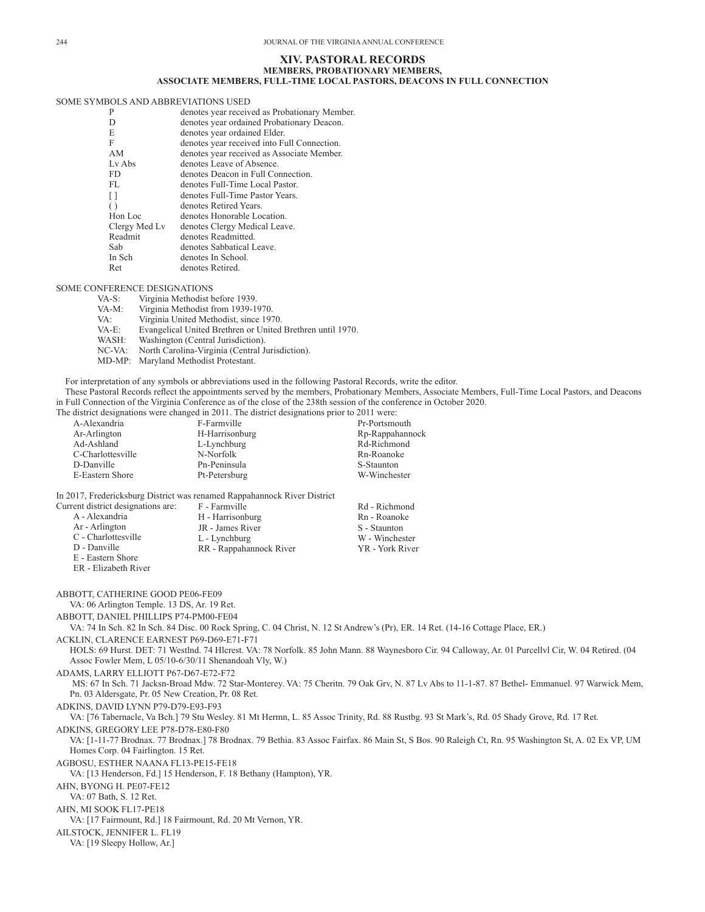## XIV. PASTORAL RECORDS

### MEMBERS, PROBATIONARY MEMBERS, ASSOCIATE MEMBERS, FULL-TIME LOCAL PASTORS, DEACONS IN FULL CONNECTION

SOME SYMBOLS AND ABBREVIATIONS USED

| | |
|---|---|
| P | denotes year received as Probationary Member. |
| D | denotes year ordained Probationary Deacon. |
| E | denotes year ordained Elder. |
| F | denotes year received into Full Connection. |
| AM | denotes year received as Associate Member. |
| Lv Abs | denotes Leave of Absence. |
| FD | denotes Deacon in Full Connection. |
| FL | denotes Full-Time Local Pastor. |
| [ ] | denotes Full-Time Pastor Years. |
| ( ) | denotes Retired Years. |
| Hon Loc | denotes Honorable Location. |
| Clergy Med Lv | denotes Clergy Medical Leave. |
| Readmit | denotes Readmitted. |
| Sab | denotes Sabbatical Leave. |
| In Sch | denotes In School. |
| Ret | denotes Retired. |

SOME CONFERENCE DESIGNATIONS

| | |
|---|---|
| VA-S: | Virginia Methodist before 1939. |
| VA-M: | Virginia Methodist from 1939-1970. |
| VA: | Virginia United Methodist, since 1970. |
| VA-E: | Evangelical United Brethren or United Brethren until 1970. |
| WASH: | Washington (Central Jurisdiction). |
| NC-VA: | North Carolina-Virginia (Central Jurisdiction). |
| MD-MP: | Maryland Methodist Protestant. |

For interpretation of any symbols or abbreviations used in the following Pastoral Records, write the editor.

These Pastoral Records reflect the appointments served by the members, Probationary Members, Associate Members, Full-Time Local Pastors, and Deacons in Full Connection of the Virginia Conference as of the close of the 238th session of the conference in October 2020.

The district designations were changed in 2011. The district designations prior to 2011 were:

| | | |
|---|---|---|
| A-Alexandria | F-Farmville | Pr-Portsmouth |
| Ar-Arlington | H-Harrisonburg | Rp-Rappahannock |
| Ad-Ashland | L-Lynchburg | Rd-Richmond |
| C-Charlottesville | N-Norfolk | Rn-Roanoke |
| D-Danville | Pn-Peninsula | S-Staunton |
| E-Eastern Shore | Pt-Petersburg | W-Winchester |

In 2017, Fredericksburg District was renamed Rappahannock River District

Current district designations are:

| | | |
|---|---|---|
| A - Alexandria | F - Farmville | Rd - Richmond |
| Ar - Arlington | H - Harrisonburg | Rn - Roanoke |
| C - Charlottesville | JR - James River | S - Staunton |
| D - Danville | L - Lynchburg | W - Winchester |
| E - Eastern Shore | RR - Rappahannock River | YR - York River |
| ER - Elizabeth River | | |

ABBOTT, CATHERINE GOOD PE06-FE09
VA: 06 Arlington Temple. 13 DS, Ar. 19 Ret.

ABBOTT, DANIEL PHILLIPS P74-PM00-FE04
VA: 74 In Sch. 82 In Sch. 84 Disc. 00 Rock Spring, C. 04 Christ, N. 12 St Andrew's (Pr), ER. 14 Ret. (14-16 Cottage Place, ER.)

ACKLIN, CLARENCE EARNEST P69-D69-E71-F71
HOLS: 69 Hurst. DET: 71 Westlnd. 74 Hlcrest. VA: 78 Norfolk. 85 John Mann. 88 Waynesboro Cir. 94 Calloway, Ar. 01 Purcellvl Cir, W. 04 Retired. (04 Assoc Fowler Mem, L 05/10-6/30/11 Shenandoah Vly, W.)

ADAMS, LARRY ELLIOTT P67-D67-E72-F72
MS: 67 In Sch. 71 Jacksn-Broad Mdw. 72 Star-Monterey. VA: 75 Cheritn. 79 Oak Grv, N. 87 Lv Abs to 11-1-87. 87 Bethel- Emmanuel. 97 Warwick Mem, Pn. 03 Aldersgate, Pr. 05 New Creation, Pr. 08 Ret.

ADKINS, DAVID LYNN P79-D79-E93-F93
VA: [76 Tabernacle, Va Bch.] 79 Stu Wesley. 81 Mt Hermn, L. 85 Assoc Trinity, Rd. 88 Rustbg. 93 St Mark's, Rd. 05 Shady Grove, Rd. 17 Ret.

ADKINS, GREGORY LEE P78-D78-E80-F80
VA: [1-11-77 Brodnax. 77 Brodnax.] 78 Brodnax. 79 Bethia. 83 Assoc Fairfax. 86 Main St, S Bos. 90 Raleigh Ct, Rn. 95 Washington St, A. 02 Ex VP, UM Homes Corp. 04 Fairlington. 15 Ret.

AGBOSU, ESTHER NAANA FL13-PE15-FE18
VA: [13 Henderson, Fd.] 15 Henderson, F. 18 Bethany (Hampton), YR.

AHN, BYONG H. PE07-FE12
VA: 07 Bath, S. 12 Ret.

AHN, MI SOOK FL17-PE18
VA: [17 Fairmount, Rd.] 18 Fairmount, Rd. 20 Mt Vernon, YR.

AILSTOCK, JENNIFER L. FL19
VA: [19 Sleepy Hollow, Ar.]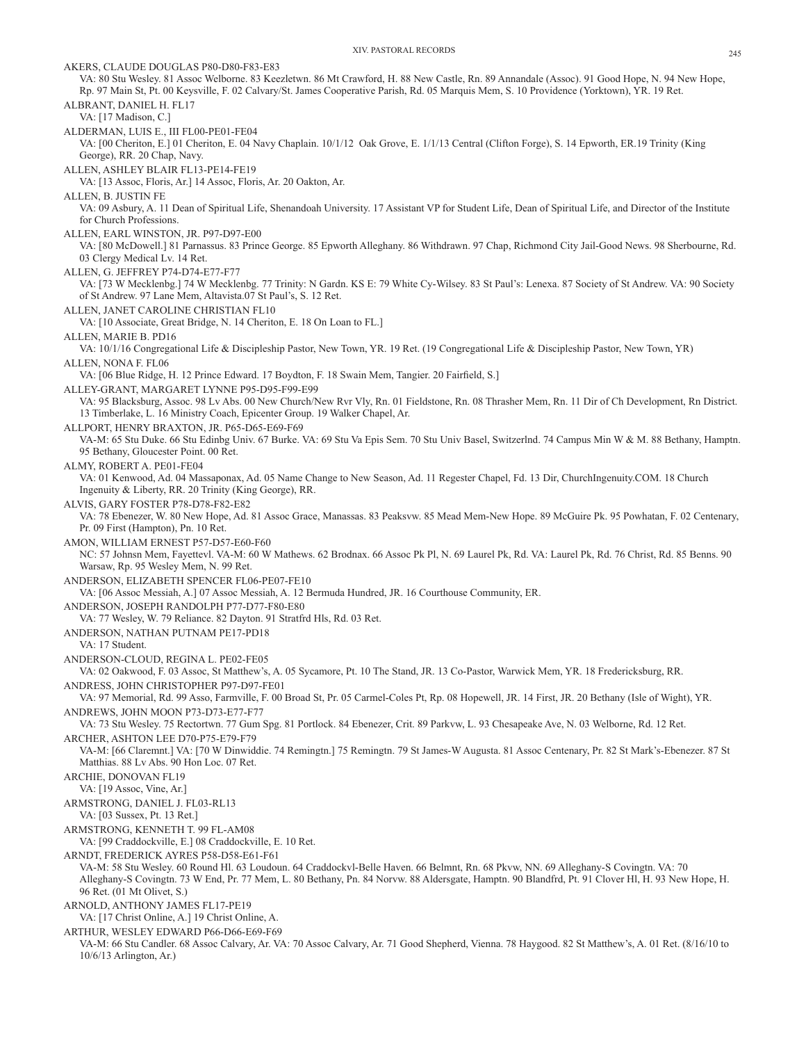AKERS, CLAUDE DOUGLAS P80-D80-F83-E83
VA: 80 Stu Wesley. 81 Assoc Welborne. 83 Keezletwn. 86 Mt Crawford, H. 88 New Castle, Rn. 89 Annandale (Assoc). 91 Good Hope, N. 94 New Hope, Rp. 97 Main St, Pt. 00 Keysville, F. 02 Calvary/St. James Cooperative Parish, Rd. 05 Marquis Mem, S. 10 Providence (Yorktown), YR. 19 Ret.

ALBRANT, DANIEL H. FL17
VA: [17 Madison, C.]

ALDERMAN, LUIS E., III FL00-PE01-FE04
VA: [00 Cheriton, E.] 01 Cheriton, E. 04 Navy Chaplain. 10/1/12 Oak Grove, E. 1/1/13 Central (Clifton Forge), S. 14 Epworth, ER.19 Trinity (King George), RR. 20 Chap, Navy.

ALLEN, ASHLEY BLAIR FL13-PE14-FE19
VA: [13 Assoc, Floris, Ar.] 14 Assoc, Floris, Ar. 20 Oakton, Ar.

ALLEN, B. JUSTIN FE
VA: 09 Asbury, A. 11 Dean of Spiritual Life, Shenandoah University. 17 Assistant VP for Student Life, Dean of Spiritual Life, and Director of the Institute for Church Professions.

ALLEN, EARL WINSTON, JR. P97-D97-E00
VA: [80 McDowell.] 81 Parnassus. 83 Prince George. 85 Epworth Alleghany. 86 Withdrawn. 97 Chap, Richmond City Jail-Good News. 98 Sherbourne, Rd. 03 Clergy Medical Lv. 14 Ret.

ALLEN, G. JEFFREY P74-D74-E77-F77
VA: [73 W Mecklenbg.] 74 W Mecklenbg. 77 Trinity: N Gardn. KS E: 79 White Cy-Wilsey. 83 St Paul's: Lenexa. 87 Society of St Andrew. VA: 90 Society of St Andrew. 97 Lane Mem, Altavista.07 St Paul's, S. 12 Ret.

ALLEN, JANET CAROLINE CHRISTIAN FL10
VA: [10 Associate, Great Bridge, N. 14 Cheriton, E. 18 On Loan to FL.]

ALLEN, MARIE B. PD16
VA: 10/1/16 Congregational Life & Discipleship Pastor, New Town, YR. 19 Ret. (19 Congregational Life & Discipleship Pastor, New Town, YR)

ALLEN, NONA F. FL06
VA: [06 Blue Ridge, H. 12 Prince Edward. 17 Boydton, F. 18 Swain Mem, Tangier. 20 Fairfield, S.]

ALLEY-GRANT, MARGARET LYNNE P95-D95-F99-E99
VA: 95 Blacksburg, Assoc. 98 Lv Abs. 00 New Church/New Rvr Vly, Rn. 01 Fieldstone, Rn. 08 Thrasher Mem, Rn. 11 Dir of Ch Development, Rn District. 13 Timberlake, L. 16 Ministry Coach, Epicenter Group. 19 Walker Chapel, Ar.

ALLPORT, HENRY BRAXTON, JR. P65-D65-E69-F69
VA-M: 65 Stu Duke. 66 Stu Edinbg Univ. 67 Burke. VA: 69 Stu Va Epis Sem. 70 Stu Univ Basel, Switzerlnd. 74 Campus Min W & M. 88 Bethany, Hamptn. 95 Bethany, Gloucester Point. 00 Ret.

ALMY, ROBERT A. PE01-FE04
VA: 01 Kenwood, Ad. 04 Massaponax, Ad. 05 Name Change to New Season, Ad. 11 Regester Chapel, Fd. 13 Dir, ChurchIngenuity.COM. 18 Church Ingenuity & Liberty, RR. 20 Trinity (King George), RR.

ALVIS, GARY FOSTER P78-D78-F82-E82
VA: 78 Ebenezer, W. 80 New Hope, Ad. 81 Assoc Grace, Manassas. 83 Peaksvw. 85 Mead Mem-New Hope. 89 McGuire Pk. 95 Powhatan, F. 02 Centenary, Pr. 09 First (Hampton), Pn. 10 Ret.

AMON, WILLIAM ERNEST P57-D57-E60-F60
NC: 57 Johnsn Mem, Fayettevl. VA-M: 60 W Mathews. 62 Brodnax. 66 Assoc Pk Pl, N. 69 Laurel Pk, Rd. VA: Laurel Pk, Rd. 76 Christ, Rd. 85 Benns. 90 Warsaw, Rp. 95 Wesley Mem, N. 99 Ret.

ANDERSON, ELIZABETH SPENCER FL06-PE07-FE10
VA: [06 Assoc Messiah, A.] 07 Assoc Messiah, A. 12 Bermuda Hundred, JR. 16 Courthouse Community, ER.

ANDERSON, JOSEPH RANDOLPH P77-D77-F80-E80
VA: 77 Wesley, W. 79 Reliance. 82 Dayton. 91 Stratfrd Hls, Rd. 03 Ret.

ANDERSON, NATHAN PUTNAM PE17-PD18
VA: 17 Student.

ANDERSON-CLOUD, REGINA L. PE02-FE05
VA: 02 Oakwood, F. 03 Assoc, St Matthew's, A. 05 Sycamore, Pt. 10 The Stand, JR. 13 Co-Pastor, Warwick Mem, YR. 18 Fredericksburg, RR.

ANDRESS, JOHN CHRISTOPHER P97-D97-FE01
VA: 97 Memorial, Rd. 99 Asso, Farmville, F. 00 Broad St, Pr. 05 Carmel-Coles Pt, Rp. 08 Hopewell, JR. 14 First, JR. 20 Bethany (Isle of Wight), YR.

ANDREWS, JOHN MOON P73-D73-E77-F77
VA: 73 Stu Wesley. 75 Rectortwn. 77 Gum Spg. 81 Portlock. 84 Ebenezer, Crit. 89 Parkvw, L. 93 Chesapeake Ave, N. 03 Welborne, Rd. 12 Ret.

ARCHER, ASHTON LEE D70-P75-E79-F79
VA-M: [66 Claremnt.] VA: [70 W Dinwiddie. 74 Remingtn.] 75 Remingtn. 79 St James-W Augusta. 81 Assoc Centenary, Pr. 82 St Mark's-Ebenezer. 87 St Matthias. 88 Lv Abs. 90 Hon Loc. 07 Ret.

ARCHIE, DONOVAN FL19
VA: [19 Assoc, Vine, Ar.]

ARMSTRONG, DANIEL J. FL03-RL13
VA: [03 Sussex, Pt. 13 Ret.]

ARMSTRONG, KENNETH T. 99 FL-AM08
VA: [99 Craddockville, E.] 08 Craddockville, E. 10 Ret.

ARNDT, FREDERICK AYRES P58-D58-E61-F61
VA-M: 58 Stu Wesley. 60 Round Hl. 63 Loudoun. 64 Craddockvl-Belle Haven. 66 Belmnt, Rn. 68 Pkvw, NN. 69 Alleghany-S Covingtn. VA: 70 Alleghany-S Covingtn. 73 W End, Pr. 77 Mem, L. 80 Bethany, Pn. 84 Norvw. 88 Aldersgate, Hamptn. 90 Blandfrd, Pt. 91 Clover Hl, H. 93 New Hope, H. 96 Ret. (01 Mt Olivet, S.)

ARNOLD, ANTHONY JAMES FL17-PE19
VA: [17 Christ Online, A.] 19 Christ Online, A.

ARTHUR, WESLEY EDWARD P66-D66-E69-F69
VA-M: 66 Stu Candler. 68 Assoc Calvary, Ar. VA: 70 Assoc Calvary, Ar. 71 Good Shepherd, Vienna. 78 Haygood. 82 St Matthew's, A. 01 Ret. (8/16/10 to 10/6/13 Arlington, Ar.)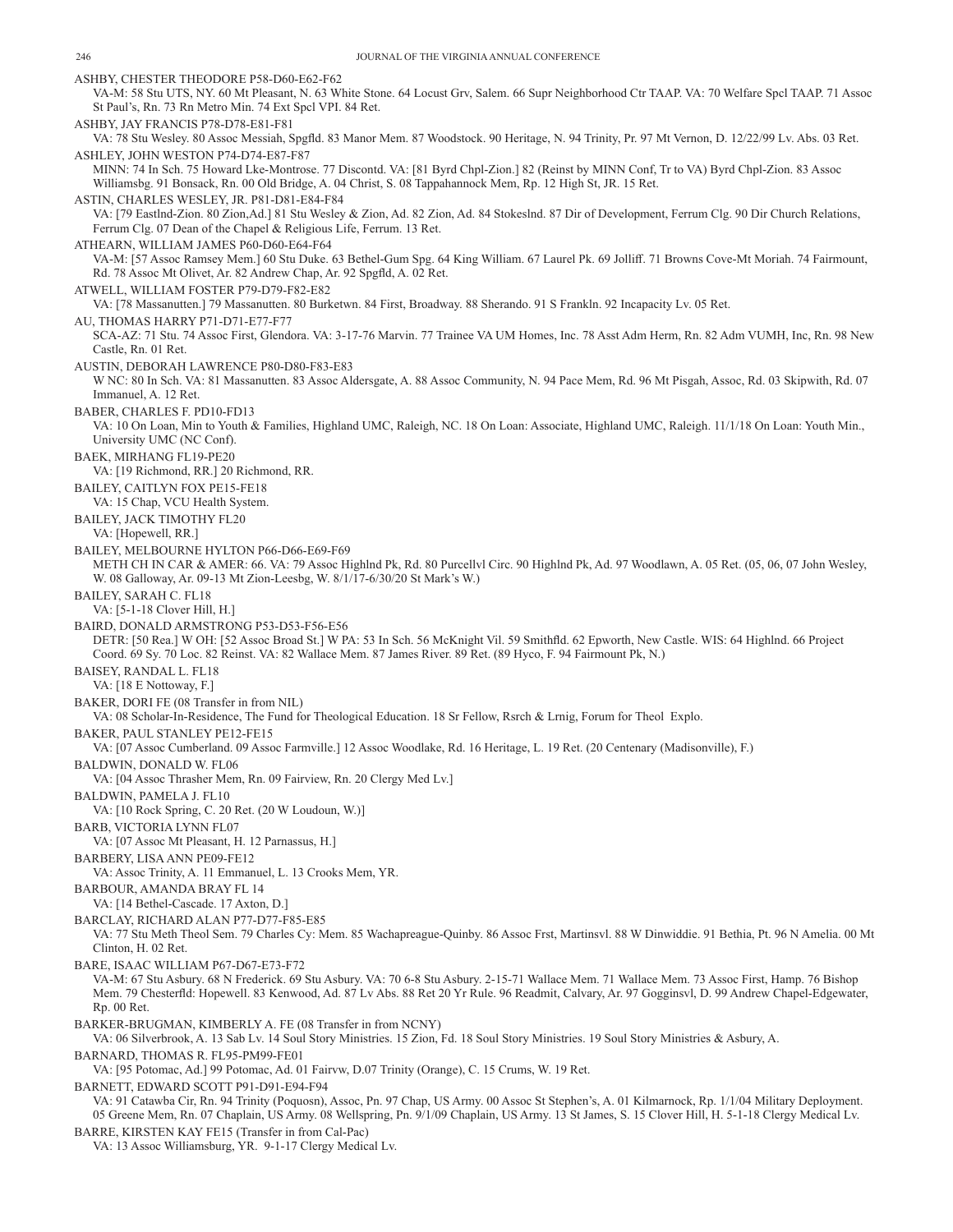ASHBY, CHESTER THEODORE P58-D60-E62-F62
VA-M: 58 Stu UTS, NY. 60 Mt Pleasant, N. 63 White Stone. 64 Locust Grv, Salem. 66 Supr Neighborhood Ctr TAAP. VA: 70 Welfare Spcl TAAP. 71 Assoc St Paul's, Rn. 73 Rn Metro Min. 74 Ext Spcl VPI. 84 Ret.

ASHBY, JAY FRANCIS P78-D78-E81-F81
VA: 78 Stu Wesley. 80 Assoc Messiah, Spgfld. 83 Manor Mem. 87 Woodstock. 90 Heritage, N. 94 Trinity, Pr. 97 Mt Vernon, D. 12/22/99 Lv. Abs. 03 Ret.

ASHLEY, JOHN WESTON P74-D74-E87-F87
MINN: 74 In Sch. 75 Howard Lke-Montrose. 77 Discontd. VA: [81 Byrd Chpl-Zion.] 82 (Reinst by MINN Conf, Tr to VA) Byrd Chpl-Zion. 83 Assoc Williamsbg. 91 Bonsack, Rn. 00 Old Bridge, A. 04 Christ, S. 08 Tappahannock Mem, Rp. 12 High St, JR. 15 Ret.

ASTIN, CHARLES WESLEY, JR. P81-D81-E84-F84
VA: [79 Eastlnd-Zion. 80 Zion,Ad.] 81 Stu Wesley & Zion, Ad. 82 Zion, Ad. 84 Stokeslnd. 87 Dir of Development, Ferrum Clg. 90 Dir Church Relations, Ferrum Clg. 07 Dean of the Chapel & Religious Life, Ferrum. 13 Ret.

ATHEARN, WILLIAM JAMES P60-D60-E64-F64
VA-M: [57 Assoc Ramsey Mem.] 60 Stu Duke. 63 Bethel-Gum Spg. 64 King William. 67 Laurel Pk. 69 Jolliff. 71 Browns Cove-Mt Moriah. 74 Fairmount, Rd. 78 Assoc Mt Olivet, Ar. 82 Andrew Chap, Ar. 92 Spgfld, A. 02 Ret.

ATWELL, WILLIAM FOSTER P79-D79-F82-E82
VA: [78 Massanutten.] 79 Massanutten. 80 Burketwn. 84 First, Broadway. 88 Sherando. 91 S Franklin. 92 Incapacity Lv. 05 Ret.

AU, THOMAS HARRY P71-D71-E77-F77
SCA-AZ: 71 Stu. 74 Assoc First, Glendora. VA: 3-17-76 Marvin. 77 Trainee VA UM Homes, Inc. 78 Asst Adm Herm, Rn. 82 Adm VUMH, Inc, Rn. 98 New Castle, Rn. 01 Ret.

AUSTIN, DEBORAH LAWRENCE P80-D80-F83-E83
W NC: 80 In Sch. VA: 81 Massanutten. 83 Assoc Aldersgate, A. 88 Assoc Community, N. 94 Pace Mem, Rd. 96 Mt Pisgah, Assoc, Rd. 03 Skipwith, Rd. 07 Immanuel, A. 12 Ret.

BABER, CHARLES F. PD10-FD13
VA: 10 On Loan, Min to Youth & Families, Highland UMC, Raleigh, NC. 18 On Loan: Associate, Highland UMC, Raleigh. 11/1/18 On Loan: Youth Min., University UMC (NC Conf).

BAEK, MIRHANG FL19-PE20
VA: [19 Richmond, RR.] 20 Richmond, RR.

BAILEY, CAITLYN FOX PE15-FE18
VA: 15 Chap, VCU Health System.

BAILEY, JACK TIMOTHY FL20
VA: [Hopewell, RR.]

BAILEY, MELBOURNE HYLTON P66-D66-E69-F69
METH CH IN CAR & AMER: 66. VA: 79 Assoc Highlnd Pk, Rd. 80 Purcellvl Circ. 90 Highlnd Pk, Ad. 97 Woodlawn, A. 05 Ret. (05, 06, 07 John Wesley, W. 08 Galloway, Ar. 09-13 Mt Zion-Leesbg, W. 8/1/17-6/30/20 St Mark's W.)

BAILEY, SARAH C. FL18
VA: [5-1-18 Clover Hill, H.]

BAIRD, DONALD ARMSTRONG P53-D53-F56-E56
DETR: [50 Rea.] W OH: [52 Assoc Broad St.] W PA: 53 In Sch. 56 McKnight Vil. 59 Smithfld. 62 Epworth, New Castle. WIS: 64 Highlnd. 66 Project Coord. 69 Sy. 70 Loc. 82 Reinst. VA: 82 Wallace Mem. 87 James River. 89 Ret. (89 Hyco, F. 94 Fairmount Pk, N.)

BAISEY, RANDAL L. FL18
VA: [18 E Nottoway, F.]

BAKER, DORI FE (08 Transfer in from NIL)
VA: 08 Scholar-In-Residence, The Fund for Theological Education. 18 Sr Fellow, Rsrch & Lrnig, Forum for Theol Explo.

BAKER, PAUL STANLEY PE12-FE15
VA: [07 Assoc Cumberland. 09 Assoc Farmville.] 12 Assoc Woodlake, Rd. 16 Heritage, L. 19 Ret. (20 Centenary (Madisonville), F.)

BALDWIN, DONALD W. FL06
VA: [04 Assoc Thrasher Mem, Rn. 09 Fairview, Rn. 20 Clergy Med Lv.]

BALDWIN, PAMELA J. FL10
VA: [10 Rock Spring, C. 20 Ret. (20 W Loudoun, W.)]

BARB, VICTORIA LYNN FL07
VA: [07 Assoc Mt Pleasant, H. 12 Parnassus, H.]

BARBERY, LISA ANN PE09-FE12
VA: Assoc Trinity, A. 11 Emmanuel, L. 13 Crooks Mem, YR.

BARBOUR, AMANDA BRAY FL 14
VA: [14 Bethel-Cascade. 17 Axton, D.]

BARCLAY, RICHARD ALAN P77-D77-F85-E85
VA: 77 Stu Meth Theol Sem. 79 Charles Cy: Mem. 85 Wachapreague-Quinby. 86 Assoc Frst, Martinsvl. 88 W Dinwiddie. 91 Bethia, Pt. 96 N Amelia. 00 Mt Clinton, H. 02 Ret.

BARE, ISAAC WILLIAM P67-D67-E73-F72
VA-M: 67 Stu Asbury. 68 N Frederick. 69 Stu Asbury. VA: 70 6-8 Stu Asbury. 2-15-71 Wallace Mem. 71 Wallace Mem. 73 Assoc First, Hamp. 76 Bishop Mem. 79 Chesterfld: Hopewell. 83 Kenwood, Ad. 87 Lv Abs. 88 Ret 20 Yr Rule. 96 Readmit, Calvary, Ar. 97 Gogginsvl, D. 99 Andrew Chapel-Edgewater, Rp. 00 Ret.

BARKER-BRUGMAN, KIMBERLY A. FE (08 Transfer in from NCNY)
VA: 06 Silverbrook, A. 13 Sab Lv. 14 Soul Story Ministries. 15 Zion, Fd. 18 Soul Story Ministries. 19 Soul Story Ministries & Asbury, A.

BARNARD, THOMAS R. FL95-PM99-FE01
VA: [95 Potomac, Ad.] 99 Potomac, Ad. 01 Fairvw, D.07 Trinity (Orange), C. 15 Crums, W. 19 Ret.

BARNETT, EDWARD SCOTT P91-D91-E94-F94
VA: 91 Catawba Cir, Rn. 94 Trinity (Poquosn), Assoc, Pn. 97 Chap, US Army. 00 Assoc St Stephen's, A. 01 Kilmarnock, Rp. 1/1/04 Military Deployment. 05 Greene Mem, Rn. 07 Chaplain, US Army. 08 Wellspring, Pn. 9/1/09 Chaplain, US Army. 13 St James, S. 15 Clover Hill, H. 5-1-18 Clergy Medical Lv.

BARRE, KIRSTEN KAY FE15 (Transfer in from Cal-Pac)
VA: 13 Assoc Williamsburg, YR. 9-1-17 Clergy Medical Lv.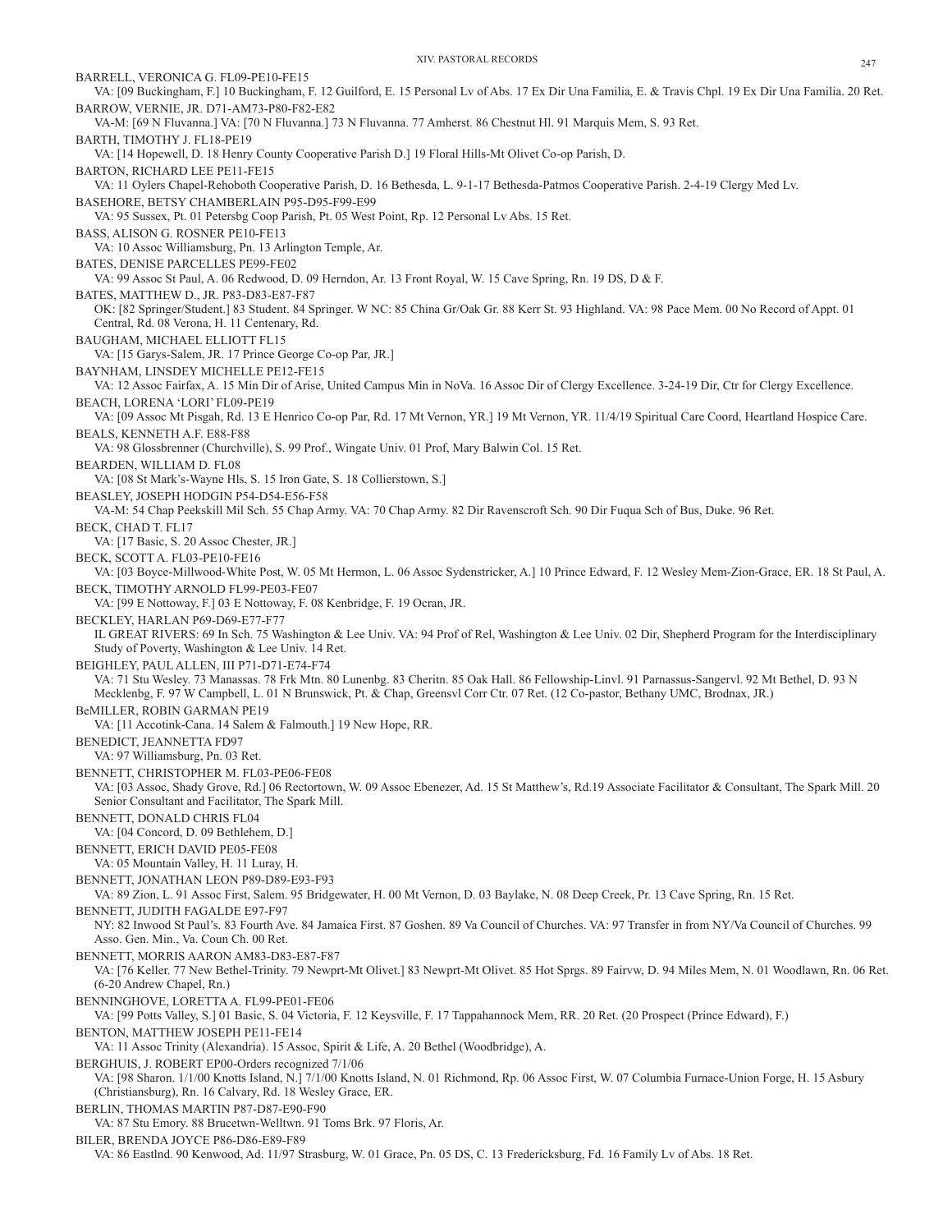BARRELL, VERONICA G. FL09-PE10-FE15
VA: [09 Buckingham, F.] 10 Buckingham, F. 12 Guilford, E. 15 Personal Lv of Abs. 17 Ex Dir Una Familia, E. & Travis Chpl. 19 Ex Dir Una Familia. 20 Ret.

BARROW, VERNIE, JR. D71-AM73-P80-F82-E82
VA-M: [69 N Fluvanna.] VA: [70 N Fluvanna.] 73 N Fluvanna. 77 Amherst. 86 Chestnut Hl. 91 Marquis Mem, S. 93 Ret.

BARTH, TIMOTHY J. FL18-PE19
VA: [14 Hopewell, D. 18 Henry County Cooperative Parish D.] 19 Floral Hills-Mt Olivet Co-op Parish, D.

BARTON, RICHARD LEE PE11-FE15
VA: 11 Oylers Chapel-Rehoboth Cooperative Parish, D. 16 Bethesda, L. 9-1-17 Bethesda-Patmos Cooperative Parish. 2-4-19 Clergy Med Lv.

BASEHORE, BETSY CHAMBERLAIN P95-D95-F99-E99
VA: 95 Sussex, Pt. 01 Petersbg Coop Parish, Pt. 05 West Point, Rp. 12 Personal Lv Abs. 15 Ret.

BASS, ALISON G. ROSNER PE10-FE13
VA: 10 Assoc Williamsburg, Pn. 13 Arlington Temple, Ar.

BATES, DENISE PARCELLES PE99-FE02
VA: 99 Assoc St Paul, A. 06 Redwood, D. 09 Herndon, Ar. 13 Front Royal, W. 15 Cave Spring, Rn. 19 DS, D & F.

BATES, MATTHEW D., JR. P83-D83-E87-F87
OK: [82 Springer/Student.] 83 Student. 84 Springer. W NC: 85 China Gr/Oak Gr. 88 Kerr St. 93 Highland. VA: 98 Pace Mem. 00 No Record of Appt. 01 Central, Rd. 08 Verona, H. 11 Centenary, Rd.

BAUGHAM, MICHAEL ELLIOTT FL15
VA: [15 Garys-Salem, JR. 17 Prince George Co-op Par, JR.]

BAYNHAM, LINSDEY MICHELLE PE12-FE15
VA: 12 Assoc Fairfax, A. 15 Min Dir of Arise, United Campus Min in NoVa. 16 Assoc Dir of Clergy Excellence. 3-24-19 Dir, Ctr for Clergy Excellence.

BEACH, LORENA 'LORI' FL09-PE19
VA: [09 Assoc Mt Pisgah, Rd. 13 E Henrico Co-op Par, Rd. 17 Mt Vernon, YR.] 19 Mt Vernon, YR. 11/4/19 Spiritual Care Coord, Heartland Hospice Care.

BEALS, KENNETH A.F. E88-F88
VA: 98 Glossbrenner (Churchville), S. 99 Prof., Wingate Univ. 01 Prof, Mary Balwin Col. 15 Ret.

BEARDEN, WILLIAM D. FL08
VA: [08 St Mark's-Wayne Hls, S. 15 Iron Gate, S. 18 Collierstown, S.]

BEASLEY, JOSEPH HODGIN P54-D54-E56-F58
VA-M: 54 Chap Peekskill Mil Sch. 55 Chap Army. VA: 70 Chap Army. 82 Dir Ravenscroft Sch. 90 Dir Fuqua Sch of Bus, Duke. 96 Ret.

BECK, CHAD T. FL17
VA: [17 Basic, S. 20 Assoc Chester, JR.]

BECK, SCOTT A. FL03-PE10-FE16
VA: [03 Boyce-Millwood-White Post, W. 05 Mt Hermon, L. 06 Assoc Sydenstricker, A.] 10 Prince Edward, F. 12 Wesley Mem-Zion-Grace, ER. 18 St Paul, A.

BECK, TIMOTHY ARNOLD FL99-PE03-FE07
VA: [99 E Nottoway, F.] 03 E Nottoway, F. 08 Kenbridge, F. 19 Ocran, JR.

BECKLEY, HARLAN P69-D69-E77-F77
IL GREAT RIVERS: 69 In Sch. 75 Washington & Lee Univ. VA: 94 Prof of Rel, Washington & Lee Univ. 02 Dir, Shepherd Program for the Interdisciplinary Study of Poverty, Washington & Lee Univ. 14 Ret.

BEIGHLEY, PAUL ALLEN, III P71-D71-E74-F74
VA: 71 Stu Wesley. 73 Manassas. 78 Frk Mtn. 80 Lunenbg. 83 Cheritn. 85 Oak Hall. 86 Fellowship-Linvl. 91 Parnassus-Sangervl. 92 Mt Bethel, D. 93 N Mecklenbg, F. 97 W Campbell, L. 01 N Brunswick, Pt. & Chap, Greensvl Corr Ctr. 07 Ret. (12 Co-pastor, Bethany UMC, Brodnax, JR.)

BeMILLER, ROBIN GARMAN PE19
VA: [11 Accotink-Cana. 14 Salem & Falmouth.] 19 New Hope, RR.

BENEDICT, JEANNETTA FD97
VA: 97 Williamsburg, Pn. 03 Ret.

BENNETT, CHRISTOPHER M. FL03-PE06-FE08
VA: [03 Assoc, Shady Grove, Rd.] 06 Rectortown, W. 09 Assoc Ebenezer, Ad. 15 St Matthew's, Rd.19 Associate Facilitator & Consultant, The Spark Mill. 20 Senior Consultant and Facilitator, The Spark Mill.

BENNETT, DONALD CHRIS FL04
VA: [04 Concord, D. 09 Bethlehem, D.]

BENNETT, ERICH DAVID PE05-FE08
VA: 05 Mountain Valley, H. 11 Luray, H.

BENNETT, JONATHAN LEON P89-D89-E93-F93
VA: 89 Zion, L. 91 Assoc First, Salem. 95 Bridgewater, H. 00 Mt Vernon, D. 03 Baylake, N. 08 Deep Creek, Pr. 13 Cave Spring, Rn. 15 Ret.

BENNETT, JUDITH FAGALDE E97-F97
NY: 82 Inwood St Paul's. 83 Fourth Ave. 84 Jamaica First. 87 Goshen. 89 Va Council of Churches. VA: 97 Transfer in from NY/Va Council of Churches. 99 Asso. Gen. Min., Va. Coun Ch. 00 Ret.

BENNETT, MORRIS AARON AM83-D83-E87-F87
VA: [76 Keller. 77 New Bethel-Trinity. 79 Newprt-Mt Olivet.] 83 Newprt-Mt Olivet. 85 Hot Sprgs. 89 Fairvw, D. 94 Miles Mem, N. 01 Woodlawn, Rn. 06 Ret. (6-20 Andrew Chapel, Rn.)

BENNINGHOVE, LORETTA A. FL99-PE01-FE06
VA: [99 Potts Valley, S.] 01 Basic, S. 04 Victoria, F. 12 Keysville, F. 17 Tappahannock Mem, RR. 20 Ret. (20 Prospect (Prince Edward), F.)

BENTON, MATTHEW JOSEPH PE11-FE14
VA: 11 Assoc Trinity (Alexandria). 15 Assoc, Spirit & Life, A. 20 Bethel (Woodbridge), A.

BERGHUIS, J. ROBERT EP00-Orders recognized 7/1/06
VA: [98 Sharon. 1/1/00 Knotts Island, N.] 7/1/00 Knotts Island, N. 01 Richmond, Rp. 06 Assoc First, W. 07 Columbia Furnace-Union Forge, H. 15 Asbury (Christiansburg), Rn. 16 Calvary, Rd. 18 Wesley Grace, ER.

BERLIN, THOMAS MARTIN P87-D87-E90-F90
VA: 87 Stu Emory. 88 Brucetwn-Welltwn. 91 Toms Brk. 97 Floris, Ar.

BILER, BRENDA JOYCE P86-D86-E89-F89
VA: 86 Eastlnd. 90 Kenwood, Ad. 11/97 Strasburg, W. 01 Grace, Pn. 05 DS, C. 13 Fredericksburg, Fd. 16 Family Lv of Abs. 18 Ret.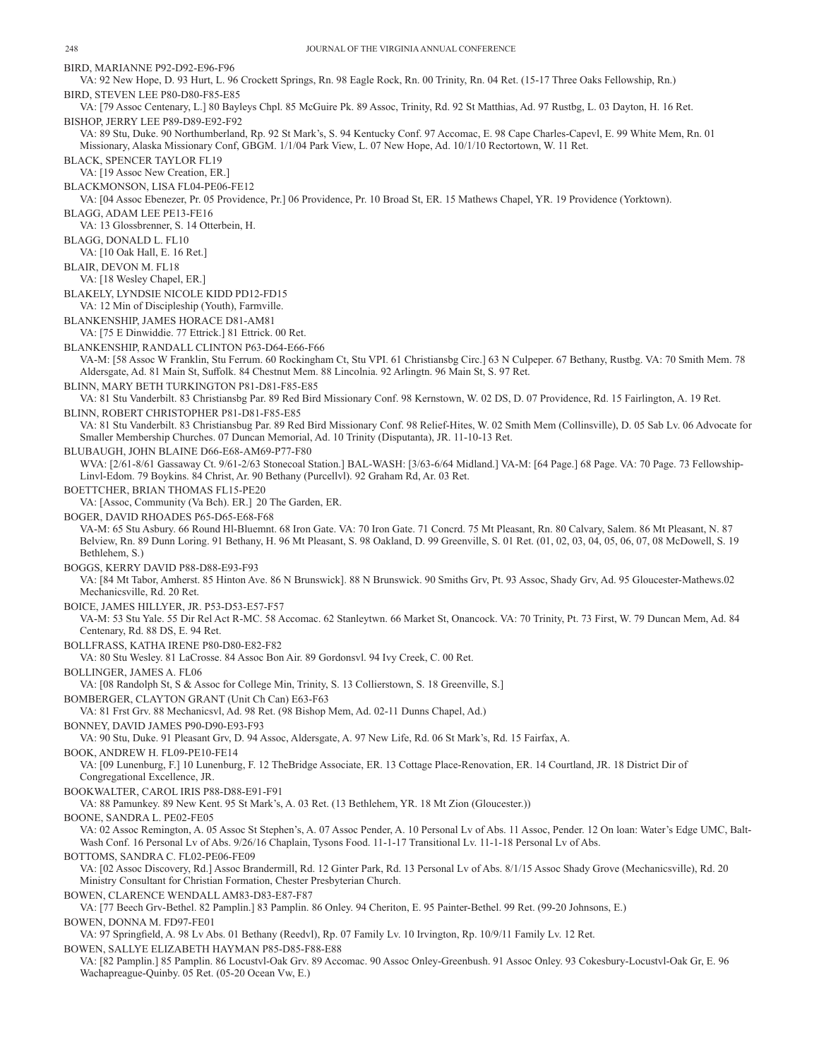BIRD, MARIANNE P92-D92-E96-F96

VA: 92 New Hope, D. 93 Hurt, L. 96 Crockett Springs, Rn. 98 Eagle Rock, Rn. 00 Trinity, Rn. 04 Ret. (15-17 Three Oaks Fellowship, Rn.)

BIRD, STEVEN LEE P80-D80-F85-E85

VA: [79 Assoc Centenary, L.] 80 Bayleys Chpl. 85 McGuire Pk. 89 Assoc, Trinity, Rd. 92 St Matthias, Ad. 97 Rustbg, L. 03 Dayton, H. 16 Ret.

BISHOP, JERRY LEE P89-D89-E92-F92

VA: 89 Stu, Duke. 90 Northumberland, Rp. 92 St Mark's, S. 94 Kentucky Conf. 97 Accomac, E. 98 Cape Charles-Capevl, E. 99 White Mem, Rn. 01 Missionary, Alaska Missionary Conf, GBGM. 1/1/04 Park View, L. 07 New Hope, Ad. 10/1/10 Rectortown, W. 11 Ret.

BLACK, SPENCER TAYLOR FL19

VA: [19 Assoc New Creation, ER.]

BLACKMONSON, LISA FL04-PE06-FE12

VA: [04 Assoc Ebenezer, Pr. 05 Providence, Pr.] 06 Providence, Pr. 10 Broad St, ER. 15 Mathews Chapel, YR. 19 Providence (Yorktown).

BLAGG, ADAM LEE PE13-FE16

VA: 13 Glossbrenner, S. 14 Otterbein, H.

BLAGG, DONALD L. FL10

VA: [10 Oak Hall, E. 16 Ret.]

BLAIR, DEVON M. FL18

VA: [18 Wesley Chapel, ER.]

BLAKELY, LYNDSIE NICOLE KIDD PD12-FD15

VA: 12 Min of Discipleship (Youth), Farmville.

BLANKENSHIP, JAMES HORACE D81-AM81

VA: [75 E Dinwiddie. 77 Ettrick.] 81 Ettrick. 00 Ret.

BLANKENSHIP, RANDALL CLINTON P63-D64-E66-F66

VA-M: [58 Assoc W Franklin, Stu Ferrum. 60 Rockingham Ct, Stu VPI. 61 Christiansbg Circ.] 63 N Culpeper. 67 Bethany, Rustbg. VA: 70 Smith Mem. 78 Aldersgate, Ad. 81 Main St, Suffolk. 84 Chestnut Mem. 88 Lincolnia. 92 Arlingtn. 96 Main St, S. 97 Ret.

BLINN, MARY BETH TURKINGTON P81-D81-F85-E85

VA: 81 Stu Vanderbilt. 83 Christiansbg Par. 89 Red Bird Missionary Conf. 98 Kernstown, W. 02 DS, D. 07 Providence, Rd. 15 Fairlington, A. 19 Ret.

BLINN, ROBERT CHRISTOPHER P81-D81-F85-E85

VA: 81 Stu Vanderbilt. 83 Christiansbug Par. 89 Red Bird Missionary Conf. 98 Relief-Hites, W. 02 Smith Mem (Collinsville), D. 05 Sab Lv. 06 Advocate for Smaller Membership Churches. 07 Duncan Memorial, Ad. 10 Trinity (Disputanta), JR. 11-10-13 Ret.

BLUBAUGH, JOHN BLAINE D66-E68-AM69-P77-F80

WVA: [2/61-8/61 Gassaway Ct. 9/61-2/63 Stonecoal Station.] BAL-WASH: [3/63-6/64 Midland.] VA-M: [64 Page.] 68 Page. VA: 70 Page. 73 Fellowship-Linvl-Edom. 79 Boykins. 84 Christ, Ar. 90 Bethany (Purcellvl). 92 Graham Rd, Ar. 03 Ret.

BOETTCHER, BRIAN THOMAS FL15-PE20

VA: [Assoc, Community (Va Bch). ER.] 20 The Garden, ER.

BOGER, DAVID RHOADES P65-D65-E68-F68

VA-M: 65 Stu Asbury. 66 Round Hl-Bluemnt. 68 Iron Gate. VA: 70 Iron Gate. 71 Concrd. 75 Mt Pleasant, Rn. 80 Calvary, Salem. 86 Mt Pleasant, N. 87 Belview, Rn. 89 Dunn Loring. 91 Bethany, H. 96 Mt Pleasant, S. 98 Oakland, D. 99 Greenville, S. 01 Ret. (01, 02, 03, 04, 05, 06, 07, 08 McDowell, S. 19 Bethlehem, S.)

BOGGS, KERRY DAVID P88-D88-E93-F93

VA: [84 Mt Tabor, Amherst. 85 Hinton Ave. 86 N Brunswick]. 88 N Brunswick. 90 Smiths Grv, Pt. 93 Assoc, Shady Grv, Ad. 95 Gloucester-Mathews.02 Mechanicsville, Rd. 20 Ret.

BOICE, JAMES HILLYER, JR. P53-D53-E57-F57

VA-M: 53 Stu Yale. 55 Dir Rel Act R-MC. 58 Accomac. 62 Stanleytwn. 66 Market St, Onancock. VA: 70 Trinity, Pt. 73 First, W. 79 Duncan Mem, Ad. 84 Centenary, Rd. 88 DS, E. 94 Ret.

BOLLFRASS, KATHA IRENE P80-D80-E82-F82

VA: 80 Stu Wesley. 81 LaCrosse. 84 Assoc Bon Air. 89 Gordonsvl. 94 Ivy Creek, C. 00 Ret.

BOLLINGER, JAMES A. FL06

VA: [08 Randolph St, S & Assoc for College Min, Trinity, S. 13 Collierstown, S. 18 Greenville, S.]

BOMBERGER, CLAYTON GRANT (Unit Ch Can) E63-F63

VA: 81 Frst Grv. 88 Mechanicsvl, Ad. 98 Ret. (98 Bishop Mem, Ad. 02-11 Dunns Chapel, Ad.)

BONNEY, DAVID JAMES P90-D90-E93-F93

VA: 90 Stu, Duke. 91 Pleasant Grv, D. 94 Assoc, Aldersgate, A. 97 New Life, Rd. 06 St Mark's, Rd. 15 Fairfax, A.

BOOK, ANDREW H. FL09-PE10-FE14

VA: [09 Lunenburg, F.] 10 Lunenburg, F. 12 TheBridge Associate, ER. 13 Cottage Place-Renovation, ER. 14 Courtland, JR. 18 District Dir of Congregational Excellence, JR.

BOOKWALTER, CAROL IRIS P88-D88-E91-F91

VA: 88 Pamunkey. 89 New Kent. 95 St Mark's, A. 03 Ret. (13 Bethlehem, YR. 18 Mt Zion (Gloucester.))

BOONE, SANDRA L. PE02-FE05

VA: 02 Assoc Remington, A. 05 Assoc St Stephen's, A. 07 Assoc Pender, A. 10 Personal Lv of Abs. 11 Assoc, Pender. 12 On loan: Water's Edge UMC, Balt-Wash Conf. 16 Personal Lv of Abs. 9/26/16 Chaplain, Tysons Food. 11-1-17 Transitional Lv. 11-1-18 Personal Lv of Abs.

BOTTOMS, SANDRA C. FL02-PE06-FE09

VA: [02 Assoc Discovery, Rd.] Assoc Brandermill, Rd. 12 Ginter Park, Rd. 13 Personal Lv of Abs. 8/1/15 Assoc Shady Grove (Mechanicsville), Rd. 20 Ministry Consultant for Christian Formation, Chester Presbyterian Church.

BOWEN, CLARENCE WENDALL AM83-D83-E87-F87

VA: [77 Beech Grv-Bethel. 82 Pamplin.] 83 Pamplin. 86 Onley. 94 Cheriton, E. 95 Painter-Bethel. 99 Ret. (99-20 Johnsons, E.)

BOWEN, DONNA M. FD97-FE01

VA: 97 Springfield, A. 98 Lv Abs. 01 Bethany (Reedvl), Rp. 07 Family Lv. 10 Irvington, Rp. 10/9/11 Family Lv. 12 Ret.

BOWEN, SALLYE ELIZABETH HAYMAN P85-D85-F88-E88

VA: [82 Pamplin.] 85 Pamplin. 86 Locustvl-Oak Grv. 89 Accomac. 90 Assoc Onley-Greenbush. 91 Assoc Onley. 93 Cokesbury-Locustvl-Oak Gr, E. 96 Wachapreague-Quinby. 05 Ret. (05-20 Ocean Vw, E.)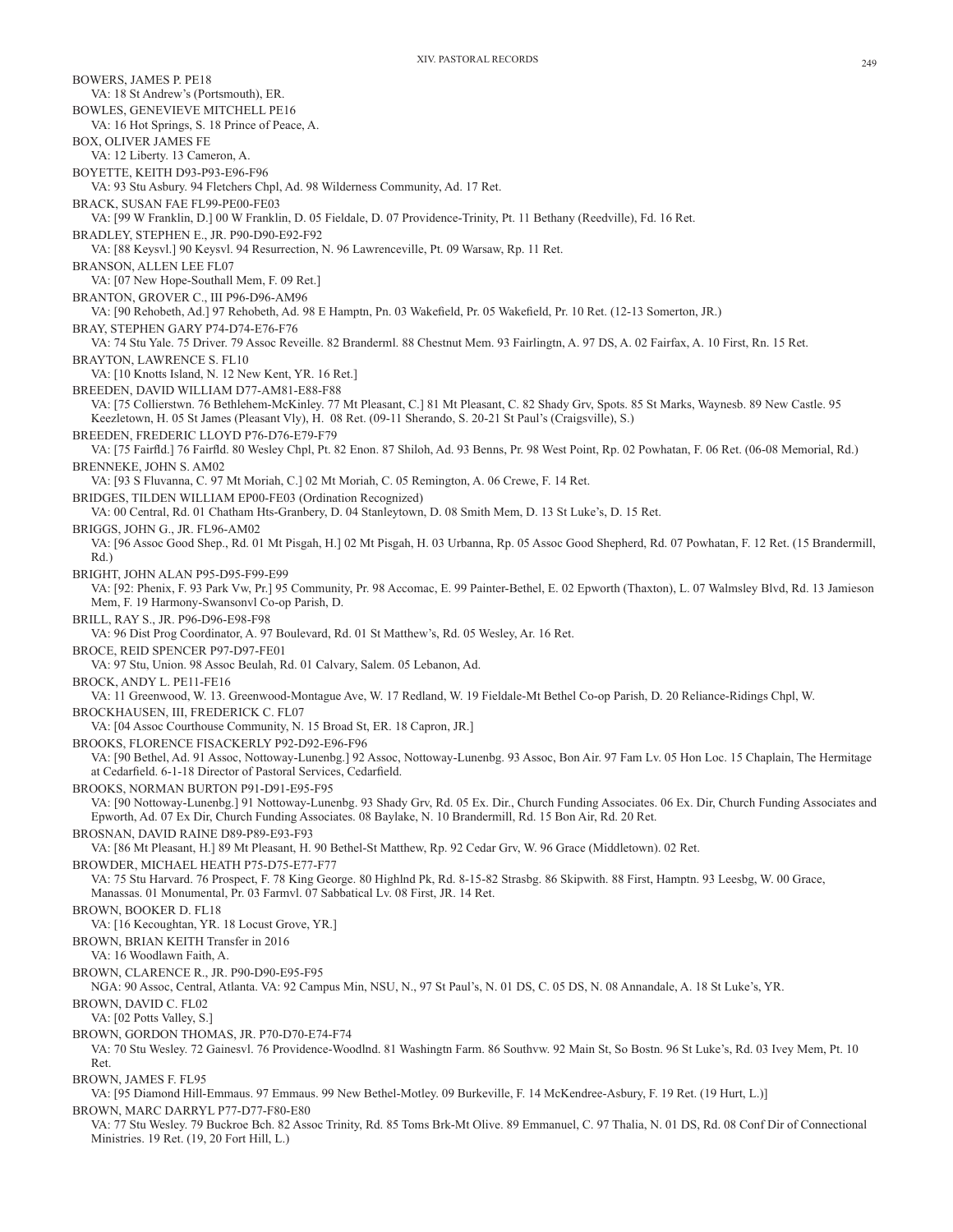BOWERS, JAMES P. PE18
VA: 18 St Andrew's (Portsmouth), ER.

BOWLES, GENEVIEVE MITCHELL PE16
VA: 16 Hot Springs, S. 18 Prince of Peace, A.

BOX, OLIVER JAMES FE
VA: 12 Liberty. 13 Cameron, A.

BOYETTE, KEITH D93-P93-E96-F96
VA: 93 Stu Asbury. 94 Fletchers Chpl, Ad. 98 Wilderness Community, Ad. 17 Ret.

BRACK, SUSAN FAE FL99-PE00-FE03
VA: [99 W Franklin, D.] 00 W Franklin, D. 05 Fieldale, D. 07 Providence-Trinity, Pt. 11 Bethany (Reedville), Fd. 16 Ret.

BRADLEY, STEPHEN E., JR. P90-D90-E92-F92
VA: [88 Keysvl.] 90 Keysvl. 94 Resurrection, N. 96 Lawrenceville, Pt. 09 Warsaw, Rp. 11 Ret.

BRANSON, ALLEN LEE FL07
VA: [07 New Hope-Southall Mem, F. 09 Ret.]

BRANTON, GROVER C., III P96-D96-AM96
VA: [90 Rehobeth, Ad.] 97 Rehobeth, Ad. 98 E Hamptn, Pn. 03 Wakefield, Pr. 05 Wakefield, Pr. 10 Ret. (12-13 Somerton, JR.)

BRAY, STEPHEN GARY P74-D74-E76-F76
VA: 74 Stu Yale. 75 Driver. 79 Assoc Reveille. 82 Branderml. 88 Chestnut Mem. 93 Fairlingtn, A. 97 DS, A. 02 Fairfax, A. 10 First, Rn. 15 Ret.

BRAYTON, LAWRENCE S. FL10
VA: [10 Knotts Island, N. 12 New Kent, YR. 16 Ret.]

BREEDEN, DAVID WILLIAM D77-AM81-E88-F88
VA: [75 Collierstwn. 76 Bethlehem-McKinley. 77 Mt Pleasant, C.] 81 Mt Pleasant, C. 82 Shady Grv, Spots. 85 St Marks, Waynesb. 89 New Castle. 95 Keezletown, H. 05 St James (Pleasant Vly), H. 08 Ret. (09-11 Sherando, S. 20-21 St Paul's (Craigsville), S.)

BREEDEN, FREDERIC LLOYD P76-D76-E79-F79
VA: [75 Fairfld.] 76 Fairfld. 80 Wesley Chpl, Pt. 82 Enon. 87 Shiloh, Ad. 93 Benns, Pr. 98 West Point, Rp. 02 Powhatan, F. 06 Ret. (06-08 Memorial, Rd.)

BRENNEKE, JOHN S. AM02
VA: [93 S Fluvanna, C. 97 Mt Moriah, C.] 02 Mt Moriah, C. 05 Remington, A. 06 Crewe, F. 14 Ret.

BRIDGES, TILDEN WILLIAM EP00-FE03 (Ordination Recognized)
VA: 00 Central, Rd. 01 Chatham Hts-Granbery, D. 04 Stanleytown, D. 08 Smith Mem, D. 13 St Luke's, D. 15 Ret.

BRIGGS, JOHN G., JR. FL96-AM02
VA: [96 Assoc Good Shep., Rd. 01 Mt Pisgah, H.] 02 Mt Pisgah, H. 03 Urbanna, Rp. 05 Assoc Good Shepherd, Rd. 07 Powhatan, F. 12 Ret. (15 Brandermill, Rd.)

BRIGHT, JOHN ALAN P95-D95-F99-E99
VA: [92: Phenix, F. 93 Park Vw, Pr.] 95 Community, Pr. 98 Accomac, E. 99 Painter-Bethel, E. 02 Epworth (Thaxton), L. 07 Walmsley Blvd, Rd. 13 Jamieson Mem, F. 19 Harmony-Swansonvl Co-op Parish, D.

BRILL, RAY S., JR. P96-D96-E98-F98
VA: 96 Dist Prog Coordinator, A. 97 Boulevard, Rd. 01 St Matthew's, Rd. 05 Wesley, Ar. 16 Ret.

BROCE, REID SPENCER P97-D97-FE01
VA: 97 Stu, Union. 98 Assoc Beulah, Rd. 01 Calvary, Salem. 05 Lebanon, Ad.

BROCK, ANDY L. PE11-FE16
VA: 11 Greenwood, W. 13. Greenwood-Montague Ave, W. 17 Redland, W. 19 Fieldale-Mt Bethel Co-op Parish, D. 20 Reliance-Ridings Chpl, W.

BROCKHAUSEN, III, FREDERICK C. FL07
VA: [04 Assoc Courthouse Community, N. 15 Broad St, ER. 18 Capron, JR.]

BROOKS, FLORENCE FISACKERLY P92-D92-E96-F96
VA: [90 Bethel, Ad. 91 Assoc, Nottoway-Lunenbg.] 92 Assoc, Nottoway-Lunenbg. 93 Assoc, Bon Air. 97 Fam Lv. 05 Hon Loc. 15 Chaplain, The Hermitage at Cedarfield. 6-1-18 Director of Pastoral Services, Cedarfield.

BROOKS, NORMAN BURTON P91-D91-E95-F95
VA: [90 Nottoway-Lunenbg.] 91 Nottoway-Lunenbg. 93 Shady Grv, Rd. 05 Ex. Dir., Church Funding Associates. 06 Ex. Dir, Church Funding Associates and Epworth, Ad. 07 Ex Dir, Church Funding Associates. 08 Baylake, N. 10 Brandermill, Rd. 15 Bon Air, Rd. 20 Ret.

BROSNAN, DAVID RAINE D89-P89-E93-F93
VA: [86 Mt Pleasant, H.] 89 Mt Pleasant, H. 90 Bethel-St Matthew, Rp. 92 Cedar Grv, W. 96 Grace (Middletown). 02 Ret.

BROWDER, MICHAEL HEATH P75-D75-E77-F77
VA: 75 Stu Harvard. 76 Prospect, F. 78 King George. 80 Highlnd Pk, Rd. 8-15-82 Strasbg. 86 Skipwith. 88 First, Hamptn. 93 Leesbg, W. 00 Grace, Manassas. 01 Monumental, Pr. 03 Farmvl. 07 Sabbatical Lv. 08 First, JR. 14 Ret.

BROWN, BOOKER D. FL18
VA: [16 Kecoughtan, YR. 18 Locust Grove, YR.]

BROWN, BRIAN KEITH Transfer in 2016
VA: 16 Woodlawn Faith, A.

BROWN, CLARENCE R., JR. P90-D90-E95-F95
NGA: 90 Assoc, Central, Atlanta. VA: 92 Campus Min, NSU, N., 97 St Paul's, N. 01 DS, C. 05 DS, N. 08 Annandale, A. 18 St Luke's, YR.

BROWN, DAVID C. FL02
VA: [02 Potts Valley, S.]

BROWN, GORDON THOMAS, JR. P70-D70-E74-F74
VA: 70 Stu Wesley. 72 Gainesvl. 76 Providence-Woodlnd. 81 Washingtn Farm. 86 Southvw. 92 Main St, So Bostn. 96 St Luke's, Rd. 03 Ivey Mem, Pt. 10 Ret.

BROWN, JAMES F. FL95
VA: [95 Diamond Hill-Emmaus. 97 Emmaus. 99 New Bethel-Motley. 09 Burkeville, F. 14 McKendree-Asbury, F. 19 Ret. (19 Hurt, L.)]

BROWN, MARC DARRYL P77-D77-F80-E80
VA: 77 Stu Wesley. 79 Buckroe Bch. 82 Assoc Trinity, Rd. 85 Toms Brk-Mt Olive. 89 Emmanuel, C. 97 Thalia, N. 01 DS, Rd. 08 Conf Dir of Connectional Ministries. 19 Ret. (19, 20 Fort Hill, L.)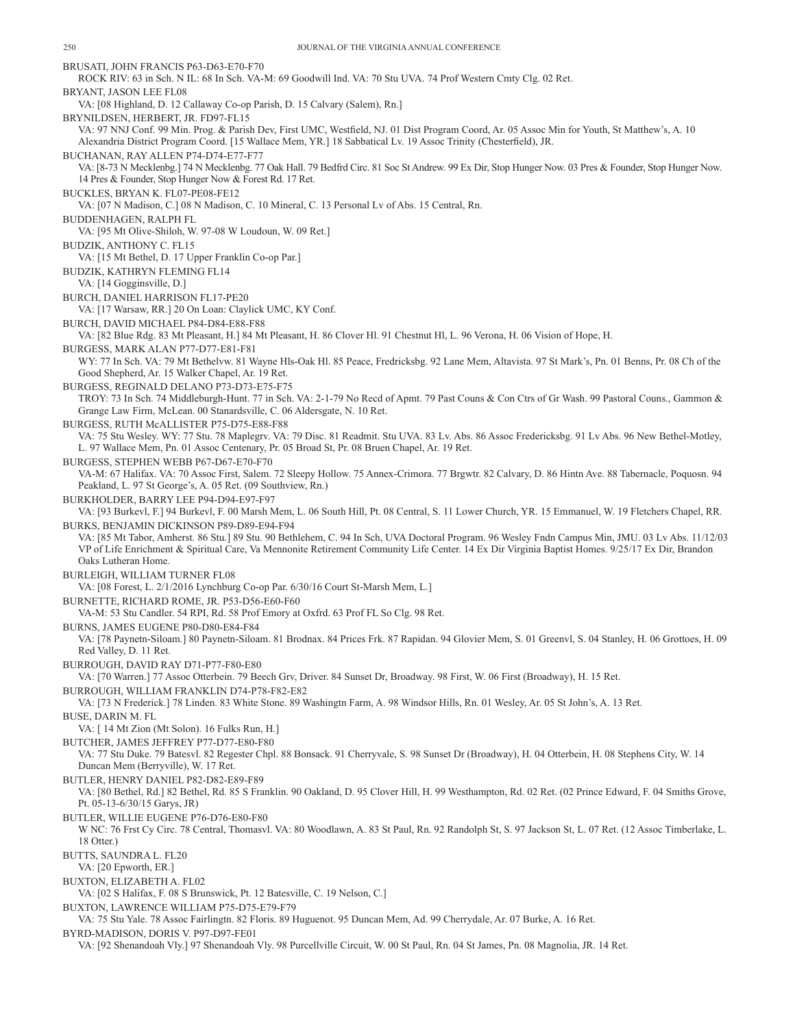BRUSATI, JOHN FRANCIS P63-D63-E70-F70

ROCK RIV: 63 in Sch. N IL: 68 In Sch. VA-M: 69 Goodwill Ind. VA: 70 Stu UVA. 74 Prof Western Cmty Clg. 02 Ret.

BRYANT, JASON LEE FL08

VA: [08 Highland, D. 12 Callaway Co-op Parish, D. 15 Calvary (Salem), Rn.]

BRYNILDSEN, HERBERT, JR. FD97-FL15

VA: 97 NNJ Conf. 99 Min. Prog. & Parish Dev, First UMC, Westfield, NJ. 01 Dist Program Coord, Ar. 05 Assoc Min for Youth, St Matthew's, A. 10 Alexandria District Program Coord. [15 Wallace Mem, YR.] 18 Sabbatical Lv. 19 Assoc Trinity (Chesterfield), JR.

BUCHANAN, RAY ALLEN P74-D74-E77-F77

VA: [8-73 N Mecklenbg.] 74 N Mecklenbg. 77 Oak Hall. 79 Bedfrd Circ. 81 Soc St Andrew. 99 Ex Dir, Stop Hunger Now. 03 Pres & Founder, Stop Hunger Now. 14 Pres & Founder, Stop Hunger Now & Forest Rd. 17 Ret.

BUCKLES, BRYAN K. FL07-PE08-FE12

VA: [07 N Madison, C.] 08 N Madison, C. 10 Mineral, C. 13 Personal Lv of Abs. 15 Central, Rn.

BUDDENHAGEN, RALPH FL

VA: [95 Mt Olive-Shiloh, W. 97-08 W Loudoun, W. 09 Ret.]

BUDZIK, ANTHONY C. FL15

VA: [15 Mt Bethel, D. 17 Upper Franklin Co-op Par.]

BUDZIK, KATHRYN FLEMING FL14

VA: [14 Gogginsville, D.]

BURCH, DANIEL HARRISON FL17-PE20

VA: [17 Warsaw, RR.] 20 On Loan: Claylick UMC, KY Conf.

BURCH, DAVID MICHAEL P84-D84-E88-F88

VA: [82 Blue Rdg. 83 Mt Pleasant, H.] 84 Mt Pleasant, H. 86 Clover Hl. 91 Chestnut Hl, L. 96 Verona, H. 06 Vision of Hope, H.

BURGESS, MARK ALAN P77-D77-E81-F81

WY: 77 In Sch. VA: 79 Mt Bethelvw. 81 Wayne Hls-Oak Hl. 85 Peace, Fredricksbg. 92 Lane Mem, Altavista. 97 St Mark's, Pn. 01 Benns, Pr. 08 Ch of the Good Shepherd, Ar. 15 Walker Chapel, Ar. 19 Ret.

BURGESS, REGINALD DELANO P73-D73-E75-F75

TROY: 73 In Sch. 74 Middleburgh-Hunt. 77 in Sch. VA: 2-1-79 No Recd of Apmt. 79 Past Couns & Con Ctrs of Gr Wash. 99 Pastoral Couns., Gammon & Grange Law Firm, McLean. 00 Stanardsville, C. 06 Aldersgate, N. 10 Ret.

BURGESS, RUTH McALLISTER P75-D75-E88-F88

VA: 75 Stu Wesley. WY: 77 Stu. 78 Maplegrv. VA: 79 Disc. 81 Readmit. Stu UVA. 83 Lv. Abs. 86 Assoc Fredericksbg. 91 Lv Abs. 96 New Bethel-Motley, L. 97 Wallace Mem, Pn. 01 Assoc Centenary, Pr. 05 Broad St, Pr. 08 Bruen Chapel, Ar. 19 Ret.

BURGESS, STEPHEN WEBB P67-D67-E70-F70

VA-M: 67 Halifax. VA: 70 Assoc First, Salem. 72 Sleepy Hollow. 75 Annex-Crimora. 77 Brgwtr. 82 Calvary, D. 86 Hintn Ave. 88 Tabernacle, Poquosn. 94 Peakland, L. 97 St George's, A. 05 Ret. (09 Southview, Rn.)

BURKHOLDER, BARRY LEE P94-D94-E97-F97

VA: [93 Burkevl, F.] 94 Burkevl, F. 00 Marsh Mem, L. 06 South Hill, Pt. 08 Central, S. 11 Lower Church, YR. 15 Emmanuel, W. 19 Fletchers Chapel, RR.

BURKS, BENJAMIN DICKINSON P89-D89-E94-F94

VA: [85 Mt Tabor, Amherst. 86 Stu.] 89 Stu. 90 Bethlehem, C. 94 In Sch, UVA Doctoral Program. 96 Wesley Fndn Campus Min, JMU. 03 Lv Abs. 11/12/03 VP of Life Enrichment & Spiritual Care, Va Mennonite Retirement Community Life Center. 14 Ex Dir Virginia Baptist Homes. 9/25/17 Ex Dir, Brandon Oaks Lutheran Home.

BURLEIGH, WILLIAM TURNER FL08

VA: [08 Forest, L. 2/1/2016 Lynchburg Co-op Par. 6/30/16 Court St-Marsh Mem, L.]

BURNETTE, RICHARD ROME, JR. P53-D56-E60-F60

VA-M: 53 Stu Candler. 54 RPI, Rd. 58 Prof Emory at Oxfrd. 63 Prof FL So Clg. 98 Ret.

BURNS, JAMES EUGENE P80-D80-E84-F84

VA: [78 Paynetn-Siloam.] 80 Paynetn-Siloam. 81 Brodnax. 84 Prices Frk. 87 Rapidan. 94 Glovier Mem, S. 01 Greenvl, S. 04 Stanley, H. 06 Grottoes, H. 09 Red Valley, D. 11 Ret.

BURROUGH, DAVID RAY D71-P77-F80-E80

VA: [70 Warren.] 77 Assoc Otterbein. 79 Beech Grv, Driver. 84 Sunset Dr, Broadway. 98 First, W. 06 First (Broadway), H. 15 Ret.

BURROUGH, WILLIAM FRANKLIN D74-P78-F82-E82

VA: [73 N Frederick.] 78 Linden. 83 White Stone. 89 Washingtn Farm, A. 98 Windsor Hills, Rn. 01 Wesley, Ar. 05 St John's, A. 13 Ret.

BUSE, DARIN M. FL

VA: [ 14 Mt Zion (Mt Solon). 16 Fulks Run, H.]

BUTCHER, JAMES JEFFREY P77-D77-E80-F80

VA: 77 Stu Duke. 79 Batesvl. 82 Regester Chpl. 88 Bonsack. 91 Cherryvale, S. 98 Sunset Dr (Broadway), H. 04 Otterbein, H. 08 Stephens City, W. 14 Duncan Mem (Berryville), W. 17 Ret.

BUTLER, HENRY DANIEL P82-D82-E89-F89

VA: [80 Bethel, Rd.] 82 Bethel, Rd. 85 S Franklin. 90 Oakland, D. 95 Clover Hill, H. 99 Westhampton, Rd. 02 Ret. (02 Prince Edward, F. 04 Smiths Grove, Pt. 05-13-6/30/15 Garys, JR)

BUTLER, WILLIE EUGENE P76-D76-E80-F80

W NC: 76 Frst Cy Circ. 78 Central, Thomasvl. VA: 80 Woodlawn, A. 83 St Paul, Rn. 92 Randolph St, S. 97 Jackson St, L. 07 Ret. (12 Assoc Timberlake, L. 18 Otter.)

BUTTS, SAUNDRA L. FL20

VA: [20 Epworth, ER.]

BUXTON, ELIZABETH A. FL02

VA: [02 S Halifax, F. 08 S Brunswick, Pt. 12 Batesville, C. 19 Nelson, C.]

BUXTON, LAWRENCE WILLIAM P75-D75-E79-F79

VA: 75 Stu Yale. 78 Assoc Fairlingtn. 82 Floris. 89 Huguenot. 95 Duncan Mem, Ad. 99 Cherrydale, Ar. 07 Burke, A. 16 Ret.

BYRD-MADISON, DORIS V. P97-D97-FE01

VA: [92 Shenandoah Vly.] 97 Shenandoah Vly. 98 Purcellville Circuit, W. 00 St Paul, Rn. 04 St James, Pn. 08 Magnolia, JR. 14 Ret.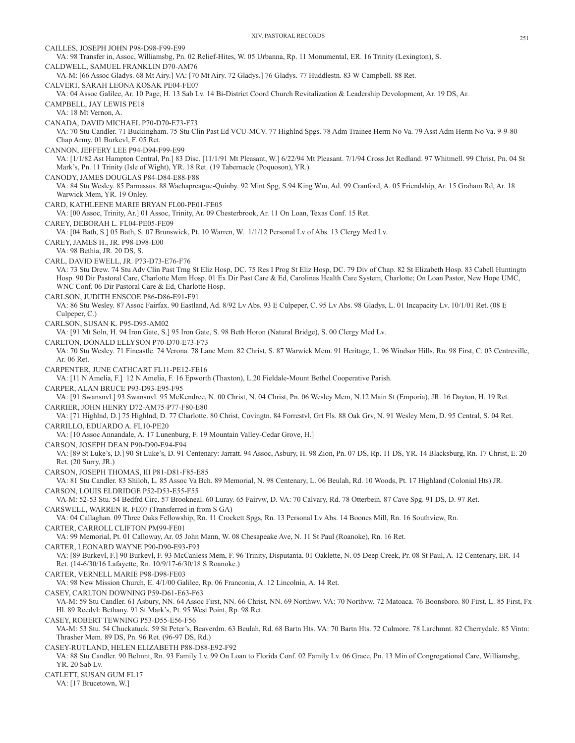CAILLES, JOSEPH JOHN P98-D98-F99-E99

VA: 98 Transfer in, Assoc, Williamsbg, Pn. 02 Relief-Hites, W. 05 Urbanna, Rp. 11 Monumental, ER. 16 Trinity (Lexington), S.

CALDWELL, SAMUEL FRANKLIN D70-AM76

VA-M: [66 Assoc Gladys. 68 Mt Airy.] VA: [70 Mt Airy. 72 Gladys.] 76 Gladys. 77 Huddlestn. 83 W Campbell. 88 Ret.

CALVERT, SARAH LEONA KOSAK PE04-FE07

VA: 04 Assoc Galilee, Ar. 10 Page, H. 13 Sab Lv. 14 Bi-District Coord Church Revitalization & Leadership Devolopment, Ar. 19 DS, Ar.

CAMPBELL, JAY LEWIS PE18

VA: 18 Mt Vernon, A.

CANADA, DAVID MICHAEL P70-D70-E73-F73

VA: 70 Stu Candler. 71 Buckingham. 75 Stu Clin Past Ed VCU-MCV. 77 Highlnd Spgs. 78 Adm Trainee Herm No Va. 79 Asst Adm Herm No Va. 9-9-80 Chap Army. 01 Burkevl, F. 05 Ret.

CANNON, JEFFERY LEE P94-D94-F99-E99

VA: [1/1/82 Ast Hampton Central, Pn.] 83 Disc. [11/1/91 Mt Pleasant, W.] 6/22/94 Mt Pleasant. 7/1/94 Cross Jct Redland. 97 Whitmell. 99 Christ, Pn. 04 St Mark's, Pn. 11 Trinity (Isle of Wight), YR. 18 Ret. (19 Tabernacle (Poquoson), YR.)

CANODY, JAMES DOUGLAS P84-D84-E88-F88

VA: 84 Stu Wesley. 85 Parnassus. 88 Wachapreague-Quinby. 92 Mint Spg, S.94 King Wm, Ad. 99 Cranford, A. 05 Friendship, Ar. 15 Graham Rd, Ar. 18 Warwick Mem, YR. 19 Onley.

CARD, KATHLEENE MARIE BRYAN FL00-PE01-FE05

VA: [00 Assoc, Trinity, Ar.] 01 Assoc, Trinity, Ar. 09 Chesterbrook, Ar. 11 On Loan, Texas Conf. 15 Ret.

CAREY, DEBORAH L. FL04-PE05-FE09

VA: [04 Bath, S.] 05 Bath, S. 07 Brunswick, Pt. 10 Warren, W. 1/1/12 Personal Lv of Abs. 13 Clergy Med Lv.

CAREY, JAMES H., JR. P98-D98-E00

VA: 98 Bethia, JR. 20 DS, S.

CARL, DAVID EWELL, JR. P73-D73-E76-F76

VA: 73 Stu Drew. 74 Stu Adv Clin Past Trng St Eliz Hosp, DC. 75 Res I Prog St Eliz Hosp, DC. 79 Div of Chap. 82 St Elizabeth Hosp. 83 Cabell Huntingtn Hosp. 90 Dir Pastoral Care, Charlotte Mem Hosp. 01 Ex Dir Past Care & Ed, Carolinas Health Care System, Charlotte; On Loan Pastor, New Hope UMC, WNC Conf. 06 Dir Pastoral Care & Ed, Charlotte Hosp.

CARLSON, JUDITH ENSCOE P86-D86-E91-F91

VA: 86 Stu Wesley. 87 Assoc Fairfax. 90 Eastland, Ad. 8/92 Lv Abs. 93 E Culpeper, C. 95 Lv Abs. 98 Gladys, L. 01 Incapacity Lv. 10/1/01 Ret. (08 E Culpeper, C.)

CARLSON, SUSAN K. P95-D95-AM02

VA: [91 Mt Soln, H. 94 Iron Gate, S.] 95 Iron Gate, S. 98 Beth Horon (Natural Bridge), S. 00 Clergy Med Lv.

CARLTON, DONALD ELLYSON P70-D70-E73-F73

VA: 70 Stu Wesley. 71 Fincastle. 74 Verona. 78 Lane Mem. 82 Christ, S. 87 Warwick Mem. 91 Heritage, L. 96 Windsor Hills, Rn. 98 First, C. 03 Centreville, Ar. 06 Ret.

CARPENTER, JUNE CATHCART FL11-PE12-FE16

VA: [11 N Amelia, F.] 12 N Amelia, F. 16 Epworth (Thaxton), L.20 Fieldale-Mount Bethel Cooperative Parish.

CARPER, ALAN BRUCE P93-D93-E95-F95

VA: [91 Swansnvl.] 93 Swansnvl. 95 McKendree, N. 00 Christ, N. 04 Christ, Pn. 06 Wesley Mem, N.12 Main St (Emporia), JR. 16 Dayton, H. 19 Ret.

CARRIER, JOHN HENRY D72-AM75-P77-F80-E80

VA: [71 Highlnd, D.] 75 Highlnd, D. 77 Charlotte. 80 Christ, Covingtn. 84 Forrestvl, Grt Fls. 88 Oak Grv, N. 91 Wesley Mem, D. 95 Central, S. 04 Ret.

CARRILLO, EDUARDO A. FL10-PE20

VA: [10 Assoc Annandale, A. 17 Lunenburg, F. 19 Mountain Valley-Cedar Grove, H.]

CARSON, JOSEPH DEAN P90-D90-E94-F94

VA: [89 St Luke's, D.] 90 St Luke's, D. 91 Centenary: Jarratt. 94 Assoc, Asbury, H. 98 Zion, Pn. 07 DS, Rp. 11 DS, YR. 14 Blacksburg, Rn. 17 Christ, E. 20 Ret. (20 Surry, JR.)

CARSON, JOSEPH THOMAS, III P81-D81-F85-E85

VA: 81 Stu Candler. 83 Shiloh, L. 85 Assoc Va Bch. 89 Memorial, N. 98 Centenary, L. 06 Beulah, Rd. 10 Woods, Pt. 17 Highland (Colonial Hts) JR.

CARSON, LOUIS ELDRIDGE P52-D53-E55-F55

VA-M: 52-53 Stu. 54 Bedfrd Circ. 57 Brookneal. 60 Luray. 65 Fairvw, D. VA: 70 Calvary, Rd. 78 Otterbein. 87 Cave Spg. 91 DS, D. 97 Ret.

CARSWELL, WARREN R. FE07 (Transferred in from S GA)

VA: 04 Callaghan. 09 Three Oaks Fellowship, Rn. 11 Crockett Spgs, Rn. 13 Personal Lv Abs. 14 Boones Mill, Rn. 16 Southview, Rn.

CARTER, CARROLL CLIFTON PM99-FE01

VA: 99 Memorial, Pt. 01 Calloway, Ar. 05 John Mann, W. 08 Chesapeake Ave, N. 11 St Paul (Roanoke), Rn. 16 Ret.

CARTER, LEONARD WAYNE P90-D90-E93-F93

VA: [89 Burkevl, F.] 90 Burkevl, F. 93 McCanless Mem, F. 96 Trinity, Disputanta. 01 Oaklette, N. 05 Deep Creek, Pr. 08 St Paul, A. 12 Centenary, ER. 14 Ret. (14-6/30/16 Lafayette, Rn. 10/9/17-6/30/18 S Roanoke.)

CARTER, VERNELL MARIE P98-D98-FE03

VA: 98 New Mission Church, E. 4/1/00 Galilee, Rp. 06 Franconia, A. 12 Lincolnia, A. 14 Ret.

CASEY, CARLTON DOWNING P59-D61-E63-F63

VA-M: 59 Stu Candler. 61 Asbury, NN. 64 Assoc First, NN. 66 Christ, NN. 69 Northwv. VA: 70 Northvw. 72 Matoaca. 76 Boonsboro. 80 First, L. 85 First, Fx Hl. 89 Reedvl: Bethany. 91 St Mark's, Pt. 95 West Point, Rp. 98 Ret.

CASEY, ROBERT TEWNING P53-D55-E56-F56

VA-M: 53 Stu. 54 Chuckatuck. 59 St Peter's, Beaverdm. 63 Beulah, Rd. 68 Bartn Hts. VA: 70 Bartn Hts. 72 Culmore. 78 Larchmnt. 82 Cherrydale. 85 Vintn: Thrasher Mem. 89 DS, Pn. 96 Ret. (96-97 DS, Rd.)

CASEY-RUTLAND, HELEN ELIZABETH P88-D88-E92-F92

VA: 88 Stu Candler. 90 Belmnt, Rn. 93 Family Lv. 99 On Loan to Florida Conf. 02 Family Lv. 06 Grace, Pn. 13 Min of Congregational Care, Williamsbg, YR. 20 Sab Lv.

CATLETT, SUSAN GUM FL17

VA: [17 Brucetown, W.]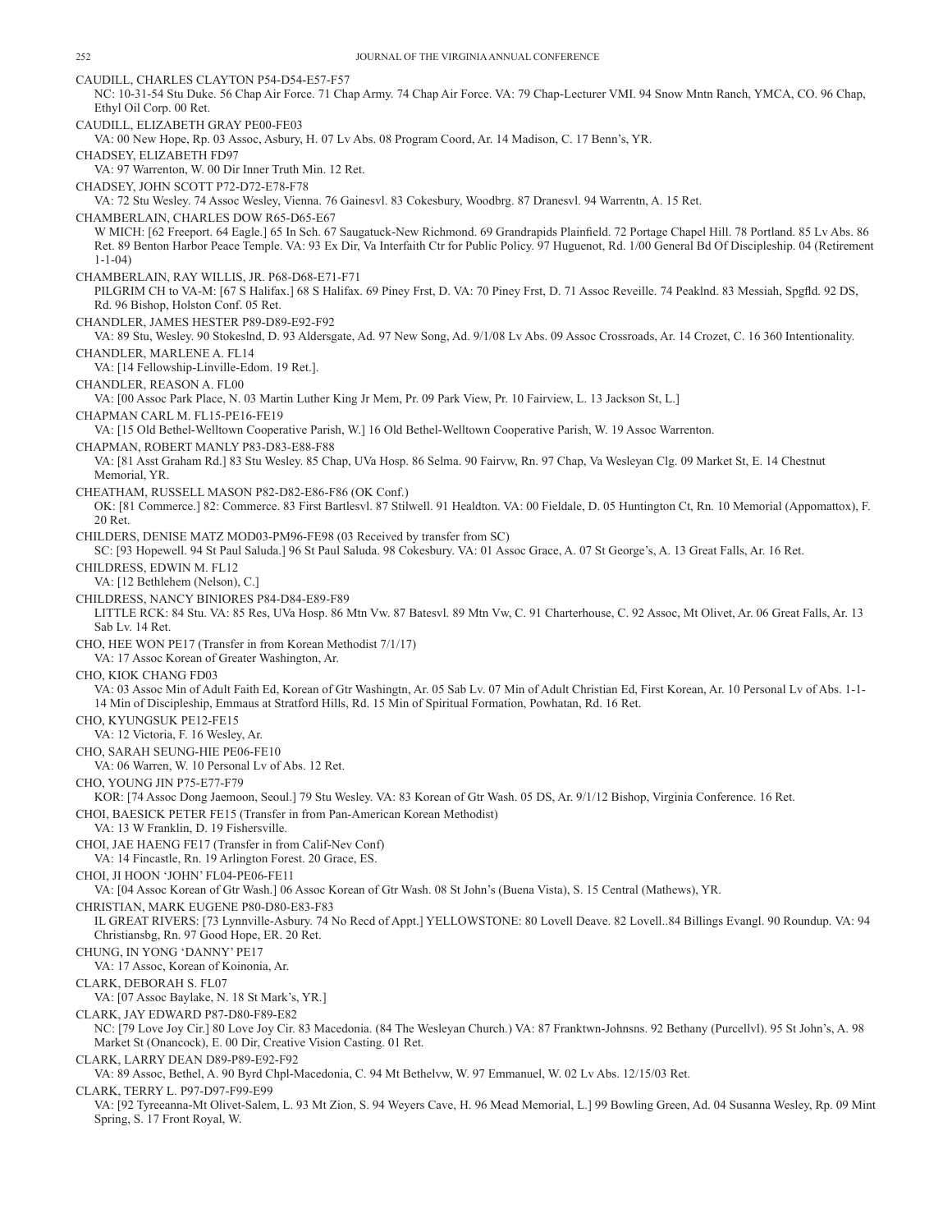CAUDILL, CHARLES CLAYTON P54-D54-E57-F57
NC: 10-31-54 Stu Duke. 56 Chap Air Force. 71 Chap Army. 74 Chap Air Force. VA: 79 Chap-Lecturer VMI. 94 Snow Mntn Ranch, YMCA, CO. 96 Chap, Ethyl Oil Corp. 00 Ret.

CAUDILL, ELIZABETH GRAY PE00-FE03
VA: 00 New Hope, Rp. 03 Assoc, Asbury, H. 07 Lv Abs. 08 Program Coord, Ar. 14 Madison, C. 17 Benn's, YR.

CHADSEY, ELIZABETH FD97
VA: 97 Warrenton, W. 00 Dir Inner Truth Min. 12 Ret.

CHADSEY, JOHN SCOTT P72-D72-E78-F78
VA: 72 Stu Wesley. 74 Assoc Wesley, Vienna. 76 Gainesvl. 83 Cokesbury, Woodbrg. 87 Dranesvl. 94 Warrentn, A. 15 Ret.

CHAMBERLAIN, CHARLES DOW R65-D65-E67
W MICH: [62 Freeport. 64 Eagle.] 65 In Sch. 67 Saugatuck-New Richmond. 69 Grandrapids Plainfield. 72 Portage Chapel Hill. 78 Portland. 85 Lv Abs. 86 Ret. 89 Benton Harbor Peace Temple. VA: 93 Ex Dir, Va Interfaith Ctr for Public Policy. 97 Huguenot, Rd. 1/00 General Bd Of Discipleship. 04 (Retirement 1-1-04)

CHAMBERLAIN, RAY WILLIS, JR. P68-D68-E71-F71
PILGRIM CH to VA-M: [67 S Halifax.] 68 S Halifax. 69 Piney Frst, D. VA: 70 Piney Frst, D. 71 Assoc Reveille. 74 Peaklnd. 83 Messiah, Spgfld. 92 DS, Rd. 96 Bishop, Holston Conf. 05 Ret.

CHANDLER, JAMES HESTER P89-D89-E92-F92
VA: 89 Stu, Wesley. 90 Stokeslnd, D. 93 Aldersgate, Ad. 97 New Song, Ad. 9/1/08 Lv Abs. 09 Assoc Crossroads, Ar. 14 Crozet, C. 16 360 Intentionality.

CHANDLER, MARLENE A. FL14
VA: [14 Fellowship-Linville-Edom. 19 Ret.].

CHANDLER, REASON A. FL00
VA: [00 Assoc Park Place, N. 03 Martin Luther King Jr Mem, Pr. 09 Park View, Pr. 10 Fairview, L. 13 Jackson St, L.]

CHAPMAN CARL M. FL15-PE16-FE19
VA: [15 Old Bethel-Welltown Cooperative Parish, W.] 16 Old Bethel-Welltown Cooperative Parish, W. 19 Assoc Warrenton.

CHAPMAN, ROBERT MANLY P83-D83-E88-F88
VA: [81 Asst Graham Rd.] 83 Stu Wesley. 85 Chap, UVa Hosp. 86 Selma. 90 Fairvw, Rn. 97 Chap, Va Wesleyan Clg. 09 Market St, E. 14 Chestnut Memorial, YR.

CHEATHAM, RUSSELL MASON P82-D82-E86-F86 (OK Conf.)
OK: [81 Commerce.] 82: Commerce. 83 First Bartlesvl. 87 Stilwell. 91 Healdton. VA: 00 Fieldale, D. 05 Huntington Ct, Rn. 10 Memorial (Appomattox), F. 20 Ret.

CHILDERS, DENISE MATZ MOD03-PM96-FE98 (03 Received by transfer from SC)
SC: [93 Hopewell. 94 St Paul Saluda.] 96 St Paul Saluda. 98 Cokesbury. VA: 01 Assoc Grace, A. 07 St George's, A. 13 Great Falls, Ar. 16 Ret.

CHILDRESS, EDWIN M. FL12
VA: [12 Bethlehem (Nelson), C.]

CHILDRESS, NANCY BINIORES P84-D84-E89-F89
LITTLE RCK: 84 Stu. VA: 85 Res, UVa Hosp. 86 Mtn Vw. 87 Batesvl. 89 Mtn Vw, C. 91 Charterhouse, C. 92 Assoc, Mt Olivet, Ar. 06 Great Falls, Ar. 13 Sab Lv. 14 Ret.

CHO, HEE WON PE17 (Transfer in from Korean Methodist 7/1/17)
VA: 17 Assoc Korean of Greater Washington, Ar.

CHO, KIOK CHANG FD03
VA: 03 Assoc Min of Adult Faith Ed, Korean of Gtr Washingtn, Ar. 05 Sab Lv. 07 Min of Adult Christian Ed, First Korean, Ar. 10 Personal Lv of Abs. 1-1-14 Min of Discipleship, Emmaus at Stratford Hills, Rd. 15 Min of Spiritual Formation, Powhatan, Rd. 16 Ret.

CHO, KYUNGSUK PE12-FE15
VA: 12 Victoria, F. 16 Wesley, Ar.

CHO, SARAH SEUNG-HIE PE06-FE10
VA: 06 Warren, W. 10 Personal Lv of Abs. 12 Ret.

CHO, YOUNG JIN P75-E77-F79
KOR: [74 Assoc Dong Jaemoon, Seoul.] 79 Stu Wesley. VA: 83 Korean of Gtr Wash. 05 DS, Ar. 9/1/12 Bishop, Virginia Conference. 16 Ret.

CHOI, BAESICK PETER FE15 (Transfer in from Pan-American Korean Methodist)
VA: 13 W Franklin, D. 19 Fishersville.

CHOI, JAE HAENG FE17 (Transfer in from Calif-Nev Conf)
VA: 14 Fincastle, Rn. 19 Arlington Forest. 20 Grace, ES.

CHOI, JI HOON 'JOHN' FL04-PE06-FE11
VA: [04 Assoc Korean of Gtr Wash.] 06 Assoc Korean of Gtr Wash. 08 St John's (Buena Vista), S. 15 Central (Mathews), YR.

CHRISTIAN, MARK EUGENE P80-D80-E83-F83
IL GREAT RIVERS: [73 Lynnville-Asbury. 74 No Recd of Appt.] YELLOWSTONE: 80 Lovell Deave. 82 Lovell..84 Billings Evangl. 90 Roundup. VA: 94 Christiansbg, Rn. 97 Good Hope, ER. 20 Ret.

CHUNG, IN YONG 'DANNY' PE17
VA: 17 Assoc, Korean of Koinonia, Ar.

CLARK, DEBORAH S. FL07
VA: [07 Assoc Baylake, N. 18 St Mark's, YR.]

CLARK, JAY EDWARD P87-D80-F89-E82
NC: [79 Love Joy Cir.] 80 Love Joy Cir. 83 Macedonia. (84 The Wesleyan Church.) VA: 87 Franktwn-Johnsns. 92 Bethany (Purcellvl). 95 St John's, A. 98 Market St (Onancock), E. 00 Dir, Creative Vision Casting. 01 Ret.

CLARK, LARRY DEAN D89-P89-E92-F92
VA: 89 Assoc, Bethel, A. 90 Byrd Chpl-Macedonia, C. 94 Mt Bethelvw, W. 97 Emmanuel, W. 02 Lv Abs. 12/15/03 Ret.

CLARK, TERRY L. P97-D97-F99-E99
VA: [92 Tyreeanna-Mt Olivet-Salem, L. 93 Mt Zion, S. 94 Weyers Cave, H. 96 Mead Memorial, L.] 99 Bowling Green, Ad. 04 Susanna Wesley, Rp. 09 Mint Spring, S. 17 Front Royal, W.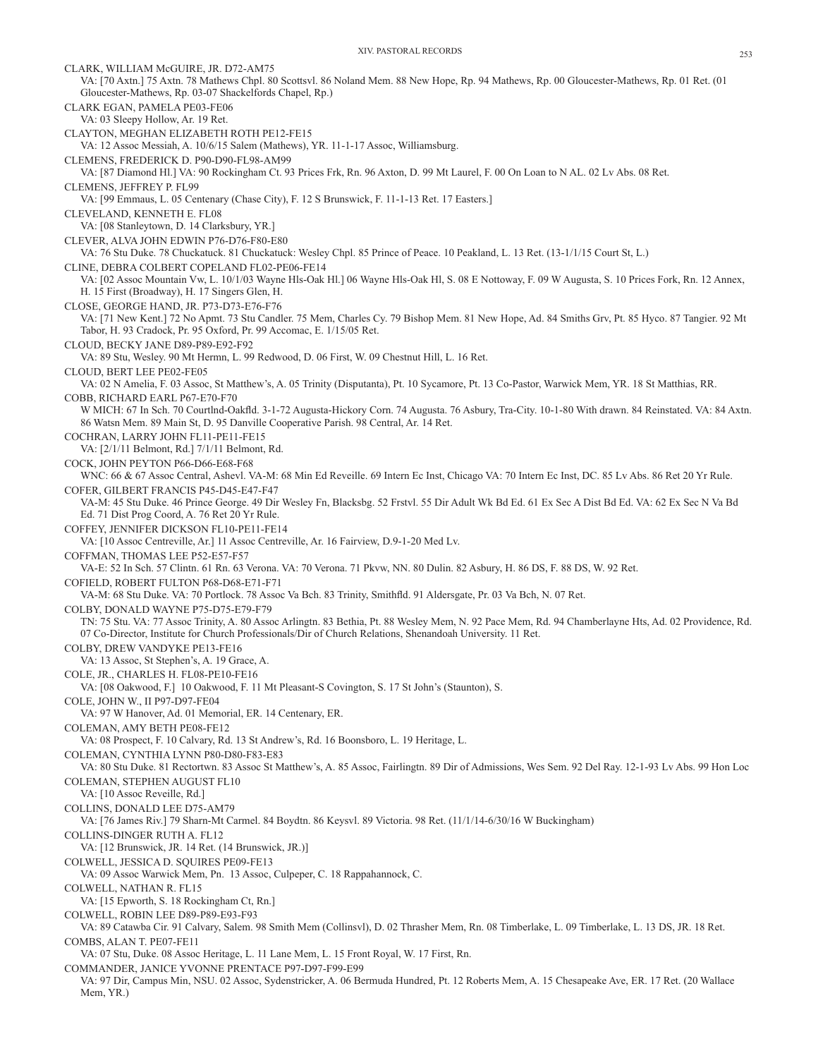CLARK, WILLIAM McGUIRE, JR. D72-AM75
VA: [70 Axtn.] 75 Axtn. 78 Mathews Chpl. 80 Scottsvl. 86 Noland Mem. 88 New Hope, Rp. 94 Mathews, Rp. 00 Gloucester-Mathews, Rp. 01 Ret. (01 Gloucester-Mathews, Rp. 03-07 Shackelfords Chapel, Rp.)

CLARK EGAN, PAMELA PE03-FE06
VA: 03 Sleepy Hollow, Ar. 19 Ret.

CLAYTON, MEGHAN ELIZABETH ROTH PE12-FE15
VA: 12 Assoc Messiah, A. 10/6/15 Salem (Mathews), YR. 11-1-17 Assoc, Williamsburg.

CLEMENS, FREDERICK D. P90-D90-FL98-AM99
VA: [87 Diamond Hl.] VA: 90 Rockingham Ct. 93 Prices Frk, Rn. 96 Axton, D. 99 Mt Laurel, F. 00 On Loan to N AL. 02 Lv Abs. 08 Ret.

CLEMENS, JEFFREY P. FL99
VA: [99 Emmaus, L. 05 Centenary (Chase City), F. 12 S Brunswick, F. 11-1-13 Ret. 17 Easters.]

CLEVELAND, KENNETH E. FL08
VA: [08 Stanleytown, D. 14 Clarksbury, YR.]

CLEVER, ALVA JOHN EDWIN P76-D76-F80-E80
VA: 76 Stu Duke. 78 Chuckatuck. 81 Chuckatuck: Wesley Chpl. 85 Prince of Peace. 10 Peakland, L. 13 Ret. (13-1/1/15 Court St, L.)

CLINE, DEBRA COLBERT COPELAND FL02-PE06-FE14
VA: [02 Assoc Mountain Vw, L. 10/1/03 Wayne Hls-Oak Hl.] 06 Wayne Hls-Oak Hl, S. 08 E Nottoway, F. 09 W Augusta, S. 10 Prices Fork, Rn. 12 Annex, H. 15 First (Broadway), H. 17 Singers Glen, H.

CLOSE, GEORGE HAND, JR. P73-D73-E76-F76
VA: [71 New Kent.] 72 No Apmt. 73 Stu Candler. 75 Mem, Charles Cy. 79 Bishop Mem. 81 New Hope, Ad. 84 Smiths Grv, Pt. 85 Hyco. 87 Tangier. 92 Mt Tabor, H. 93 Cradock, Pr. 95 Oxford, Pr. 99 Accomac, E. 1/15/05 Ret.

CLOUD, BECKY JANE D89-P89-E92-F92
VA: 89 Stu, Wesley. 90 Mt Hermn, L. 99 Redwood, D. 06 First, W. 09 Chestnut Hill, L. 16 Ret.

CLOUD, BERT LEE PE02-FE05
VA: 02 N Amelia, F. 03 Assoc, St Matthew's, A. 05 Trinity (Disputanta), Pt. 10 Sycamore, Pt. 13 Co-Pastor, Warwick Mem, YR. 18 St Matthias, RR.

COBB, RICHARD EARL P67-E70-F70
W MICH: 67 In Sch. 70 Courtlnd-Oakfld. 3-1-72 Augusta-Hickory Corn. 74 Augusta. 76 Asbury, Tra-City. 10-1-80 With drawn. 84 Reinstated. VA: 84 Axtn. 86 Watsn Mem. 89 Main St, D. 95 Danville Cooperative Parish. 98 Central, Ar. 14 Ret.

COCHRAN, LARRY JOHN FL11-PE11-FE15
VA: [2/1/11 Belmont, Rd.] 7/1/11 Belmont, Rd.

COCK, JOHN PEYTON P66-D66-E68-F68
WNC: 66 & 67 Assoc Central, Ashevl. VA-M: 68 Min Ed Reveille. 69 Intern Ec Inst, Chicago VA: 70 Intern Ec Inst, DC. 85 Lv Abs. 86 Ret 20 Yr Rule.

COFER, GILBERT FRANCIS P45-D45-E47-F47
VA-M: 45 Stu Duke. 46 Prince George. 49 Dir Wesley Fn, Blacksbg. 52 Frstvl. 55 Dir Adult Wk Bd Ed. 61 Ex Sec A Dist Bd Ed. VA: 62 Ex Sec N Va Bd Ed. 71 Dist Prog Coord, A. 76 Ret 20 Yr Rule.

COFFEY, JENNIFER DICKSON FL10-PE11-FE14
VA: [10 Assoc Centreville, Ar.] 11 Assoc Centreville, Ar. 16 Fairview, D.9-1-20 Med Lv.

COFFMAN, THOMAS LEE P52-E57-F57
VA-E: 52 In Sch. 57 Clintn. 61 Rn. 63 Verona. VA: 70 Verona. 71 Pkvw, NN. 80 Dulin. 82 Asbury, H. 86 DS, F. 88 DS, W. 92 Ret.

COFIELD, ROBERT FULTON P68-D68-E71-F71
VA-M: 68 Stu Duke. VA: 70 Portlock. 78 Assoc Va Bch. 83 Trinity, Smithfld. 91 Aldersgate, Pr. 03 Va Bch, N. 07 Ret.

COLBY, DONALD WAYNE P75-D75-E79-F79
TN: 75 Stu. VA: 77 Assoc Trinity, A. 80 Assoc Arlingtn. 83 Bethia, Pt. 88 Wesley Mem, N. 92 Pace Mem, Rd. 94 Chamberlayne Hts, Ad. 02 Providence, Rd. 07 Co-Director, Institute for Church Professionals/Dir of Church Relations, Shenandoah University. 11 Ret.

COLBY, DREW VANDYKE PE13-FE16
VA: 13 Assoc, St Stephen's, A. 19 Grace, A.

COLE, JR., CHARLES H. FL08-PE10-FE16
VA: [08 Oakwood, F.] 10 Oakwood, F. 11 Mt Pleasant-S Covington, S. 17 St John's (Staunton), S.

COLE, JOHN W., II P97-D97-FE04
VA: 97 W Hanover, Ad. 01 Memorial, ER. 14 Centenary, ER.

COLEMAN, AMY BETH PE08-FE12
VA: 08 Prospect, F. 10 Calvary, Rd. 13 St Andrew's, Rd. 16 Boonsboro, L. 19 Heritage, L.

COLEMAN, CYNTHIA LYNN P80-D80-F83-E83
VA: 80 Stu Duke. 81 Rectortwn. 83 Assoc St Matthew's, A. 85 Assoc, Fairlingtn. 89 Dir of Admissions, Wes Sem. 92 Del Ray. 12-1-93 Lv Abs. 99 Hon Loc

COLEMAN, STEPHEN AUGUST FL10
VA: [10 Assoc Reveille, Rd.]

COLLINS, DONALD LEE D75-AM79
VA: [76 James Riv.] 79 Sharn-Mt Carmel. 84 Boydtn. 86 Keysvl. 89 Victoria. 98 Ret. (11/1/14-6/30/16 W Buckingham)

COLLINS-DINGER RUTH A. FL12
VA: [12 Brunswick, JR. 14 Ret. (14 Brunswick, JR.)]

COLWELL, JESSICA D. SQUIRES PE09-FE13
VA: 09 Assoc Warwick Mem, Pn. 13 Assoc, Culpeper, C. 18 Rappahannock, C.

COLWELL, NATHAN R. FL15
VA: [15 Epworth, S. 18 Rockingham Ct, Rn.]

COLWELL, ROBIN LEE D89-P89-E93-F93
VA: 89 Catawba Cir. 91 Calvary, Salem. 98 Smith Mem (Collinsvl), D. 02 Thrasher Mem, Rn. 08 Timberlake, L. 09 Timberlake, L. 13 DS, JR. 18 Ret.

COMBS, ALAN T. PE07-FE11
VA: 07 Stu, Duke. 08 Assoc Heritage, L. 11 Lane Mem, L. 15 Front Royal, W. 17 First, Rn.

COMMANDER, JANICE YVONNE PRENTACE P97-D97-F99-E99
VA: 97 Dir, Campus Min, NSU. 02 Assoc, Sydenstricker, A. 06 Bermuda Hundred, Pt. 12 Roberts Mem, A. 15 Chesapeake Ave, ER. 17 Ret. (20 Wallace Mem, YR.)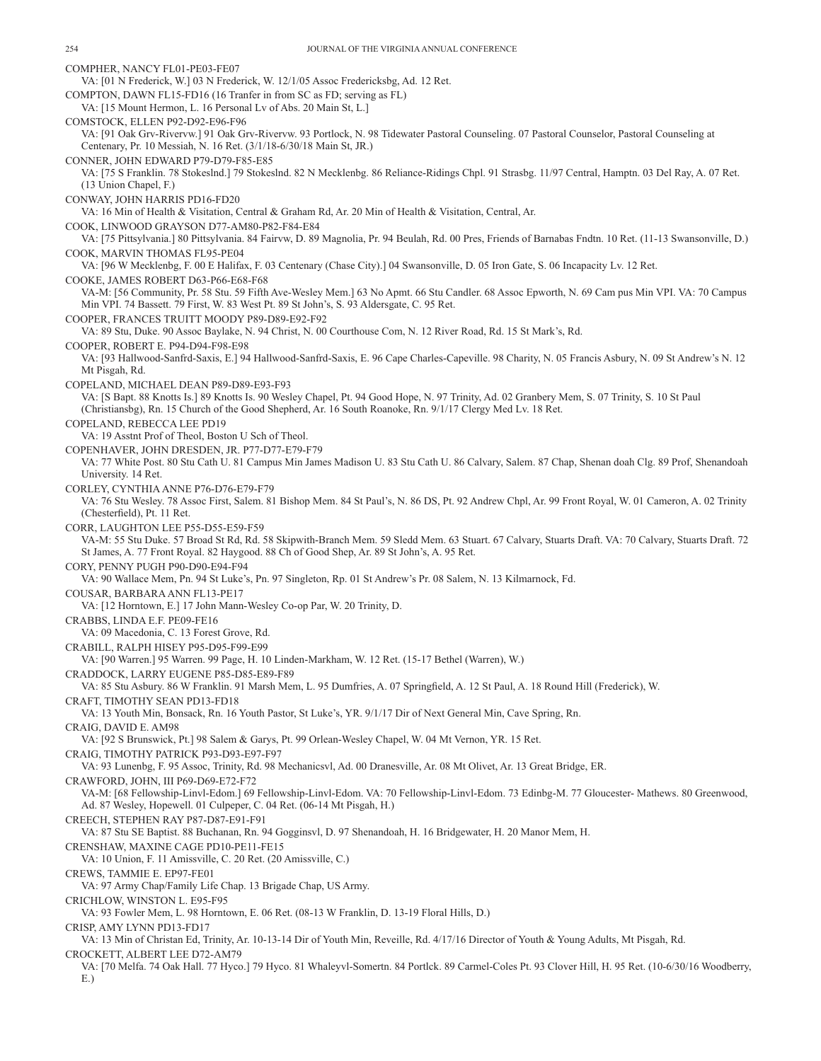COMPHER, NANCY FL01-PE03-FE07

VA: [01 N Frederick, W.] 03 N Frederick, W. 12/1/05 Assoc Fredericksbg, Ad. 12 Ret.

COMPTON, DAWN FL15-FD16 (16 Tranfer in from SC as FD; serving as FL)

VA: [15 Mount Hermon, L. 16 Personal Lv of Abs. 20 Main St, L.]

COMSTOCK, ELLEN P92-D92-E96-F96

VA: [91 Oak Grv-Rivervw.] 91 Oak Grv-Rivervw. 93 Portlock, N. 98 Tidewater Pastoral Counseling. 07 Pastoral Counselor, Pastoral Counseling at Centenary, Pr. 10 Messiah, N. 16 Ret. (3/1/18-6/30/18 Main St, JR.)

CONNER, JOHN EDWARD P79-D79-F85-E85

VA: [75 S Franklin. 78 Stokeslnd.] 79 Stokeslnd. 82 N Mecklenbg. 86 Reliance-Ridings Chpl. 91 Strasbg. 11/97 Central, Hamptn. 03 Del Ray, A. 07 Ret. (13 Union Chapel, F.)

CONWAY, JOHN HARRIS PD16-FD20

VA: 16 Min of Health & Visitation, Central & Graham Rd, Ar. 20 Min of Health & Visitation, Central, Ar.

COOK, LINWOOD GRAYSON D77-AM80-P82-F84-E84

VA: [75 Pittsylvania.] 80 Pittsylvania. 84 Fairvw, D. 89 Magnolia, Pr. 94 Beulah, Rd. 00 Pres, Friends of Barnabas Fndtn. 10 Ret. (11-13 Swansonville, D.)

COOK, MARVIN THOMAS FL95-PE04

VA: [96 W Mecklenbg, F. 00 E Halifax, F. 03 Centenary (Chase City).] 04 Swansonville, D. 05 Iron Gate, S. 06 Incapacity Lv. 12 Ret.

COOKE, JAMES ROBERT D63-P66-E68-F68

VA-M: [56 Community, Pr. 58 Stu. 59 Fifth Ave-Wesley Mem.] 63 No Apmt. 66 Stu Candler. 68 Assoc Epworth, N. 69 Cam pus Min VPI. VA: 70 Campus Min VPI. 74 Bassett. 79 First, W. 83 West Pt. 89 St John's, S. 93 Aldersgate, C. 95 Ret.

COOPER, FRANCES TRUITT MOODY P89-D89-E92-F92

VA: 89 Stu, Duke. 90 Assoc Baylake, N. 94 Christ, N. 00 Courthouse Com, N. 12 River Road, Rd. 15 St Mark's, Rd.

COOPER, ROBERT E. P94-D94-F98-E98

VA: [93 Hallwood-Sanfrd-Saxis, E.] 94 Hallwood-Sanfrd-Saxis, E. 96 Cape Charles-Capeville. 98 Charity, N. 05 Francis Asbury, N. 09 St Andrew's N. 12 Mt Pisgah, Rd.

COPELAND, MICHAEL DEAN P89-D89-E93-F93

VA: [S Bapt. 88 Knotts Is.] 89 Knotts Is. 90 Wesley Chapel, Pt. 94 Good Hope, N. 97 Trinity, Ad. 02 Granbery Mem, S. 07 Trinity, S. 10 St Paul (Christiansbg), Rn. 15 Church of the Good Shepherd, Ar. 16 South Roanoke, Rn. 9/1/17 Clergy Med Lv. 18 Ret.

COPELAND, REBECCA LEE PD19

VA: 19 Asstnt Prof of Theol, Boston U Sch of Theol.

COPENHAVER, JOHN DRESDEN, JR. P77-D77-E79-F79

VA: 77 White Post. 80 Stu Cath U. 81 Campus Min James Madison U. 83 Stu Cath U. 86 Calvary, Salem. 87 Chap, Shenan doah Clg. 89 Prof, Shenandoah University. 14 Ret.

CORLEY, CYNTHIA ANNE P76-D76-E79-F79

VA: 76 Stu Wesley. 78 Assoc First, Salem. 81 Bishop Mem. 84 St Paul's, N. 86 DS, Pt. 92 Andrew Chpl, Ar. 99 Front Royal, W. 01 Cameron, A. 02 Trinity (Chesterfield), Pt. 11 Ret.

CORR, LAUGHTON LEE P55-D55-E59-F59

VA-M: 55 Stu Duke. 57 Broad St Rd, Rd. 58 Skipwith-Branch Mem. 59 Sledd Mem. 63 Stuart. 67 Calvary, Stuarts Draft. VA: 70 Calvary, Stuarts Draft. 72 St James, A. 77 Front Royal. 82 Haygood. 88 Ch of Good Shep, Ar. 89 St John's, A. 95 Ret.

CORY, PENNY PUGH P90-D90-E94-F94

VA: 90 Wallace Mem, Pn. 94 St Luke's, Pn. 97 Singleton, Rp. 01 St Andrew's Pr. 08 Salem, N. 13 Kilmarnock, Fd.

COUSAR, BARBARA ANN FL13-PE17

VA: [12 Horntown, E.] 17 John Mann-Wesley Co-op Par, W. 20 Trinity, D.

CRABBS, LINDA E.F. PE09-FE16

VA: 09 Macedonia, C. 13 Forest Grove, Rd.

CRABILL, RALPH HISEY P95-D95-F99-E99

VA: [90 Warren.] 95 Warren. 99 Page, H. 10 Linden-Markham, W. 12 Ret. (15-17 Bethel (Warren), W.)

CRADDOCK, LARRY EUGENE P85-D85-E89-F89

VA: 85 Stu Asbury. 86 W Franklin. 91 Marsh Mem, L. 95 Dumfries, A. 07 Springfield, A. 12 St Paul, A. 18 Round Hill (Frederick), W.

CRAFT, TIMOTHY SEAN PD13-FD18

VA: 13 Youth Min, Bonsack, Rn. 16 Youth Pastor, St Luke's, YR. 9/1/17 Dir of Next General Min, Cave Spring, Rn.

CRAIG, DAVID E. AM98

VA: [92 S Brunswick, Pt.] 98 Salem & Garys, Pt. 99 Orlean-Wesley Chapel, W. 04 Mt Vernon, YR. 15 Ret.

CRAIG, TIMOTHY PATRICK P93-D93-E97-F97

VA: 93 Lunenbg, F. 95 Assoc, Trinity, Rd. 98 Mechanicsvl, Ad. 00 Dranesville, Ar. 08 Mt Olivet, Ar. 13 Great Bridge, ER.

CRAWFORD, JOHN, III P69-D69-E72-F72

VA-M: [68 Fellowship-Linvl-Edom.] 69 Fellowship-Linvl-Edom. VA: 70 Fellowship-Linvl-Edom. 73 Edinbg-M. 77 Gloucester- Mathews. 80 Greenwood, Ad. 87 Wesley, Hopewell. 01 Culpeper, C. 04 Ret. (06-14 Mt Pisgah, H.)

CREECH, STEPHEN RAY P87-D87-E91-F91

VA: 87 Stu SE Baptist. 88 Buchanan, Rn. 94 Gogginsvl, D. 97 Shenandoah, H. 16 Bridgewater, H. 20 Manor Mem, H.

CRENSHAW, MAXINE CAGE PD10-PE11-FE15

VA: 10 Union, F. 11 Amissville, C. 20 Ret. (20 Amissville, C.)

CREWS, TAMMIE E. EP97-FE01

VA: 97 Army Chap/Family Life Chap. 13 Brigade Chap, US Army.

CRICHLOW, WINSTON L. E95-F95

VA: 93 Fowler Mem, L. 98 Horntown, E. 06 Ret. (08-13 W Franklin, D. 13-19 Floral Hills, D.)

CRISP, AMY LYNN PD13-FD17

VA: 13 Min of Christan Ed, Trinity, Ar. 10-13-14 Dir of Youth Min, Reveille, Rd. 4/17/16 Director of Youth & Young Adults, Mt Pisgah, Rd.

CROCKETT, ALBERT LEE D72-AM79

VA: [70 Melfa. 74 Oak Hall. 77 Hyco.] 79 Hyco. 81 Whaleyvl-Somertn. 84 Portlck. 89 Carmel-Coles Pt. 93 Clover Hill, H. 95 Ret. (10-6/30/16 Woodberry, E.)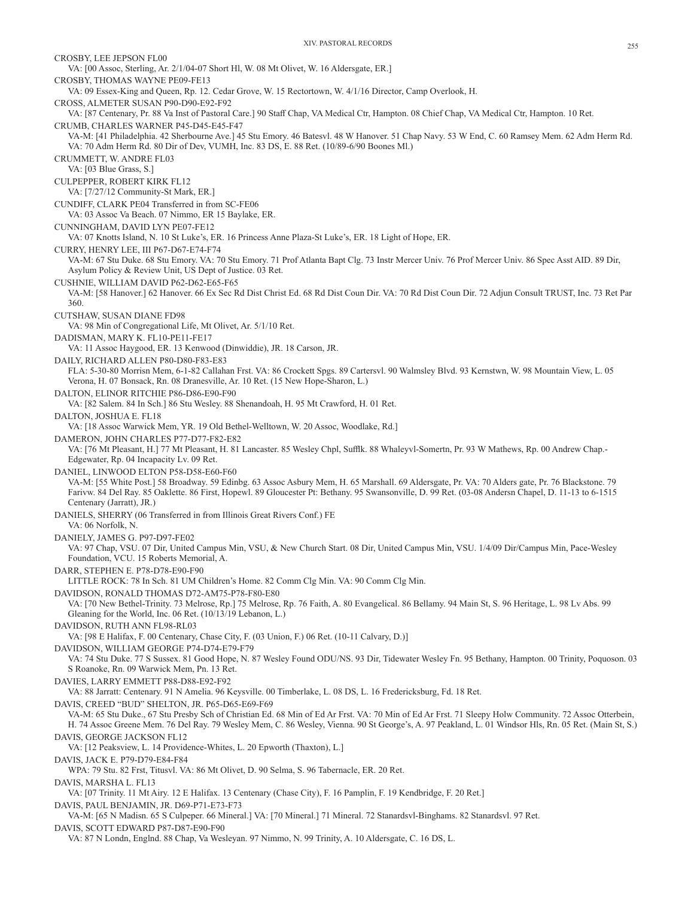CROSBY, LEE JEPSON FL00

VA: [00 Assoc, Sterling, Ar. 2/1/04-07 Short Hl, W. 08 Mt Olivet, W. 16 Aldersgate, ER.]

CROSBY, THOMAS WAYNE PE09-FE13

VA: 09 Essex-King and Queen, Rp. 12. Cedar Grove, W. 15 Rectortown, W. 4/1/16 Director, Camp Overlook, H.

CROSS, ALMETER SUSAN P90-D90-E92-F92

VA: [87 Centenary, Pr. 88 Va Inst of Pastoral Care.] 90 Staff Chap, VA Medical Ctr, Hampton. 08 Chief Chap, VA Medical Ctr, Hampton. 10 Ret.

CRUMB, CHARLES WARNER P45-D45-E45-F47

VA-M: [41 Philadelphia. 42 Sherbourne Ave.] 45 Stu Emory. 46 Batesvl. 48 W Hanover. 51 Chap Navy. 53 W End, C. 60 Ramsey Mem. 62 Adm Herm Rd. VA: 70 Adm Herm Rd. 80 Dir of Dev, VUMH, Inc. 83 DS, E. 88 Ret. (10/89-6/90 Boones Ml.)

CRUMMETT, W. ANDRE FL03

VA: [03 Blue Grass, S.]

CULPEPPER, ROBERT KIRK FL12

VA: [7/27/12 Community-St Mark, ER.]

CUNDIFF, CLARK PE04 Transferred in from SC-FE06

VA: 03 Assoc Va Beach. 07 Nimmo, ER 15 Baylake, ER.

CUNNINGHAM, DAVID LYN PE07-FE12

VA: 07 Knotts Island, N. 10 St Luke's, ER. 16 Princess Anne Plaza-St Luke's, ER. 18 Light of Hope, ER.

CURRY, HENRY LEE, III P67-D67-E74-F74

VA-M: 67 Stu Duke. 68 Stu Emory. VA: 70 Stu Emory. 71 Prof Atlanta Bapt Clg. 73 Instr Mercer Univ. 76 Prof Mercer Univ. 86 Spec Asst AID. 89 Dir, Asylum Policy & Review Unit, US Dept of Justice. 03 Ret.

CUSHNIE, WILLIAM DAVID P62-D62-E65-F65

VA-M: [58 Hanover.] 62 Hanover. 66 Ex Sec Rd Dist Christ Ed. 68 Rd Dist Coun Dir. VA: 70 Rd Dist Coun Dir. 72 Adjun Consult TRUST, Inc. 73 Ret Par 360.

CUTSHAW, SUSAN DIANE FD98

VA: 98 Min of Congregational Life, Mt Olivet, Ar. 5/1/10 Ret.

DADISMAN, MARY K. FL10-PE11-FE17

VA: 11 Assoc Haygood, ER. 13 Kenwood (Dinwiddie), JR. 18 Carson, JR.

DAILY, RICHARD ALLEN P80-D80-F83-E83

FLA: 5-30-80 Morrisn Mem, 6-1-82 Callahan Frst. VA: 86 Crockett Spgs. 89 Cartersvl. 90 Walmsley Blvd. 93 Kernstwn, W. 98 Mountain View, L. 05 Verona, H. 07 Bonsack, Rn. 08 Dranesville, Ar. 10 Ret. (15 New Hope-Sharon, L.)

DALTON, ELINOR RITCHIE P86-D86-E90-F90

VA: [82 Salem. 84 In Sch.] 86 Stu Wesley. 88 Shenandoah, H. 95 Mt Crawford, H. 01 Ret.

DALTON, JOSHUA E. FL18

VA: [18 Assoc Warwick Mem, YR. 19 Old Bethel-Welltown, W. 20 Assoc, Woodlake, Rd.]

DAMERON, JOHN CHARLES P77-D77-F82-E82

VA: [76 Mt Pleasant, H.] 77 Mt Pleasant, H. 81 Lancaster. 85 Wesley Chpl, Sufflk. 88 Whaleyvl-Somertn, Pr. 93 W Mathews, Rp. 00 Andrew Chap.-Edgewater, Rp. 04 Incapacity Lv. 09 Ret.

DANIEL, LINWOOD ELTON P58-D58-E60-F60

VA-M: [55 White Post.] 58 Broadway. 59 Edinbg. 63 Assoc Asbury Mem, H. 65 Marshall. 69 Aldersgate, Pr. VA: 70 Alders gate, Pr. 76 Blackstone. 79 Farivw. 84 Del Ray. 85 Oaklette. 86 First, Hopewl. 89 Gloucester Pt: Bethany. 95 Swansonville, D. 99 Ret. (03-08 Andersn Chapel, D. 11-13 to 6-1515 Centenary (Jarratt), JR.)

DANIELS, SHERRY (06 Transferred in from Illinois Great Rivers Conf.) FE

VA: 06 Norfolk, N.

DANIELY, JAMES G. P97-D97-FE02

VA: 97 Chap, VSU. 07 Dir, United Campus Min, VSU, & New Church Start. 08 Dir, United Campus Min, VSU. 1/4/09 Dir/Campus Min, Pace-Wesley Foundation, VCU. 15 Roberts Memorial, A.

DARR, STEPHEN E. P78-D78-E90-F90

LITTLE ROCK: 78 In Sch. 81 UM Children's Home. 82 Comm Clg Min. VA: 90 Comm Clg Min.

DAVIDSON, RONALD THOMAS D72-AM75-P78-F80-E80

VA: [70 New Bethel-Trinity. 73 Melrose, Rp.] 75 Melrose, Rp. 76 Faith, A. 80 Evangelical. 86 Bellamy. 94 Main St, S. 96 Heritage, L. 98 Lv Abs. 99 Gleaning for the World, Inc. 06 Ret. (10/13/19 Lebanon, L.)

DAVIDSON, RUTH ANN FL98-RL03

VA: [98 E Halifax, F. 00 Centenary, Chase City, F. (03 Union, F.) 06 Ret. (10-11 Calvary, D.)]

DAVIDSON, WILLIAM GEORGE P74-D74-E79-F79

VA: 74 Stu Duke. 77 S Sussex. 81 Good Hope, N. 87 Wesley Found ODU/NS. 93 Dir, Tidewater Wesley Fn. 95 Bethany, Hampton. 00 Trinity, Poquoson. 03 S Roanoke, Rn. 09 Warwick Mem, Pn. 13 Ret.

DAVIES, LARRY EMMETT P88-D88-E92-F92

VA: 88 Jarratt: Centenary. 91 N Amelia. 96 Keysville. 00 Timberlake, L. 08 DS, L. 16 Fredericksburg, Fd. 18 Ret.

DAVIS, CREED "BUD" SHELTON, JR. P65-D65-E69-F69

VA-M: 65 Stu Duke., 67 Stu Presby Sch of Christian Ed. 68 Min of Ed Ar Frst. VA: 70 Min of Ed Ar Frst. 71 Sleepy Holw Community. 72 Assoc Otterbein, H. 74 Assoc Greene Mem. 76 Del Ray. 79 Wesley Mem, C. 86 Wesley, Vienna. 90 St George's, A. 97 Peakland, L. 01 Windsor Hls, Rn. 05 Ret. (Main St, S.)

DAVIS, GEORGE JACKSON FL12

VA: [12 Peaksview, L. 14 Providence-Whites, L. 20 Epworth (Thaxton), L.]

DAVIS, JACK E. P79-D79-E84-F84

WPA: 79 Stu. 82 Frst, Titusvl. VA: 86 Mt Olivet, D. 90 Selma, S. 96 Tabernacle, ER. 20 Ret.

DAVIS, MARSHA L. FL13

VA: [07 Trinity. 11 Mt Airy. 12 E Halifax. 13 Centenary (Chase City), F. 16 Pamplin, F. 19 Kendbridge, F. 20 Ret.]

DAVIS, PAUL BENJAMIN, JR. D69-P71-E73-F73

VA-M: [65 N Madisn. 65 S Culpeper. 66 Mineral.] VA: [70 Mineral.] 71 Mineral. 72 Stanardsvl-Binghams. 82 Stanardsvl. 97 Ret.

DAVIS, SCOTT EDWARD P87-D87-E90-F90

VA: 87 N Londn, Englnd. 88 Chap, Va Wesleyan. 97 Nimmo, N. 99 Trinity, A. 10 Aldersgate, C. 16 DS, L.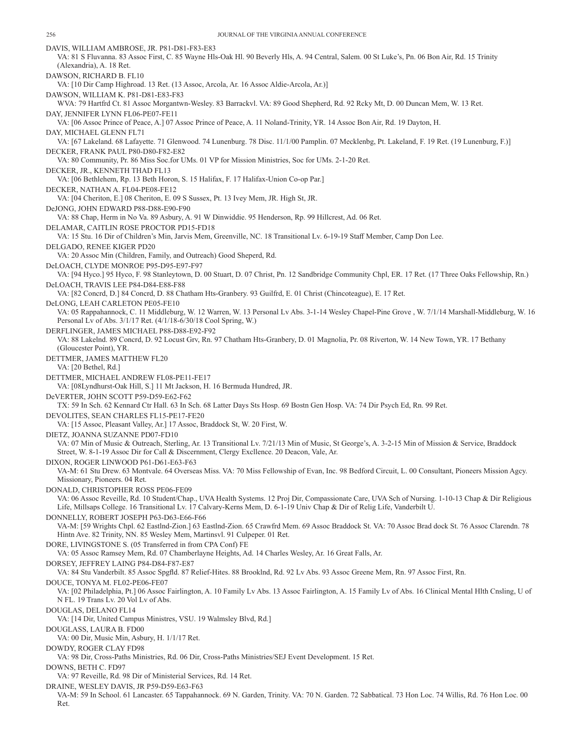DAVIS, WILLIAM AMBROSE, JR. P81-D81-F83-E83

VA: 81 S Fluvanna. 83 Assoc First, C. 85 Wayne Hls-Oak Hl. 90 Beverly Hls, A. 94 Central, Salem. 00 St Luke's, Pn. 06 Bon Air, Rd. 15 Trinity (Alexandria), A. 18 Ret.

DAWSON, RICHARD B. FL10

VA: [10 Dir Camp Highroad. 13 Ret. (13 Assoc, Arcola, Ar. 16 Assoc Aldie-Arcola, Ar.)]

DAWSON, WILLIAM K. P81-D81-E83-F83

WVA: 79 Hartfrd Ct. 81 Assoc Morgantwn-Wesley. 83 Barrackvl. VA: 89 Good Shepherd, Rd. 92 Rcky Mt, D. 00 Duncan Mem, W. 13 Ret.

DAY, JENNIFER LYNN FL06-PE07-FE11

VA: [06 Assoc Prince of Peace, A.] 07 Assoc Prince of Peace, A. 11 Noland-Trinity, YR. 14 Assoc Bon Air, Rd. 19 Dayton, H.

DAY, MICHAEL GLENN FL71

VA: [67 Lakeland. 68 Lafayette. 71 Glenwood. 74 Lunenburg. 78 Disc. 11/1/00 Pamplin. 07 Mecklenbg, Pt. Lakeland, F. 19 Ret. (19 Lunenburg, F.)]

DECKER, FRANK PAUL P80-D80-F82-E82

VA: 80 Community, Pr. 86 Miss Soc.for UMs. 01 VP for Mission Ministries, Soc for UMs. 2-1-20 Ret.

DECKER, JR., KENNETH THAD FL13

VA: [06 Bethlehem, Rp. 13 Beth Horon, S. 15 Halifax, F. 17 Halifax-Union Co-op Par.]

DECKER, NATHAN A. FL04-PE08-FE12

VA: [04 Cheriton, E.] 08 Cheriton, E. 09 S Sussex, Pt. 13 Ivey Mem, JR. High St, JR.

DeJONG, JOHN EDWARD P88-D88-E90-F90

VA: 88 Chap, Herm in No Va. 89 Asbury, A. 91 W Dinwiddie. 95 Henderson, Rp. 99 Hillcrest, Ad. 06 Ret.

DELAMAR, CAITLIN ROSE PROCTOR PD15-FD18

VA: 15 Stu. 16 Dir of Children's Min, Jarvis Mem, Greenville, NC. 18 Transitional Lv. 6-19-19 Staff Member, Camp Don Lee.

DELGADO, RENEE KIGER PD20

VA: 20 Assoc Min (Children, Family, and Outreach) Good Sheperd, Rd.

DeLOACH, CLYDE MONROE P95-D95-E97-F97

VA: [94 Hyco.] 95 Hyco, F. 98 Stanleytown, D. 00 Stuart, D. 07 Christ, Pn. 12 Sandbridge Community Chpl, ER. 17 Ret. (17 Three Oaks Fellowship, Rn.)

DeLOACH, TRAVIS LEE P84-D84-E88-F88

VA: [82 Concrd, D.] 84 Concrd, D. 88 Chatham Hts-Granbery. 93 Guilfrd, E. 01 Christ (Chincoteague), E. 17 Ret.

DeLONG, LEAH CARLETON PE05-FE10

VA: 05 Rappahannock, C. 11 Middleburg, W. 12 Warren, W. 13 Personal Lv Abs. 3-1-14 Wesley Chapel-Pine Grove , W. 7/1/14 Marshall-Middleburg, W. 16 Personal Lv of Abs. 3/1/17 Ret. (4/1/18-6/30/18 Cool Spring, W.)

DERFLINGER, JAMES MICHAEL P88-D88-E92-F92

VA: 88 Lakelnd. 89 Concrd, D. 92 Locust Grv, Rn. 97 Chatham Hts-Granbery, D. 01 Magnolia, Pr. 08 Riverton, W. 14 New Town, YR. 17 Bethany (Gloucester Point), YR.

DETTMER, JAMES MATTHEW FL20

VA: [20 Bethel, Rd.]

DETTMER, MICHAEL ANDREW FL08-PE11-FE17

VA: [08Lyndhurst-Oak Hill, S.] 11 Mt Jackson, H. 16 Bermuda Hundred, JR.

DeVERTER, JOHN SCOTT P59-D59-E62-F62

TX: 59 In Sch. 62 Kennard Ctr Hall. 63 In Sch. 68 Latter Days Sts Hosp. 69 Bostn Gen Hosp. VA: 74 Dir Psych Ed, Rn. 99 Ret.

DEVOLITES, SEAN CHARLES FL15-PE17-FE20

VA: [15 Assoc, Pleasant Valley, Ar.] 17 Assoc, Braddock St, W. 20 First, W.

DIETZ, JOANNA SUZANNE PD07-FD10

VA: 07 Min of Music & Outreach, Sterling, Ar. 13 Transitional Lv. 7/21/13 Min of Music, St George's, A. 3-2-15 Min of Mission & Service, Braddock Street, W. 8-1-19 Assoc Dir for Call & Discernment, Clergy Excllence. 20 Deacon, Vale, Ar.

DIXON, ROGER LINWOOD P61-D61-E63-F63

VA-M: 61 Stu Drew. 63 Montvale. 64 Overseas Miss. VA: 70 Miss Fellowship of Evan, Inc. 98 Bedford Circuit, L. 00 Consultant, Pioneers Mission Agcy. Missionary, Pioneers. 04 Ret.

DONALD, CHRISTOPHER ROSS PE06-FE09

VA: 06 Assoc Reveille, Rd. 10 Student/Chap., UVA Health Systems. 12 Proj Dir, Compassionate Care, UVA Sch of Nursing. 1-10-13 Chap & Dir Religious Life, Millsaps College. 16 Transitional Lv. 17 Calvary-Kerns Mem, D. 6-1-19 Univ Chap & Dir of Relig Life, Vanderbilt U.

DONNELLY, ROBERT JOSEPH P63-D63-E66-F66

VA-M: [59 Wrights Chpl. 62 Eastlnd-Zion.] 63 Eastlnd-Zion. 65 Crawfrd Mem. 69 Assoc Braddock St. VA: 70 Assoc Brad dock St. 76 Assoc Clarendn. 78 Hintn Ave. 82 Trinity, NN. 85 Wesley Mem, Martinsvl. 91 Culpeper. 01 Ret.

DORE, LIVINGSTONE S. (05 Transferred in from CPA Conf) FE

VA: 05 Assoc Ramsey Mem, Rd. 07 Chamberlayne Heights, Ad. 14 Charles Wesley, Ar. 16 Great Falls, Ar.

DORSEY, JEFFREY LAING P84-D84-F87-E87

VA: 84 Stu Vanderbilt. 85 Assoc Spgfld. 87 Relief-Hites. 88 Brooklnd, Rd. 92 Lv Abs. 93 Assoc Greene Mem, Rn. 97 Assoc First, Rn.

DOUCE, TONYA M. FL02-PE06-FE07

VA: [02 Philadelphia, Pt.] 06 Assoc Fairlington, A. 10 Family Lv Abs. 13 Assoc Fairlington, A. 15 Family Lv of Abs. 16 Clinical Mental Hlth Cnsling, U of N FL. 19 Trans Lv. 20 Vol Lv of Abs.

DOUGLAS, DELANO FL14

VA: [14 Dir, United Campus Ministres, VSU. 19 Walmsley Blvd, Rd.]

DOUGLASS, LAURA B. FD00

VA: 00 Dir, Music Min, Asbury, H. 1/1/17 Ret.

DOWDY, ROGER CLAY FD98

VA: 98 Dir, Cross-Paths Ministries, Rd. 06 Dir, Cross-Paths Ministries/SEJ Event Development. 15 Ret.

DOWNS, BETH C. FD97

VA: 97 Reveille, Rd. 98 Dir of Ministerial Services, Rd. 14 Ret.

DRAINE, WESLEY DAVIS, JR P59-D59-E63-F63

VA-M: 59 In School. 61 Lancaster. 65 Tappahannock. 69 N. Garden, Trinity. VA: 70 N. Garden. 72 Sabbatical. 73 Hon Loc. 74 Willis, Rd. 76 Hon Loc. 00 Ret.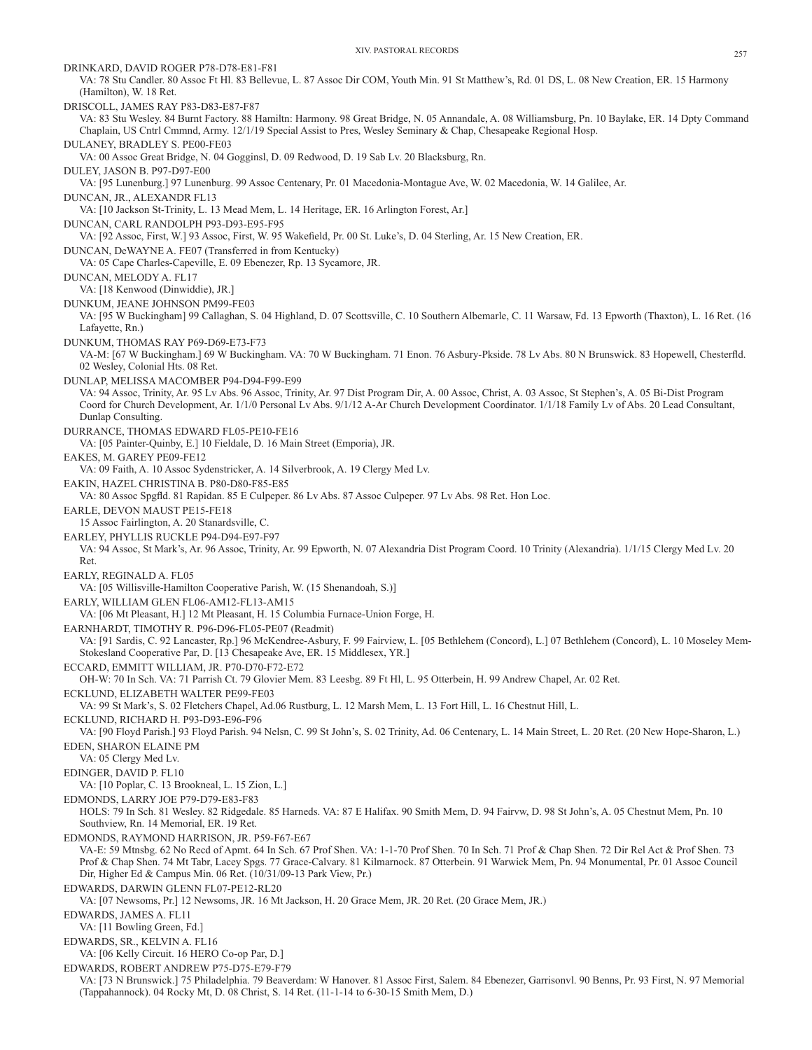DRINKARD, DAVID ROGER P78-D78-E81-F81
VA: 78 Stu Candler. 80 Assoc Ft Hl. 83 Bellevue, L. 87 Assoc Dir COM, Youth Min. 91 St Matthew's, Rd. 01 DS, L. 08 New Creation, ER. 15 Harmony (Hamilton), W. 18 Ret.

DRISCOLL, JAMES RAY P83-D83-E87-F87
VA: 83 Stu Wesley. 84 Burnt Factory. 88 Hamiltn: Harmony. 98 Great Bridge, N. 05 Annandale, A. 08 Williamsburg, Pn. 10 Baylake, ER. 14 Dpty Command Chaplain, US Cntrl Cmmnd, Army. 12/1/19 Special Assist to Pres, Wesley Seminary & Chap, Chesapeake Regional Hosp.

DULANEY, BRADLEY S. PE00-FE03
VA: 00 Assoc Great Bridge, N. 04 Gogginsl, D. 09 Redwood, D. 19 Sab Lv. 20 Blacksburg, Rn.

DULEY, JASON B. P97-D97-E00
VA: [95 Lunenburg.] 97 Lunenburg. 99 Assoc Centenary, Pr. 01 Macedonia-Montague Ave, W. 02 Macedonia, W. 14 Galilee, Ar.

DUNCAN, JR., ALEXANDR FL13
VA: [10 Jackson St-Trinity, L. 13 Mead Mem, L. 14 Heritage, ER. 16 Arlington Forest, Ar.]

DUNCAN, CARL RANDOLPH P93-D93-E95-F95
VA: [92 Assoc, First, W.] 93 Assoc, First, W. 95 Wakefield, Pr. 00 St. Luke's, D. 04 Sterling, Ar. 15 New Creation, ER.

DUNCAN, DeWAYNE A. FE07 (Transferred in from Kentucky)
VA: 05 Cape Charles-Capeville, E. 09 Ebenezer, Rp. 13 Sycamore, JR.

DUNCAN, MELODY A. FL17
VA: [18 Kenwood (Dinwiddie), JR.]

DUNKUM, JEANE JOHNSON PM99-FE03
VA: [95 W Buckingham] 99 Callaghan, S. 04 Highland, D. 07 Scottsville, C. 10 Southern Albemarle, C. 11 Warsaw, Fd. 13 Epworth (Thaxton), L. 16 Ret. (16 Lafayette, Rn.)

DUNKUM, THOMAS RAY P69-D69-E73-F73
VA-M: [67 W Buckingham.] 69 W Buckingham. VA: 70 W Buckingham. 71 Enon. 76 Asbury-Pkside. 78 Lv Abs. 80 N Brunswick. 83 Hopewell, Chesterfld. 02 Wesley, Colonial Hts. 08 Ret.

DUNLAP, MELISSA MACOMBER P94-D94-F99-E99
VA: 94 Assoc, Trinity, Ar. 95 Lv Abs. 96 Assoc, Trinity, Ar. 97 Dist Program Dir, A. 00 Assoc, Christ, A. 03 Assoc, St Stephen's, A. 05 Bi-Dist Program Coord for Church Development, Ar. 1/1/0 Personal Lv Abs. 9/1/12 A-Ar Church Development Coordinator. 1/1/18 Family Lv of Abs. 20 Lead Consultant, Dunlap Consulting.

DURRANCE, THOMAS EDWARD FL05-PE10-FE16
VA: [05 Painter-Quinby, E.] 10 Fieldale, D. 16 Main Street (Emporia), JR.

EAKES, M. GAREY PE09-FE12
VA: 09 Faith, A. 10 Assoc Sydenstricker, A. 14 Silverbrook, A. 19 Clergy Med Lv.

EAKIN, HAZEL CHRISTINA B. P80-D80-F85-E85
VA: 80 Assoc Spgfld. 81 Rapidan. 85 E Culpeper. 86 Lv Abs. 87 Assoc Culpeper. 97 Lv Abs. 98 Ret. Hon Loc.

EARLE, DEVON MAUST PE15-FE18
15 Assoc Fairlington, A. 20 Stanardsville, C.

EARLEY, PHYLLIS RUCKLE P94-D94-E97-F97
VA: 94 Assoc, St Mark's, Ar. 96 Assoc, Trinity, Ar. 99 Epworth, N. 07 Alexandria Dist Program Coord. 10 Trinity (Alexandria). 1/1/15 Clergy Med Lv. 20 Ret.

EARLY, REGINALD A. FL05
VA: [05 Willisville-Hamilton Cooperative Parish, W. (15 Shenandoah, S.)]

EARLY, WILLIAM GLEN FL06-AM12-FL13-AM15
VA: [06 Mt Pleasant, H.] 12 Mt Pleasant, H. 15 Columbia Furnace-Union Forge, H.

EARNHARDT, TIMOTHY R. P96-D96-FL05-PE07 (Readmit)
VA: [91 Sardis, C. 92 Lancaster, Rp.] 96 McKendree-Asbury, F. 99 Fairview, L. [05 Bethlehem (Concord), L.] 07 Bethlehem (Concord), L. 10 Moseley Mem-Stokesland Cooperative Par, D. [13 Chesapeake Ave, ER. 15 Middlesex, YR.]

ECCARD, EMMITT WILLIAM, JR. P70-D70-F72-E72
OH-W: 70 In Sch. VA: 71 Parrish Ct. 79 Glovier Mem. 83 Leesbg. 89 Ft Hl, L. 95 Otterbein, H. 99 Andrew Chapel, Ar. 02 Ret.

ECKLUND, ELIZABETH WALTER PE99-FE03
VA: 99 St Mark's, S. 02 Fletchers Chapel, Ad.06 Rustburg, L. 12 Marsh Mem, L. 13 Fort Hill, L. 16 Chestnut Hill, L.

ECKLUND, RICHARD H. P93-D93-E96-F96
VA: [90 Floyd Parish.] 93 Floyd Parish. 94 Nelsn, C. 99 St John's, S. 02 Trinity, Ad. 06 Centenary, L. 14 Main Street, L. 20 Ret. (20 New Hope-Sharon, L.)

EDEN, SHARON ELAINE PM
VA: 05 Clergy Med Lv.

EDINGER, DAVID P. FL10
VA: [10 Poplar, C. 13 Brookneal, L. 15 Zion, L.]

EDMONDS, LARRY JOE P79-D79-E83-F83
HOLS: 79 In Sch. 81 Wesley. 82 Ridgedale. 85 Harneds. VA: 87 E Halifax. 90 Smith Mem, D. 94 Fairvw, D. 98 St John's, A. 05 Chestnut Mem, Pn. 10 Southview, Rn. 14 Memorial, ER. 19 Ret.

EDMONDS, RAYMOND HARRISON, JR. P59-F67-E67
VA-E: 59 Mtnsbg. 62 No Recd of Apmt. 64 In Sch. 67 Prof Shen. VA: 1-1-70 Prof Shen. 70 In Sch. 71 Prof & Chap Shen. 72 Dir Rel Act & Prof Shen. 73 Prof & Chap Shen. 74 Mt Tabr, Lacey Spgs. 77 Grace-Calvary. 81 Kilmarnock. 87 Otterbein. 91 Warwick Mem, Pn. 94 Monumental, Pr. 01 Assoc Council Dir, Higher Ed & Campus Min. 06 Ret. (10/31/09-13 Park View, Pr.)

EDWARDS, DARWIN GLENN FL07-PE12-RL20
VA: [07 Newsoms, Pr.] 12 Newsoms, JR. 16 Mt Jackson, H. 20 Grace Mem, JR. 20 Ret. (20 Grace Mem, JR.)

EDWARDS, JAMES A. FL11
VA: [11 Bowling Green, Fd.]

EDWARDS, SR., KELVIN A. FL16
VA: [06 Kelly Circuit. 16 HERO Co-op Par, D.]

EDWARDS, ROBERT ANDREW P75-D75-E79-F79
VA: [73 N Brunswick.] 75 Philadelphia. 79 Beaverdam: W Hanover. 81 Assoc First, Salem. 84 Ebenezer, Garrisonvl. 90 Benns, Pr. 93 First, N. 97 Memorial (Tappahannock). 04 Rocky Mt, D. 08 Christ, S. 14 Ret. (11-1-14 to 6-30-15 Smith Mem, D.)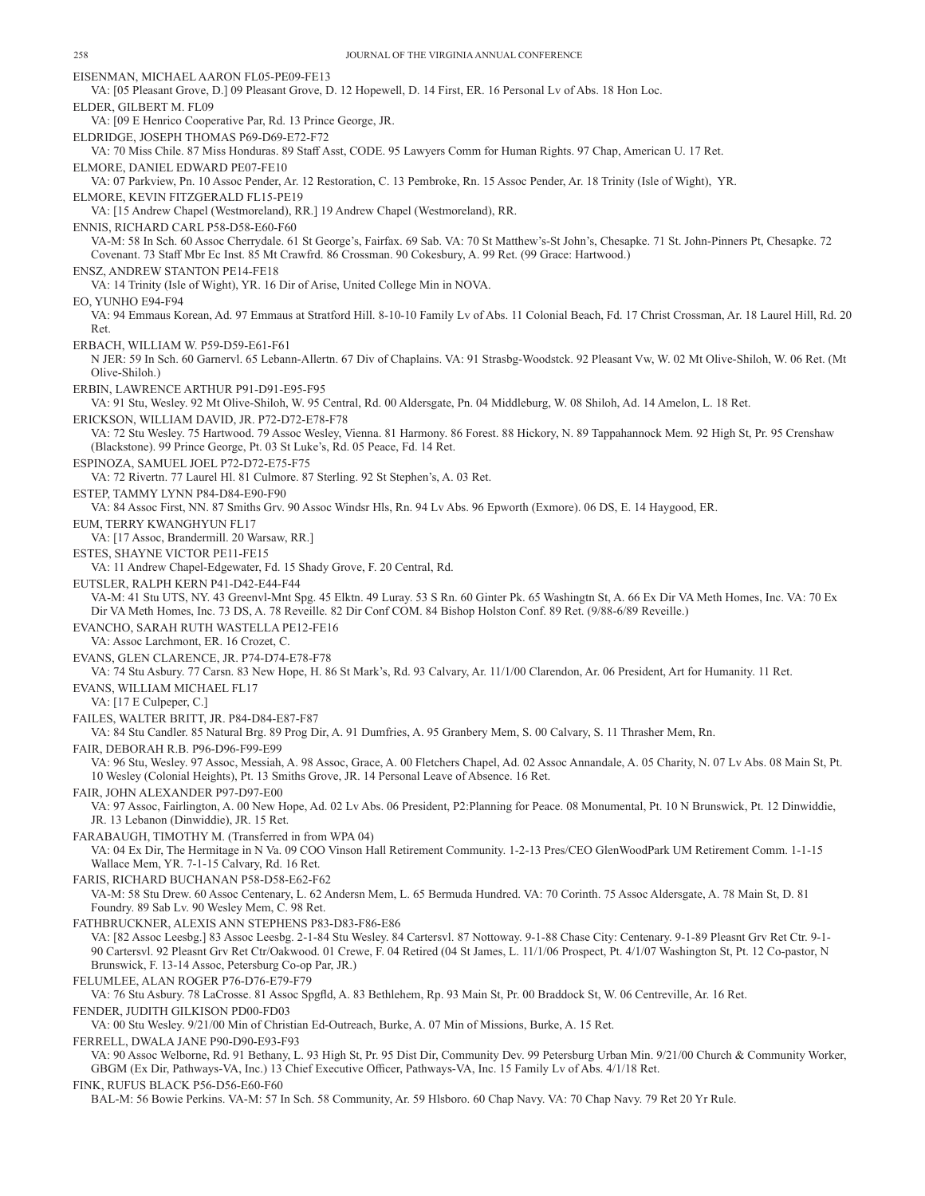EISENMAN, MICHAEL AARON FL05-PE09-FE13
VA: [05 Pleasant Grove, D.] 09 Pleasant Grove, D. 12 Hopewell, D. 14 First, ER. 16 Personal Lv of Abs. 18 Hon Loc.

ELDER, GILBERT M. FL09
VA: [09 E Henrico Cooperative Par, Rd. 13 Prince George, JR.

ELDRIDGE, JOSEPH THOMAS P69-D69-E72-F72
VA: 70 Miss Chile. 87 Miss Honduras. 89 Staff Asst, CODE. 95 Lawyers Comm for Human Rights. 97 Chap, American U. 17 Ret.

ELMORE, DANIEL EDWARD PE07-FE10
VA: 07 Parkview, Pn. 10 Assoc Pender, Ar. 12 Restoration, C. 13 Pembroke, Rn. 15 Assoc Pender, Ar. 18 Trinity (Isle of Wight), YR.

ELMORE, KEVIN FITZGERALD FL15-PE19
VA: [15 Andrew Chapel (Westmoreland), RR.] 19 Andrew Chapel (Westmoreland), RR.

ENNIS, RICHARD CARL P58-D58-E60-F60
VA-M: 58 In Sch. 60 Assoc Cherrydale. 61 St George's, Fairfax. 69 Sab. VA: 70 St Matthew's-St John's, Chesapke. 71 St. John-Pinners Pt, Chesapke. 72 Covenant. 73 Staff Mbr Ec Inst. 85 Mt Crawfrd. 86 Crossman. 90 Cokesbury, A. 99 Ret. (99 Grace: Hartwood.)

ENSZ, ANDREW STANTON PE14-FE18
VA: 14 Trinity (Isle of Wight), YR. 16 Dir of Arise, United College Min in NOVA.

EO, YUNHO E94-F94
VA: 94 Emmaus Korean, Ad. 97 Emmaus at Stratford Hill. 8-10-10 Family Lv of Abs. 11 Colonial Beach, Fd. 17 Christ Crossman, Ar. 18 Laurel Hill, Rd. 20 Ret.

ERBACH, WILLIAM W. P59-D59-E61-F61
N JER: 59 In Sch. 60 Garnervl. 65 Lebann-Allertn. 67 Div of Chaplains. VA: 91 Strasbg-Woodstck. 92 Pleasant Vw, W. 02 Mt Olive-Shiloh, W. 06 Ret. (Mt Olive-Shiloh.)

ERBIN, LAWRENCE ARTHUR P91-D91-E95-F95
VA: 91 Stu, Wesley. 92 Mt Olive-Shiloh, W. 95 Central, Rd. 00 Aldersgate, Pn. 04 Middleburg, W. 08 Shiloh, Ad. 14 Amelon, L. 18 Ret.

ERICKSON, WILLIAM DAVID, JR. P72-D72-E78-F78
VA: 72 Stu Wesley. 75 Hartwood. 79 Assoc Wesley, Vienna. 81 Harmony. 86 Forest. 88 Hickory, N. 89 Tappahannock Mem. 92 High St, Pr. 95 Crenshaw (Blackstone). 99 Prince George, Pt. 03 St Luke's, Rd. 05 Peace, Fd. 14 Ret.

ESPINOZA, SAMUEL JOEL P72-D72-E75-F75
VA: 72 Rivertn. 77 Laurel Hl. 81 Culmore. 87 Sterling. 92 St Stephen's, A. 03 Ret.

ESTEP, TAMMY LYNN P84-D84-E90-F90
VA: 84 Assoc First, NN. 87 Smiths Grv. 90 Assoc Windsr Hls, Rn. 94 Lv Abs. 96 Epworth (Exmore). 06 DS, E. 14 Haygood, ER.

EUM, TERRY KWANGHYUN FL17
VA: [17 Assoc, Brandermill. 20 Warsaw, RR.]

ESTES, SHAYNE VICTOR PE11-FE15
VA: 11 Andrew Chapel-Edgewater, Fd. 15 Shady Grove, F. 20 Central, Rd.

EUTSLER, RALPH KERN P41-D42-E44-F44
VA-M: 41 Stu UTS, NY. 43 Greenvl-Mnt Spg. 45 Elktn. 49 Luray. 53 S Rn. 60 Ginter Pk. 65 Washingtn St, A. 66 Ex Dir VA Meth Homes, Inc. VA: 70 Ex Dir VA Meth Homes, Inc. 73 DS, A. 78 Reveille. 82 Dir Conf COM. 84 Bishop Holston Conf. 89 Ret. (9/88-6/89 Reveille.)

EVANCHO, SARAH RUTH WASTELLA PE12-FE16
VA: Assoc Larchmont, ER. 16 Crozet, C.

EVANS, GLEN CLARENCE, JR. P74-D74-E78-F78
VA: 74 Stu Asbury. 77 Carsn. 83 New Hope, H. 86 St Mark's, Rd. 93 Calvary, Ar. 11/1/00 Clarendon, Ar. 06 President, Art for Humanity. 11 Ret.

EVANS, WILLIAM MICHAEL FL17
VA: [17 E Culpeper, C.]

FAILES, WALTER BRITT, JR. P84-D84-E87-F87
VA: 84 Stu Candler. 85 Natural Brg. 89 Prog Dir, A. 91 Dumfries, A. 95 Granbery Mem, S. 00 Calvary, S. 11 Thrasher Mem, Rn.

FAIR, DEBORAH R.B. P96-D96-F99-E99
VA: 96 Stu, Wesley. 97 Assoc, Messiah, A. 98 Assoc, Grace, A. 00 Fletchers Chapel, Ad. 02 Assoc Annandale, A. 05 Charity, N. 07 Lv Abs. 08 Main St, Pt. 10 Wesley (Colonial Heights), Pt. 13 Smiths Grove, JR. 14 Personal Leave of Absence. 16 Ret.

FAIR, JOHN ALEXANDER P97-D97-E00
VA: 97 Assoc, Fairlington, A. 00 New Hope, Ad. 02 Lv Abs. 06 President, P2:Planning for Peace. 08 Monumental, Pt. 10 N Brunswick, Pt. 12 Dinwiddie, JR. 13 Lebanon (Dinwiddie), JR. 15 Ret.

FARABAUGH, TIMOTHY M. (Transferred in from WPA 04)
VA: 04 Ex Dir, The Hermitage in N Va. 09 COO Vinson Hall Retirement Community. 1-2-13 Pres/CEO GlenWoodPark UM Retirement Comm. 1-1-15 Wallace Mem, YR. 7-1-15 Calvary, Rd. 16 Ret.

FARIS, RICHARD BUCHANAN P58-D58-E62-F62
VA-M: 58 Stu Drew. 60 Assoc Centenary, L. 62 Andersn Mem, L. 65 Bermuda Hundred. VA: 70 Corinth. 75 Assoc Aldersgate, A. 78 Main St, D. 81 Foundry. 89 Sab Lv. 90 Wesley Mem, C. 98 Ret.

FATHBRUCKNER, ALEXIS ANN STEPHENS P83-D83-F86-E86
VA: [82 Assoc Leesbg.] 83 Assoc Leesbg. 2-1-84 Stu Wesley. 84 Cartersvl. 87 Nottoway. 9-1-88 Chase City: Centenary. 9-1-89 Pleasnt Grv Ret Ctr. 9-1-90 Cartersvl. 92 Pleasnt Grv Ret Ctr/Oakwood. 01 Crewe, F. 04 Retired (04 St James, L. 11/1/06 Prospect, Pt. 4/1/07 Washington St, Pt. 12 Co-pastor, N Brunswick, F. 13-14 Assoc, Petersburg Co-op Par, JR.)

FELUMLEE, ALAN ROGER P76-D76-E79-F79
VA: 76 Stu Asbury. 78 LaCrosse. 81 Assoc Spgfld, A. 83 Bethlehem, Rp. 93 Main St, Pr. 00 Braddock St, W. 06 Centreville, Ar. 16 Ret.

FENDER, JUDITH GILKISON PD00-FD03
VA: 00 Stu Wesley. 9/21/00 Min of Christian Ed-Outreach, Burke, A. 07 Min of Missions, Burke, A. 15 Ret.

FERRELL, DWALA JANE P90-D90-E93-F93
VA: 90 Assoc Welborne, Rd. 91 Bethany, L. 93 High St, Pr. 95 Dist Dir, Community Dev. 99 Petersburg Urban Min. 9/21/00 Church & Community Worker, GBGM (Ex Dir, Pathways-VA, Inc.) 13 Chief Executive Officer, Pathways-VA, Inc. 15 Family Lv of Abs. 4/1/18 Ret.

FINK, RUFUS BLACK P56-D56-E60-F60
BAL-M: 56 Bowie Perkins. VA-M: 57 In Sch. 58 Community, Ar. 59 Hlsboro. 60 Chap Navy. VA: 70 Chap Navy. 79 Ret 20 Yr Rule.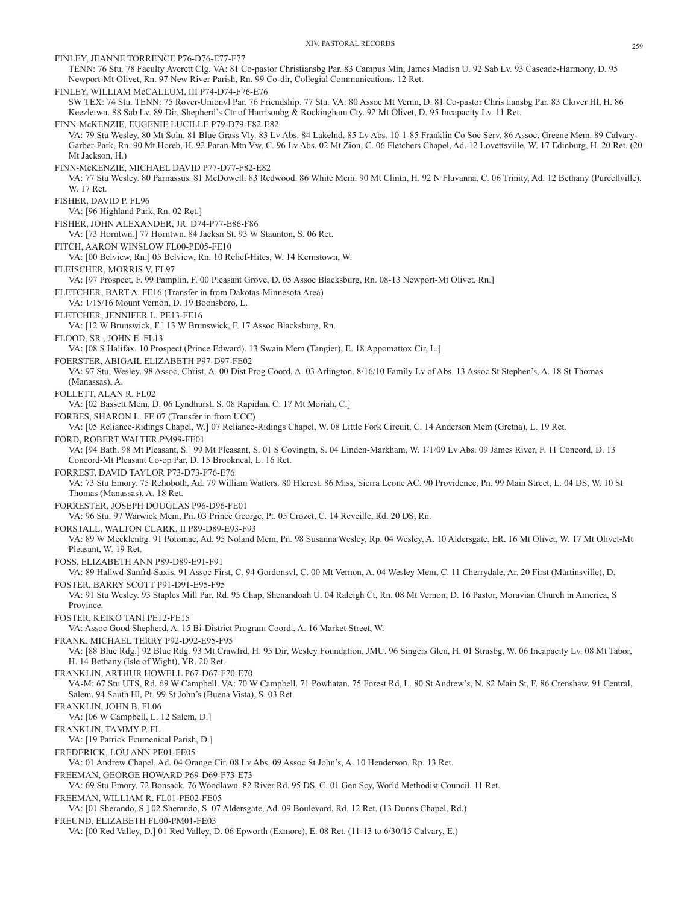FINLEY, JEANNE TORRENCE P76-D76-E77-F77

TENN: 76 Stu. 78 Faculty Averett Clg. VA: 81 Co-pastor Christiansbg Par. 83 Campus Min, James Madisn U. 92 Sab Lv. 93 Cascade-Harmony, D. 95 Newport-Mt Olivet, Rn. 97 New River Parish, Rn. 99 Co-dir, Collegial Communications. 12 Ret.

FINLEY, WILLIAM McCALLUM, III P74-D74-F76-E76

SW TEX: 74 Stu. TENN: 75 Rover-Unionvl Par. 76 Friendship. 77 Stu. VA: 80 Assoc Mt Vernn, D. 81 Co-pastor Chris tiansbg Par. 83 Clover Hl, H. 86 Keezletwn. 88 Sab Lv. 89 Dir, Shepherd's Ctr of Harrisonbg & Rockingham Cty. 92 Mt Olivet, D. 95 Incapacity Lv. 11 Ret.

FINN-McKENZIE, EUGENIE LUCILLE P79-D79-F82-E82

VA: 79 Stu Wesley. 80 Mt Soln. 81 Blue Grass Vly. 83 Lv Abs. 84 Lakelnd. 85 Lv Abs. 10-1-85 Franklin Co Soc Serv. 86 Assoc, Greene Mem. 89 Calvary-Garber-Park, Rn. 90 Mt Horeb, H. 92 Paran-Mtn Vw, C. 96 Lv Abs. 02 Mt Zion, C. 06 Fletchers Chapel, Ad. 12 Lovettsville, W. 17 Edinburg, H. 20 Ret. (20 Mt Jackson, H.)

FINN-McKENZIE, MICHAEL DAVID P77-D77-F82-E82

VA: 77 Stu Wesley. 80 Parnassus. 81 McDowell. 83 Redwood. 86 White Mem. 90 Mt Clintn, H. 92 N Fluvanna, C. 06 Trinity, Ad. 12 Bethany (Purcellville), W. 17 Ret.

FISHER, DAVID P. FL96

VA: [96 Highland Park, Rn. 02 Ret.]

FISHER, JOHN ALEXANDER, JR. D74-P77-E86-F86

VA: [73 Horntwn.] 77 Horntwn. 84 Jacksn St. 93 W Staunton, S. 06 Ret.

FITCH, AARON WINSLOW FL00-PE05-FE10

VA: [00 Belview, Rn.] 05 Belview, Rn. 10 Relief-Hites, W. 14 Kernstown, W.

FLEISCHER, MORRIS V. FL97

VA: [97 Prospect, F. 99 Pamplin, F. 00 Pleasant Grove, D. 05 Assoc Blacksburg, Rn. 08-13 Newport-Mt Olivet, Rn.]

FLETCHER, BART A. FE16 (Transfer in from Dakotas-Minnesota Area)

VA: 1/15/16 Mount Vernon, D. 19 Boonsboro, L.

FLETCHER, JENNIFER L. PE13-FE16

VA: [12 W Brunswick, F.] 13 W Brunswick, F. 17 Assoc Blacksburg, Rn.

FLOOD, SR., JOHN E. FL13

VA: [08 S Halifax. 10 Prospect (Prince Edward). 13 Swain Mem (Tangier), E. 18 Appomattox Cir, L.]

FOERSTER, ABIGAIL ELIZABETH P97-D97-FE02

VA: 97 Stu, Wesley. 98 Assoc, Christ, A. 00 Dist Prog Coord, A. 03 Arlington. 8/16/10 Family Lv of Abs. 13 Assoc St Stephen's, A. 18 St Thomas (Manassas), A.

FOLLETT, ALAN R. FL02

VA: [02 Bassett Mem, D. 06 Lyndhurst, S. 08 Rapidan, C. 17 Mt Moriah, C.]

FORBES, SHARON L. FE 07 (Transfer in from UCC)

VA: [05 Reliance-Ridings Chapel, W.] 07 Reliance-Ridings Chapel, W. 08 Little Fork Circuit, C. 14 Anderson Mem (Gretna), L. 19 Ret.

FORD, ROBERT WALTER PM99-FE01

VA: [94 Bath. 98 Mt Pleasant, S.] 99 Mt Pleasant, S. 01 S Covingtn, S. 04 Linden-Markham, W. 1/1/09 Lv Abs. 09 James River, F. 11 Concord, D. 13 Concord-Mt Pleasant Co-op Par, D. 15 Brookneal, L. 16 Ret.

FORREST, DAVID TAYLOR P73-D73-F76-E76

VA: 73 Stu Emory. 75 Rehoboth, Ad. 79 William Watters. 80 Hlcrest. 86 Miss, Sierra Leone AC. 90 Providence, Pn. 99 Main Street, L. 04 DS, W. 10 St Thomas (Manassas), A. 18 Ret.

FORRESTER, JOSEPH DOUGLAS P96-D96-FE01

VA: 96 Stu. 97 Warwick Mem, Pn. 03 Prince George, Pt. 05 Crozet, C. 14 Reveille, Rd. 20 DS, Rn.

FORSTALL, WALTON CLARK, II P89-D89-E93-F93

VA: 89 W Mecklenbg. 91 Potomac, Ad. 95 Noland Mem, Pn. 98 Susanna Wesley, Rp. 04 Wesley, A. 10 Aldersgate, ER. 16 Mt Olivet, W. 17 Mt Olivet-Mt Pleasant, W. 19 Ret.

FOSS, ELIZABETH ANN P89-D89-E91-F91

VA: 89 Hallwd-Sanfrd-Saxis. 91 Assoc First, C. 94 Gordonsvl, C. 00 Mt Vernon, A. 04 Wesley Mem, C. 11 Cherrydale, Ar. 20 First (Martinsville), D.

FOSTER, BARRY SCOTT P91-D91-E95-F95

VA: 91 Stu Wesley. 93 Staples Mill Par, Rd. 95 Chap, Shenandoah U. 04 Raleigh Ct, Rn. 08 Mt Vernon, D. 16 Pastor, Moravian Church in America, S Province.

FOSTER, KEIKO TANI PE12-FE15

VA: Assoc Good Shepherd, A. 15 Bi-District Program Coord., A. 16 Market Street, W.

FRANK, MICHAEL TERRY P92-D92-E95-F95

VA: [88 Blue Rdg.] 92 Blue Rdg. 93 Mt Crawfrd, H. 95 Dir, Wesley Foundation, JMU. 96 Singers Glen, H. 01 Strasbg, W. 06 Incapacity Lv. 08 Mt Tabor, H. 14 Bethany (Isle of Wight), YR. 20 Ret.

FRANKLIN, ARTHUR HOWELL P67-D67-F70-E70

VA-M: 67 Stu UTS, Rd. 69 W Campbell. VA: 70 W Campbell. 71 Powhatan. 75 Forest Rd, L. 80 St Andrew's, N. 82 Main St, F. 86 Crenshaw. 91 Central, Salem. 94 South Hl, Pt. 99 St John's (Buena Vista), S. 03 Ret.

FRANKLIN, JOHN B. FL06

VA: [06 W Campbell, L. 12 Salem, D.]

FRANKLIN, TAMMY P. FL

VA: [19 Patrick Ecumenical Parish, D.]

FREDERICK, LOU ANN PE01-FE05

VA: 01 Andrew Chapel, Ad. 04 Orange Cir. 08 Lv Abs. 09 Assoc St John's, A. 10 Henderson, Rp. 13 Ret.

FREEMAN, GEORGE HOWARD P69-D69-F73-E73

VA: 69 Stu Emory. 72 Bonsack. 76 Woodlawn. 82 River Rd. 95 DS, C. 01 Gen Scy, World Methodist Council. 11 Ret.

FREEMAN, WILLIAM R. FL01-PE02-FE05

VA: [01 Sherando, S.] 02 Sherando, S. 07 Aldersgate, Ad. 09 Boulevard, Rd. 12 Ret. (13 Dunns Chapel, Rd.)

FREUND, ELIZABETH FL00-PM01-FE03

VA: [00 Red Valley, D.] 01 Red Valley, D. 06 Epworth (Exmore), E. 08 Ret. (11-13 to 6/30/15 Calvary, E.)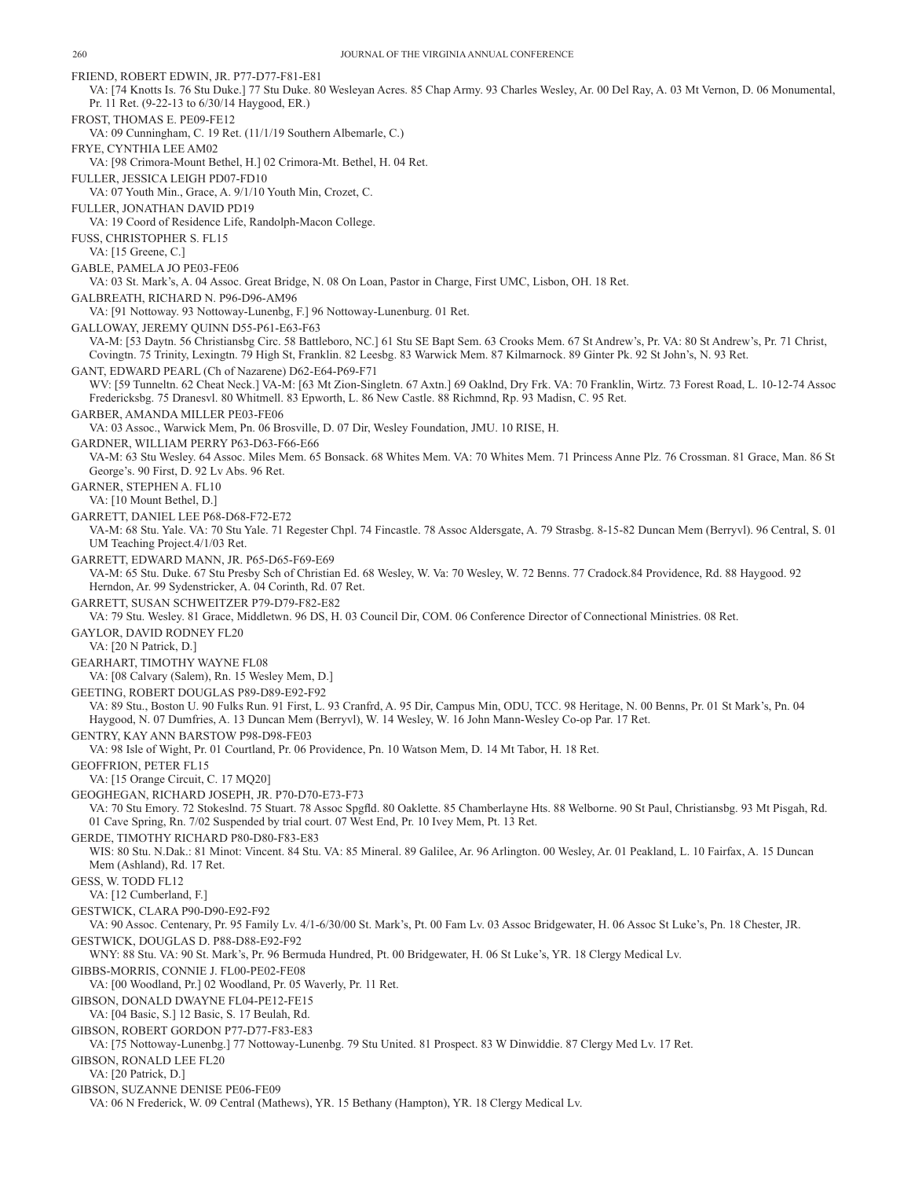FRIEND, ROBERT EDWIN, JR. P77-D77-F81-E81
VA: [74 Knotts Is. 76 Stu Duke.] 77 Stu Duke. 80 Wesleyan Acres. 85 Chap Army. 93 Charles Wesley, Ar. 00 Del Ray, A. 03 Mt Vernon, D. 06 Monumental, Pr. 11 Ret. (9-22-13 to 6/30/14 Haygood, ER.)

FROST, THOMAS E. PE09-FE12
VA: 09 Cunningham, C. 19 Ret. (11/1/19 Southern Albemarle, C.)

FRYE, CYNTHIA LEE AM02
VA: [98 Crimora-Mount Bethel, H.] 02 Crimora-Mt. Bethel, H. 04 Ret.

FULLER, JESSICA LEIGH PD07-FD10
VA: 07 Youth Min., Grace, A. 9/1/10 Youth Min, Crozet, C.

FULLER, JONATHAN DAVID PD19
VA: 19 Coord of Residence Life, Randolph-Macon College.

FUSS, CHRISTOPHER S. FL15
VA: [15 Greene, C.]

GABLE, PAMELA JO PE03-FE06
VA: 03 St. Mark's, A. 04 Assoc. Great Bridge, N. 08 On Loan, Pastor in Charge, First UMC, Lisbon, OH. 18 Ret.

GALBREATH, RICHARD N. P96-D96-AM96
VA: [91 Nottoway. 93 Nottoway-Lunenbg, F.] 96 Nottoway-Lunenburg. 01 Ret.

GALLOWAY, JEREMY QUINN D55-P61-E63-F63
VA-M: [53 Daytn. 56 Christiansbg Circ. 58 Battleboro, NC.] 61 Stu SE Bapt Sem. 63 Crooks Mem. 67 St Andrew's, Pr. VA: 80 St Andrew's, Pr. 71 Christ, Covingtn. 75 Trinity, Lexingtn. 79 High St, Franklin. 82 Leesbg. 83 Warwick Mem. 87 Kilmarnock. 89 Ginter Pk. 92 St John's, N. 93 Ret.

GANT, EDWARD PEARL (Ch of Nazarene) D62-E64-P69-F71
WV: [59 Tunneltn. 62 Cheat Neck.] VA-M: [63 Mt Zion-Singletn. 67 Axtn.] 69 Oaklnd, Dry Frk. VA: 70 Franklin, Wirtz. 73 Forest Road, L. 10-12-74 Assoc Fredericksbg. 75 Dranesvl. 80 Whitmell. 83 Epworth, L. 86 New Castle. 88 Richmnd, Rp. 93 Madisn, C. 95 Ret.

GARBER, AMANDA MILLER PE03-FE06
VA: 03 Assoc., Warwick Mem, Pn. 06 Brosville, D. 07 Dir, Wesley Foundation, JMU. 10 RISE, H.

GARDNER, WILLIAM PERRY P63-D63-F66-E66
VA-M: 63 Stu Wesley. 64 Assoc. Miles Mem. 65 Bonsack. 68 Whites Mem. VA: 70 Whites Mem. 71 Princess Anne Plz. 76 Crossman. 81 Grace, Man. 86 St George's. 90 First, D. 92 Lv Abs. 96 Ret.

GARNER, STEPHEN A. FL10
VA: [10 Mount Bethel, D.]

GARRETT, DANIEL LEE P68-D68-F72-E72
VA-M: 68 Stu. Yale. VA: 70 Stu Yale. 71 Regester Chpl. 74 Fincastle. 78 Assoc Aldersgate, A. 79 Strasbg. 8-15-82 Duncan Mem (Berryvl). 96 Central, S. 01 UM Teaching Project.4/1/03 Ret.

GARRETT, EDWARD MANN, JR. P65-D65-F69-E69
VA-M: 65 Stu. Duke. 67 Stu Presby Sch of Christian Ed. 68 Wesley, W. Va: 70 Wesley, W. 72 Benns. 77 Cradock.84 Providence, Rd. 88 Haygood. 92 Herndon, Ar. 99 Sydenstricker, A. 04 Corinth, Rd. 07 Ret.

GARRETT, SUSAN SCHWEITZER P79-D79-F82-E82
VA: 79 Stu. Wesley. 81 Grace, Middletwn. 96 DS, H. 03 Council Dir, COM. 06 Conference Director of Connectional Ministries. 08 Ret.

GAYLOR, DAVID RODNEY FL20
VA: [20 N Patrick, D.]

GEARHART, TIMOTHY WAYNE FL08
VA: [08 Calvary (Salem), Rn. 15 Wesley Mem, D.]

GEETING, ROBERT DOUGLAS P89-D89-E92-F92
VA: 89 Stu., Boston U. 90 Fulks Run. 91 First, L. 93 Cranfrd, A. 95 Dir, Campus Min, ODU, TCC. 98 Heritage, N. 00 Benns, Pr. 01 St Mark's, Pn. 04 Haygood, N. 07 Dumfries, A. 13 Duncan Mem (Berryvl), W. 14 Wesley, W. 16 John Mann-Wesley Co-op Par. 17 Ret.

GENTRY, KAY ANN BARSTOW P98-D98-FE03
VA: 98 Isle of Wight, Pr. 01 Courtland, Pr. 06 Providence, Pn. 10 Watson Mem, D. 14 Mt Tabor, H. 18 Ret.

GEOFFRION, PETER FL15
VA: [15 Orange Circuit, C. 17 MQ20]

GEOGHEGAN, RICHARD JOSEPH, JR. P70-D70-E73-F73
VA: 70 Stu Emory. 72 Stokeslnd. 75 Stuart. 78 Assoc Spgfld. 80 Oaklette. 85 Chamberlayne Hts. 88 Welborne. 90 St Paul, Christiansbg. 93 Mt Pisgah, Rd. 01 Cave Spring, Rn. 7/02 Suspended by trial court. 07 West End, Pr. 10 Ivey Mem, Pt. 13 Ret.

GERDE, TIMOTHY RICHARD P80-D80-F83-E83
WIS: 80 Stu. N.Dak.: 81 Minot: Vincent. 84 Stu. VA: 85 Mineral. 89 Galilee, Ar. 96 Arlington. 00 Wesley, Ar. 01 Peakland, L. 10 Fairfax, A. 15 Duncan Mem (Ashland), Rd. 17 Ret.

GESS, W. TODD FL12
VA: [12 Cumberland, F.]

GESTWICK, CLARA P90-D90-E92-F92
VA: 90 Assoc. Centenary, Pr. 95 Family Lv. 4/1-6/30/00 St. Mark's, Pt. 00 Fam Lv. 03 Assoc Bridgewater, H. 06 Assoc St Luke's, Pn. 18 Chester, JR.

GESTWICK, DOUGLAS D. P88-D88-E92-F92
WNY: 88 Stu. VA: 90 St. Mark's, Pr. 96 Bermuda Hundred, Pt. 00 Bridgewater, H. 06 St Luke's, YR. 18 Clergy Medical Lv.

GIBBS-MORRIS, CONNIE J. FL00-PE02-FE08
VA: [00 Woodland, Pr.] 02 Woodland, Pr. 05 Waverly, Pr. 11 Ret.

GIBSON, DONALD DWAYNE FL04-PE12-FE15
VA: [04 Basic, S.] 12 Basic, S. 17 Beulah, Rd.

GIBSON, ROBERT GORDON P77-D77-F83-E83
VA: [75 Nottoway-Lunenbg.] 77 Nottoway-Lunenbg. 79 Stu United. 81 Prospect. 83 W Dinwiddie. 87 Clergy Med Lv. 17 Ret.

GIBSON, RONALD LEE FL20
VA: [20 Patrick, D.]

GIBSON, SUZANNE DENISE PE06-FE09
VA: 06 N Frederick, W. 09 Central (Mathews), YR. 15 Bethany (Hampton), YR. 18 Clergy Medical Lv.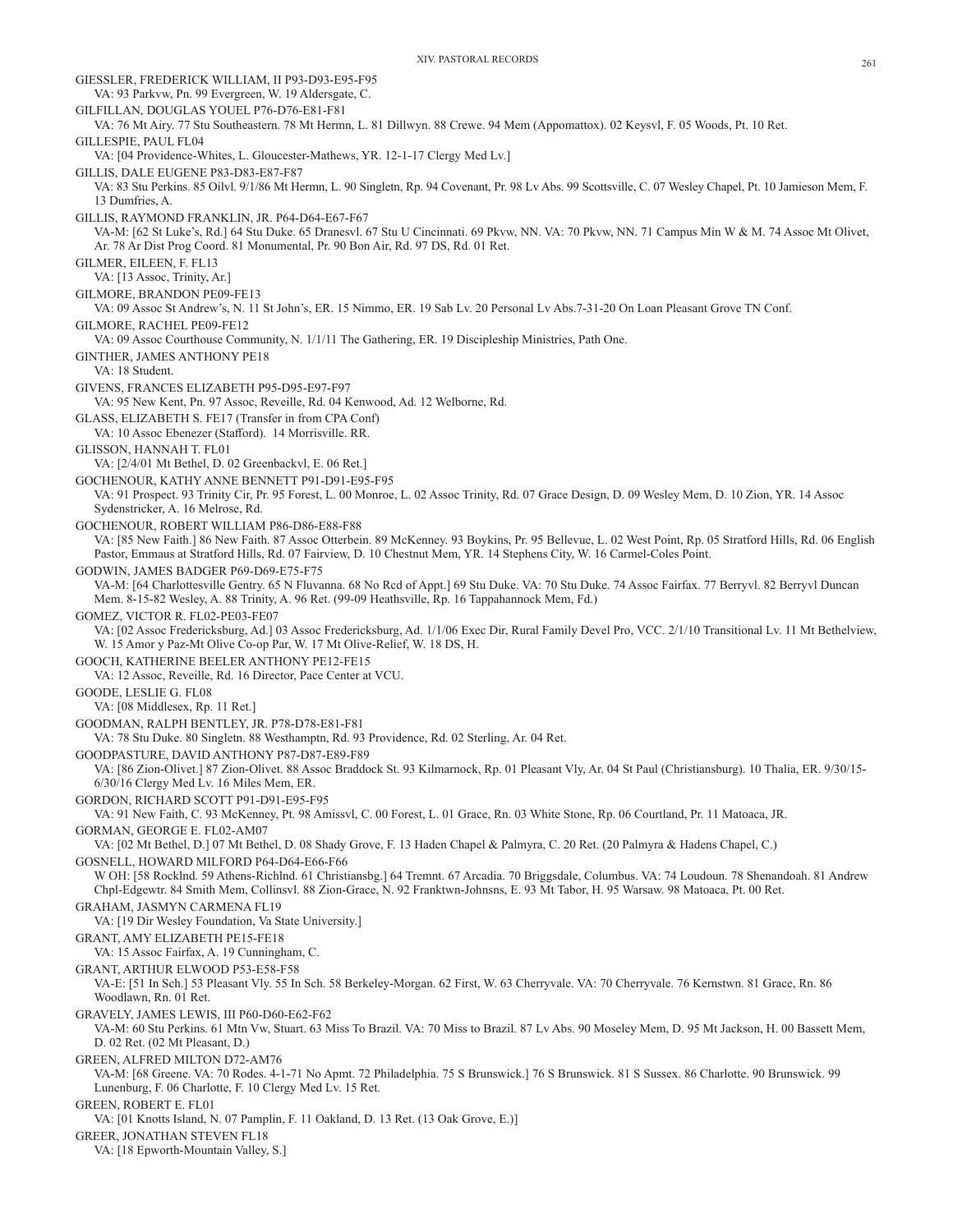GIESSLER, FREDERICK WILLIAM, II P93-D93-E95-F95
VA: 93 Parkvw, Pn. 99 Evergreen, W. 19 Aldersgate, C.

GILFILLAN, DOUGLAS YOUEL P76-D76-E81-F81
VA: 76 Mt Airy. 77 Stu Southeastern. 78 Mt Hermn, L. 81 Dillwyn. 88 Crewe. 94 Mem (Appomattox). 02 Keysvl, F. 05 Woods, Pt. 10 Ret.

GILLESPIE, PAUL FL04
VA: [04 Providence-Whites, L. Gloucester-Mathews, YR. 12-1-17 Clergy Med Lv.]

GILLIS, DALE EUGENE P83-D83-E87-F87
VA: 83 Stu Perkins. 85 Oilvl. 9/1/86 Mt Hermn, L. 90 Singletn, Rp. 94 Covenant, Pr. 98 Lv Abs. 99 Scottsville, C. 07 Wesley Chapel, Pt. 10 Jamieson Mem, F. 13 Dumfries, A.

GILLIS, RAYMOND FRANKLIN, JR. P64-D64-E67-F67
VA-M: [62 St Luke's, Rd.] 64 Stu Duke. 65 Dranesvl. 67 Stu U Cincinnati. 69 Pkvw, NN. VA: 70 Pkvw, NN. 71 Campus Min W & M. 74 Assoc Mt Olivet, Ar. 78 Ar Dist Prog Coord. 81 Monumental, Pr. 90 Bon Air, Rd. 97 DS, Rd. 01 Ret.

GILMER, EILEEN, F. FL13
VA: [13 Assoc, Trinity, Ar.]

GILMORE, BRANDON PE09-FE13
VA: 09 Assoc St Andrew's, N. 11 St John's, ER. 15 Nimmo, ER. 19 Sab Lv. 20 Personal Lv Abs.7-31-20 On Loan Pleasant Grove TN Conf.

GILMORE, RACHEL PE09-FE12
VA: 09 Assoc Courthouse Community, N. 1/1/11 The Gathering, ER. 19 Discipleship Ministries, Path One.

GINTHER, JAMES ANTHONY PE18
VA: 18 Student.

GIVENS, FRANCES ELIZABETH P95-D95-E97-F97
VA: 95 New Kent, Pn. 97 Assoc, Reveille, Rd. 04 Kenwood, Ad. 12 Welborne, Rd.

GLASS, ELIZABETH S. FE17 (Transfer in from CPA Conf)
VA: 10 Assoc Ebenezer (Stafford). 14 Morrisville. RR.

GLISSON, HANNAH T. FL01
VA: [2/4/01 Mt Bethel, D. 02 Greenbackvl, E. 06 Ret.]

GOCHENOUR, KATHY ANNE BENNETT P91-D91-E95-F95
VA: 91 Prospect. 93 Trinity Cir, Pr. 95 Forest, L. 00 Monroe, L. 02 Assoc Trinity, Rd. 07 Grace Design, D. 09 Wesley Mem, D. 10 Zion, YR. 14 Assoc Sydenstricker, A. 16 Melrose, Rd.

GOCHENOUR, ROBERT WILLIAM P86-D86-E88-F88
VA: [85 New Faith.] 86 New Faith. 87 Assoc Otterbein. 89 McKenney. 93 Boykins, Pr. 95 Bellevue, L. 02 West Point, Rp. 05 Stratford Hills, Rd. 06 English Pastor, Emmaus at Stratford Hills, Rd. 07 Fairview, D. 10 Chestnut Mem, YR. 14 Stephens City, W. 16 Carmel-Coles Point.

GODWIN, JAMES BADGER P69-D69-E75-F75
VA-M: [64 Charlottesville Gentry. 65 N Fluvanna. 68 No Rcd of Appt.] 69 Stu Duke. VA: 70 Stu Duke. 74 Assoc Fairfax. 77 Berryvl. 82 Berryvl Duncan Mem. 8-15-82 Wesley, A. 88 Trinity, A. 96 Ret. (99-09 Heathsville, Rp. 16 Tappahannock Mem, Fd.)

GOMEZ, VICTOR R. FL02-PE03-FE07
VA: [02 Assoc Fredericksburg, Ad.] 03 Assoc Fredericksburg, Ad. 1/1/06 Exec Dir, Rural Family Devel Pro, VCC. 2/1/10 Transitional Lv. 11 Mt Bethelview, W. 15 Amor y Paz-Mt Olive Co-op Par, W. 17 Mt Olive-Relief, W. 18 DS, H.

GOOCH, KATHERINE BEELER ANTHONY PE12-FE15
VA: 12 Assoc, Reveille, Rd. 16 Director, Pace Center at VCU.

GOODE, LESLIE G. FL08
VA: [08 Middlesex, Rp. 11 Ret.]

GOODMAN, RALPH BENTLEY, JR. P78-D78-E81-F81
VA: 78 Stu Duke. 80 Singletn. 88 Westhamptn, Rd. 93 Providence, Rd. 02 Sterling, Ar. 04 Ret.

GOODPASTURE, DAVID ANTHONY P87-D87-E89-F89
VA: [86 Zion-Olivet.] 87 Zion-Olivet. 88 Assoc Braddock St. 93 Kilmarnock, Rp. 01 Pleasant Vly, Ar. 04 St Paul (Christiansburg). 10 Thalia, ER. 9/30/15-6/30/16 Clergy Med Lv. 16 Miles Mem, ER.

GORDON, RICHARD SCOTT P91-D91-E95-F95
VA: 91 New Faith, C. 93 McKenney, Pt. 98 Amissvl, C. 00 Forest, L. 01 Grace, Rn. 03 White Stone, Rp. 06 Courtland, Pr. 11 Matoaca, JR.

GORMAN, GEORGE E. FL02-AM07
VA: [02 Mt Bethel, D.] 07 Mt Bethel, D. 08 Shady Grove, F. 13 Haden Chapel & Palmyra, C. 20 Ret. (20 Palmyra & Hadens Chapel, C.)

GOSNELL, HOWARD MILFORD P64-D64-E66-F66
W OH: [58 Rocklnd. 59 Athens-Richlnd. 61 Christiansbg.] 64 Tremnt. 67 Arcadia. 70 Briggsdale, Columbus. VA: 74 Loudoun. 78 Shenandoah. 81 Andrew Chpl-Edgewtr. 84 Smith Mem, Collinsvl. 88 Zion-Grace, N. 92 Franktwn-Johnsns, E. 93 Mt Tabor, H. 95 Warsaw. 98 Matoaca, Pt. 00 Ret.

GRAHAM, JASMYN CARMENA FL19
VA: [19 Dir Wesley Foundation, Va State University.]

GRANT, AMY ELIZABETH PE15-FE18
VA: 15 Assoc Fairfax, A. 19 Cunningham, C.

GRANT, ARTHUR ELWOOD P53-E58-F58
VA-E: [51 In Sch.] 53 Pleasant Vly. 55 In Sch. 58 Berkeley-Morgan. 62 First, W. 63 Cherryvale. VA: 70 Cherryvale. 76 Kernstwn. 81 Grace, Rn. 86 Woodlawn, Rn. 01 Ret.

GRAVELY, JAMES LEWIS, III P60-D60-E62-F62
VA-M: 60 Stu Perkins. 61 Mtn Vw, Stuart. 63 Miss To Brazil. VA: 70 Miss to Brazil. 87 Lv Abs. 90 Moseley Mem, D. 95 Mt Jackson, H. 00 Bassett Mem, D. 02 Ret. (02 Mt Pleasant, D.)

GREEN, ALFRED MILTON D72-AM76
VA-M: [68 Greene. VA: 70 Rodes. 4-1-71 No Apmt. 72 Philadelphia. 75 S Brunswick.] 76 S Brunswick. 81 S Sussex. 86 Charlotte. 90 Brunswick. 99 Lunenburg, F. 06 Charlotte, F. 10 Clergy Med Lv. 15 Ret.

GREEN, ROBERT E. FL01
VA: [01 Knotts Island, N. 07 Pamplin, F. 11 Oakland, D. 13 Ret. (13 Oak Grove, E.)]

GREER, JONATHAN STEVEN FL18
VA: [18 Epworth-Mountain Valley, S.]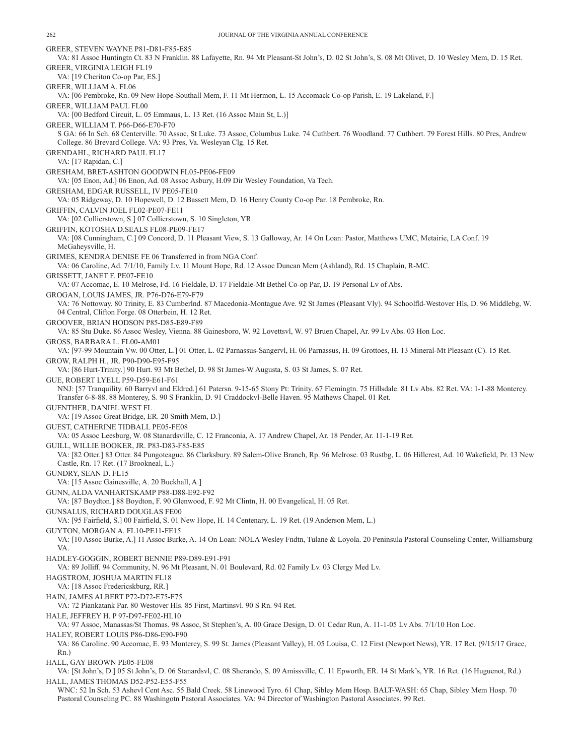GREER, STEVEN WAYNE P81-D81-F85-E85
VA: 81 Assoc Huntingtn Ct. 83 N Franklin. 88 Lafayette, Rn. 94 Mt Pleasant-St John's, D. 02 St John's, S. 08 Mt Olivet, D. 10 Wesley Mem, D. 15 Ret.

GREER, VIRGINIA LEIGH FL19
VA: [19 Cheriton Co-op Par, ES.]

GREER, WILLIAM A. FL06
VA: [06 Pembroke, Rn. 09 New Hope-Southall Mem, F. 11 Mt Hermon, L. 15 Accomack Co-op Parish, E. 19 Lakeland, F.]

GREER, WILLIAM PAUL FL00
VA: [00 Bedford Circuit, L. 05 Emmaus, L. 13 Ret. (16 Assoc Main St, L.)]

GREER, WILLIAM T. P66-D66-E70-F70
S GA: 66 In Sch. 68 Centerville. 70 Assoc, St Luke. 73 Assoc, Columbus Luke. 74 Cuthbert. 76 Woodland. 77 Cuthbert. 79 Forest Hills. 80 Pres, Andrew College. 86 Brevard College. VA: 93 Pres, Va. Wesleyan Clg. 15 Ret.

GRENDAHL, RICHARD PAUL FL17
VA: [17 Rapidan, C.]

GRESHAM, BRET-ASHTON GOODWIN FL05-PE06-FE09
VA: [05 Enon, Ad.] 06 Enon, Ad. 08 Assoc Asbury, H.09 Dir Wesley Foundation, Va Tech.

GRESHAM, EDGAR RUSSELL, IV PE05-FE10
VA: 05 Ridgeway, D. 10 Hopewell, D. 12 Bassett Mem, D. 16 Henry County Co-op Par. 18 Pembroke, Rn.

GRIFFIN, CALVIN JOEL FL02-PE07-FE11
VA: [02 Collierstown, S.] 07 Collierstown, S. 10 Singleton, YR.

GRIFFIN, KOTOSHA D.SEALS FL08-PE09-FE17
VA: [08 Cunningham, C.] 09 Concord, D. 11 Pleasant View, S. 13 Galloway, Ar. 14 On Loan: Pastor, Matthews UMC, Metairie, LA Conf. 19 McGaheysville, H.

GRIMES, KENDRA DENISE FE 06 Transferred in from NGA Conf.
VA: 06 Caroline, Ad. 7/1/10, Family Lv. 11 Mount Hope, Rd. 12 Assoc Duncan Mem (Ashland), Rd. 15 Chaplain, R-MC.

GRISSETT, JANET F. PE07-FE10
VA: 07 Accomac, E. 10 Melrose, Fd. 16 Fieldale, D. 17 Fieldale-Mt Bethel Co-op Par, D. 19 Personal Lv of Abs.

GROGAN, LOUIS JAMES, JR. P76-D76-E79-F79
VA: 76 Nottoway. 80 Trinity, E. 83 Cumberlnd. 87 Macedonia-Montague Ave. 92 St James (Pleasant Vly). 94 Schoolfld-Westover Hls, D. 96 Middlebg, W. 04 Central, Clifton Forge. 08 Otterbein, H. 12 Ret.

GROOVER, BRIAN HODSON P85-D85-E89-F89
VA: 85 Stu Duke. 86 Assoc Wesley, Vienna. 88 Gainesboro, W. 92 Lovettsvl, W. 97 Bruen Chapel, Ar. 99 Lv Abs. 03 Hon Loc.

GROSS, BARBARA L. FL00-AM01
VA: [97-99 Mountain Vw. 00 Otter, L.] 01 Otter, L. 02 Parnassus-Sangervl, H. 06 Parnassus, H. 09 Grottoes, H. 13 Mineral-Mt Pleasant (C). 15 Ret.

GROW, RALPH H., JR. P90-D90-E95-F95
VA: [86 Hurt-Trinity.] 90 Hurt. 93 Mt Bethel, D. 98 St James-W Augusta, S. 03 St James, S. 07 Ret.

GUE, ROBERT LYELL P59-D59-E61-F61
NNJ: [57 Tranquility. 60 Barryvl and Eldred.] 61 Patersn. 9-15-65 Stony Pt: Trinity. 67 Flemingtn. 75 Hillsdale. 81 Lv Abs. 82 Ret. VA: 1-1-88 Monterey. Transfer 6-8-88. 88 Monterey, S. 90 S Franklin, D. 91 Craddockvl-Belle Haven. 95 Mathews Chapel. 01 Ret.

GUENTHER, DANIEL WEST FL
VA: [19 Assoc Great Bridge, ER. 20 Smith Mem, D.]

GUEST, CATHERINE TIDBALL PE05-FE08
VA: 05 Assoc Leesburg, W. 08 Stanardsville, C. 12 Franconia, A. 17 Andrew Chapel, Ar. 18 Pender, Ar. 11-1-19 Ret.

GUILL, WILLIE BOOKER, JR. P83-D83-F85-E85
VA: [82 Otter.] 83 Otter. 84 Pungoteague. 86 Clarksbury. 89 Salem-Olive Branch, Rp. 96 Melrose. 03 Rustbg, L. 06 Hillcrest, Ad. 10 Wakefield, Pr. 13 New Castle, Rn. 17 Ret. (17 Brookneal, L.)

GUNDRY, SEAN D. FL15
VA: [15 Assoc Gainesville, A. 20 Buckhall, A.]

GUNN, ALDA VANHARTSKAMP P88-D88-E92-F92
VA: [87 Boydton.] 88 Boydton, F. 90 Glenwood, F. 92 Mt Clintn, H. 00 Evangelical, H. 05 Ret.

GUNSALUS, RICHARD DOUGLAS FE00
VA: [95 Fairfield, S.] 00 Fairfield, S. 01 New Hope, H. 14 Centenary, L. 19 Ret. (19 Anderson Mem, L.)

GUYTON, MORGAN A. FL10-PE11-FE15
VA: [10 Assoc Burke, A.] 11 Assoc Burke, A. 14 On Loan: NOLA Wesley Fndtn, Tulane & Loyola. 20 Peninsula Pastoral Counseling Center, Williamsburg VA.

HADLEY-GOGGIN, ROBERT BENNIE P89-D89-E91-F91
VA: 89 Jolliff. 94 Community, N. 96 Mt Pleasant, N. 01 Boulevard, Rd. 02 Family Lv. 03 Clergy Med Lv.

HAGSTROM, JOSHUA MARTIN FL18
VA: [18 Assoc Fredericskburg, RR.]

HAIN, JAMES ALBERT P72-D72-E75-F75
VA: 72 Piankatank Par. 80 Westover Hls. 85 First, Martinsvl. 90 S Rn. 94 Ret.

HALE, JEFFREY H. P 97-D97-FE02-HL10
VA: 97 Assoc, Manassas/St Thomas. 98 Assoc, St Stephen's, A. 00 Grace Design, D. 01 Cedar Run, A. 11-1-05 Lv Abs. 7/1/10 Hon Loc.

HALEY, ROBERT LOUIS P86-D86-E90-F90
VA: 86 Caroline. 90 Accomac, E. 93 Monterey, S. 99 St. James (Pleasant Valley), H. 05 Louisa, C. 12 First (Newport News), YR. 17 Ret. (9/15/17 Grace, Rn.)

HALL, GAY BROWN PE05-FE08
VA: [St John's, D.] 05 St John's, D. 06 Stanardsvl, C. 08 Sherando, S. 09 Amissville, C. 11 Epworth, ER. 14 St Mark's, YR. 16 Ret. (16 Huguenot, Rd.)

HALL, JAMES THOMAS D52-P52-E55-F55
WNC: 52 In Sch. 53 Ashevl Cent Asc. 55 Bald Creek. 58 Linewood Tyro. 61 Chap, Sibley Mem Hosp. BALT-WASH: 65 Chap, Sibley Mem Hosp. 70 Pastoral Counseling PC. 88 Washingotn Pastoral Associates. VA: 94 Director of Washington Pastoral Associates. 99 Ret.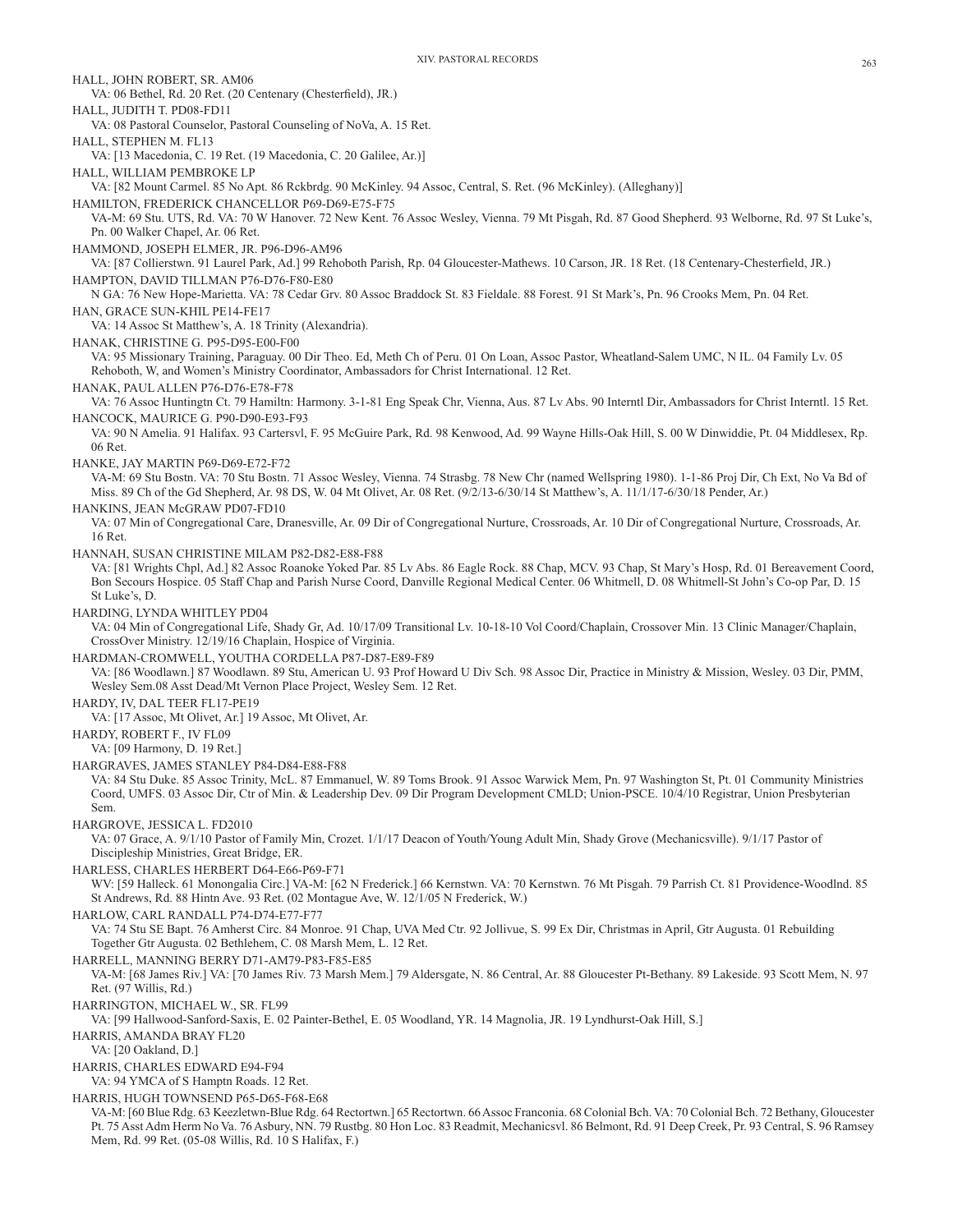HALL, JOHN ROBERT, SR. AM06

VA: 06 Bethel, Rd. 20 Ret. (20 Centenary (Chesterfield), JR.)

HALL, JUDITH T. PD08-FD11

VA: 08 Pastoral Counselor, Pastoral Counseling of NoVa, A. 15 Ret.

HALL, STEPHEN M. FL13

VA: [13 Macedonia, C. 19 Ret. (19 Macedonia, C. 20 Galilee, Ar.)]

HALL, WILLIAM PEMBROKE LP

VA: [82 Mount Carmel. 85 No Apt. 86 Rckbrdg. 90 McKinley. 94 Assoc, Central, S. Ret. (96 McKinley). (Alleghany)]

HAMILTON, FREDERICK CHANCELLOR P69-D69-E75-F75

VA-M: 69 Stu. UTS, Rd. VA: 70 W Hanover. 72 New Kent. 76 Assoc Wesley, Vienna. 79 Mt Pisgah, Rd. 87 Good Shepherd. 93 Welborne, Rd. 97 St Luke's, Pn. 00 Walker Chapel, Ar. 06 Ret.

HAMMOND, JOSEPH ELMER, JR. P96-D96-AM96

VA: [87 Collierstwn. 91 Laurel Park, Ad.] 99 Rehoboth Parish, Rp. 04 Gloucester-Mathews. 10 Carson, JR. 18 Ret. (18 Centenary-Chesterfield, JR.)

HAMPTON, DAVID TILLMAN P76-D76-F80-E80

N GA: 76 New Hope-Marietta. VA: 78 Cedar Grv. 80 Assoc Braddock St. 83 Fieldale. 88 Forest. 91 St Mark's, Pn. 96 Crooks Mem, Pn. 04 Ret.

HAN, GRACE SUN-KHIL PE14-FE17

VA: 14 Assoc St Matthew's, A. 18 Trinity (Alexandria).

HANAK, CHRISTINE G. P95-D95-E00-F00

VA: 95 Missionary Training, Paraguay. 00 Dir Theo. Ed, Meth Ch of Peru. 01 On Loan, Assoc Pastor, Wheatland-Salem UMC, N IL. 04 Family Lv. 05 Rehoboth, W, and Women's Ministry Coordinator, Ambassadors for Christ International. 12 Ret.

HANAK, PAUL ALLEN P76-D76-E78-F78

VA: 76 Assoc Huntingtn Ct. 79 Hamiltn: Harmony. 3-1-81 Eng Speak Chr, Vienna, Aus. 87 Lv Abs. 90 Interntl Dir, Ambassadors for Christ Interntl. 15 Ret.

HANCOCK, MAURICE G. P90-D90-E93-F93

VA: 90 N Amelia. 91 Halifax. 93 Cartersvl, F. 95 McGuire Park, Rd. 98 Kenwood, Ad. 99 Wayne Hills-Oak Hill, S. 00 W Dinwiddie, Pt. 04 Middlesex, Rp. 06 Ret.

HANKE, JAY MARTIN P69-D69-E72-F72

VA-M: 69 Stu Bostn. VA: 70 Stu Bostn. 71 Assoc Wesley, Vienna. 74 Strasbg. 78 New Chr (named Wellspring 1980). 1-1-86 Proj Dir, Ch Ext, No Va Bd of Miss. 89 Ch of the Gd Shepherd, Ar. 98 DS, W. 04 Mt Olivet, Ar. 08 Ret. (9/2/13-6/30/14 St Matthew's, A. 11/1/17-6/30/18 Pender, Ar.)

HANKINS, JEAN McGRAW PD07-FD10

VA: 07 Min of Congregational Care, Dranesville, Ar. 09 Dir of Congregational Nurture, Crossroads, Ar. 10 Dir of Congregational Nurture, Crossroads, Ar. 16 Ret.

HANNAH, SUSAN CHRISTINE MILAM P82-D82-E88-F88

VA: [81 Wrights Chpl, Ad.] 82 Assoc Roanoke Yoked Par. 85 Lv Abs. 86 Eagle Rock. 88 Chap, MCV. 93 Chap, St Mary's Hosp, Rd. 01 Bereavement Coord, Bon Secours Hospice. 05 Staff Chap and Parish Nurse Coord, Danville Regional Medical Center. 06 Whitmell, D. 08 Whitmell-St John's Co-op Par, D. 15 St Luke's, D.

HARDING, LYNDA WHITLEY PD04

VA: 04 Min of Congregational Life, Shady Gr, Ad. 10/17/09 Transitional Lv. 10-18-10 Vol Coord/Chaplain, Crossover Min. 13 Clinic Manager/Chaplain, CrossOver Ministry. 12/19/16 Chaplain, Hospice of Virginia.

HARDMAN-CROMWELL, YOUTHA CORDELLA P87-D87-E89-F89

VA: [86 Woodlawn.] 87 Woodlawn. 89 Stu, American U. 93 Prof Howard U Div Sch. 98 Assoc Dir, Practice in Ministry & Mission, Wesley. 03 Dir, PMM, Wesley Sem.08 Asst Dead/Mt Vernon Place Project, Wesley Sem. 12 Ret.

HARDY, IV, DAL TEER FL17-PE19

VA: [17 Assoc, Mt Olivet, Ar.] 19 Assoc, Mt Olivet, Ar.

HARDY, ROBERT F., IV FL09

VA: [09 Harmony, D. 19 Ret.]

HARGRAVES, JAMES STANLEY P84-D84-E88-F88

VA: 84 Stu Duke. 85 Assoc Trinity, McL. 87 Emmanuel, W. 89 Toms Brook. 91 Assoc Warwick Mem, Pn. 97 Washington St, Pt. 01 Community Ministries Coord, UMFS. 03 Assoc Dir, Ctr of Min. & Leadership Dev. 09 Dir Program Development CMLD; Union-PSCE. 10/4/10 Registrar, Union Presbyterian Sem.

HARGROVE, JESSICA L. FD2010

VA: 07 Grace, A. 9/1/10 Pastor of Family Min, Crozet. 1/1/17 Deacon of Youth/Young Adult Min, Shady Grove (Mechanicsville). 9/1/17 Pastor of Discipleship Ministries, Great Bridge, ER.

HARLESS, CHARLES HERBERT D64-E66-P69-F71

WV: [59 Halleck. 61 Monongalia Circ.] VA-M: [62 N Frederick.] 66 Kernstwn. VA: 70 Kernstwn. 76 Mt Pisgah. 79 Parrish Ct. 81 Providence-Woodlnd. 85 St Andrews, Rd. 88 Hintn Ave. 93 Ret. (02 Montague Ave, W. 12/1/05 N Frederick, W.)

HARLOW, CARL RANDALL P74-D74-E77-F77

VA: 74 Stu SE Bapt. 76 Amherst Circ. 84 Monroe. 91 Chap, UVA Med Ctr. 92 Jollivue, S. 99 Ex Dir, Christmas in April, Gtr Augusta. 01 Rebuilding Together Gtr Augusta. 02 Bethlehem, C. 08 Marsh Mem, L. 12 Ret.

HARRELL, MANNING BERRY D71-AM79-P83-F85-E85

VA-M: [68 James Riv.] VA: [70 James Riv. 73 Marsh Mem.] 79 Aldersgate, N. 86 Central, Ar. 88 Gloucester Pt-Bethany. 89 Lakeside. 93 Scott Mem, N. 97 Ret. (97 Willis, Rd.)

HARRINGTON, MICHAEL W., SR. FL99

VA: [99 Hallwood-Sanford-Saxis, E. 02 Painter-Bethel, E. 05 Woodland, YR. 14 Magnolia, JR. 19 Lyndhurst-Oak Hill, S.]

HARRIS, AMANDA BRAY FL20

VA: [20 Oakland, D.]

HARRIS, CHARLES EDWARD E94-F94

VA: 94 YMCA of S Hamptn Roads. 12 Ret.

HARRIS, HUGH TOWNSEND P65-D65-F68-E68

VA-M: [60 Blue Rdg. 63 Keezletwn-Blue Rdg. 64 Rectortwn.] 65 Rectortwn. 66 Assoc Franconia. 68 Colonial Bch. VA: 70 Colonial Bch. 72 Bethany, Gloucester Pt. 75 Asst Adm Herm No Va. 76 Asbury, NN. 79 Rustbg. 80 Hon Loc. 83 Readmit, Mechanicsvl. 86 Belmont, Rd. 91 Deep Creek, Pr. 93 Central, S. 96 Ramsey Mem, Rd. 99 Ret. (05-08 Willis, Rd. 10 S Halifax, F.)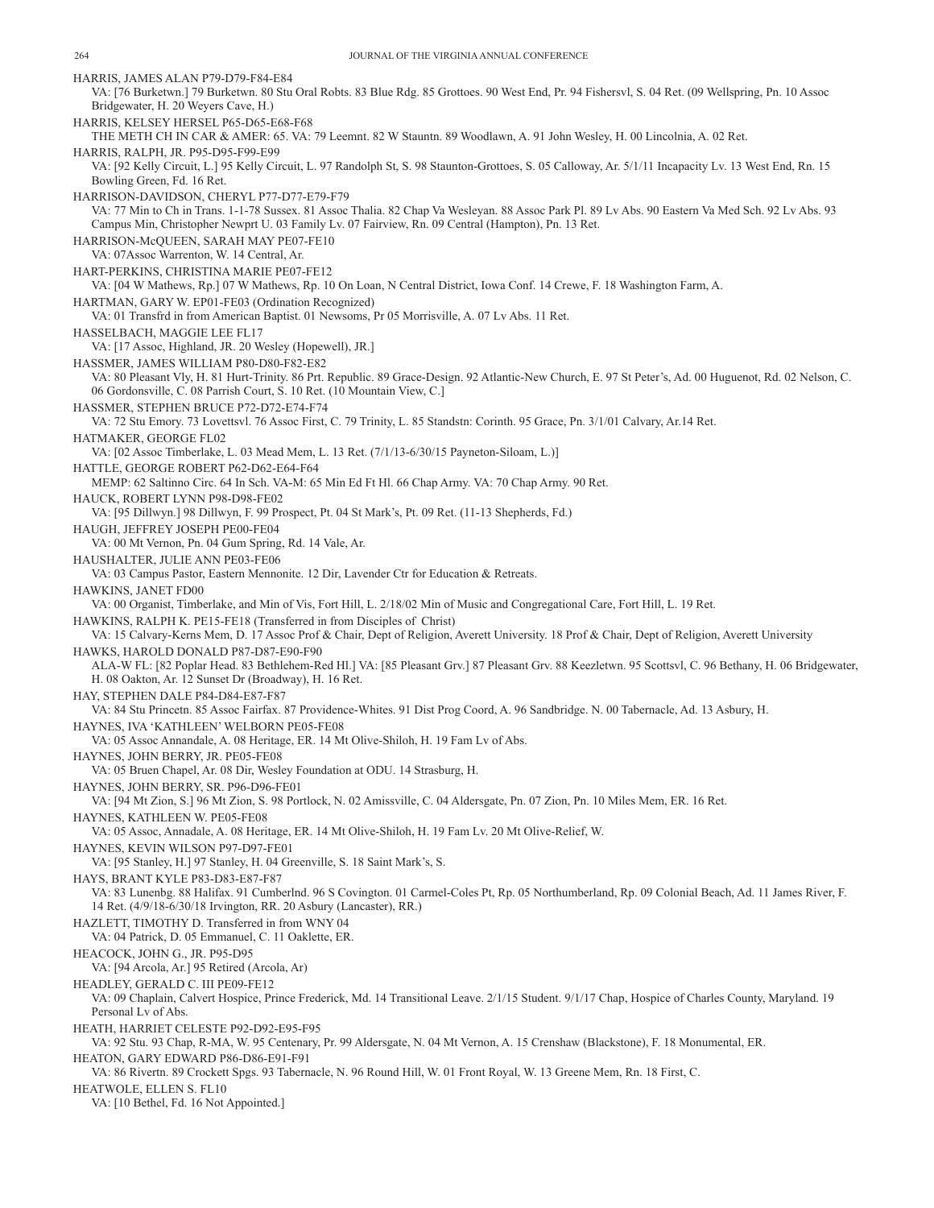HARRIS, JAMES ALAN P79-D79-F84-E84
VA: [76 Burketwn.] 79 Burketwn. 80 Stu Oral Robts. 83 Blue Rdg. 85 Grottoes. 90 West End, Pr. 94 Fishersvl, S. 04 Ret. (09 Wellspring, Pn. 10 Assoc Bridgewater, H. 20 Weyers Cave, H.)

HARRIS, KELSEY HERSEL P65-D65-E68-F68
THE METH CH IN CAR & AMER: 65. VA: 79 Leemnt. 82 W Stauntn. 89 Woodlawn, A. 91 John Wesley, H. 00 Lincolnia, A. 02 Ret.

HARRIS, RALPH, JR. P95-D95-F99-E99
VA: [92 Kelly Circuit, L.] 95 Kelly Circuit, L. 97 Randolph St, S. 98 Staunton-Grottoes, S. 05 Calloway, Ar. 5/1/11 Incapacity Lv. 13 West End, Rn. 15 Bowling Green, Fd. 16 Ret.

HARRISON-DAVIDSON, CHERYL P77-D77-E79-F79
VA: 77 Min to Ch in Trans. 1-1-78 Sussex. 81 Assoc Thalia. 82 Chap Va Wesleyan. 88 Assoc Park Pl. 89 Lv Abs. 90 Eastern Va Med Sch. 92 Lv Abs. 93 Campus Min, Christopher Newprt U. 03 Family Lv. 07 Fairview, Rn. 09 Central (Hampton), Pn. 13 Ret.

HARRISON-McQUEEN, SARAH MAY PE07-FE10
VA: 07Assoc Warrenton, W. 14 Central, Ar.

HART-PERKINS, CHRISTINA MARIE PE07-FE12
VA: [04 W Mathews, Rp.] 07 W Mathews, Rp. 10 On Loan, N Central District, Iowa Conf. 14 Crewe, F. 18 Washington Farm, A.

HARTMAN, GARY W. EP01-FE03 (Ordination Recognized)
VA: 01 Transfrd in from American Baptist. 01 Newsoms, Pr 05 Morrisville, A. 07 Lv Abs. 11 Ret.

HASSELBACH, MAGGIE LEE FL17
VA: [17 Assoc, Highland, JR. 20 Wesley (Hopewell), JR.]

HASSMER, JAMES WILLIAM P80-D80-F82-E82
VA: 80 Pleasant Vly, H. 81 Hurt-Trinity. 86 Prt. Republic. 89 Grace-Design. 92 Atlantic-New Church, E. 97 St Peter's, Ad. 00 Huguenot, Rd. 02 Nelson, C. 06 Gordonsville, C. 08 Parrish Court, S. 10 Ret. (10 Mountain View, C.]

HASSMER, STEPHEN BRUCE P72-D72-E74-F74
VA: 72 Stu Emory. 73 Lovettsvl. 76 Assoc First, C. 79 Trinity, L. 85 Standstn: Corinth. 95 Grace, Pn. 3/1/01 Calvary, Ar.14 Ret.

HATMAKER, GEORGE FL02
VA: [02 Assoc Timberlake, L. 03 Mead Mem, L. 13 Ret. (7/1/13-6/30/15 Payneton-Siloam, L.)]

HATTLE, GEORGE ROBERT P62-D62-E64-F64
MEMP: 62 Saltinno Circ. 64 In Sch. VA-M: 65 Min Ed Ft Hl. 66 Chap Army. VA: 70 Chap Army. 90 Ret.

HAUCK, ROBERT LYNN P98-D98-FE02
VA: [95 Dillwyn.] 98 Dillwyn, F. 99 Prospect, Pt. 04 St Mark's, Pt. 09 Ret. (11-13 Shepherds, Fd.)

HAUGH, JEFFREY JOSEPH PE00-FE04
VA: 00 Mt Vernon, Pn. 04 Gum Spring, Rd. 14 Vale, Ar.

HAUSHALTER, JULIE ANN PE03-FE06
VA: 03 Campus Pastor, Eastern Mennonite. 12 Dir, Lavender Ctr for Education & Retreats.

HAWKINS, JANET FD00
VA: 00 Organist, Timberlake, and Min of Vis, Fort Hill, L. 2/18/02 Min of Music and Congregational Care, Fort Hill, L. 19 Ret.

HAWKINS, RALPH K. PE15-FE18 (Transferred in from Disciples of Christ)
VA: 15 Calvary-Kerns Mem, D. 17 Assoc Prof & Chair, Dept of Religion, Averett University. 18 Prof & Chair, Dept of Religion, Averett University

HAWKS, HAROLD DONALD P87-D87-E90-F90
ALA-W FL: [82 Poplar Head. 83 Bethlehem-Red Hl.] VA: [85 Pleasant Grv.] 87 Pleasant Grv. 88 Keezletwn. 95 Scottsvl, C. 96 Bethany, H. 06 Bridgewater, H. 08 Oakton, Ar. 12 Sunset Dr (Broadway), H. 16 Ret.

HAY, STEPHEN DALE P84-D84-E87-F87
VA: 84 Stu Princetn. 85 Assoc Fairfax. 87 Providence-Whites. 91 Dist Prog Coord, A. 96 Sandbridge. N. 00 Tabernacle, Ad. 13 Asbury, H.

HAYNES, IVA 'KATHLEEN' WELBORN PE05-FE08
VA: 05 Assoc Annandale, A. 08 Heritage, ER. 14 Mt Olive-Shiloh, H. 19 Fam Lv of Abs.

HAYNES, JOHN BERRY, JR. PE05-FE08
VA: 05 Bruen Chapel, Ar. 08 Dir, Wesley Foundation at ODU. 14 Strasburg, H.

HAYNES, JOHN BERRY, SR. P96-D96-FE01
VA: [94 Mt Zion, S.] 96 Mt Zion, S. 98 Portlock, N. 02 Amissville, C. 04 Aldersgate, Pn. 07 Zion, Pn. 10 Miles Mem, ER. 16 Ret.

HAYNES, KATHLEEN W. PE05-FE08
VA: 05 Assoc, Annadale, A. 08 Heritage, ER. 14 Mt Olive-Shiloh, H. 19 Fam Lv. 20 Mt Olive-Relief, W.

HAYNES, KEVIN WILSON P97-D97-FE01
VA: [95 Stanley, H.] 97 Stanley, H. 04 Greenville, S. 18 Saint Mark's, S.

HAYS, BRANT KYLE P83-D83-E87-F87
VA: 83 Lunenbg. 88 Halifax. 91 Cumberlnd. 96 S Covington. 01 Carmel-Coles Pt, Rp. 05 Northumberland, Rp. 09 Colonial Beach, Ad. 11 James River, F. 14 Ret. (4/9/18-6/30/18 Irvington, RR. 20 Asbury (Lancaster), RR.)

HAZLETT, TIMOTHY D. Transferred in from WNY 04
VA: 04 Patrick, D. 05 Emmanuel, C. 11 Oaklette, ER.

HEACOCK, JOHN G., JR. P95-D95
VA: [94 Arcola, Ar.] 95 Retired (Arcola, Ar)

HEADLEY, GERALD C. III PE09-FE12
VA: 09 Chaplain, Calvert Hospice, Prince Frederick, Md. 14 Transitional Leave. 2/1/15 Student. 9/1/17 Chap, Hospice of Charles County, Maryland. 19 Personal Lv of Abs.

HEATH, HARRIET CELESTE P92-D92-E95-F95
VA: 92 Stu. 93 Chap, R-MA, W. 95 Centenary, Pr. 99 Aldersgate, N. 04 Mt Vernon, A. 15 Crenshaw (Blackstone), F. 18 Monumental, ER.

HEATON, GARY EDWARD P86-D86-E91-F91
VA: 86 Rivertn. 89 Crockett Spgs. 93 Tabernacle, N. 96 Round Hill, W. 01 Front Royal, W. 13 Greene Mem, Rn. 18 First, C.

HEATWOLE, ELLEN S. FL10
VA: [10 Bethel, Fd. 16 Not Appointed.]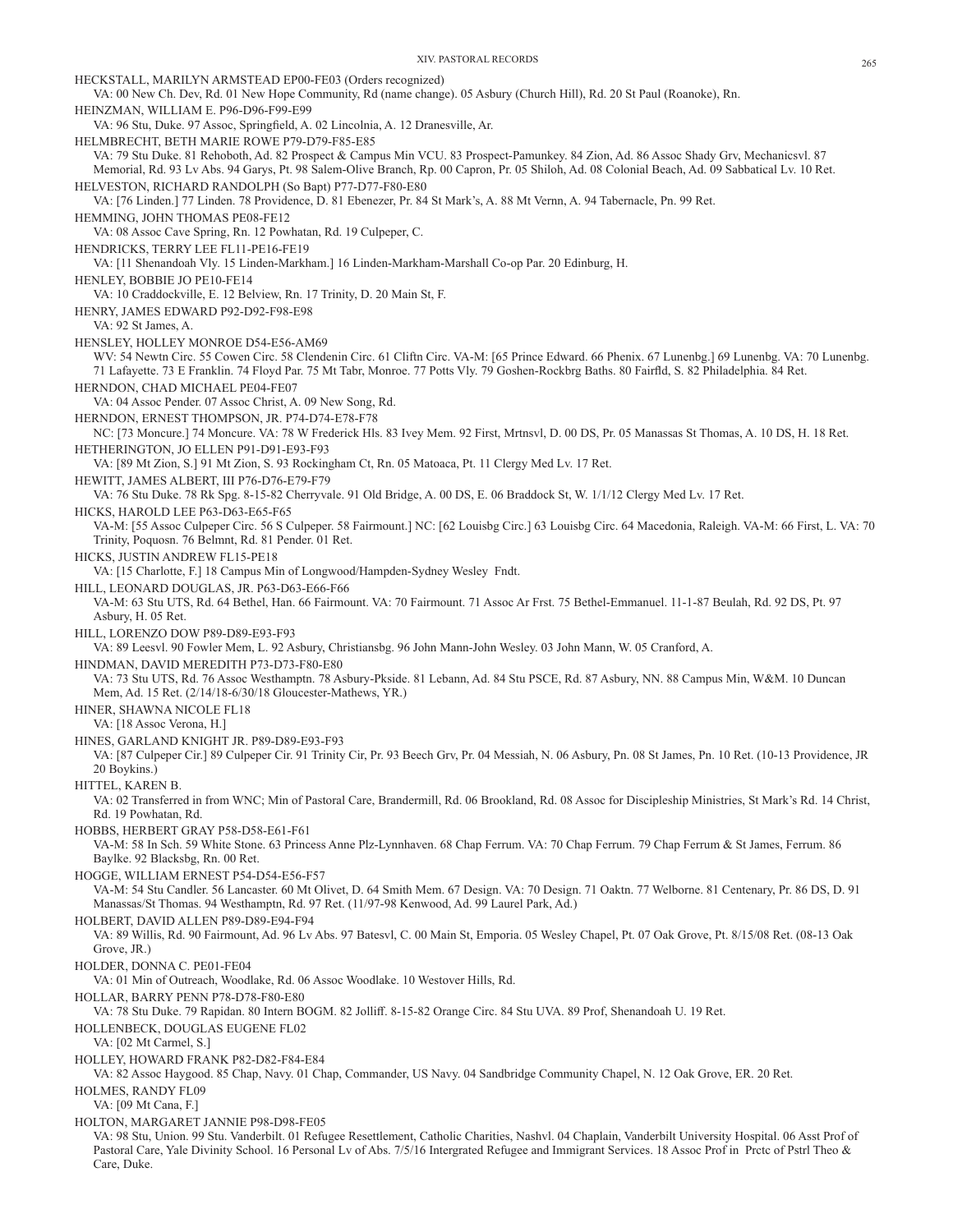HECKSTALL, MARILYN ARMSTEAD EP00-FE03 (Orders recognized)

VA: 00 New Ch. Dev, Rd. 01 New Hope Community, Rd (name change). 05 Asbury (Church Hill), Rd. 20 St Paul (Roanoke), Rn.

HEINZMAN, WILLIAM E. P96-D96-F99-E99

VA: 96 Stu, Duke. 97 Assoc, Springfield, A. 02 Lincolnia, A. 12 Dranesville, Ar.

HELMBRECHT, BETH MARIE ROWE P79-D79-F85-E85

VA: 79 Stu Duke. 81 Rehoboth, Ad. 82 Prospect & Campus Min VCU. 83 Prospect-Pamunkey. 84 Zion, Ad. 86 Assoc Shady Grv, Mechanicsvl. 87 Memorial, Rd. 93 Lv Abs. 94 Garys, Pt. 98 Salem-Olive Branch, Rp. 00 Capron, Pr. 05 Shiloh, Ad. 08 Colonial Beach, Ad. 09 Sabbatical Lv. 10 Ret.

HELVESTON, RICHARD RANDOLPH (So Bapt) P77-D77-F80-E80

VA: [76 Linden.] 77 Linden. 78 Providence, D. 81 Ebenezer, Pr. 84 St Mark's, A. 88 Mt Vernn, A. 94 Tabernacle, Pn. 99 Ret.

HEMMING, JOHN THOMAS PE08-FE12

VA: 08 Assoc Cave Spring, Rn. 12 Powhatan, Rd. 19 Culpeper, C.

HENDRICKS, TERRY LEE FL11-PE16-FE19

VA: [11 Shenandoah Vly. 15 Linden-Markham.] 16 Linden-Markham-Marshall Co-op Par. 20 Edinburg, H.

HENLEY, BOBBIE JO PE10-FE14

VA: 10 Craddockville, E. 12 Belview, Rn. 17 Trinity, D. 20 Main St, F.

HENRY, JAMES EDWARD P92-D92-F98-E98

VA: 92 St James, A.

HENSLEY, HOLLEY MONROE D54-E56-AM69

WV: 54 Newtn Circ. 55 Cowen Circ. 58 Clendenin Circ. 61 Cliftn Circ. VA-M: [65 Prince Edward. 66 Phenix. 67 Lunenbg.] 69 Lunenbg. VA: 70 Lunenbg. 71 Lafayette. 73 E Franklin. 74 Floyd Par. 75 Mt Tabr, Monroe. 77 Potts Vly. 79 Goshen-Rockbrg Baths. 80 Fairfld, S. 82 Philadelphia. 84 Ret.

HERNDON, CHAD MICHAEL PE04-FE07

VA: 04 Assoc Pender. 07 Assoc Christ, A. 09 New Song, Rd.

HERNDON, ERNEST THOMPSON, JR. P74-D74-E78-F78

NC: [73 Moncure.] 74 Moncure. VA: 78 W Frederick Hls. 83 Ivey Mem. 92 First, Mrtnsvl, D. 00 DS, Pr. 05 Manassas St Thomas, A. 10 DS, H. 18 Ret.

HETHERINGTON, JO ELLEN P91-D91-E93-F93

VA: [89 Mt Zion, S.] 91 Mt Zion, S. 93 Rockingham Ct, Rn. 05 Matoaca, Pt. 11 Clergy Med Lv. 17 Ret.

HEWITT, JAMES ALBERT, III P76-D76-E79-F79

VA: 76 Stu Duke. 78 Rk Spg. 8-15-82 Cherryvale. 91 Old Bridge, A. 00 DS, E. 06 Braddock St, W. 1/1/12 Clergy Med Lv. 17 Ret.

HICKS, HAROLD LEE P63-D63-E65-F65

VA-M: [55 Assoc Culpeper Circ. 56 S Culpeper. 58 Fairmount.] NC: [62 Louisbg Circ.] 63 Louisbg Circ. 64 Macedonia, Raleigh. VA-M: 66 First, L. VA: 70 Trinity, Poquosn. 76 Belmnt, Rd. 81 Pender. 01 Ret.

HICKS, JUSTIN ANDREW FL15-PE18

VA: [15 Charlotte, F.] 18 Campus Min of Longwood/Hampden-Sydney Wesley Fndt.

HILL, LEONARD DOUGLAS, JR. P63-D63-E66-F66

VA-M: 63 Stu UTS, Rd. 64 Bethel, Han. 66 Fairmount. VA: 70 Fairmount. 71 Assoc Ar Frst. 75 Bethel-Emmanuel. 11-1-87 Beulah, Rd. 92 DS, Pt. 97 Asbury, H. 05 Ret.

HILL, LORENZO DOW P89-D89-E93-F93

VA: 89 Leesvl. 90 Fowler Mem, L. 92 Asbury, Christiansbg. 96 John Mann-John Wesley. 03 John Mann, W. 05 Cranford, A.

HINDMAN, DAVID MEREDITH P73-D73-F80-E80

VA: 73 Stu UTS, Rd. 76 Assoc Westhamptn. 78 Asbury-Pkside. 81 Lebann, Ad. 84 Stu PSCE, Rd. 87 Asbury, NN. 88 Campus Min, W&M. 10 Duncan Mem, Ad. 15 Ret. (2/14/18-6/30/18 Gloucester-Mathews, YR.)

HINER, SHAWNA NICOLE FL18

VA: [18 Assoc Verona, H.]

HINES, GARLAND KNIGHT JR. P89-D89-E93-F93

VA: [87 Culpeper Cir.] 89 Culpeper Cir. 91 Trinity Cir, Pr. 93 Beech Grv, Pr. 04 Messiah, N. 06 Asbury, Pn. 08 St James, Pn. 10 Ret. (10-13 Providence, JR 20 Boykins.)

HITTEL, KAREN B.

VA: 02 Transferred in from WNC; Min of Pastoral Care, Brandermill, Rd. 06 Brookland, Rd. 08 Assoc for Discipleship Ministries, St Mark's Rd. 14 Christ, Rd. 19 Powhatan, Rd.

HOBBS, HERBERT GRAY P58-D58-E61-F61

VA-M: 58 In Sch. 59 White Stone. 63 Princess Anne Plz-Lynnhaven. 68 Chap Ferrum. VA: 70 Chap Ferrum. 79 Chap Ferrum & St James, Ferrum. 86 Baylke. 92 Blacksbg, Rn. 00 Ret.

HOGGE, WILLIAM ERNEST P54-D54-E56-F57

VA-M: 54 Stu Candler. 56 Lancaster. 60 Mt Olivet, D. 64 Smith Mem. 67 Design. VA: 70 Design. 71 Oaktn. 77 Welborne. 81 Centenary, Pr. 86 DS, D. 91 Manassas/St Thomas. 94 Westhamptn, Rd. 97 Ret. (11/97-98 Kenwood, Ad. 99 Laurel Park, Ad.)

HOLBERT, DAVID ALLEN P89-D89-E94-F94

VA: 89 Willis, Rd. 90 Fairmount, Ad. 96 Lv Abs. 97 Batesvl, C. 00 Main St, Emporia. 05 Wesley Chapel, Pt. 07 Oak Grove, Pt. 8/15/08 Ret. (08-13 Oak Grove, JR.)

HOLDER, DONNA C. PE01-FE04

VA: 01 Min of Outreach, Woodlake, Rd. 06 Assoc Woodlake. 10 Westover Hills, Rd.

HOLLAR, BARRY PENN P78-D78-F80-E80

VA: 78 Stu Duke. 79 Rapidan. 80 Intern BOGM. 82 Jolliff. 8-15-82 Orange Circ. 84 Stu UVA. 89 Prof, Shenandoah U. 19 Ret.

HOLLENBECK, DOUGLAS EUGENE FL02

VA: [02 Mt Carmel, S.]

HOLLEY, HOWARD FRANK P82-D82-F84-E84

VA: 82 Assoc Haygood. 85 Chap, Navy. 01 Chap, Commander, US Navy. 04 Sandbridge Community Chapel, N. 12 Oak Grove, ER. 20 Ret.

HOLMES, RANDY FL09

VA: [09 Mt Cana, F.]

HOLTON, MARGARET JANNIE P98-D98-FE05

VA: 98 Stu, Union. 99 Stu. Vanderbilt. 01 Refugee Resettlement, Catholic Charities, Nashvl. 04 Chaplain, Vanderbilt University Hospital. 06 Asst Prof of Pastoral Care, Yale Divinity School. 16 Personal Lv of Abs. 7/5/16 Intergrated Refugee and Immigrant Services. 18 Assoc Prof in Prctc of Pstrl Theo & Care, Duke.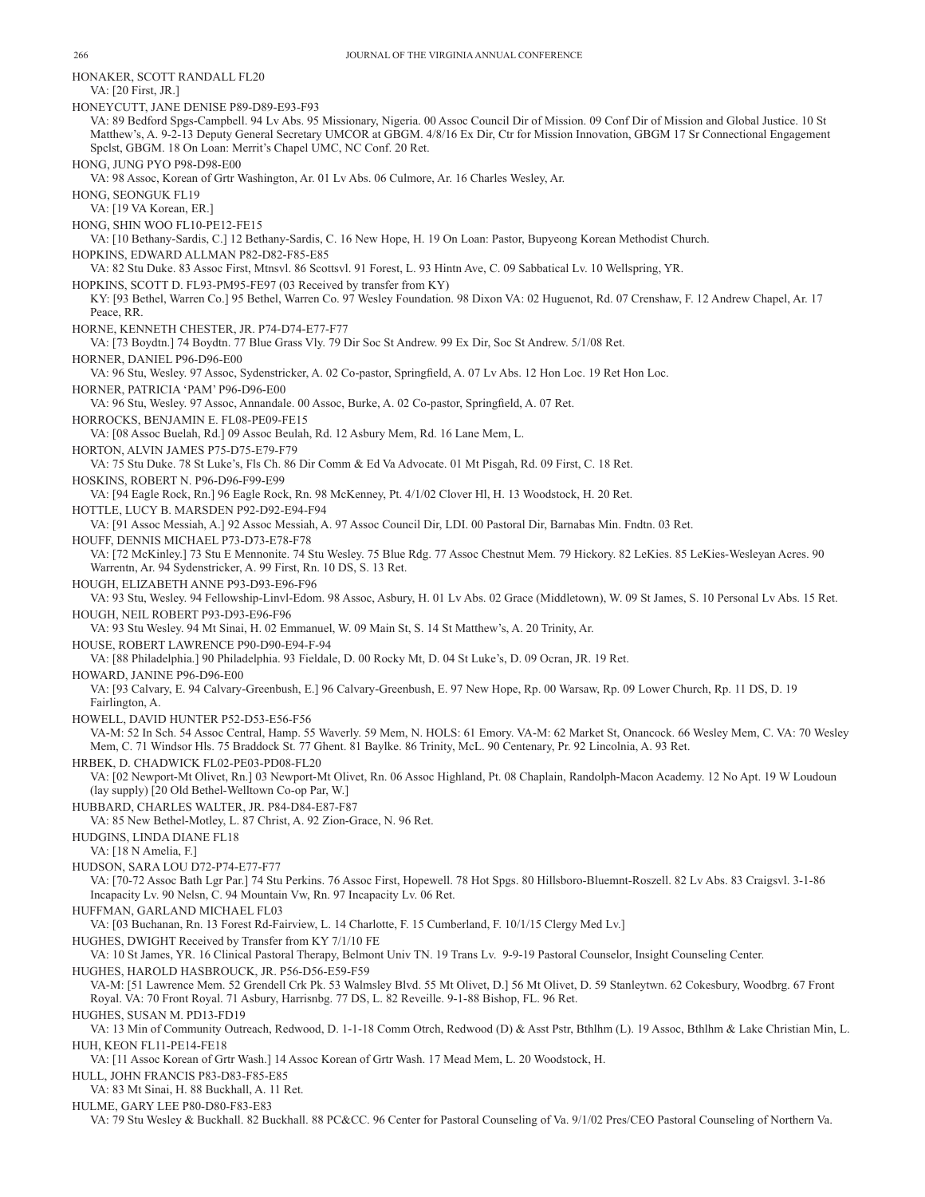HONAKER, SCOTT RANDALL FL20

VA: [20 First, JR.]

HONEYCUTT, JANE DENISE P89-D89-E93-F93

VA: 89 Bedford Spgs-Campbell. 94 Lv Abs. 95 Missionary, Nigeria. 00 Assoc Council Dir of Mission. 09 Conf Dir of Mission and Global Justice. 10 St Matthew's, A. 9-2-13 Deputy General Secretary UMCOR at GBGM. 4/8/16 Ex Dir, Ctr for Mission Innovation, GBGM 17 Sr Connectional Engagement Spclst, GBGM. 18 On Loan: Merrit's Chapel UMC, NC Conf. 20 Ret.

HONG, JUNG PYO P98-D98-E00

VA: 98 Assoc, Korean of Grtr Washington, Ar. 01 Lv Abs. 06 Culmore, Ar. 16 Charles Wesley, Ar.

HONG, SEONGUK FL19

VA: [19 VA Korean, ER.]

HONG, SHIN WOO FL10-PE12-FE15

VA: [10 Bethany-Sardis, C.] 12 Bethany-Sardis, C. 16 New Hope, H. 19 On Loan: Pastor, Bupyeong Korean Methodist Church.

HOPKINS, EDWARD ALLMAN P82-D82-F85-E85

VA: 82 Stu Duke. 83 Assoc First, Mtnsvl. 86 Scottsvl. 91 Forest, L. 93 Hintn Ave, C. 09 Sabbatical Lv. 10 Wellspring, YR.

HOPKINS, SCOTT D. FL93-PM95-FE97 (03 Received by transfer from KY)

KY: [93 Bethel, Warren Co.] 95 Bethel, Warren Co. 97 Wesley Foundation. 98 Dixon VA: 02 Huguenot, Rd. 07 Crenshaw, F. 12 Andrew Chapel, Ar. 17 Peace, RR.

HORNE, KENNETH CHESTER, JR. P74-D74-E77-F77

VA: [73 Boydtn.] 74 Boydtn. 77 Blue Grass Vly. 79 Dir Soc St Andrew. 99 Ex Dir, Soc St Andrew. 5/1/08 Ret.

HORNER, DANIEL P96-D96-E00

VA: 96 Stu, Wesley. 97 Assoc, Sydenstricker, A. 02 Co-pastor, Springfield, A. 07 Lv Abs. 12 Hon Loc. 19 Ret Hon Loc.

HORNER, PATRICIA 'PAM' P96-D96-E00

VA: 96 Stu, Wesley. 97 Assoc, Annandale. 00 Assoc, Burke, A. 02 Co-pastor, Springfield, A. 07 Ret.

HORROCKS, BENJAMIN E. FL08-PE09-FE15

VA: [08 Assoc Buelah, Rd.] 09 Assoc Beulah, Rd. 12 Asbury Mem, Rd. 16 Lane Mem, L.

HORTON, ALVIN JAMES P75-D75-E79-F79

VA: 75 Stu Duke. 78 St Luke's, Fls Ch. 86 Dir Comm & Ed Va Advocate. 01 Mt Pisgah, Rd. 09 First, C. 18 Ret.

HOSKINS, ROBERT N. P96-D96-F99-E99

VA: [94 Eagle Rock, Rn.] 96 Eagle Rock, Rn. 98 McKenney, Pt. 4/1/02 Clover Hl, H. 13 Woodstock, H. 20 Ret.

HOTTLE, LUCY B. MARSDEN P92-D92-E94-F94

VA: [91 Assoc Messiah, A.] 92 Assoc Messiah, A. 97 Assoc Council Dir, LDI. 00 Pastoral Dir, Barnabas Min. Fndtn. 03 Ret.

HOUFF, DENNIS MICHAEL P73-D73-E78-F78

VA: [72 McKinley.] 73 Stu E Mennonite. 74 Stu Wesley. 75 Blue Rdg. 77 Assoc Chestnut Mem. 79 Hickory. 82 LeKies. 85 LeKies-Wesleyan Acres. 90 Warrentn, Ar. 94 Sydenstricker, A. 99 First, Rn. 10 DS, S. 13 Ret.

HOUGH, ELIZABETH ANNE P93-D93-E96-F96

VA: 93 Stu, Wesley. 94 Fellowship-Linvl-Edom. 98 Assoc, Asbury, H. 01 Lv Abs. 02 Grace (Middletown), W. 09 St James, S. 10 Personal Lv Abs. 15 Ret.

HOUGH, NEIL ROBERT P93-D93-E96-F96

VA: 93 Stu Wesley. 94 Mt Sinai, H. 02 Emmanuel, W. 09 Main St, S. 14 St Matthew's, A. 20 Trinity, Ar.

HOUSE, ROBERT LAWRENCE P90-D90-E94-F-94

VA: [88 Philadelphia.] 90 Philadelphia. 93 Fieldale, D. 00 Rocky Mt, D. 04 St Luke's, D. 09 Ocran, JR. 19 Ret.

HOWARD, JANINE P96-D96-E00

VA: [93 Calvary, E. 94 Calvary-Greenbush, E.] 96 Calvary-Greenbush, E. 97 New Hope, Rp. 00 Warsaw, Rp. 09 Lower Church, Rp. 11 DS, D. 19 Fairlington, A.

HOWELL, DAVID HUNTER P52-D53-E56-F56

VA-M: 52 In Sch. 54 Assoc Central, Hamp. 55 Waverly. 59 Mem, N. HOLS: 61 Emory. VA-M: 62 Market St, Onancock. 66 Wesley Mem, C. VA: 70 Wesley Mem, C. 71 Windsor Hls. 75 Braddock St. 77 Ghent. 81 Baylke. 86 Trinity, McL. 90 Centenary, Pr. 92 Lincolnia, A. 93 Ret.

HRBEK, D. CHADWICK FL02-PE03-PD08-FL20

VA: [02 Newport-Mt Olivet, Rn.] 03 Newport-Mt Olivet, Rn. 06 Assoc Highland, Pt. 08 Chaplain, Randolph-Macon Academy. 12 No Apt. 19 W Loudoun (lay supply) [20 Old Bethel-Welltown Co-op Par, W.]

HUBBARD, CHARLES WALTER, JR. P84-D84-E87-F87

VA: 85 New Bethel-Motley, L. 87 Christ, A. 92 Zion-Grace, N. 96 Ret.

HUDGINS, LINDA DIANE FL18

VA: [18 N Amelia, F.]

HUDSON, SARA LOU D72-P74-E77-F77

VA: [70-72 Assoc Bath Lgr Par.] 74 Stu Perkins. 76 Assoc First, Hopewell. 78 Hot Spgs. 80 Hillsboro-Bluemnt-Roszell. 82 Lv Abs. 83 Craigsvl. 3-1-86 Incapacity Lv. 90 Nelsn, C. 94 Mountain Vw, Rn. 97 Incapacity Lv. 06 Ret.

HUFFMAN, GARLAND MICHAEL FL03

VA: [03 Buchanan, Rn. 13 Forest Rd-Fairview, L. 14 Charlotte, F. 15 Cumberland, F. 10/1/15 Clergy Med Lv.]

HUGHES, DWIGHT Received by Transfer from KY 7/1/10 FE

VA: 10 St James, YR. 16 Clinical Pastoral Therapy, Belmont Univ TN. 19 Trans Lv. 9-9-19 Pastoral Counselor, Insight Counseling Center.

HUGHES, HAROLD HASBROUCK, JR. P56-D56-E59-F59

VA-M: [51 Lawrence Mem. 52 Grendell Crk Pk. 53 Walmsley Blvd. 55 Mt Olivet, D.] 56 Mt Olivet, D. 59 Stanleytwn. 62 Cokesbury, Woodbrg. 67 Front Royal. VA: 70 Front Royal. 71 Asbury, Harrisnbg. 77 DS, L. 82 Reveille. 9-1-88 Bishop, FL. 96 Ret.

HUGHES, SUSAN M. PD13-FD19

VA: 13 Min of Community Outreach, Redwood, D. 1-1-18 Comm Otrch, Redwood (D) & Asst Pstr, Bthlhm (L). 19 Assoc, Bthlhm & Lake Christian Min, L.

HUH, KEON FL11-PE14-FE18

VA: [11 Assoc Korean of Grtr Wash.] 14 Assoc Korean of Grtr Wash. 17 Mead Mem, L. 20 Woodstock, H.

HULL, JOHN FRANCIS P83-D83-F85-E85

VA: 83 Mt Sinai, H. 88 Buckhall, A. 11 Ret.

HULME, GARY LEE P80-D80-F83-E83

VA: 79 Stu Wesley & Buckhall. 82 Buckhall. 88 PC&CC. 96 Center for Pastoral Counseling of Va. 9/1/02 Pres/CEO Pastoral Counseling of Northern Va.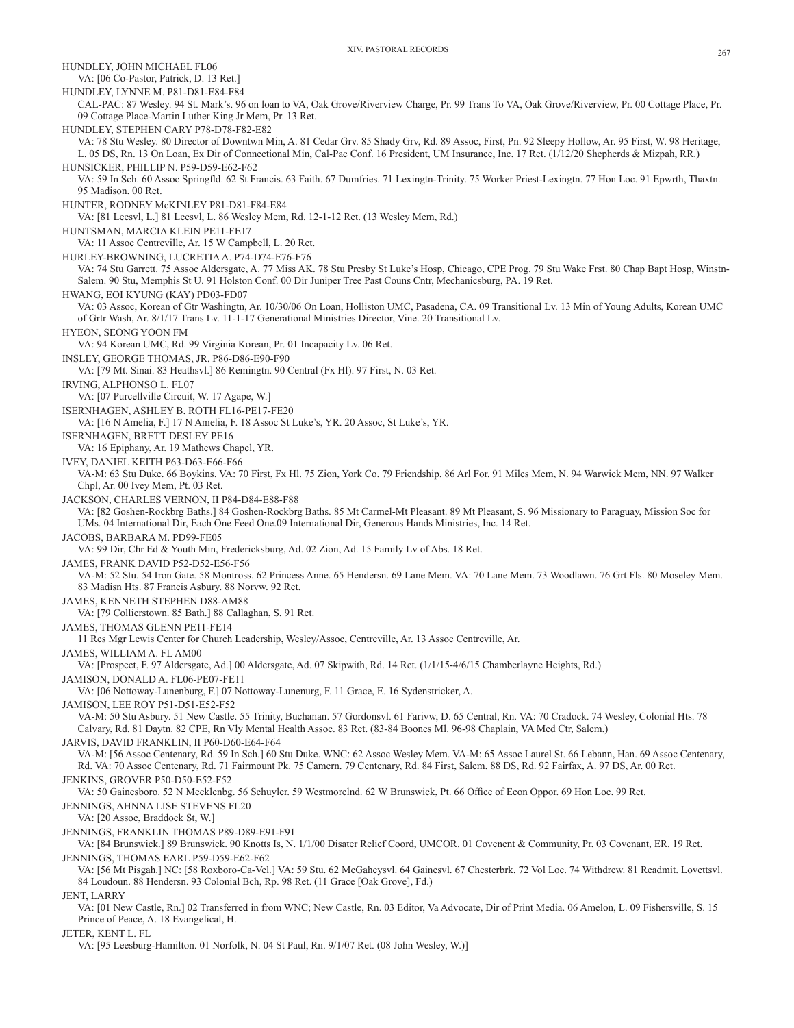HUNDLEY, JOHN MICHAEL FL06

VA: [06 Co-Pastor, Patrick, D. 13 Ret.]

HUNDLEY, LYNNE M. P81-D81-E84-F84

CAL-PAC: 87 Wesley. 94 St. Mark's. 96 on loan to VA, Oak Grove/Riverview Charge, Pr. 99 Trans To VA, Oak Grove/Riverview, Pr. 00 Cottage Place, Pr. 09 Cottage Place-Martin Luther King Jr Mem, Pr. 13 Ret.

HUNDLEY, STEPHEN CARY P78-D78-F82-E82

VA: 78 Stu Wesley. 80 Director of Downtwn Min, A. 81 Cedar Grv. 85 Shady Grv, Rd. 89 Assoc, First, Pn. 92 Sleepy Hollow, Ar. 95 First, W. 98 Heritage, L. 05 DS, Rn. 13 On Loan, Ex Dir of Connectional Min, Cal-Pac Conf. 16 President, UM Insurance, Inc. 17 Ret. (1/12/20 Shepherds & Mizpah, RR.)

HUNSICKER, PHILLIP N. P59-D59-E62-F62

VA: 59 In Sch. 60 Assoc Springfld. 62 St Francis. 63 Faith. 67 Dumfries. 71 Lexingtn-Trinity. 75 Worker Priest-Lexingtn. 77 Hon Loc. 91 Epwrth, Thaxtn. 95 Madison. 00 Ret.

HUNTER, RODNEY McKINLEY P81-D81-F84-E84

VA: [81 Leesvl, L.] 81 Leesvl, L. 86 Wesley Mem, Rd. 12-1-12 Ret. (13 Wesley Mem, Rd.)

HUNTSMAN, MARCIA KLEIN PE11-FE17

VA: 11 Assoc Centreville, Ar. 15 W Campbell, L. 20 Ret.

HURLEY-BROWNING, LUCRETIA A. P74-D74-E76-F76

VA: 74 Stu Garrett. 75 Assoc Aldersgate, A. 77 Miss AK. 78 Stu Presby St Luke's Hosp, Chicago, CPE Prog. 79 Stu Wake Frst. 80 Chap Bapt Hosp, Winstn-Salem. 90 Stu, Memphis St U. 91 Holston Conf. 00 Dir Juniper Tree Past Couns Cntr, Mechanicsburg, PA. 19 Ret.

HWANG, EOI KYUNG (KAY) PD03-FD07

VA: 03 Assoc, Korean of Gtr Washingtn, Ar. 10/30/06 On Loan, Holliston UMC, Pasadena, CA. 09 Transitional Lv. 13 Min of Young Adults, Korean UMC of Grtr Wash, Ar. 8/1/17 Trans Lv. 11-1-17 Generational Ministries Director, Vine. 20 Transitional Lv.

HYEON, SEONG YOON FM

VA: 94 Korean UMC, Rd. 99 Virginia Korean, Pr. 01 Incapacity Lv. 06 Ret.

INSLEY, GEORGE THOMAS, JR. P86-D86-E90-F90

VA: [79 Mt. Sinai. 83 Heathsvl.] 86 Remingtn. 90 Central (Fx Hl). 97 First, N. 03 Ret.

IRVING, ALPHONSO L. FL07

VA: [07 Purcellville Circuit, W. 17 Agape, W.]

ISERNHAGEN, ASHLEY B. ROTH FL16-PE17-FE20

VA: [16 N Amelia, F.] 17 N Amelia, F. 18 Assoc St Luke's, YR. 20 Assoc, St Luke's, YR.

ISERNHAGEN, BRETT DESLEY PE16

VA: 16 Epiphany, Ar. 19 Mathews Chapel, YR.

IVEY, DANIEL KEITH P63-D63-E66-F66

VA-M: 63 Stu Duke. 66 Boykins. VA: 70 First, Fx Hl. 75 Zion, York Co. 79 Friendship. 86 Arl For. 91 Miles Mem, N. 94 Warwick Mem, NN. 97 Walker Chpl, Ar. 00 Ivey Mem, Pt. 03 Ret.

JACKSON, CHARLES VERNON, II P84-D84-E88-F88

VA: [82 Goshen-Rockbrg Baths.] 84 Goshen-Rockbrg Baths. 85 Mt Carmel-Mt Pleasant. 89 Mt Pleasant, S. 96 Missionary to Paraguay, Mission Soc for UMs. 04 International Dir, Each One Feed One.09 International Dir, Generous Hands Ministries, Inc. 14 Ret.

JACOBS, BARBARA M. PD99-FE05

VA: 99 Dir, Chr Ed & Youth Min, Fredericksburg, Ad. 02 Zion, Ad. 15 Family Lv of Abs. 18 Ret.

JAMES, FRANK DAVID P52-D52-E56-F56

VA-M: 52 Stu. 54 Iron Gate. 58 Montross. 62 Princess Anne. 65 Hendersn. 69 Lane Mem. VA: 70 Lane Mem. 73 Woodlawn. 76 Grt Fls. 80 Moseley Mem. 83 Madisn Hts. 87 Francis Asbury. 88 Norvw. 92 Ret.

JAMES, KENNETH STEPHEN D88-AM88

VA: [79 Collierstown. 85 Bath.] 88 Callaghan, S. 91 Ret.

JAMES, THOMAS GLENN PE11-FE14

11 Res Mgr Lewis Center for Church Leadership, Wesley/Assoc, Centreville, Ar. 13 Assoc Centreville, Ar.

JAMES, WILLIAM A. FL AM00

VA: [Prospect, F. 97 Aldersgate, Ad.] 00 Aldersgate, Ad. 07 Skipwith, Rd. 14 Ret. (1/1/15-4/6/15 Chamberlayne Heights, Rd.)

JAMISON, DONALD A. FL06-PE07-FE11

VA: [06 Nottoway-Lunenburg, F.] 07 Nottoway-Lunenurg, F. 11 Grace, E. 16 Sydenstricker, A.

JAMISON, LEE ROY P51-D51-E52-F52

VA-M: 50 Stu Asbury. 51 New Castle. 55 Trinity, Buchanan. 57 Gordonsvl. 61 Farivw, D. 65 Central, Rn. VA: 70 Cradock. 74 Wesley, Colonial Hts. 78 Calvary, Rd. 81 Daytn. 82 CPE, Rn Vly Mental Health Assoc. 83 Ret. (83-84 Boones Ml. 96-98 Chaplain, VA Med Ctr, Salem.)

JARVIS, DAVID FRANKLIN, II P60-D60-E64-F64

VA-M: [56 Assoc Centenary, Rd. 59 In Sch.] 60 Stu Duke. WNC: 62 Assoc Wesley Mem. VA-M: 65 Assoc Laurel St. 66 Lebann, Han. 69 Assoc Centenary, Rd. VA: 70 Assoc Centenary, Rd. 71 Fairmount Pk. 75 Camern. 79 Centenary, Rd. 84 First, Salem. 88 DS, Rd. 92 Fairfax, A. 97 DS, Ar. 00 Ret.

JENKINS, GROVER P50-D50-E52-F52

VA: 50 Gainesboro. 52 N Mecklenbg. 56 Schuyler. 59 Westmorelnd. 62 W Brunswick, Pt. 66 Office of Econ Oppor. 69 Hon Loc. 99 Ret.

JENNINGS, AHNNA LISE STEVENS FL20

VA: [20 Assoc, Braddock St, W.]

JENNINGS, FRANKLIN THOMAS P89-D89-E91-F91

VA: [84 Brunswick.] 89 Brunswick. 90 Knotts Is, N. 1/1/00 Disater Relief Coord, UMCOR. 01 Covenent & Community, Pr. 03 Covenant, ER. 19 Ret.

JENNINGS, THOMAS EARL P59-D59-E62-F62

VA: [56 Mt Pisgah.] NC: [58 Roxboro-Ca-Vel.] VA: 59 Stu. 62 McGaheysvl. 64 Gainesvl. 67 Chesterbrk. 72 Vol Loc. 74 Withdrew. 81 Readmit. Lovettsvl. 84 Loudoun. 88 Hendersn. 93 Colonial Bch, Rp. 98 Ret. (11 Grace [Oak Grove], Fd.)

JENT, LARRY

VA: [01 New Castle, Rn.] 02 Transferred in from WNC; New Castle, Rn. 03 Editor, Va Advocate, Dir of Print Media. 06 Amelon, L. 09 Fishersville, S. 15 Prince of Peace, A. 18 Evangelical, H.

JETER, KENT L. FL

VA: [95 Leesburg-Hamilton. 01 Norfolk, N. 04 St Paul, Rn. 9/1/07 Ret. (08 John Wesley, W.)]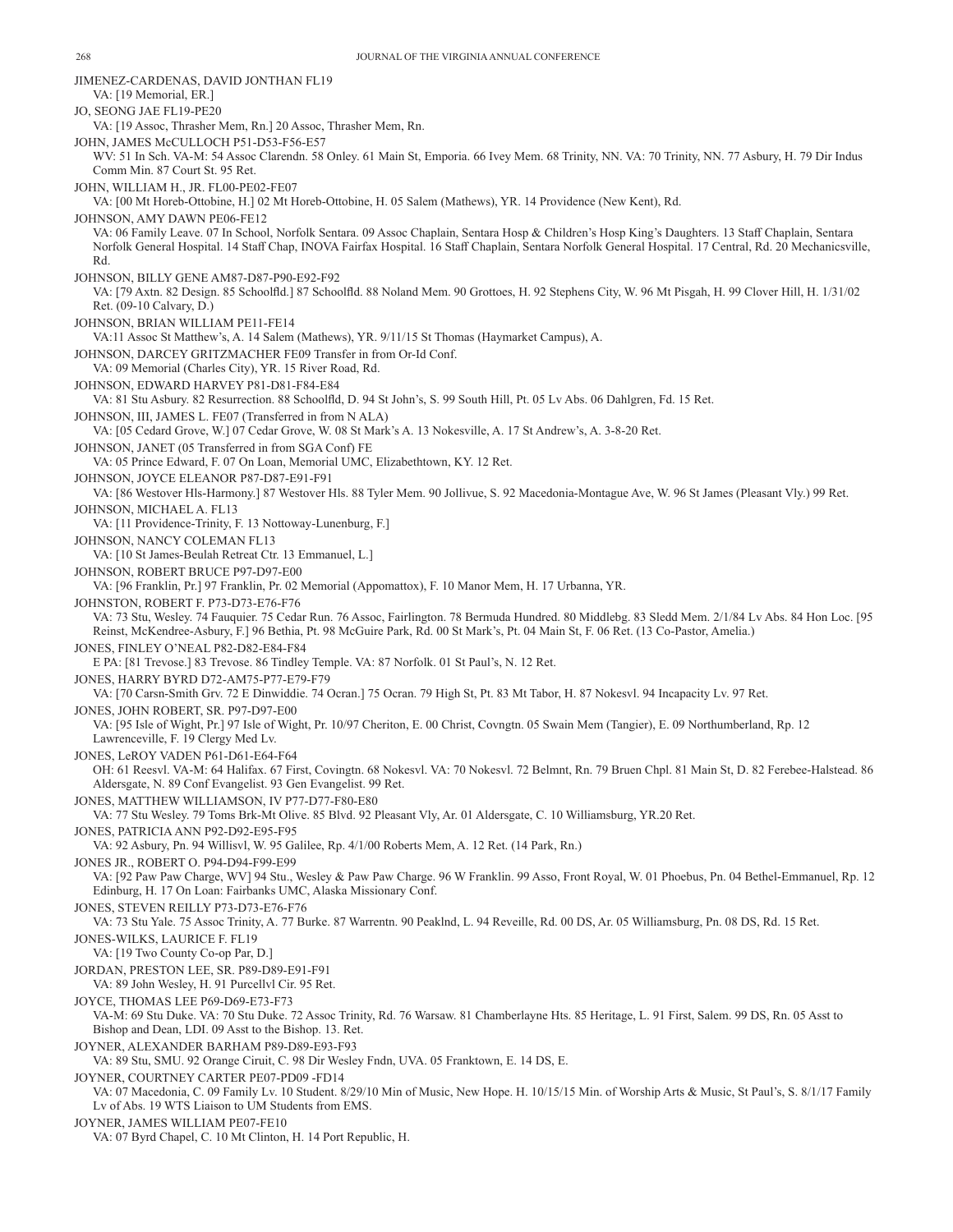JIMENEZ-CARDENAS, DAVID JONTHAN FL19
VA: [19 Memorial, ER.]

JO, SEONG JAE FL19-PE20
VA: [19 Assoc, Thrasher Mem, Rn.] 20 Assoc, Thrasher Mem, Rn.

JOHN, JAMES McCULLOCH P51-D53-F56-E57
WV: 51 In Sch. VA-M: 54 Assoc Clarendn. 58 Onley. 61 Main St, Emporia. 66 Ivey Mem. 68 Trinity, NN. VA: 70 Trinity, NN. 77 Asbury, H. 79 Dir Indus Comm Min. 87 Court St. 95 Ret.

JOHN, WILLIAM H., JR. FL00-PE02-FE07
VA: [00 Mt Horeb-Ottobine, H.] 02 Mt Horeb-Ottobine, H. 05 Salem (Mathews), YR. 14 Providence (New Kent), Rd.

JOHNSON, AMY DAWN PE06-FE12
VA: 06 Family Leave. 07 In School, Norfolk Sentara. 09 Assoc Chaplain, Sentara Hosp & Children's Hosp King's Daughters. 13 Staff Chaplain, Sentara Norfolk General Hospital. 14 Staff Chap, INOVA Fairfax Hospital. 16 Staff Chaplain, Sentara Norfolk General Hospital. 17 Central, Rd. 20 Mechanicsville, Rd.

JOHNSON, BILLY GENE AM87-D87-P90-E92-F92
VA: [79 Axtn. 82 Design. 85 Schoolfld.] 87 Schoolfld. 88 Noland Mem. 90 Grottoes, H. 92 Stephens City, W. 96 Mt Pisgah, H. 99 Clover Hill, H. 1/31/02 Ret. (09-10 Calvary, D.)

JOHNSON, BRIAN WILLIAM PE11-FE14
VA:11 Assoc St Matthew's, A. 14 Salem (Mathews), YR. 9/11/15 St Thomas (Haymarket Campus), A.

JOHNSON, DARCEY GRITZMACHER FE09 Transfer in from Or-Id Conf.
VA: 09 Memorial (Charles City), YR. 15 River Road, Rd.

JOHNSON, EDWARD HARVEY P81-D81-F84-E84
VA: 81 Stu Asbury. 82 Resurrection. 88 Schoolfld, D. 94 St John's, S. 99 South Hill, Pt. 05 Lv Abs. 06 Dahlgren, Fd. 15 Ret.

JOHNSON, III, JAMES L. FE07 (Transferred in from N ALA)
VA: [05 Cedard Grove, W.] 07 Cedar Grove, W. 08 St Mark's A. 13 Nokesville, A. 17 St Andrew's, A. 3-8-20 Ret.

JOHNSON, JANET (05 Transferred in from SGA Conf) FE
VA: 05 Prince Edward, F. 07 On Loan, Memorial UMC, Elizabethtown, KY. 12 Ret.

JOHNSON, JOYCE ELEANOR P87-D87-E91-F91
VA: [86 Westover Hls-Harmony.] 87 Westover Hls. 88 Tyler Mem. 90 Jollivue, S. 92 Macedonia-Montague Ave, W. 96 St James (Pleasant Vly.) 99 Ret.

JOHNSON, MICHAEL A. FL13
VA: [11 Providence-Trinity, F. 13 Nottoway-Lunenburg, F.]

JOHNSON, NANCY COLEMAN FL13
VA: [10 St James-Beulah Retreat Ctr. 13 Emmanuel, L.]

JOHNSON, ROBERT BRUCE P97-D97-E00
VA: [96 Franklin, Pr.] 97 Franklin, Pr. 02 Memorial (Appomattox), F. 10 Manor Mem, H. 17 Urbanna, YR.

JOHNSTON, ROBERT F. P73-D73-E76-F76
VA: 73 Stu, Wesley. 74 Fauquier. 75 Cedar Run. 76 Assoc, Fairlington. 78 Bermuda Hundred. 80 Middlebg. 83 Sledd Mem. 2/1/84 Lv Abs. 84 Hon Loc. [95 Reinst, McKendree-Asbury, F.] 96 Bethia, Pt. 98 McGuire Park, Rd. 00 St Mark's, Pt. 04 Main St, F. 06 Ret. (13 Co-Pastor, Amelia.)

JONES, FINLEY O'NEAL P82-D82-E84-F84
E PA: [81 Trevose.] 83 Trevose. 86 Tindley Temple. VA: 87 Norfolk. 01 St Paul's, N. 12 Ret.

JONES, HARRY BYRD D72-AM75-P77-E79-F79
VA: [70 Carsn-Smith Grv. 72 E Dinwiddie. 74 Ocran.] 75 Ocran. 79 High St, Pt. 83 Mt Tabor, H. 87 Nokesvl. 94 Incapacity Lv. 97 Ret.

JONES, JOHN ROBERT, SR. P97-D97-E00
VA: [95 Isle of Wight, Pr.] 97 Isle of Wight, Pr. 10/97 Cheriton, E. 00 Christ, Covngtn. 05 Swain Mem (Tangier), E. 09 Northumberland, Rp. 12 Lawrenceville, F. 19 Clergy Med Lv.

JONES, LeROY VADEN P61-D61-E64-F64
OH: 61 Reesvl. VA-M: 64 Halifax. 67 First, Covingtn. 68 Nokesvl. VA: 70 Nokesvl. 72 Belmnt, Rn. 79 Bruen Chpl. 81 Main St, D. 82 Ferebee-Halstead. 86 Aldersgate, N. 89 Conf Evangelist. 93 Gen Evangelist. 99 Ret.

JONES, MATTHEW WILLIAMSON, IV P77-D77-F80-E80
VA: 77 Stu Wesley. 79 Toms Brk-Mt Olive. 85 Blvd. 92 Pleasant Vly, Ar. 01 Aldersgate, C. 10 Williamsburg, YR.20 Ret.

JONES, PATRICIA ANN P92-D92-E95-F95
VA: 92 Asbury, Pn. 94 Willisvl, W. 95 Galilee, Rp. 4/1/00 Roberts Mem, A. 12 Ret. (14 Park, Rn.)

JONES JR., ROBERT O. P94-D94-F99-E99
VA: [92 Paw Paw Charge, WV] 94 Stu., Wesley & Paw Paw Charge. 96 W Franklin. 99 Asso, Front Royal, W. 01 Phoebus, Pn. 04 Bethel-Emmanuel, Rp. 12 Edinburg, H. 17 On Loan: Fairbanks UMC, Alaska Missionary Conf.

JONES, STEVEN REILLY P73-D73-E76-F76
VA: 73 Stu Yale. 75 Assoc Trinity, A. 77 Burke. 87 Warrentn. 90 Peaklnd, L. 94 Reveille, Rd. 00 DS, Ar. 05 Williamsburg, Pn. 08 DS, Rd. 15 Ret.

JONES-WILKS, LAURICE F. FL19
VA: [19 Two County Co-op Par, D.]

JORDAN, PRESTON LEE, SR. P89-D89-E91-F91
VA: 89 John Wesley, H. 91 Purcellvl Cir. 95 Ret.

JOYCE, THOMAS LEE P69-D69-E73-F73
VA-M: 69 Stu Duke. VA: 70 Stu Duke. 72 Assoc Trinity, Rd. 76 Warsaw. 81 Chamberlayne Hts. 85 Heritage, L. 91 First, Salem. 99 DS, Rn. 05 Asst to Bishop and Dean, LDI. 09 Asst to the Bishop. 13. Ret.

JOYNER, ALEXANDER BARHAM P89-D89-E93-F93
VA: 89 Stu, SMU. 92 Orange Ciruit, C. 98 Dir Wesley Fndn, UVA. 05 Franktown, E. 14 DS, E.

JOYNER, COURTNEY CARTER PE07-PD09 -FD14
VA: 07 Macedonia, C. 09 Family Lv. 10 Student. 8/29/10 Min of Music, New Hope. H. 10/15/15 Min. of Worship Arts & Music, St Paul's, S. 8/1/17 Family Lv of Abs. 19 WTS Liaison to UM Students from EMS.

JOYNER, JAMES WILLIAM PE07-FE10
VA: 07 Byrd Chapel, C. 10 Mt Clinton, H. 14 Port Republic, H.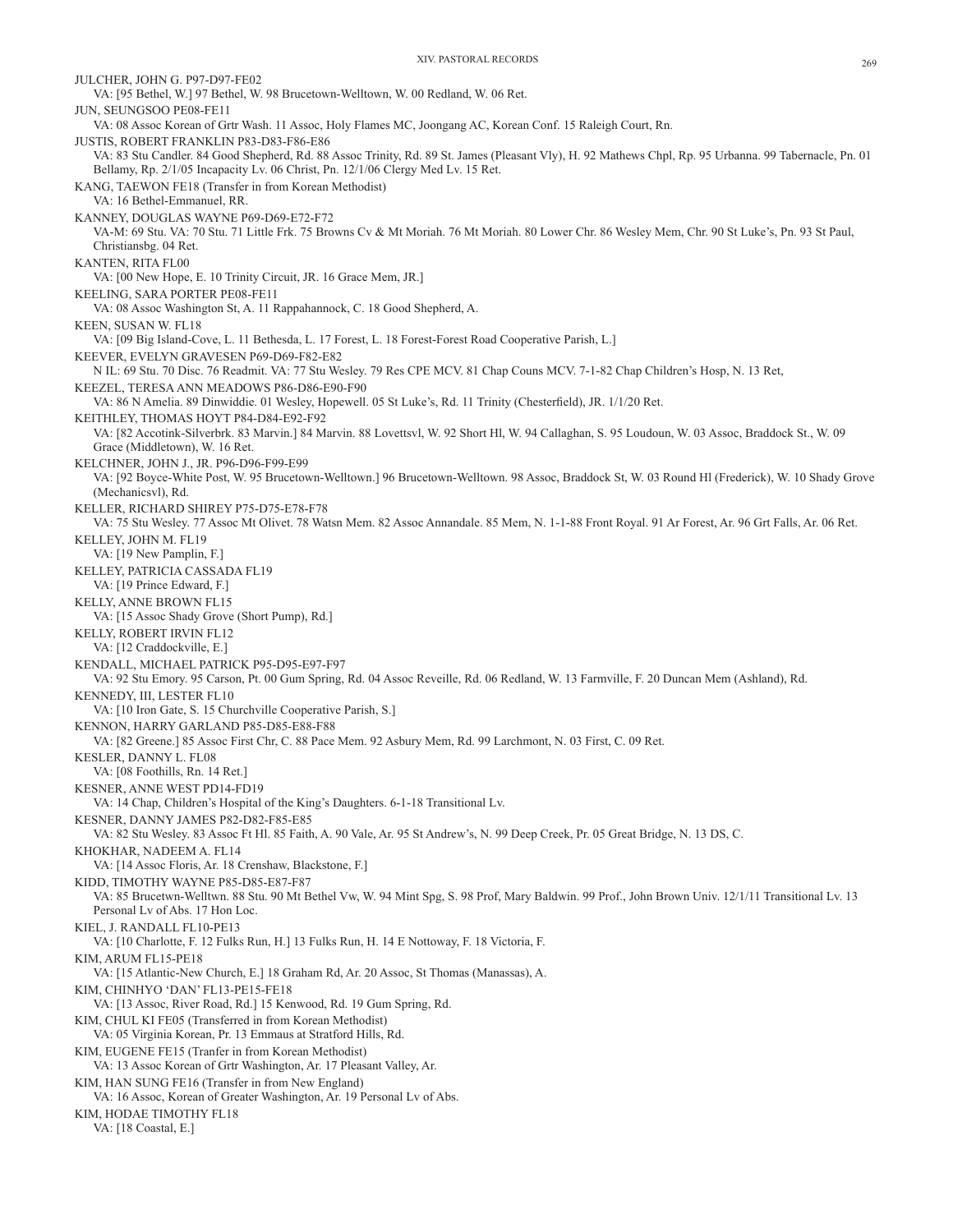JULCHER, JOHN G. P97-D97-FE02
VA: [95 Bethel, W.] 97 Bethel, W. 98 Brucetown-Welltown, W. 00 Redland, W. 06 Ret.

JUN, SEUNGSOO PE08-FE11
VA: 08 Assoc Korean of Grtr Wash. 11 Assoc, Holy Flames MC, Joongang AC, Korean Conf. 15 Raleigh Court, Rn.

JUSTIS, ROBERT FRANKLIN P83-D83-F86-E86
VA: 83 Stu Candler. 84 Good Shepherd, Rd. 88 Assoc Trinity, Rd. 89 St. James (Pleasant Vly), H. 92 Mathews Chpl, Rp. 95 Urbanna. 99 Tabernacle, Pn. 01 Bellamy, Rp. 2/1/05 Incapacity Lv. 06 Christ, Pn. 12/1/06 Clergy Med Lv. 15 Ret.

KANG, TAEWON FE18 (Transfer in from Korean Methodist)
VA: 16 Bethel-Emmanuel, RR.

KANNEY, DOUGLAS WAYNE P69-D69-E72-F72
VA-M: 69 Stu. VA: 70 Stu. 71 Little Frk. 75 Browns Cv & Mt Moriah. 76 Mt Moriah. 80 Lower Chr. 86 Wesley Mem, Chr. 90 St Luke's, Pn. 93 St Paul, Christiansbg. 04 Ret.

KANTEN, RITA FL00
VA: [00 New Hope, E. 10 Trinity Circuit, JR. 16 Grace Mem, JR.]

KEELING, SARA PORTER PE08-FE11
VA: 08 Assoc Washington St, A. 11 Rappahannock, C. 18 Good Shepherd, A.

KEEN, SUSAN W. FL18
VA: [09 Big Island-Cove, L. 11 Bethesda, L. 17 Forest, L. 18 Forest-Forest Road Cooperative Parish, L.]

KEEVER, EVELYN GRAVESEN P69-D69-F82-E82
N IL: 69 Stu. 70 Disc. 76 Readmit. VA: 77 Stu Wesley. 79 Res CPE MCV. 81 Chap Couns MCV. 7-1-82 Chap Children's Hosp, N. 13 Ret,

KEEZEL, TERESA ANN MEADOWS P86-D86-E90-F90
VA: 86 N Amelia. 89 Dinwiddie. 01 Wesley, Hopewell. 05 St Luke's, Rd. 11 Trinity (Chesterfield), JR. 1/1/20 Ret.

KEITHLEY, THOMAS HOYT P84-D84-E92-F92
VA: [82 Accotink-Silverbrk. 83 Marvin.] 84 Marvin. 88 Lovettsvl, W. 92 Short Hl, W. 94 Callaghan, S. 95 Loudoun, W. 03 Assoc, Braddock St., W. 09 Grace (Middletown), W. 16 Ret.

KELCHNER, JOHN J., JR. P96-D96-F99-E99
VA: [92 Boyce-White Post, W. 95 Brucetown-Welltown.] 96 Brucetown-Welltown. 98 Assoc, Braddock St, W. 03 Round Hl (Frederick), W. 10 Shady Grove (Mechanicsvl), Rd.

KELLER, RICHARD SHIREY P75-D75-E78-F78
VA: 75 Stu Wesley. 77 Assoc Mt Olivet. 78 Watsn Mem. 82 Assoc Annandale. 85 Mem, N. 1-1-88 Front Royal. 91 Ar Forest, Ar. 96 Grt Falls, Ar. 06 Ret.

KELLEY, JOHN M. FL19
VA: [19 New Pamplin, F.]

KELLEY, PATRICIA CASSADA FL19
VA: [19 Prince Edward, F.]

KELLY, ANNE BROWN FL15
VA: [15 Assoc Shady Grove (Short Pump), Rd.]

KELLY, ROBERT IRVIN FL12
VA: [12 Craddockville, E.]

KENDALL, MICHAEL PATRICK P95-D95-E97-F97
VA: 92 Stu Emory. 95 Carson, Pt. 00 Gum Spring, Rd. 04 Assoc Reveille, Rd. 06 Redland, W. 13 Farmville, F. 20 Duncan Mem (Ashland), Rd.

KENNEDY, III, LESTER FL10
VA: [10 Iron Gate, S. 15 Churchville Cooperative Parish, S.]

KENNON, HARRY GARLAND P85-D85-E88-F88
VA: [82 Greene.] 85 Assoc First Chr, C. 88 Pace Mem. 92 Asbury Mem, Rd. 99 Larchmont, N. 03 First, C. 09 Ret.

KESLER, DANNY L. FL08
VA: [08 Foothills, Rn. 14 Ret.]

KESNER, ANNE WEST PD14-FD19
VA: 14 Chap, Children's Hospital of the King's Daughters. 6-1-18 Transitional Lv.

KESNER, DANNY JAMES P82-D82-F85-E85
VA: 82 Stu Wesley. 83 Assoc Ft Hl. 85 Faith, A. 90 Vale, Ar. 95 St Andrew's, N. 99 Deep Creek, Pr. 05 Great Bridge, N. 13 DS, C.

KHOKHAR, NADEEM A. FL14
VA: [14 Assoc Floris, Ar. 18 Crenshaw, Blackstone, F.]

KIDD, TIMOTHY WAYNE P85-D85-E87-F87
VA: 85 Brucetwn-Welltwn. 88 Stu. 90 Mt Bethel Vw, W. 94 Mint Spg, S. 98 Prof, Mary Baldwin. 99 Prof., John Brown Univ. 12/1/11 Transitional Lv. 13 Personal Lv of Abs. 17 Hon Loc.

KIEL, J. RANDALL FL10-PE13
VA: [10 Charlotte, F. 12 Fulks Run, H.] 13 Fulks Run, H. 14 E Nottoway, F. 18 Victoria, F.

KIM, ARUM FL15-PE18
VA: [15 Atlantic-New Church, E.] 18 Graham Rd, Ar. 20 Assoc, St Thomas (Manassas), A.

KIM, CHINHYO 'DAN' FL13-PE15-FE18
VA: [13 Assoc, River Road, Rd.] 15 Kenwood, Rd. 19 Gum Spring, Rd.

KIM, CHUL KI FE05 (Transferred in from Korean Methodist)
VA: 05 Virginia Korean, Pr. 13 Emmaus at Stratford Hills, Rd.

KIM, EUGENE FE15 (Tranfer in from Korean Methodist)
VA: 13 Assoc Korean of Grtr Washington, Ar. 17 Pleasant Valley, Ar.

KIM, HAN SUNG FE16 (Transfer in from New England)
VA: 16 Assoc, Korean of Greater Washington, Ar. 19 Personal Lv of Abs.

KIM, HODAE TIMOTHY FL18
VA: [18 Coastal, E.]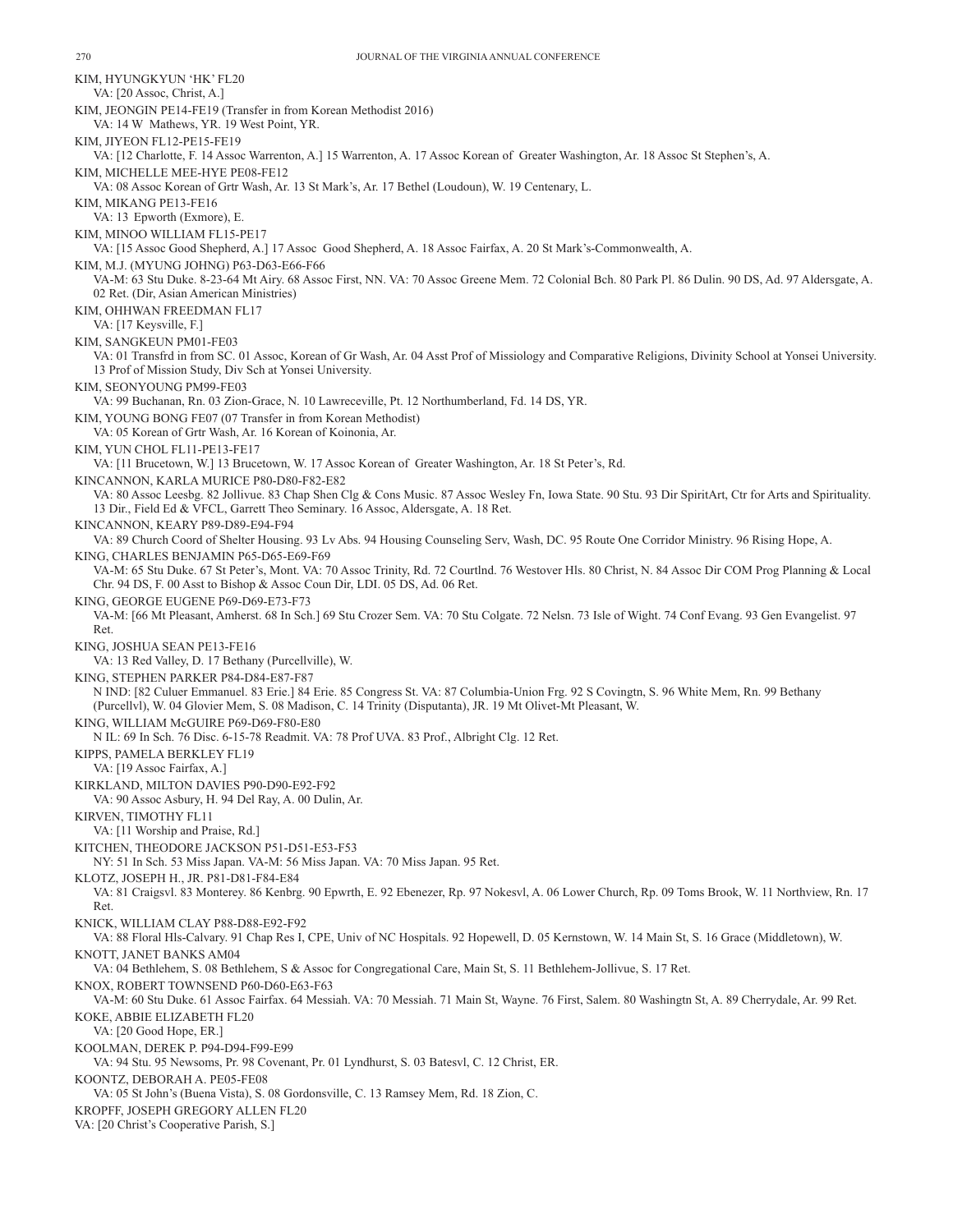KIM, HYUNGKYUN 'HK' FL20
VA: [20 Assoc, Christ, A.]

KIM, JEONGIN PE14-FE19 (Transfer in from Korean Methodist 2016)
VA: 14 W Mathews, YR. 19 West Point, YR.

KIM, JIYEON FL12-PE15-FE19
VA: [12 Charlotte, F. 14 Assoc Warrenton, A.] 15 Warrenton, A. 17 Assoc Korean of Greater Washington, Ar. 18 Assoc St Stephen's, A.

KIM, MICHELLE MEE-HYE PE08-FE12
VA: 08 Assoc Korean of Grtr Wash, Ar. 13 St Mark's, Ar. 17 Bethel (Loudoun), W. 19 Centenary, L.

KIM, MIKANG PE13-FE16
VA: 13 Epworth (Exmore), E.

KIM, MINOO WILLIAM FL15-PE17
VA: [15 Assoc Good Shepherd, A.] 17 Assoc Good Shepherd, A. 18 Assoc Fairfax, A. 20 St Mark's-Commonwealth, A.

KIM, M.J. (MYUNG JOHNG) P63-D63-E66-F66
VA-M: 63 Stu Duke. 8-23-64 Mt Airy. 68 Assoc First, NN. VA: 70 Assoc Greene Mem. 72 Colonial Bch. 80 Park Pl. 86 Dulin. 90 DS, Ad. 97 Aldersgate, A. 02 Ret. (Dir, Asian American Ministries)

KIM, OHHWAN FREEDMAN FL17
VA: [17 Keysville, F.]

KIM, SANGKEUN PM01-FE03
VA: 01 Transfrd in from SC. 01 Assoc, Korean of Gr Wash, Ar. 04 Asst Prof of Missiology and Comparative Religions, Divinity School at Yonsei University. 13 Prof of Mission Study, Div Sch at Yonsei University.

KIM, SEONYOUNG PM99-FE03
VA: 99 Buchanan, Rn. 03 Zion-Grace, N. 10 Lawreceville, Pt. 12 Northumberland, Fd. 14 DS, YR.

KIM, YOUNG BONG FE07 (07 Transfer in from Korean Methodist)
VA: 05 Korean of Grtr Wash, Ar. 16 Korean of Koinonia, Ar.

KIM, YUN CHOL FL11-PE13-FE17
VA: [11 Brucetown, W.] 13 Brucetown, W. 17 Assoc Korean of Greater Washington, Ar. 18 St Peter's, Rd.

KINCANNON, KARLA MURICE P80-D80-F82-E82
VA: 80 Assoc Leesbg. 82 Jollivue. 83 Chap Shen Clg & Cons Music. 87 Assoc Wesley Fn, Iowa State. 90 Stu. 93 Dir SpiritArt, Ctr for Arts and Spirituality. 13 Dir., Field Ed & VFCL, Garrett Theo Seminary. 16 Assoc, Aldersgate, A. 18 Ret.

KINCANNON, KEARY P89-D89-E94-F94
VA: 89 Church Coord of Shelter Housing. 93 Lv Abs. 94 Housing Counseling Serv, Wash, DC. 95 Route One Corridor Ministry. 96 Rising Hope, A.

KING, CHARLES BENJAMIN P65-D65-E69-F69
VA-M: 65 Stu Duke. 67 St Peter's, Mont. VA: 70 Assoc Trinity, Rd. 72 Courtlnd. 76 Westover Hls. 80 Christ, N. 84 Assoc Dir COM Prog Planning & Local Chr. 94 DS, F. 00 Asst to Bishop & Assoc Coun Dir, LDI. 05 DS, Ad. 06 Ret.

KING, GEORGE EUGENE P69-D69-E73-F73
VA-M: [66 Mt Pleasant, Amherst. 68 In Sch.] 69 Stu Crozer Sem. VA: 70 Stu Colgate. 72 Nelsn. 73 Isle of Wight. 74 Conf Evang. 93 Gen Evangelist. 97 Ret.

KING, JOSHUA SEAN PE13-FE16
VA: 13 Red Valley, D. 17 Bethany (Purcellville), W.

KING, STEPHEN PARKER P84-D84-E87-F87
N IND: [82 Culuer Emmanuel. 83 Erie.] 84 Erie. 85 Congress St. VA: 87 Columbia-Union Frg. 92 S Covingtn, S. 96 White Mem, Rn. 99 Bethany (Purcellvl), W. 04 Glovier Mem, S. 08 Madison, C. 14 Trinity (Disputanta), JR. 19 Mt Olivet-Mt Pleasant, W.

KING, WILLIAM McGUIRE P69-D69-F80-E80
N IL: 69 In Sch. 76 Disc. 6-15-78 Readmit. VA: 78 Prof UVA. 83 Prof., Albright Clg. 12 Ret.

KIPPS, PAMELA BERKLEY FL19
VA: [19 Assoc Fairfax, A.]

KIRKLAND, MILTON DAVIES P90-D90-E92-F92
VA: 90 Assoc Asbury, H. 94 Del Ray, A. 00 Dulin, Ar.

KIRVEN, TIMOTHY FL11
VA: [11 Worship and Praise, Rd.]

KITCHEN, THEODORE JACKSON P51-D51-E53-F53
NY: 51 In Sch. 53 Miss Japan. VA-M: 56 Miss Japan. VA: 70 Miss Japan. 95 Ret.

KLOTZ, JOSEPH H., JR. P81-D81-F84-E84
VA: 81 Craigsvl. 83 Monterey. 86 Kenbrg. 90 Epwrth, E. 92 Ebenezer, Rp. 97 Nokesvl, A. 06 Lower Church, Rp. 09 Toms Brook, W. 11 Northview, Rn. 17 Ret.

KNICK, WILLIAM CLAY P88-D88-E92-F92
VA: 88 Floral Hls-Calvary. 91 Chap Res I, CPE, Univ of NC Hospitals. 92 Hopewell, D. 05 Kernstown, W. 14 Main St, S. 16 Grace (Middletown), W.

KNOTT, JANET BANKS AM04
VA: 04 Bethlehem, S. 08 Bethlehem, S & Assoc for Congregational Care, Main St, S. 11 Bethlehem-Jollivue, S. 17 Ret.

KNOX, ROBERT TOWNSEND P60-D60-E63-F63
VA-M: 60 Stu Duke. 61 Assoc Fairfax. 64 Messiah. VA: 70 Messiah. 71 Main St, Wayne. 76 First, Salem. 80 Washingtn St, A. 89 Cherrydale, Ar. 99 Ret.

KOKE, ABBIE ELIZABETH FL20
VA: [20 Good Hope, ER.]

KOOLMAN, DEREK P. P94-D94-F99-E99
VA: 94 Stu. 95 Newsoms, Pr. 98 Covenant, Pr. 01 Lyndhurst, S. 03 Batesvl, C. 12 Christ, ER.

KOONTZ, DEBORAH A. PE05-FE08
VA: 05 St John's (Buena Vista), S. 08 Gordonsville, C. 13 Ramsey Mem, Rd. 18 Zion, C.

KROPFF, JOSEPH GREGORY ALLEN FL20
VA: [20 Christ's Cooperative Parish, S.]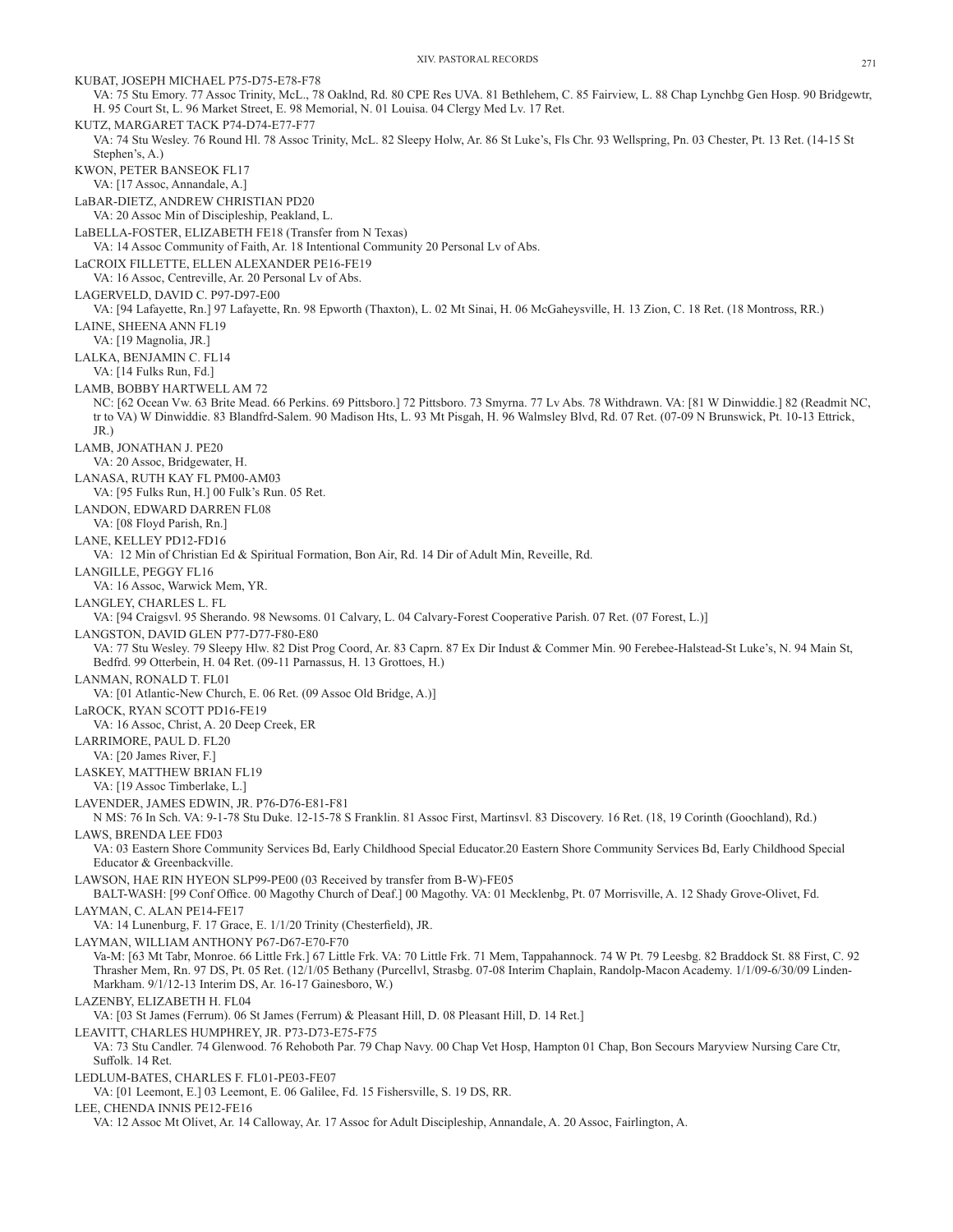KUBAT, JOSEPH MICHAEL P75-D75-E78-F78
VA: 75 Stu Emory. 77 Assoc Trinity, McL., 78 Oaklnd, Rd. 80 CPE Res UVA. 81 Bethlehem, C. 85 Fairview, L. 88 Chap Lynchbg Gen Hosp. 90 Bridgewtr, H. 95 Court St, L. 96 Market Street, E. 98 Memorial, N. 01 Louisa. 04 Clergy Med Lv. 17 Ret.

KUTZ, MARGARET TACK P74-D74-E77-F77
VA: 74 Stu Wesley. 76 Round Hl. 78 Assoc Trinity, McL. 82 Sleepy Holw, Ar. 86 St Luke's, Fls Chr. 93 Wellspring, Pn. 03 Chester, Pt. 13 Ret. (14-15 St Stephen's, A.)

KWON, PETER BANSEOK FL17
VA: [17 Assoc, Annandale, A.]

LaBAR-DIETZ, ANDREW CHRISTIAN PD20
VA: 20 Assoc Min of Discipleship, Peakland, L.

LaBELLA-FOSTER, ELIZABETH FE18 (Transfer from N Texas)
VA: 14 Assoc Community of Faith, Ar. 18 Intentional Community 20 Personal Lv of Abs.

LaCROIX FILLETTE, ELLEN ALEXANDER PE16-FE19
VA: 16 Assoc, Centreville, Ar. 20 Personal Lv of Abs.

LAGERVELD, DAVID C. P97-D97-E00
VA: [94 Lafayette, Rn.] 97 Lafayette, Rn. 98 Epworth (Thaxton), L. 02 Mt Sinai, H. 06 McGaheysville, H. 13 Zion, C. 18 Ret. (18 Montross, RR.)

LAINE, SHEENA ANN FL19
VA: [19 Magnolia, JR.]

LALKA, BENJAMIN C. FL14
VA: [14 Fulks Run, Fd.]

LAMB, BOBBY HARTWELL AM 72
NC: [62 Ocean Vw. 63 Brite Mead. 66 Perkins. 69 Pittsboro.] 72 Pittsboro. 73 Smyrna. 77 Lv Abs. 78 Withdrawn. VA: [81 W Dinwiddie.] 82 (Readmit NC, tr to VA) W Dinwiddie. 83 Blandfrd-Salem. 90 Madison Hts, L. 93 Mt Pisgah, H. 96 Walmsley Blvd, Rd. 07 Ret. (07-09 N Brunswick, Pt. 10-13 Ettrick, JR.)

LAMB, JONATHAN J. PE20
VA: 20 Assoc, Bridgewater, H.

LANASA, RUTH KAY FL PM00-AM03
VA: [95 Fulks Run, H.] 00 Fulk's Run. 05 Ret.

LANDON, EDWARD DARREN FL08
VA: [08 Floyd Parish, Rn.]

LANE, KELLEY PD12-FD16
VA: 12 Min of Christian Ed & Spiritual Formation, Bon Air, Rd. 14 Dir of Adult Min, Reveille, Rd.

LANGILLE, PEGGY FL16
VA: 16 Assoc, Warwick Mem, YR.

LANGLEY, CHARLES L. FL
VA: [94 Craigsvl. 95 Sherando. 98 Newsoms. 01 Calvary, L. 04 Calvary-Forest Cooperative Parish. 07 Ret. (07 Forest, L.)]

LANGSTON, DAVID GLEN P77-D77-F80-E80
VA: 77 Stu Wesley. 79 Sleepy Hlw. 82 Dist Prog Coord, Ar. 83 Caprn. 87 Ex Dir Indust & Commer Min. 90 Ferebee-Halstead-St Luke's, N. 94 Main St, Bedfrd. 99 Otterbein, H. 04 Ret. (09-11 Parnassus, H. 13 Grottoes, H.)

LANMAN, RONALD T. FL01
VA: [01 Atlantic-New Church, E. 06 Ret. (09 Assoc Old Bridge, A.)]

LaROCK, RYAN SCOTT PD16-FE19
VA: 16 Assoc, Christ, A. 20 Deep Creek, ER

LARRIMORE, PAUL D. FL20
VA: [20 James River, F.]

LASKEY, MATTHEW BRIAN FL19
VA: [19 Assoc Timberlake, L.]

LAVENDER, JAMES EDWIN, JR. P76-D76-E81-F81
N MS: 76 In Sch. VA: 9-1-78 Stu Duke. 12-15-78 S Franklin. 81 Assoc First, Martinsvl. 83 Discovery. 16 Ret. (18, 19 Corinth (Goochland), Rd.)

LAWS, BRENDA LEE FD03
VA: 03 Eastern Shore Community Services Bd, Early Childhood Special Educator.20 Eastern Shore Community Services Bd, Early Childhood Special Educator & Greenbackville.

LAWSON, HAE RIN HYEON SLP99-PE00 (03 Received by transfer from B-W)-FE05
BALT-WASH: [99 Conf Office. 00 Magothy Church of Deaf.] 00 Magothy. VA: 01 Mecklenbg, Pt. 07 Morrisville, A. 12 Shady Grove-Olivet, Fd.

LAYMAN, C. ALAN PE14-FE17
VA: 14 Lunenburg, F. 17 Grace, E. 1/1/20 Trinity (Chesterfield), JR.

LAYMAN, WILLIAM ANTHONY P67-D67-E70-F70
Va-M: [63 Mt Tabr, Monroe. 66 Little Frk.] 67 Little Frk. VA: 70 Little Frk. 71 Mem, Tappahannock. 74 W Pt. 79 Leesbg. 82 Braddock St. 88 First, C. 92 Thrasher Mem, Rn. 97 DS, Pt. 05 Ret. (12/1/05 Bethany (Purcellvl, Strasbg. 07-08 Interim Chaplain, Randolp-Macon Academy. 1/1/09-6/30/09 Linden-Markham. 9/1/12-13 Interim DS, Ar. 16-17 Gainesboro, W.)

LAZENBY, ELIZABETH H. FL04
VA: [03 St James (Ferrum). 06 St James (Ferrum) & Pleasant Hill, D. 08 Pleasant Hill, D. 14 Ret.]

LEAVITT, CHARLES HUMPHREY, JR. P73-D73-E75-F75
VA: 73 Stu Candler. 74 Glenwood. 76 Rehoboth Par. 79 Chap Navy. 00 Chap Vet Hosp, Hampton 01 Chap, Bon Secours Maryview Nursing Care Ctr, Suffolk. 14 Ret.

LEDLUM-BATES, CHARLES F. FL01-PE03-FE07
VA: [01 Leemont, E.] 03 Leemont, E. 06 Galilee, Fd. 15 Fishersville, S. 19 DS, RR.

LEE, CHENDA INNIS PE12-FE16
VA: 12 Assoc Mt Olivet, Ar. 14 Calloway, Ar. 17 Assoc for Adult Discipleship, Annandale, A. 20 Assoc, Fairlington, A.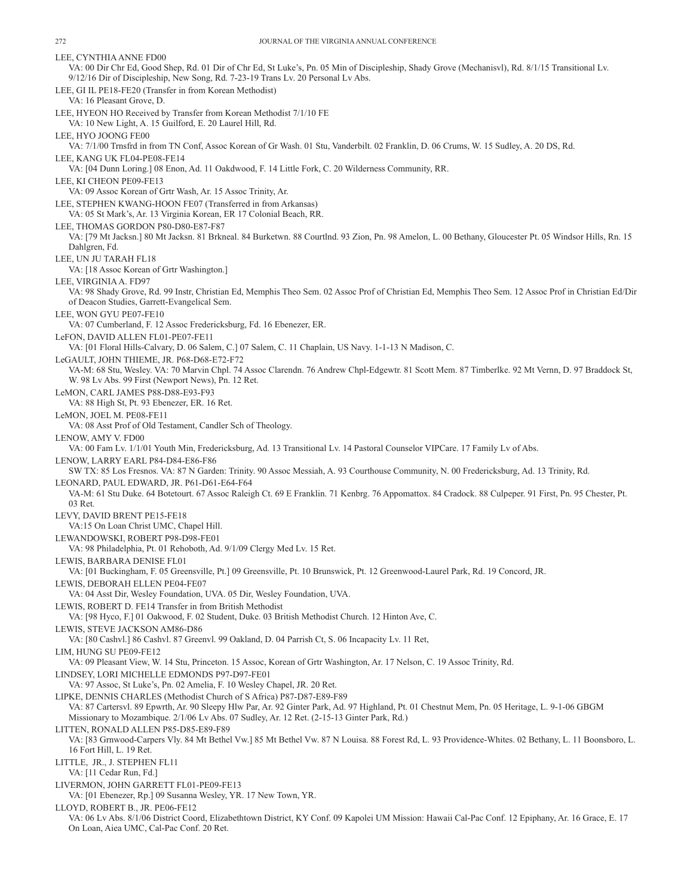LEE, CYNTHIA ANNE FD00

VA: 00 Dir Chr Ed, Good Shep, Rd. 01 Dir of Chr Ed, St Luke's, Pn. 05 Min of Discipleship, Shady Grove (Mechanisvl), Rd. 8/1/15 Transitional Lv. 9/12/16 Dir of Discipleship, New Song, Rd. 7-23-19 Trans Lv. 20 Personal Lv Abs.

LEE, GI IL PE18-FE20 (Transfer in from Korean Methodist)

VA: 16 Pleasant Grove, D.

LEE, HYEON HO Received by Transfer from Korean Methodist 7/1/10 FE

VA: 10 New Light, A. 15 Guilford, E. 20 Laurel Hill, Rd.

LEE, HYO JOONG FE00

VA: 7/1/00 Trnsfrd in from TN Conf, Assoc Korean of Gr Wash. 01 Stu, Vanderbilt. 02 Franklin, D. 06 Crums, W. 15 Sudley, A. 20 DS, Rd.

LEE, KANG UK FL04-PE08-FE14

VA: [04 Dunn Loring.] 08 Enon, Ad. 11 Oakdwood, F. 14 Little Fork, C. 20 Wilderness Community, RR.

LEE, KI CHEON PE09-FE13

VA: 09 Assoc Korean of Grtr Wash, Ar. 15 Assoc Trinity, Ar.

LEE, STEPHEN KWANG-HOON FE07 (Transferred in from Arkansas)

VA: 05 St Mark's, Ar. 13 Virginia Korean, ER 17 Colonial Beach, RR.

LEE, THOMAS GORDON P80-D80-E87-F87

VA: [79 Mt Jacksn.] 80 Mt Jacksn. 81 Brkneal. 84 Burketwn. 88 Courtlnd. 93 Zion, Pn. 98 Amelon, L. 00 Bethany, Gloucester Pt. 05 Windsor Hills, Rn. 15 Dahlgren, Fd.

LEE, UN JU TARAH FL18

VA: [18 Assoc Korean of Grtr Washington.]

LEE, VIRGINIA A. FD97

VA: 98 Shady Grove, Rd. 99 Instr, Christian Ed, Memphis Theo Sem. 02 Assoc Prof of Christian Ed, Memphis Theo Sem. 12 Assoc Prof in Christian Ed/Dir of Deacon Studies, Garrett-Evangelical Sem.

LEE, WON GYU PE07-FE10

VA: 07 Cumberland, F. 12 Assoc Fredericksburg, Fd. 16 Ebenezer, ER.

LeFON, DAVID ALLEN FL01-PE07-FE11

VA: [01 Floral Hills-Calvary, D. 06 Salem, C.] 07 Salem, C. 11 Chaplain, US Navy. 1-1-13 N Madison, C.

LeGAULT, JOHN THIEME, JR. P68-D68-E72-F72

VA-M: 68 Stu, Wesley. VA: 70 Marvin Chpl. 74 Assoc Clarendn. 76 Andrew Chpl-Edgewtr. 81 Scott Mem. 87 Timberlke. 92 Mt Vernn, D. 97 Braddock St, W. 98 Lv Abs. 99 First (Newport News), Pn. 12 Ret.

LeMON, CARL JAMES P88-D88-E93-F93

VA: 88 High St, Pt. 93 Ebenezer, ER. 16 Ret.

LeMON, JOEL M. PE08-FE11

VA: 08 Asst Prof of Old Testament, Candler Sch of Theology.

LENOW, AMY V. FD00

VA: 00 Fam Lv. 1/1/01 Youth Min, Fredericksburg, Ad. 13 Transitional Lv. 14 Pastoral Counselor VIPCare. 17 Family Lv of Abs.

LENOW, LARRY EARL P84-D84-E86-F86

SW TX: 85 Los Fresnos. VA: 87 N Garden: Trinity. 90 Assoc Messiah, A. 93 Courthouse Community, N. 00 Fredericksburg, Ad. 13 Trinity, Rd.

LEONARD, PAUL EDWARD, JR. P61-D61-E64-F64

VA-M: 61 Stu Duke. 64 Botetourt. 67 Assoc Raleigh Ct. 69 E Franklin. 71 Kenbrg. 76 Appomattox. 84 Cradock. 88 Culpeper. 91 First, Pn. 95 Chester, Pt. 03 Ret.

LEVY, DAVID BRENT PE15-FE18

VA:15 On Loan Christ UMC, Chapel Hill.

LEWANDOWSKI, ROBERT P98-D98-FE01

VA: 98 Philadelphia, Pt. 01 Rehoboth, Ad. 9/1/09 Clergy Med Lv. 15 Ret.

LEWIS, BARBARA DENISE FL01

VA: [01 Buckingham, F. 05 Greensville, Pt.] 09 Greensville, Pt. 10 Brunswick, Pt. 12 Greenwood-Laurel Park, Rd. 19 Concord, JR.

LEWIS, DEBORAH ELLEN PE04-FE07

VA: 04 Asst Dir, Wesley Foundation, UVA. 05 Dir, Wesley Foundation, UVA.

LEWIS, ROBERT D. FE14 Transfer in from British Methodist

VA: [98 Hyco, F.] 01 Oakwood, F. 02 Student, Duke. 03 British Methodist Church. 12 Hinton Ave, C.

LEWIS, STEVE JACKSON AM86-D86

VA: [80 Cashvl.] 86 Cashvl. 87 Greenvl. 99 Oakland, D. 04 Parrish Ct, S. 06 Incapacity Lv. 11 Ret,

LIM, HUNG SU PE09-FE12

VA: 09 Pleasant View, W. 14 Stu, Princeton. 15 Assoc, Korean of Grtr Washington, Ar. 17 Nelson, C. 19 Assoc Trinity, Rd.

LINDSEY, LORI MICHELLE EDMONDS P97-D97-FE01

VA: 97 Assoc, St Luke's, Pn. 02 Amelia, F. 10 Wesley Chapel, JR. 20 Ret.

LIPKE, DENNIS CHARLES (Methodist Church of S Africa) P87-D87-E89-F89

VA: 87 Cartersvl. 89 Epwrth, Ar. 90 Sleepy Hlw Par, Ar. 92 Ginter Park, Ad. 97 Highland, Pt. 01 Chestnut Mem, Pn. 05 Heritage, L. 9-1-06 GBGM Missionary to Mozambique. 2/1/06 Lv Abs. 07 Sudley, Ar. 12 Ret. (2-15-13 Ginter Park, Rd.)

LITTEN, RONALD ALLEN P85-D85-E89-F89

VA: [83 Grnwood-Carpers Vly. 84 Mt Bethel Vw.] 85 Mt Bethel Vw. 87 N Louisa. 88 Forest Rd, L. 93 Providence-Whites. 02 Bethany, L. 11 Boonsboro, L. 16 Fort Hill, L. 19 Ret.

LITTLE, JR., J. STEPHEN FL11

VA: [11 Cedar Run, Fd.]

LIVERMON, JOHN GARRETT FL01-PE09-FE13

VA: [01 Ebenezer, Rp.] 09 Susanna Wesley, YR. 17 New Town, YR.

LLOYD, ROBERT B., JR. PE06-FE12

VA: 06 Lv Abs. 8/1/06 District Coord, Elizabethtown District, KY Conf. 09 Kapolei UM Mission: Hawaii Cal-Pac Conf. 12 Epiphany, Ar. 16 Grace, E. 17 On Loan, Aiea UMC, Cal-Pac Conf. 20 Ret.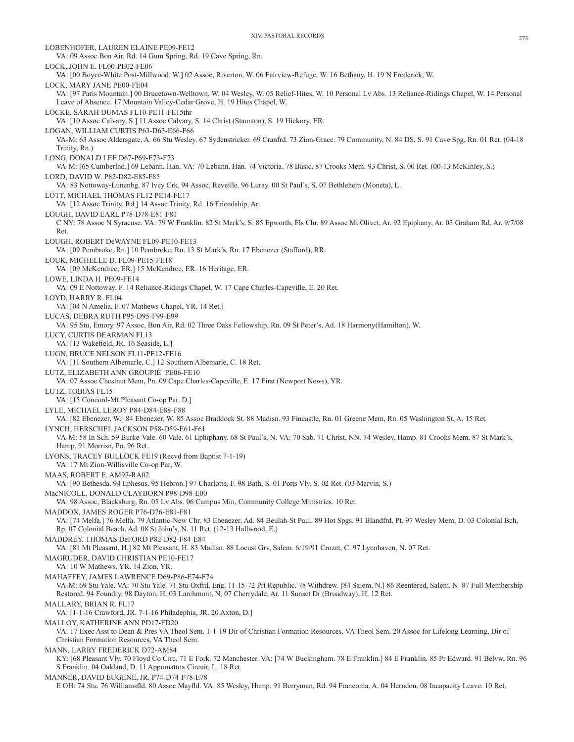LOBENHOFER, LAUREN ELAINE PE09-FE12
VA: 09 Assoc Bon Air, Rd. 14 Gum Spring, Rd. 19 Cave Spring, Rn.

LOCK, JOHN E. FL00-PE02-FE06
VA: [00 Boyce-White Post-Millwood, W.] 02 Assoc, Riverton, W. 06 Fairview-Refuge, W. 16 Bethany, H. 19 N Frederick, W.

LOCK, MARY JANE PE00-FE04
VA: [97 Paris Mountain.] 00 Brucetown-Welltown, W. 04 Wesley, W. 05 Relief-Hites, W. 10 Personal Lv Abs. 13 Reliance-Ridings Chapel, W. 14 Personal Leave of Absence. 17 Mountain Valley-Cedar Grove, H. 19 Hites Chapel, W.

LOCKE, SARAH DUMAS FL10-PE11-FE15thr
VA: [10 Assoc Calvary, S.] 11 Assoc Calvary, S. 14 Christ (Staunton), S. 19 Hickory, ER.

LOGAN, WILLIAM CURTIS P63-D63-E66-F66
VA-M: 63 Assoc Aldersgate, A. 66 Stu Wesley. 67 Sydenstricker. 69 Cranfrd. 73 Zion-Grace. 79 Community, N. 84 DS, S. 91 Cave Spg, Rn. 01 Ret. (04-18 Trinity, Rn.)

LONG, DONALD LEE D67-P69-E73-F73
VA-M: [65 Cumberlnd.] 69 Lebann, Han. VA: 70 Lebann, Han. 74 Victoria. 78 Basic. 87 Crooks Mem. 93 Christ, S. 00 Ret. (00-13 McKinley, S.)

LORD, DAVID W. P82-D82-E85-F85
VA: 83 Nottoway-Lunenbg. 87 Ivey Crk. 94 Assoc, Reveille. 96 Luray. 00 St Paul's, S. 07 Bethlehem (Moneta), L.

LOTT, MICHAEL THOMAS FL12 PE14-FE17
VA: [12 Assoc Trinity, Rd.] 14 Assoc Trinity, Rd. 16 Friendship, Ar.

LOUGH, DAVID EARL P78-D78-E81-F81
C NY: 78 Assoc N Syracuse. VA: 79 W Franklin. 82 St Mark's, S. 85 Epworth, Fls Chr. 89 Assoc Mt Olivet, Ar. 92 Epiphany, Ar. 03 Graham Rd, Ar. 9/7/08 Ret.

LOUGH, ROBERT DeWAYNE FL09-PE10-FE13
VA: [09 Pembroke, Rn.] 10 Pembroke, Rn. 13 St Mark's, Rn. 17 Ebenezer (Stafford), RR.

LOUK, MICHELLE D. FL09-PE15-FE18
VA: [09 McKendree, ER.] 15 McKendree, ER. 16 Heritage, ER.

LOWE, LINDA H. PE09-FE14
VA: 09 E Nottoway, F. 14 Reliance-Ridings Chapel, W. 17 Cape Charles-Capeville, E. 20 Ret.

LOYD, HARRY R. FL04
VA: [04 N Amelia, F. 07 Mathews Chapel, YR. 14 Ret.]

LUCAS, DEBRA RUTH P95-D95-F99-E99
VA: 95 Stu, Emory. 97 Assoc, Bon Air, Rd. 02 Three Oaks Fellowship, Rn. 09 St Peter's, Ad. 18 Harmony(Hamilton), W.

LUCY, CURTIS DEARMAN FL13
VA: [13 Wakefield, JR. 16 Seaside, E.]

LUGN, BRUCE NELSON FL11-PE12-FE16
VA: [11 Southern Albemarle, C.] 12 Southern Albemarle, C. 18 Ret.

LUTZ, ELIZABETH ANN GROUPIÉ PE06-FE10
VA: 07 Assoc Chestnut Mem, Pn. 09 Cape Charles-Capeville, E. 17 First (Newport News), YR.

LUTZ, TOBIAS FL15
VA: [15 Concord-Mt Pleasant Co-op Par, D.]

LYLE, MICHAEL LEROY P84-D84-E88-F88
VA: [82 Ebenezer, W.] 84 Ebenezer, W. 85 Assoc Braddock St. 88 Madisn. 93 Fincastle, Rn. 01 Greene Mem, Rn. 05 Washington St, A. 15 Ret.

LYNCH, HERSCHEL JACKSON P58-D59-E61-F61
VA-M: 58 In Sch. 59 Burke-Vale. 60 Vale. 61 Ephiphany. 68 St Paul's, N. VA: 70 Sab. 71 Christ, NN. 74 Wesley, Hamp. 81 Crooks Mem. 87 St Mark's, Hamp. 91 Morrisn, Pn. 96 Ret.

LYONS, TRACEY BULLOCK FE19 (Recvd from Baptist 7-1-19)
VA: 17 Mt Zion-Willisville Co-op Par, W.

MAAS, ROBERT E. AM97-RA02
VA: [90 Bethesda. 94 Ephesus. 95 Hebron.] 97 Charlotte, F. 98 Bath, S. 01 Potts Vly, S. 02 Ret. (03 Marvin, S.)

MacNICOLL, DONALD CLAYBORN P98-D98-E00
VA: 98 Assoc, Blacksburg, Rn. 05 Lv Abs. 06 Campus Min, Community College Ministries. 10 Ret.

MADDOX, JAMES ROGER P76-D76-E81-F81
VA: [74 Melfa.] 76 Melfa. 79 Atlantic-New Chr. 83 Ebenezer, Ad. 84 Beulah-St Paul. 89 Hot Spgs. 91 Blandfrd, Pt. 97 Wesley Mem, D. 03 Colonial Bch, Rp. 07 Colonial Beach, Ad. 08 St John's, N. 11 Ret. (12-13 Hallwood, E.)

MADDREY, THOMAS DeFORD P82-D82-F84-E84
VA: [81 Mt Pleasant, H.] 82 Mt Pleasant, H. 83 Madisn. 88 Locust Grv, Salem. 6/19/91 Crozet, C. 97 Lynnhaven, N. 07 Ret.

MAGRUDER, DAVID CHRISTIAN PE10-FE17
VA: 10 W Mathews, YR. 14 Zion, YR.

MAHAFFEY, JAMES LAWRENCE D69-P86-E74-F74
VA-M: 69 Stu Yale. VA: 70 Stu Yale. 71 Stu Oxfrd, Eng. 11-15-72 Prt Republic. 78 Withdrew. [84 Salem, N.] 86 Reentered, Salem, N. 87 Full Membership Restored. 94 Foundry. 98 Dayton, H. 03 Larchmont, N. 07 Cherrydale, Ar. 11 Sunset Dr (Broadway), H. 12 Ret.

MALLARY, BRIAN R. FL17
VA: [1-1-16 Crawford, JR. 7-1-16 Philadephia, JR. 20 Axton, D.]

MALLOY, KATHERINE ANN PD17-FD20
VA: 17 Exec Asst to Dean & Pres VA Theol Sem. 1-1-19 Dir of Christian Formation Resources, VA Theol Sem. 20 Assoc for Lifelong Learning, Dir of Christian Formation Resources, VA Theol Sem.

MANN, LARRY FREDERICK D72-AM84
KY: [68 Pleasant Vly. 70 Floyd Co Circ. 71 E Fork. 72 Manchester. VA: [74 W Buckingham. 78 E Franklin.] 84 E Franklin. 85 Pr Edward. 91 Belvw, Rn. 96 S Franklin. 04 Oakland, D. 11 Appomattox Circuit, L. 18 Ret.

MANNER, DAVID EUGENE, JR. P74-D74-F78-E78
E OH: 74 Stu. 76 Williamsfld. 80 Assoc Mayfld. VA: 85 Wesley, Hamp. 91 Berryman, Rd. 94 Franconia, A. 04 Herndon. 08 Incapacity Leave. 10 Ret.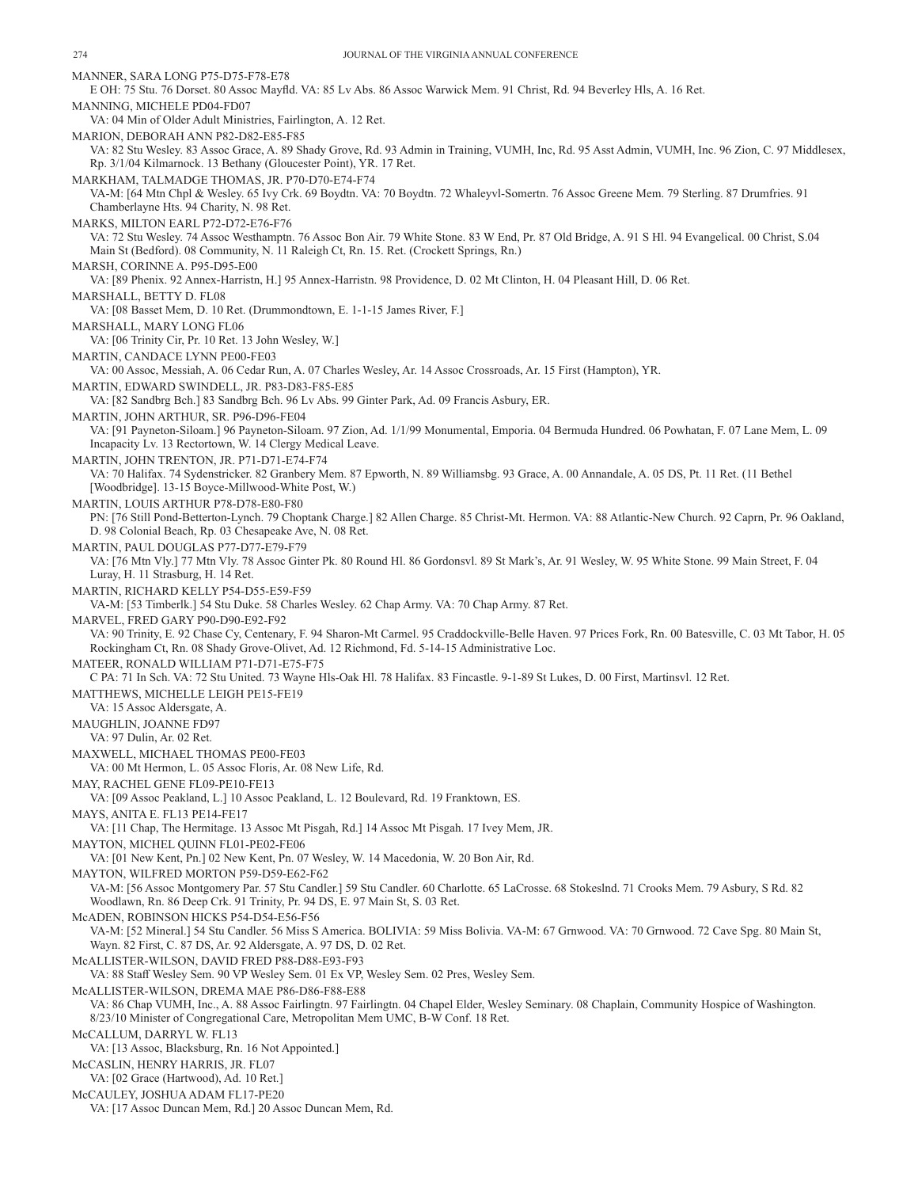MANNER, SARA LONG P75-D75-F78-E78

E OH: 75 Stu. 76 Dorset. 80 Assoc Mayfld. VA: 85 Lv Abs. 86 Assoc Warwick Mem. 91 Christ, Rd. 94 Beverley Hls, A. 16 Ret.

MANNING, MICHELE PD04-FD07

VA: 04 Min of Older Adult Ministries, Fairlington, A. 12 Ret.

MARION, DEBORAH ANN P82-D82-E85-F85

VA: 82 Stu Wesley. 83 Assoc Grace, A. 89 Shady Grove, Rd. 93 Admin in Training, VUMH, Inc, Rd. 95 Asst Admin, VUMH, Inc. 96 Zion, C. 97 Middlesex, Rp. 3/1/04 Kilmarnock. 13 Bethany (Gloucester Point), YR. 17 Ret.

MARKHAM, TALMADGE THOMAS, JR. P70-D70-E74-F74

VA-M: [64 Mtn Chpl & Wesley. 65 Ivy Crk. 69 Boydtn. VA: 70 Boydtn. 72 Whaleyvl-Somertn. 76 Assoc Greene Mem. 79 Sterling. 87 Drumfries. 91 Chamberlayne Hts. 94 Charity, N. 98 Ret.

MARKS, MILTON EARL P72-D72-E76-F76

VA: 72 Stu Wesley. 74 Assoc Westhamptn. 76 Assoc Bon Air. 79 White Stone. 83 W End, Pr. 87 Old Bridge, A. 91 S Hl. 94 Evangelical. 00 Christ, S.04 Main St (Bedford). 08 Community, N. 11 Raleigh Ct, Rn. 15. Ret. (Crockett Springs, Rn.)

MARSH, CORINNE A. P95-D95-E00

VA: [89 Phenix. 92 Annex-Harristn, H.] 95 Annex-Harristn. 98 Providence, D. 02 Mt Clinton, H. 04 Pleasant Hill, D. 06 Ret.

MARSHALL, BETTY D. FL08

VA: [08 Basset Mem, D. 10 Ret. (Drummondtown, E. 1-1-15 James River, F.]

MARSHALL, MARY LONG FL06

VA: [06 Trinity Cir, Pr. 10 Ret. 13 John Wesley, W.]

MARTIN, CANDACE LYNN PE00-FE03

VA: 00 Assoc, Messiah, A. 06 Cedar Run, A. 07 Charles Wesley, Ar. 14 Assoc Crossroads, Ar. 15 First (Hampton), YR.

MARTIN, EDWARD SWINDELL, JR. P83-D83-F85-E85

VA: [82 Sandbrg Bch.] 83 Sandbrg Bch. 96 Lv Abs. 99 Ginter Park, Ad. 09 Francis Asbury, ER.

MARTIN, JOHN ARTHUR, SR. P96-D96-FE04

VA: [91 Payneton-Siloam.] 96 Payneton-Siloam. 97 Zion, Ad. 1/1/99 Monumental, Emporia. 04 Bermuda Hundred. 06 Powhatan, F. 07 Lane Mem, L. 09 Incapacity Lv. 13 Rectortown, W. 14 Clergy Medical Leave.

MARTIN, JOHN TRENTON, JR. P71-D71-E74-F74

VA: 70 Halifax. 74 Sydenstricker. 82 Granbery Mem. 87 Epworth, N. 89 Williamsbg. 93 Grace, A. 00 Annandale, A. 05 DS, Pt. 11 Ret. (11 Bethel [Woodbridge]. 13-15 Boyce-Millwood-White Post, W.)

MARTIN, LOUIS ARTHUR P78-D78-E80-F80

PN: [76 Still Pond-Betterton-Lynch. 79 Choptank Charge.] 82 Allen Charge. 85 Christ-Mt. Hermon. VA: 88 Atlantic-New Church. 92 Caprn, Pr. 96 Oakland, D. 98 Colonial Beach, Rp. 03 Chesapeake Ave, N. 08 Ret.

MARTIN, PAUL DOUGLAS P77-D77-E79-F79

VA: [76 Mtn Vly.] 77 Mtn Vly. 78 Assoc Ginter Pk. 80 Round Hl. 86 Gordonsvl. 89 St Mark's, Ar. 91 Wesley, W. 95 White Stone. 99 Main Street, F. 04 Luray, H. 11 Strasburg, H. 14 Ret.

MARTIN, RICHARD KELLY P54-D55-E59-F59

VA-M: [53 Timberlk.] 54 Stu Duke. 58 Charles Wesley. 62 Chap Army. VA: 70 Chap Army. 87 Ret.

MARVEL, FRED GARY P90-D90-E92-F92

VA: 90 Trinity, E. 92 Chase Cy, Centenary, F. 94 Sharon-Mt Carmel. 95 Craddockville-Belle Haven. 97 Prices Fork, Rn. 00 Batesville, C. 03 Mt Tabor, H. 05 Rockingham Ct, Rn. 08 Shady Grove-Olivet, Ad. 12 Richmond, Fd. 5-14-15 Administrative Loc.

MATEER, RONALD WILLIAM P71-D71-E75-F75

C PA: 71 In Sch. VA: 72 Stu United. 73 Wayne Hls-Oak Hl. 78 Halifax. 83 Fincastle. 9-1-89 St Lukes, D. 00 First, Martinsvl. 12 Ret.

MATTHEWS, MICHELLE LEIGH PE15-FE19

VA: 15 Assoc Aldersgate, A.

MAUGHLIN, JOANNE FD97

VA: 97 Dulin, Ar. 02 Ret.

MAXWELL, MICHAEL THOMAS PE00-FE03

VA: 00 Mt Hermon, L. 05 Assoc Floris, Ar. 08 New Life, Rd.

MAY, RACHEL GENE FL09-PE10-FE13

VA: [09 Assoc Peakland, L.] 10 Assoc Peakland, L. 12 Boulevard, Rd. 19 Franktown, ES.

MAYS, ANITA E. FL13 PE14-FE17

VA: [11 Chap, The Hermitage. 13 Assoc Mt Pisgah, Rd.] 14 Assoc Mt Pisgah. 17 Ivey Mem, JR.

MAYTON, MICHEL QUINN FL01-PE02-FE06

VA: [01 New Kent, Pn.] 02 New Kent, Pn. 07 Wesley, W. 14 Macedonia, W. 20 Bon Air, Rd.

MAYTON, WILFRED MORTON P59-D59-E62-F62

VA-M: [56 Assoc Montgomery Par. 57 Stu Candler.] 59 Stu Candler. 60 Charlotte. 65 LaCrosse. 68 Stokeslnd. 71 Crooks Mem. 79 Asbury, S Rd. 82 Woodlawn, Rn. 86 Deep Crk. 91 Trinity, Pr. 94 DS, E. 97 Main St, S. 03 Ret.

McADEN, ROBINSON HICKS P54-D54-E56-F56

VA-M: [52 Mineral.] 54 Stu Candler. 56 Miss S America. BOLIVIA: 59 Miss Bolivia. VA-M: 67 Grnwood. VA: 70 Grnwood. 72 Cave Spg. 80 Main St, Wayn. 82 First, C. 87 DS, Ar. 92 Aldersgate, A. 97 DS, D. 02 Ret.

McALLISTER-WILSON, DAVID FRED P88-D88-E93-F93

VA: 88 Staff Wesley Sem. 90 VP Wesley Sem. 01 Ex VP, Wesley Sem. 02 Pres, Wesley Sem.

McALLISTER-WILSON, DREMA MAE P86-D86-F88-E88

VA: 86 Chap VUMH, Inc., A. 88 Assoc Fairlingtn. 97 Fairlingtn. 04 Chapel Elder, Wesley Seminary. 08 Chaplain, Community Hospice of Washington. 8/23/10 Minister of Congregational Care, Metropolitan Mem UMC, B-W Conf. 18 Ret.

McCALLUM, DARRYL W. FL13

VA: [13 Assoc, Blacksburg, Rn. 16 Not Appointed.]

McCASLIN, HENRY HARRIS, JR. FL07

VA: [02 Grace (Hartwood), Ad. 10 Ret.]

McCAULEY, JOSHUA ADAM FL17-PE20

VA: [17 Assoc Duncan Mem, Rd.] 20 Assoc Duncan Mem, Rd.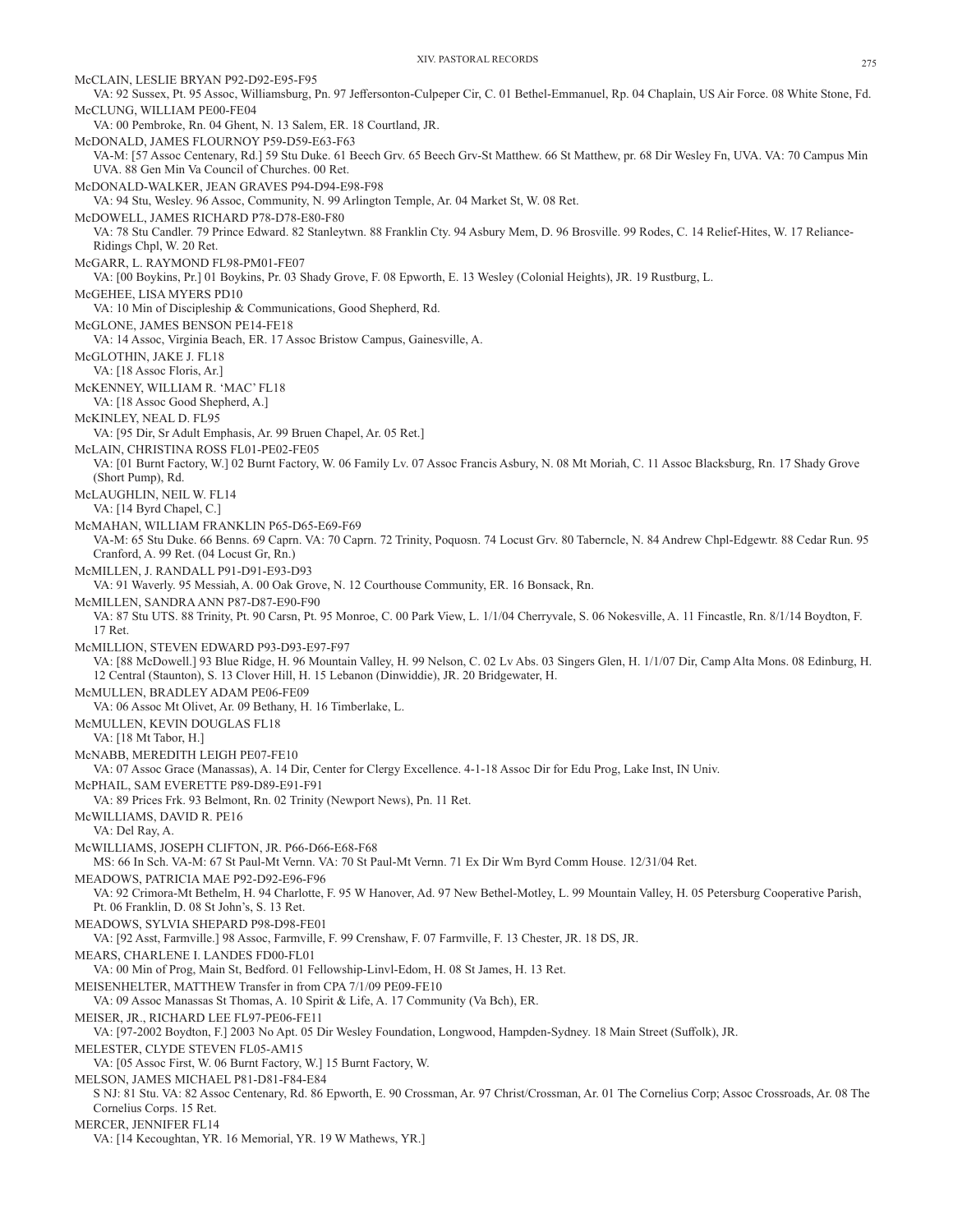McCLAIN, LESLIE BRYAN P92-D92-E95-F95

VA: 92 Sussex, Pt. 95 Assoc, Williamsburg, Pn. 97 Jeffersonton-Culpeper Cir, C. 01 Bethel-Emmanuel, Rp. 04 Chaplain, US Air Force. 08 White Stone, Fd.

McCLUNG, WILLIAM PE00-FE04

VA: 00 Pembroke, Rn. 04 Ghent, N. 13 Salem, ER. 18 Courtland, JR.

McDONALD, JAMES FLOURNOY P59-D59-E63-F63

VA-M: [57 Assoc Centenary, Rd.] 59 Stu Duke. 61 Beech Grv. 65 Beech Grv-St Matthew. 66 St Matthew, pr. 68 Dir Wesley Fn, UVA. VA: 70 Campus Min UVA. 88 Gen Min Va Council of Churches. 00 Ret.

McDONALD-WALKER, JEAN GRAVES P94-D94-E98-F98

VA: 94 Stu, Wesley. 96 Assoc, Community, N. 99 Arlington Temple, Ar. 04 Market St, W. 08 Ret.

McDOWELL, JAMES RICHARD P78-D78-E80-F80

VA: 78 Stu Candler. 79 Prince Edward. 82 Stanleytwn. 88 Franklin Cty. 94 Asbury Mem, D. 96 Brosville. 99 Rodes, C. 14 Relief-Hites, W. 17 Reliance-Ridings Chpl, W. 20 Ret.

McGARR, L. RAYMOND FL98-PM01-FE07

VA: [00 Boykins, Pr.] 01 Boykins, Pr. 03 Shady Grove, F. 08 Epworth, E. 13 Wesley (Colonial Heights), JR. 19 Rustburg, L.

McGEHEE, LISA MYERS PD10

VA: 10 Min of Discipleship & Communications, Good Shepherd, Rd.

McGLONE, JAMES BENSON PE14-FE18

VA: 14 Assoc, Virginia Beach, ER. 17 Assoc Bristow Campus, Gainesville, A.

McGLOTHIN, JAKE J. FL18

VA: [18 Assoc Floris, Ar.]

McKENNEY, WILLIAM R. 'MAC' FL18

VA: [18 Assoc Good Shepherd, A.]

McKINLEY, NEAL D. FL95

VA: [95 Dir, Sr Adult Emphasis, Ar. 99 Bruen Chapel, Ar. 05 Ret.]

McLAIN, CHRISTINA ROSS FL01-PE02-FE05

VA: [01 Burnt Factory, W.] 02 Burnt Factory, W. 06 Family Lv. 07 Assoc Francis Asbury, N. 08 Mt Moriah, C. 11 Assoc Blacksburg, Rn. 17 Shady Grove (Short Pump), Rd.

McLAUGHLIN, NEIL W. FL14

VA: [14 Byrd Chapel, C.]

McMAHAN, WILLIAM FRANKLIN P65-D65-E69-F69

VA-M: 65 Stu Duke. 66 Benns. 69 Caprn. VA: 70 Caprn. 72 Trinity, Poquosn. 74 Locust Grv. 80 Taberncle, N. 84 Andrew Chpl-Edgewtr. 88 Cedar Run. 95 Cranford, A. 99 Ret. (04 Locust Gr, Rn.)

McMILLEN, J. RANDALL P91-D91-E93-D93

VA: 91 Waverly. 95 Messiah, A. 00 Oak Grove, N. 12 Courthouse Community, ER. 16 Bonsack, Rn.

McMILLEN, SANDRA ANN P87-D87-E90-F90

VA: 87 Stu UTS. 88 Trinity, Pt. 90 Carsn, Pt. 95 Monroe, C. 00 Park View, L. 1/1/04 Cherryvale, S. 06 Nokesville, A. 11 Fincastle, Rn. 8/1/14 Boydton, F. 17 Ret.

McMILLION, STEVEN EDWARD P93-D93-E97-F97

VA: [88 McDowell.] 93 Blue Ridge, H. 96 Mountain Valley, H. 99 Nelson, C. 02 Lv Abs. 03 Singers Glen, H. 1/1/07 Dir, Camp Alta Mons. 08 Edinburg, H. 12 Central (Staunton), S. 13 Clover Hill, H. 15 Lebanon (Dinwiddie), JR. 20 Bridgewater, H.

McMULLEN, BRADLEY ADAM PE06-FE09

VA: 06 Assoc Mt Olivet, Ar. 09 Bethany, H. 16 Timberlake, L.

McMULLEN, KEVIN DOUGLAS FL18

VA: [18 Mt Tabor, H.]

McNABB, MEREDITH LEIGH PE07-FE10

VA: 07 Assoc Grace (Manassas), A. 14 Dir, Center for Clergy Excellence. 4-1-18 Assoc Dir for Edu Prog, Lake Inst, IN Univ.

McPHAIL, SAM EVERETTE P89-D89-E91-F91

VA: 89 Prices Frk. 93 Belmont, Rn. 02 Trinity (Newport News), Pn. 11 Ret.

McWILLIAMS, DAVID R. PE16

VA: Del Ray, A.

McWILLIAMS, JOSEPH CLIFTON, JR. P66-D66-E68-F68

MS: 66 In Sch. VA-M: 67 St Paul-Mt Vernn. VA: 70 St Paul-Mt Vernn. 71 Ex Dir Wm Byrd Comm House. 12/31/04 Ret.

MEADOWS, PATRICIA MAE P92-D92-E96-F96

VA: 92 Crimora-Mt Bethelm, H. 94 Charlotte, F. 95 W Hanover, Ad. 97 New Bethel-Motley, L. 99 Mountain Valley, H. 05 Petersburg Cooperative Parish, Pt. 06 Franklin, D. 08 St John's, S. 13 Ret.

MEADOWS, SYLVIA SHEPARD P98-D98-FE01

VA: [92 Asst, Farmville.] 98 Assoc, Farmville, F. 99 Crenshaw, F. 07 Farmville, F. 13 Chester, JR. 18 DS, JR.

MEARS, CHARLENE I. LANDES FD00-FL01

VA: 00 Min of Prog, Main St, Bedford. 01 Fellowship-Linvl-Edom, H. 08 St James, H. 13 Ret.

MEISENHELTER, MATTHEW Transfer in from CPA 7/1/09 PE09-FE10

VA: 09 Assoc Manassas St Thomas, A. 10 Spirit & Life, A. 17 Community (Va Bch), ER.

MEISER, JR., RICHARD LEE FL97-PE06-FE11

VA: [97-2002 Boydton, F.] 2003 No Apt. 05 Dir Wesley Foundation, Longwood, Hampden-Sydney. 18 Main Street (Suffolk), JR.

MELESTER, CLYDE STEVEN FL05-AM15

VA: [05 Assoc First, W. 06 Burnt Factory, W.] 15 Burnt Factory, W.

MELSON, JAMES MICHAEL P81-D81-F84-E84

S NJ: 81 Stu. VA: 82 Assoc Centenary, Rd. 86 Epworth, E. 90 Crossman, Ar. 97 Christ/Crossman, Ar. 01 The Cornelius Corp; Assoc Crossroads, Ar. 08 The Cornelius Corps. 15 Ret.

MERCER, JENNIFER FL14

VA: [14 Kecoughtan, YR. 16 Memorial, YR. 19 W Mathews, YR.]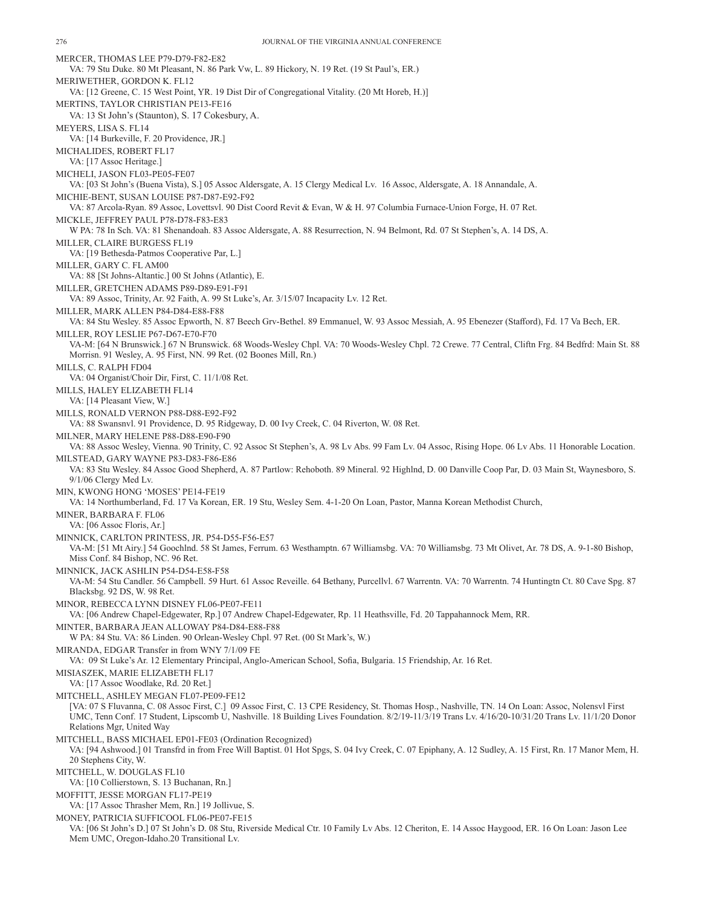MERCER, THOMAS LEE P79-D79-F82-E82
VA: 79 Stu Duke. 80 Mt Pleasant, N. 86 Park Vw, L. 89 Hickory, N. 19 Ret. (19 St Paul's, ER.)

MERIWETHER, GORDON K. FL12
VA: [12 Greene, C. 15 West Point, YR. 19 Dist Dir of Congregational Vitality. (20 Mt Horeb, H.)]

MERTINS, TAYLOR CHRISTIAN PE13-FE16
VA: 13 St John's (Staunton), S. 17 Cokesbury, A.

MEYERS, LISA S. FL14
VA: [14 Burkeville, F. 20 Providence, JR.]

MICHALIDES, ROBERT FL17
VA: [17 Assoc Heritage.]

MICHELI, JASON FL03-PE05-FE07
VA: [03 St John's (Buena Vista), S.] 05 Assoc Aldersgate, A. 15 Clergy Medical Lv. 16 Assoc, Aldersgate, A. 18 Annandale, A.

MICHIE-BENT, SUSAN LOUISE P87-D87-E92-F92
VA: 87 Arcola-Ryan. 89 Assoc, Lovettsvl. 90 Dist Coord Revit & Evan, W & H. 97 Columbia Furnace-Union Forge, H. 07 Ret.

MICKLE, JEFFREY PAUL P78-D78-F83-E83
W PA: 78 In Sch. VA: 81 Shenandoah. 83 Assoc Aldersgate, A. 88 Resurrection, N. 94 Belmont, Rd. 07 St Stephen's, A. 14 DS, A.

MILLER, CLAIRE BURGESS FL19
VA: [19 Bethesda-Patmos Cooperative Par, L.]

MILLER, GARY C. FL AM00
VA: 88 [St Johns-Altantic.] 00 St Johns (Atlantic), E.

MILLER, GRETCHEN ADAMS P89-D89-E91-F91
VA: 89 Assoc, Trinity, Ar. 92 Faith, A. 99 St Luke's, Ar. 3/15/07 Incapacity Lv. 12 Ret.

MILLER, MARK ALLEN P84-D84-E88-F88
VA: 84 Stu Wesley. 85 Assoc Epworth, N. 87 Beech Grv-Bethel. 89 Emmanuel, W. 93 Assoc Messiah, A. 95 Ebenezer (Stafford), Fd. 17 Va Bech, ER.

MILLER, ROY LESLIE P67-D67-E70-F70
VA-M: [64 N Brunswick.] 67 N Brunswick. 68 Woods-Wesley Chpl. VA: 70 Woods-Wesley Chpl. 72 Crewe. 77 Central, Cliftn Frg. 84 Bedfrd: Main St. 88 Morrisn. 91 Wesley, A. 95 First, NN. 99 Ret. (02 Boones Mill, Rn.)

MILLS, C. RALPH FD04
VA: 04 Organist/Choir Dir, First, C. 11/1/08 Ret.

MILLS, HALEY ELIZABETH FL14
VA: [14 Pleasant View, W.]

MILLS, RONALD VERNON P88-D88-E92-F92
VA: 88 Swansnvl. 91 Providence, D. 95 Ridgeway, D. 00 Ivy Creek, C. 04 Riverton, W. 08 Ret.

MILNER, MARY HELENE P88-D88-E90-F90
VA: 88 Assoc Wesley, Vienna. 90 Trinity, C. 92 Assoc St Stephen's, A. 98 Lv Abs. 99 Fam Lv. 04 Assoc, Rising Hope. 06 Lv Abs. 11 Honorable Location.

MILSTEAD, GARY WAYNE P83-D83-F86-E86
VA: 83 Stu Wesley. 84 Assoc Good Shepherd, A. 87 Partlow: Rehoboth. 89 Mineral. 92 Highlnd, D. 00 Danville Coop Par, D. 03 Main St, Waynesboro, S. 9/1/06 Clergy Med Lv.

MIN, KWONG HONG 'MOSES' PE14-FE19
VA: 14 Northumberland, Fd. 17 Va Korean, ER. 19 Stu, Wesley Sem. 4-1-20 On Loan, Pastor, Manna Korean Methodist Church,

MINER, BARBARA F. FL06
VA: [06 Assoc Floris, Ar.]

MINNICK, CARLTON PRINTESS, JR. P54-D55-F56-E57
VA-M: [51 Mt Airy.] 54 Goochlnd. 58 St James, Ferrum. 63 Westhamptn. 67 Williamsbg. VA: 70 Williamsbg. 73 Mt Olivet, Ar. 78 DS, A. 9-1-80 Bishop, Miss Conf. 84 Bishop, NC. 96 Ret.

MINNICK, JACK ASHLIN P54-D54-E58-F58
VA-M: 54 Stu Candler. 56 Campbell. 59 Hurt. 61 Assoc Reveille. 64 Bethany, Purcellvl. 67 Warrentn. VA: 70 Warrentn. 74 Huntingtn Ct. 80 Cave Spg. 87 Blacksbg. 92 DS, W. 98 Ret.

MINOR, REBECCA LYNN DISNEY FL06-PE07-FE11
VA: [06 Andrew Chapel-Edgewater, Rp.] 07 Andrew Chapel-Edgewater, Rp. 11 Heathsville, Fd. 20 Tappahannock Mem, RR.

MINTER, BARBARA JEAN ALLOWAY P84-D84-E88-F88
W PA: 84 Stu. VA: 86 Linden. 90 Orlean-Wesley Chpl. 97 Ret. (00 St Mark's, W.)

MIRANDA, EDGAR Transfer in from WNY 7/1/09 FE
VA: 09 St Luke's Ar. 12 Elementary Principal, Anglo-American School, Sofia, Bulgaria. 15 Friendship, Ar. 16 Ret.

MISIASZEK, MARIE ELIZABETH FL17
VA: [17 Assoc Woodlake, Rd. 20 Ret.]

MITCHELL, ASHLEY MEGAN FL07-PE09-FE12
[VA: 07 S Fluvanna, C. 08 Assoc First, C.] 09 Assoc First, C. 13 CPE Residency, St. Thomas Hosp., Nashville, TN. 14 On Loan: Assoc, Nolensvl First UMC, Tenn Conf. 17 Student, Lipscomb U, Nashville. 18 Building Lives Foundation. 8/2/19-11/3/19 Trans Lv. 4/16/20-10/31/20 Trans Lv. 11/1/20 Donor Relations Mgr, United Way

MITCHELL, BASS MICHAEL EP01-FE03 (Ordination Recognized)
VA: [94 Ashwood.] 01 Transfrd in from Free Will Baptist. 01 Hot Spgs, S. 04 Ivy Creek, C. 07 Epiphany, A. 12 Sudley, A. 15 First, Rn. 17 Manor Mem, H. 20 Stephens City, W.

MITCHELL, W. DOUGLAS FL10
VA: [10 Collierstown, S. 13 Buchanan, Rn.]

MOFFITT, JESSE MORGAN FL17-PE19
VA: [17 Assoc Thrasher Mem, Rn.] 19 Jollivue, S.

MONEY, PATRICIA SUFFICOOL FL06-PE07-FE15
VA: [06 St John's D.] 07 St John's D. 08 Stu, Riverside Medical Ctr. 10 Family Lv Abs. 12 Cheriton, E. 14 Assoc Haygood, ER. 16 On Loan: Jason Lee Mem UMC, Oregon-Idaho.20 Transitional Lv.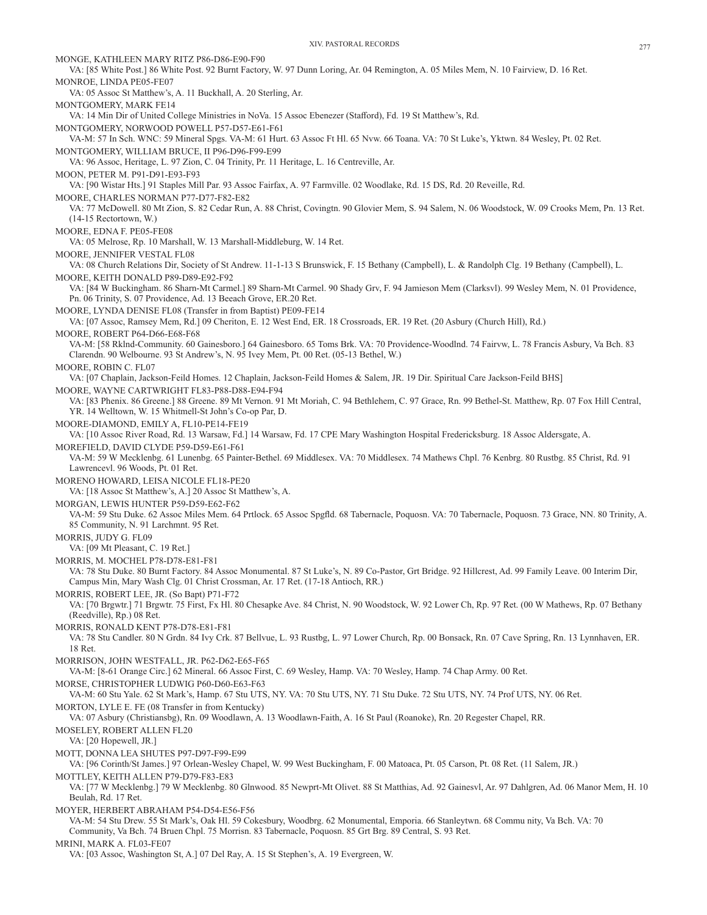MONGE, KATHLEEN MARY RITZ P86-D86-E90-F90

VA: [85 White Post.] 86 White Post. 92 Burnt Factory, W. 97 Dunn Loring, Ar. 04 Remington, A. 05 Miles Mem, N. 10 Fairview, D. 16 Ret.

MONROE, LINDA PE05-FE07

VA: 05 Assoc St Matthew's, A. 11 Buckhall, A. 20 Sterling, Ar.

MONTGOMERY, MARK FE14

VA: 14 Min Dir of United College Ministries in NoVa. 15 Assoc Ebenezer (Stafford), Fd. 19 St Matthew's, Rd.

MONTGOMERY, NORWOOD POWELL P57-D57-E61-F61

VA-M: 57 In Sch. WNC: 59 Mineral Spgs. VA-M: 61 Hurt. 63 Assoc Ft Hl. 65 Nvw. 66 Toana. VA: 70 St Luke's, Yktwn. 84 Wesley, Pt. 02 Ret.

MONTGOMERY, WILLIAM BRUCE, II P96-D96-F99-E99

VA: 96 Assoc, Heritage, L. 97 Zion, C. 04 Trinity, Pr. 11 Heritage, L. 16 Centreville, Ar.

MOON, PETER M. P91-D91-E93-F93

VA: [90 Wistar Hts.] 91 Staples Mill Par. 93 Assoc Fairfax, A. 97 Farmville. 02 Woodlake, Rd. 15 DS, Rd. 20 Reveille, Rd.

MOORE, CHARLES NORMAN P77-D77-F82-E82

VA: 77 McDowell. 80 Mt Zion, S. 82 Cedar Run, A. 88 Christ, Covingtn. 90 Glovier Mem, S. 94 Salem, N. 06 Woodstock, W. 09 Crooks Mem, Pn. 13 Ret. (14-15 Rectortown, W.)

MOORE, EDNA F. PE05-FE08

VA: 05 Melrose, Rp. 10 Marshall, W. 13 Marshall-Middleburg, W. 14 Ret.

MOORE, JENNIFER VESTAL FL08

VA: 08 Church Relations Dir, Society of St Andrew. 11-1-13 S Brunswick, F. 15 Bethany (Campbell), L. & Randolph Clg. 19 Bethany (Campbell), L.

MOORE, KEITH DONALD P89-D89-E92-F92

VA: [84 W Buckingham. 86 Sharn-Mt Carmel.] 89 Sharn-Mt Carmel. 90 Shady Grv, F. 94 Jamieson Mem (Clarksvl). 99 Wesley Mem, N. 01 Providence, Pn. 06 Trinity, S. 07 Providence, Ad. 13 Beeach Grove, ER.20 Ret.

MOORE, LYNDA DENISE FL08 (Transfer in from Baptist) PE09-FE14

VA: [07 Assoc, Ramsey Mem, Rd.] 09 Cheriton, E. 12 West End, ER. 18 Crossroads, ER. 19 Ret. (20 Asbury (Church Hill), Rd.)

MOORE, ROBERT P64-D66-E68-F68

VA-M: [58 Rklnd-Community. 60 Gainesboro.] 64 Gainesboro. 65 Toms Brk. VA: 70 Providence-Woodlnd. 74 Fairvw, L. 78 Francis Asbury, Va Bch. 83 Clarendn. 90 Welbourne. 93 St Andrew's, N. 95 Ivey Mem, Pt. 00 Ret. (05-13 Bethel, W.)

MOORE, ROBIN C. FL07

VA: [07 Chaplain, Jackson-Feild Homes. 12 Chaplain, Jackson-Feild Homes & Salem, JR. 19 Dir. Spiritual Care Jackson-Feild BHS]

MOORE, WAYNE CARTWRIGHT FL83-P88-D88-E94-F94

VA: [83 Phenix. 86 Greene.] 88 Greene. 89 Mt Vernon. 91 Mt Moriah, C. 94 Bethlehem, C. 97 Grace, Rn. 99 Bethel-St. Matthew, Rp. 07 Fox Hill Central, YR. 14 Welltown, W. 15 Whitmell-St John's Co-op Par, D.

MOORE-DIAMOND, EMILY A, FL10-PE14-FE19

VA: [10 Assoc River Road, Rd. 13 Warsaw, Fd.] 14 Warsaw, Fd. 17 CPE Mary Washington Hospital Fredericksburg. 18 Assoc Aldersgate, A.

MOREFIELD, DAVID CLYDE P59-D59-E61-F61

VA-M: 59 W Mecklenbg. 61 Lunenbg. 65 Painter-Bethel. 69 Middlesex. VA: 70 Middlesex. 74 Mathews Chpl. 76 Kenbrg. 80 Rustbg. 85 Christ, Rd. 91 Lawrencevl. 96 Woods, Pt. 01 Ret.

MORENO HOWARD, LEISA NICOLE FL18-PE20

VA: [18 Assoc St Matthew's, A.] 20 Assoc St Matthew's, A.

MORGAN, LEWIS HUNTER P59-D59-E62-F62

VA-M: 59 Stu Duke. 62 Assoc Miles Mem. 64 Prtlock. 65 Assoc Spgfld. 68 Tabernacle, Poquosn. VA: 70 Tabernacle, Poquosn. 73 Grace, NN. 80 Trinity, A. 85 Community, N. 91 Larchmnt. 95 Ret.

MORRIS, JUDY G. FL09

VA: [09 Mt Pleasant, C. 19 Ret.]

MORRIS, M. MOCHEL P78-D78-E81-F81

VA: 78 Stu Duke. 80 Burnt Factory. 84 Assoc Monumental. 87 St Luke's, N. 89 Co-Pastor, Grt Bridge. 92 Hillcrest, Ad. 99 Family Leave. 00 Interim Dir, Campus Min, Mary Wash Clg. 01 Christ Crossman, Ar. 17 Ret. (17-18 Antioch, RR.)

MORRIS, ROBERT LEE, JR. (So Bapt) P71-F72

VA: [70 Brgwtr.] 71 Brgwtr. 75 First, Fx Hl. 80 Chesapke Ave. 84 Christ, N. 90 Woodstock, W. 92 Lower Ch, Rp. 97 Ret. (00 W Mathews, Rp. 07 Bethany (Reedville), Rp.) 08 Ret.

MORRIS, RONALD KENT P78-D78-E81-F81

VA: 78 Stu Candler. 80 N Grdn. 84 Ivy Crk. 87 Bellvue, L. 93 Rustbg, L. 97 Lower Church, Rp. 00 Bonsack, Rn. 07 Cave Spring, Rn. 13 Lynnhaven, ER. 18 Ret.

MORRISON, JOHN WESTFALL, JR. P62-D62-E65-F65

VA-M: [8-61 Orange Circ.] 62 Mineral. 66 Assoc First, C. 69 Wesley, Hamp. VA: 70 Wesley, Hamp. 74 Chap Army. 00 Ret.

MORSE, CHRISTOPHER LUDWIG P60-D60-E63-F63

VA-M: 60 Stu Yale. 62 St Mark's, Hamp. 67 Stu UTS, NY. VA: 70 Stu UTS, NY. 71 Stu Duke. 72 Stu UTS, NY. 74 Prof UTS, NY. 06 Ret.

MORTON, LYLE E. FE (08 Transfer in from Kentucky)

VA: 07 Asbury (Christiansbg), Rn. 09 Woodlawn, A. 13 Woodlawn-Faith, A. 16 St Paul (Roanoke), Rn. 20 Regester Chapel, RR.

MOSELEY, ROBERT ALLEN FL20

VA: [20 Hopewell, JR.]

MOTT, DONNA LEA SHUTES P97-D97-F99-E99

VA: [96 Corinth/St James.] 97 Orlean-Wesley Chapel, W. 99 West Buckingham, F. 00 Matoaca, Pt. 05 Carson, Pt. 08 Ret. (11 Salem, JR.)

MOTTLEY, KEITH ALLEN P79-D79-F83-E83

VA: [77 W Mecklenbg.] 79 W Mecklenbg. 80 Glnwood. 85 Newprt-Mt Olivet. 88 St Matthias, Ad. 92 Gainesvl, Ar. 97 Dahlgren, Ad. 06 Manor Mem, H. 10 Beulah, Rd. 17 Ret.

MOYER, HERBERT ABRAHAM P54-D54-E56-F56

VA-M: 54 Stu Drew. 55 St Mark's, Oak Hl. 59 Cokesbury, Woodbrg. 62 Monumental, Emporia. 66 Stanleytwn. 68 Commu nity, Va Bch. VA: 70 Community, Va Bch. 74 Bruen Chpl. 75 Morrisn. 83 Tabernacle, Poquosn. 85 Grt Brg. 89 Central, S. 93 Ret.

MRINI, MARK A. FL03-FE07

VA: [03 Assoc, Washington St, A.] 07 Del Ray, A. 15 St Stephen's, A. 19 Evergreen, W.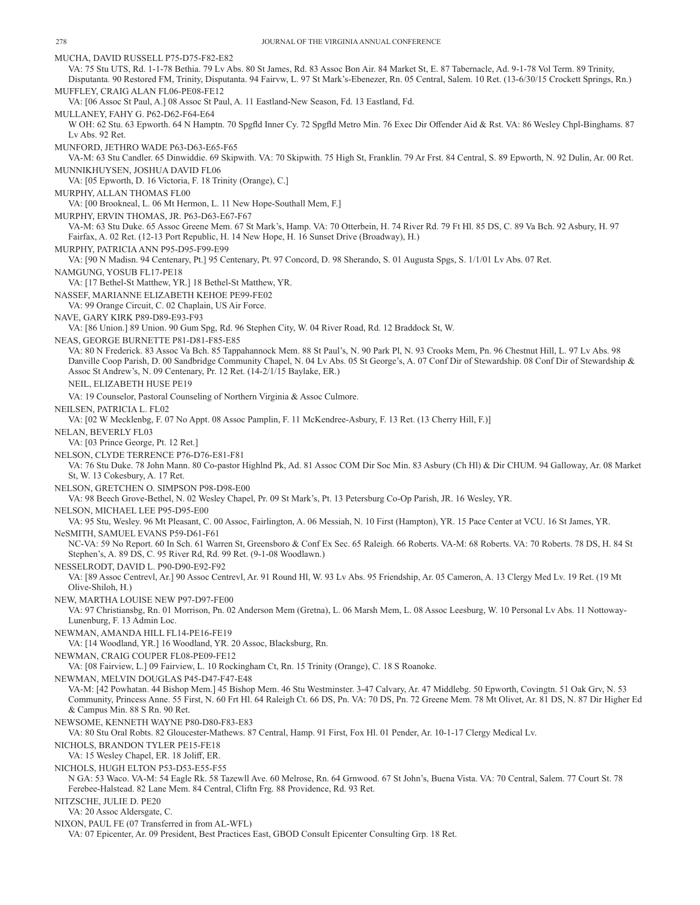MUCHA, DAVID RUSSELL P75-D75-F82-E82

VA: 75 Stu UTS, Rd. 1-1-78 Bethia. 79 Lv Abs. 80 St James, Rd. 83 Assoc Bon Air. 84 Market St, E. 87 Tabernacle, Ad. 9-1-78 Vol Term. 89 Trinity, Disputanta. 90 Restored FM, Trinity, Disputanta. 94 Fairvw, L. 97 St Mark's-Ebenezer, Rn. 05 Central, Salem. 10 Ret. (13-6/30/15 Crockett Springs, Rn.)

MUFFLEY, CRAIG ALAN FL06-PE08-FE12

VA: [06 Assoc St Paul, A.] 08 Assoc St Paul, A. 11 Eastland-New Season, Fd. 13 Eastland, Fd.

MULLANEY, FAHY G. P62-D62-F64-E64

W OH: 62 Stu. 63 Epworth. 64 N Hamptn. 70 Spgfld Inner Cy. 72 Spgfld Metro Min. 76 Exec Dir Offender Aid & Rst. VA: 86 Wesley Chpl-Binghams. 87 Lv Abs. 92 Ret.

MUNFORD, JETHRO WADE P63-D63-E65-F65

VA-M: 63 Stu Candler. 65 Dinwiddie. 69 Skipwith. VA: 70 Skipwith. 75 High St, Franklin. 79 Ar Frst. 84 Central, S. 89 Epworth, N. 92 Dulin, Ar. 00 Ret.

MUNNIKHUYSEN, JOSHUA DAVID FL06

VA: [05 Epworth, D. 16 Victoria, F. 18 Trinity (Orange), C.]

MURPHY, ALLAN THOMAS FL00

VA: [00 Brookneal, L. 06 Mt Hermon, L. 11 New Hope-Southall Mem, F.]

MURPHY, ERVIN THOMAS, JR. P63-D63-E67-F67

VA-M: 63 Stu Duke. 65 Assoc Greene Mem. 67 St Mark's, Hamp. VA: 70 Otterbein, H. 74 River Rd. 79 Ft Hl. 85 DS, C. 89 Va Bch. 92 Asbury, H. 97 Fairfax, A. 02 Ret. (12-13 Port Republic, H. 14 New Hope, H. 16 Sunset Drive (Broadway), H.)

MURPHY, PATRICIA ANN P95-D95-F99-E99

VA: [90 N Madisn. 94 Centenary, Pt.] 95 Centenary, Pt. 97 Concord, D. 98 Sherando, S. 01 Augusta Spgs, S. 1/1/01 Lv Abs. 07 Ret.

NAMGUNG, YOSUB FL17-PE18

VA: [17 Bethel-St Matthew, YR.] 18 Bethel-St Matthew, YR.

NASSEF, MARIANNE ELIZABETH KEHOE PE99-FE02

VA: 99 Orange Circuit, C. 02 Chaplain, US Air Force.

NAVE, GARY KIRK P89-D89-E93-F93

VA: [86 Union.] 89 Union. 90 Gum Spg, Rd. 96 Stephen City, W. 04 River Road, Rd. 12 Braddock St, W.

NEAS, GEORGE BURNETTE P81-D81-F85-E85

VA: 80 N Frederick. 83 Assoc Va Bch. 85 Tappahannock Mem. 88 St Paul's, N. 90 Park Pl, N. 93 Crooks Mem, Pn. 96 Chestnut Hill, L. 97 Lv Abs. 98 Danville Coop Parish, D. 00 Sandbridge Community Chapel, N. 04 Lv Abs. 05 St George's, A. 07 Conf Dir of Stewardship. 08 Conf Dir of Stewardship & Assoc St Andrew's, N. 09 Centenary, Pr. 12 Ret. (14-2/1/15 Baylake, ER.)

NEIL, ELIZABETH HUSE PE19

VA: 19 Counselor, Pastoral Counseling of Northern Virginia & Assoc Culmore.

NEILSEN, PATRICIA L. FL02

VA: [02 W Mecklenbg, F. 07 No Appt. 08 Assoc Pamplin, F. 11 McKendree-Asbury, F. 13 Ret. (13 Cherry Hill, F.)]

NELAN, BEVERLY FL03

VA: [03 Prince George, Pt. 12 Ret.]

NELSON, CLYDE TERRENCE P76-D76-E81-F81

VA: 76 Stu Duke. 78 John Mann. 80 Co-pastor Highlnd Pk, Ad. 81 Assoc COM Dir Soc Min. 83 Asbury (Ch Hl) & Dir CHUM. 94 Galloway, Ar. 08 Market St, W. 13 Cokesbury, A. 17 Ret.

NELSON, GRETCHEN O. SIMPSON P98-D98-E00

VA: 98 Beech Grove-Bethel, N. 02 Wesley Chapel, Pr. 09 St Mark's, Pt. 13 Petersburg Co-Op Parish, JR. 16 Wesley, YR.

NELSON, MICHAEL LEE P95-D95-E00

VA: 95 Stu, Wesley. 96 Mt Pleasant, C. 00 Assoc, Fairlington, A. 06 Messiah, N. 10 First (Hampton), YR. 15 Pace Center at VCU. 16 St James, YR.

NeSMITH, SAMUEL EVANS P59-D61-F61

NC-VA: 59 No Report. 60 In Sch. 61 Warren St, Greensboro & Conf Ex Sec. 65 Raleigh. 66 Roberts. VA-M: 68 Roberts. VA: 70 Roberts. 78 DS, H. 84 St Stephen's, A. 89 DS, C. 95 River Rd, Rd. 99 Ret. (9-1-08 Woodlawn.)

NESSELRODT, DAVID L. P90-D90-E92-F92

VA: [89 Assoc Centrevl, Ar.] 90 Assoc Centrevl, Ar. 91 Round Hl, W. 93 Lv Abs. 95 Friendship, Ar. 05 Cameron, A. 13 Clergy Med Lv. 19 Ret. (19 Mt Olive-Shiloh, H.)

NEW, MARTHA LOUISE NEW P97-D97-FE00

VA: 97 Christiansbg, Rn. 01 Morrison, Pn. 02 Anderson Mem (Gretna), L. 06 Marsh Mem, L. 08 Assoc Leesburg, W. 10 Personal Lv Abs. 11 Nottoway-Lunenburg, F. 13 Admin Loc.

NEWMAN, AMANDA HILL FL14-PE16-FE19

VA: [14 Woodland, YR.] 16 Woodland, YR. 20 Assoc, Blacksburg, Rn.

NEWMAN, CRAIG COUPER FL08-PE09-FE12

VA: [08 Fairview, L.] 09 Fairview, L. 10 Rockingham Ct, Rn. 15 Trinity (Orange), C. 18 S Roanoke.

NEWMAN, MELVIN DOUGLAS P45-D47-F47-E48

VA-M: [42 Powhatan. 44 Bishop Mem.] 45 Bishop Mem. 46 Stu Westminster. 3-47 Calvary, Ar. 47 Middlebg. 50 Epworth, Covingtn. 51 Oak Grv, N. 53 Community, Princess Anne. 55 First, N. 60 Frt Hl. 64 Raleigh Ct. 66 DS, Pn. VA: 70 DS, Pn. 72 Greene Mem. 78 Mt Olivet, Ar. 81 DS, N. 87 Dir Higher Ed & Campus Min. 88 S Rn. 90 Ret.

NEWSOME, KENNETH WAYNE P80-D80-F83-E83

VA: 80 Stu Oral Robts. 82 Gloucester-Mathews. 87 Central, Hamp. 91 First, Fox Hl. 01 Pender, Ar. 10-1-17 Clergy Medical Lv.

NICHOLS, BRANDON TYLER PE15-FE18

VA: 15 Wesley Chapel, ER. 18 Joliff, ER.

NICHOLS, HUGH ELTON P53-D53-E55-F55

N GA: 53 Waco. VA-M: 54 Eagle Rk. 58 Tazewll Ave. 60 Melrose, Rn. 64 Grnwood. 67 St John's, Buena Vista. VA: 70 Central, Salem. 77 Court St. 78 Ferebee-Halstead. 82 Lane Mem. 84 Central, Cliftn Frg. 88 Providence, Rd. 93 Ret.

NITZSCHE, JULIE D. PE20

VA: 20 Assoc Aldersgate, C.

NIXON, PAUL FE (07 Transferred in from AL-WFL)

VA: 07 Epicenter, Ar. 09 President, Best Practices East, GBOD Consult Epicenter Consulting Grp. 18 Ret.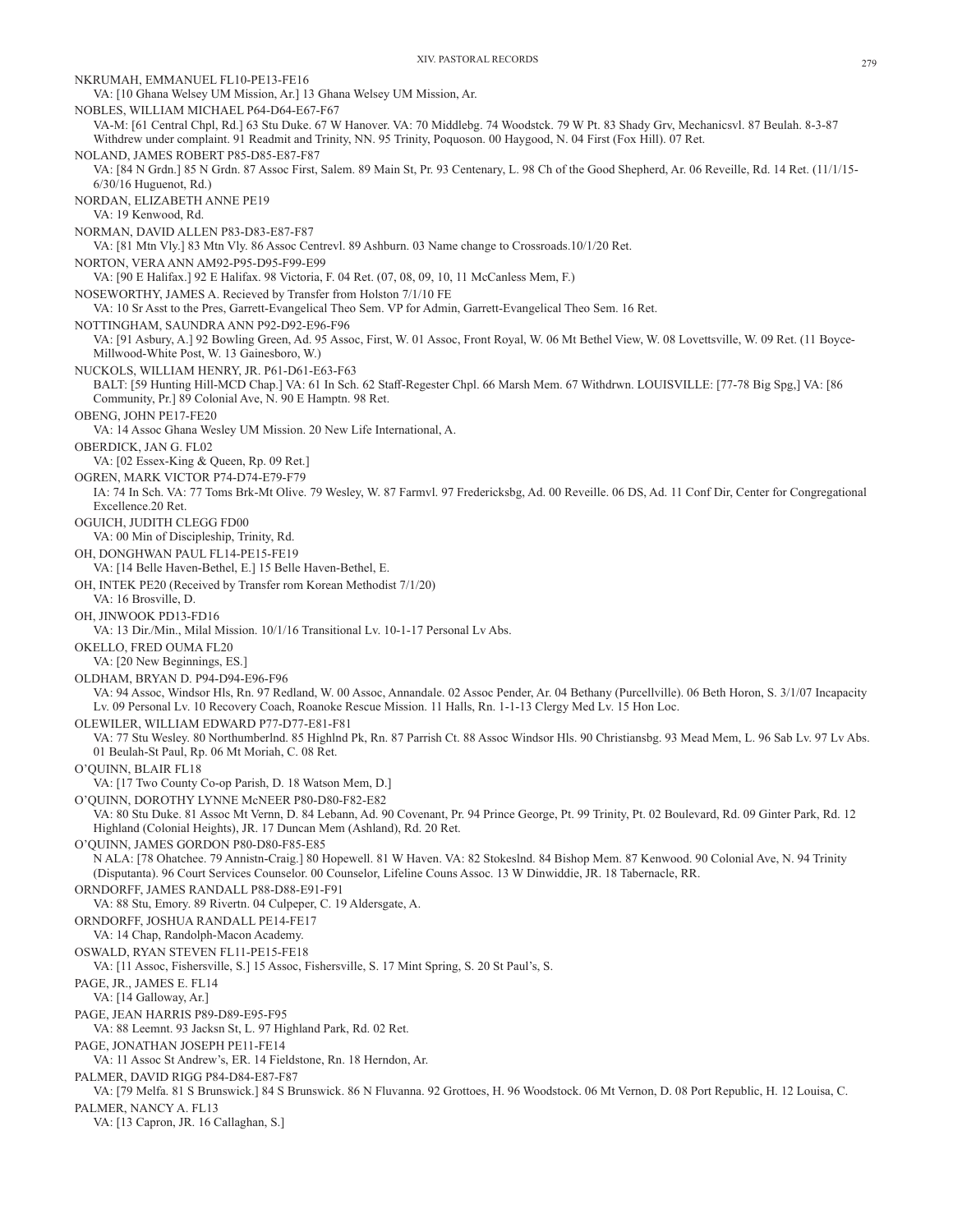NKRUMAH, EMMANUEL FL10-PE13-FE16

VA: [10 Ghana Welsey UM Mission, Ar.] 13 Ghana Welsey UM Mission, Ar.

NOBLES, WILLIAM MICHAEL P64-D64-E67-F67

VA-M: [61 Central Chpl, Rd.] 63 Stu Duke. 67 W Hanover. VA: 70 Middlebg. 74 Woodstck. 79 W Pt. 83 Shady Grv, Mechanicsvl. 87 Beulah. 8-3-87 Withdrew under complaint. 91 Readmit and Trinity, NN. 95 Trinity, Poquoson. 00 Haygood, N. 04 First (Fox Hill). 07 Ret.

NOLAND, JAMES ROBERT P85-D85-E87-F87

VA: [84 N Grdn.] 85 N Grdn. 87 Assoc First, Salem. 89 Main St, Pr. 93 Centenary, L. 98 Ch of the Good Shepherd, Ar. 06 Reveille, Rd. 14 Ret. (11/1/15-6/30/16 Huguenot, Rd.)

NORDAN, ELIZABETH ANNE PE19

VA: 19 Kenwood, Rd.

NORMAN, DAVID ALLEN P83-D83-E87-F87

VA: [81 Mtn Vly.] 83 Mtn Vly. 86 Assoc Centrevl. 89 Ashburn. 03 Name change to Crossroads.10/1/20 Ret.

NORTON, VERA ANN AM92-P95-D95-F99-E99

VA: [90 E Halifax.] 92 E Halifax. 98 Victoria, F. 04 Ret. (07, 08, 09, 10, 11 McCanless Mem, F.)

NOSEWORTHY, JAMES A. Recieved by Transfer from Holston 7/1/10 FE

VA: 10 Sr Asst to the Pres, Garrett-Evangelical Theo Sem. VP for Admin, Garrett-Evangelical Theo Sem. 16 Ret.

NOTTINGHAM, SAUNDRA ANN P92-D92-E96-F96

VA: [91 Asbury, A.] 92 Bowling Green, Ad. 95 Assoc, First, W. 01 Assoc, Front Royal, W. 06 Mt Bethel View, W. 08 Lovettsville, W. 09 Ret. (11 Boyce-Millwood-White Post, W. 13 Gainesboro, W.)

NUCKOLS, WILLIAM HENRY, JR. P61-D61-E63-F63

BALT: [59 Hunting Hill-MCD Chap.] VA: 61 In Sch. 62 Staff-Regester Chpl. 66 Marsh Mem. 67 Withdrwn. LOUISVILLE: [77-78 Big Spg,] VA: [86 Community, Pr.] 89 Colonial Ave, N. 90 E Hamptn. 98 Ret.

OBENG, JOHN PE17-FE20

VA: 14 Assoc Ghana Wesley UM Mission. 20 New Life International, A.

OBERDICK, JAN G. FL02

VA: [02 Essex-King & Queen, Rp. 09 Ret.]

OGREN, MARK VICTOR P74-D74-E79-F79

IA: 74 In Sch. VA: 77 Toms Brk-Mt Olive. 79 Wesley, W. 87 Farmvl. 97 Fredericksbg, Ad. 00 Reveille. 06 DS, Ad. 11 Conf Dir, Center for Congregational Excellence.20 Ret.

OGUICH, JUDITH CLEGG FD00

VA: 00 Min of Discipleship, Trinity, Rd.

OH, DONGHWAN PAUL FL14-PE15-FE19

VA: [14 Belle Haven-Bethel, E.] 15 Belle Haven-Bethel, E.

OH, INTEK PE20 (Received by Transfer rom Korean Methodist 7/1/20)

VA: 16 Brosville, D.

OH, JINWOOK PD13-FD16

VA: 13 Dir./Min., Milal Mission. 10/1/16 Transitional Lv. 10-1-17 Personal Lv Abs.

OKELLO, FRED OUMA FL20

VA: [20 New Beginnings, ES.]

OLDHAM, BRYAN D. P94-D94-E96-F96

VA: 94 Assoc, Windsor Hls, Rn. 97 Redland, W. 00 Assoc, Annandale. 02 Assoc Pender, Ar. 04 Bethany (Purcellville). 06 Beth Horon, S. 3/1/07 Incapacity Lv. 09 Personal Lv. 10 Recovery Coach, Roanoke Rescue Mission. 11 Halls, Rn. 1-1-13 Clergy Med Lv. 15 Hon Loc.

OLEWILER, WILLIAM EDWARD P77-D77-E81-F81

VA: 77 Stu Wesley. 80 Northumberlnd. 85 Highlnd Pk, Rn. 87 Parrish Ct. 88 Assoc Windsor Hls. 90 Christiansbg. 93 Mead Mem, L. 96 Sab Lv. 97 Lv Abs. 01 Beulah-St Paul, Rp. 06 Mt Moriah, C. 08 Ret.

O'QUINN, BLAIR FL18

VA: [17 Two County Co-op Parish, D. 18 Watson Mem, D.]

O'QUINN, DOROTHY LYNNE McNEER P80-D80-F82-E82

VA: 80 Stu Duke. 81 Assoc Mt Vernn, D. 84 Lebann, Ad. 90 Covenant, Pr. 94 Prince George, Pt. 99 Trinity, Pt. 02 Boulevard, Rd. 09 Ginter Park, Rd. 12 Highland (Colonial Heights), JR. 17 Duncan Mem (Ashland), Rd. 20 Ret.

O'QUINN, JAMES GORDON P80-D80-F85-E85

N ALA: [78 Ohatchee. 79 Annistn-Craig.] 80 Hopewell. 81 W Haven. VA: 82 Stokeslnd. 84 Bishop Mem. 87 Kenwood. 90 Colonial Ave, N. 94 Trinity (Disputanta). 96 Court Services Counselor. 00 Counselor, Lifeline Couns Assoc. 13 W Dinwiddie, JR. 18 Tabernacle, RR.

ORNDORFF, JAMES RANDALL P88-D88-E91-F91

VA: 88 Stu, Emory. 89 Rivertn. 04 Culpeper, C. 19 Aldersgate, A.

ORNDORFF, JOSHUA RANDALL PE14-FE17

VA: 14 Chap, Randolph-Macon Academy.

OSWALD, RYAN STEVEN FL11-PE15-FE18

VA: [11 Assoc, Fishersville, S.] 15 Assoc, Fishersville, S. 17 Mint Spring, S. 20 St Paul's, S.

PAGE, JR., JAMES E. FL14

VA: [14 Galloway, Ar.]

PAGE, JEAN HARRIS P89-D89-E95-F95

VA: 88 Leemnt. 93 Jacksn St, L. 97 Highland Park, Rd. 02 Ret.

PAGE, JONATHAN JOSEPH PE11-FE14

VA: 11 Assoc St Andrew's, ER. 14 Fieldstone, Rn. 18 Herndon, Ar.

PALMER, DAVID RIGG P84-D84-E87-F87

VA: [79 Melfa. 81 S Brunswick.] 84 S Brunswick. 86 N Fluvanna. 92 Grottoes, H. 96 Woodstock. 06 Mt Vernon, D. 08 Port Republic, H. 12 Louisa, C.

PALMER, NANCY A. FL13

VA: [13 Capron, JR. 16 Callaghan, S.]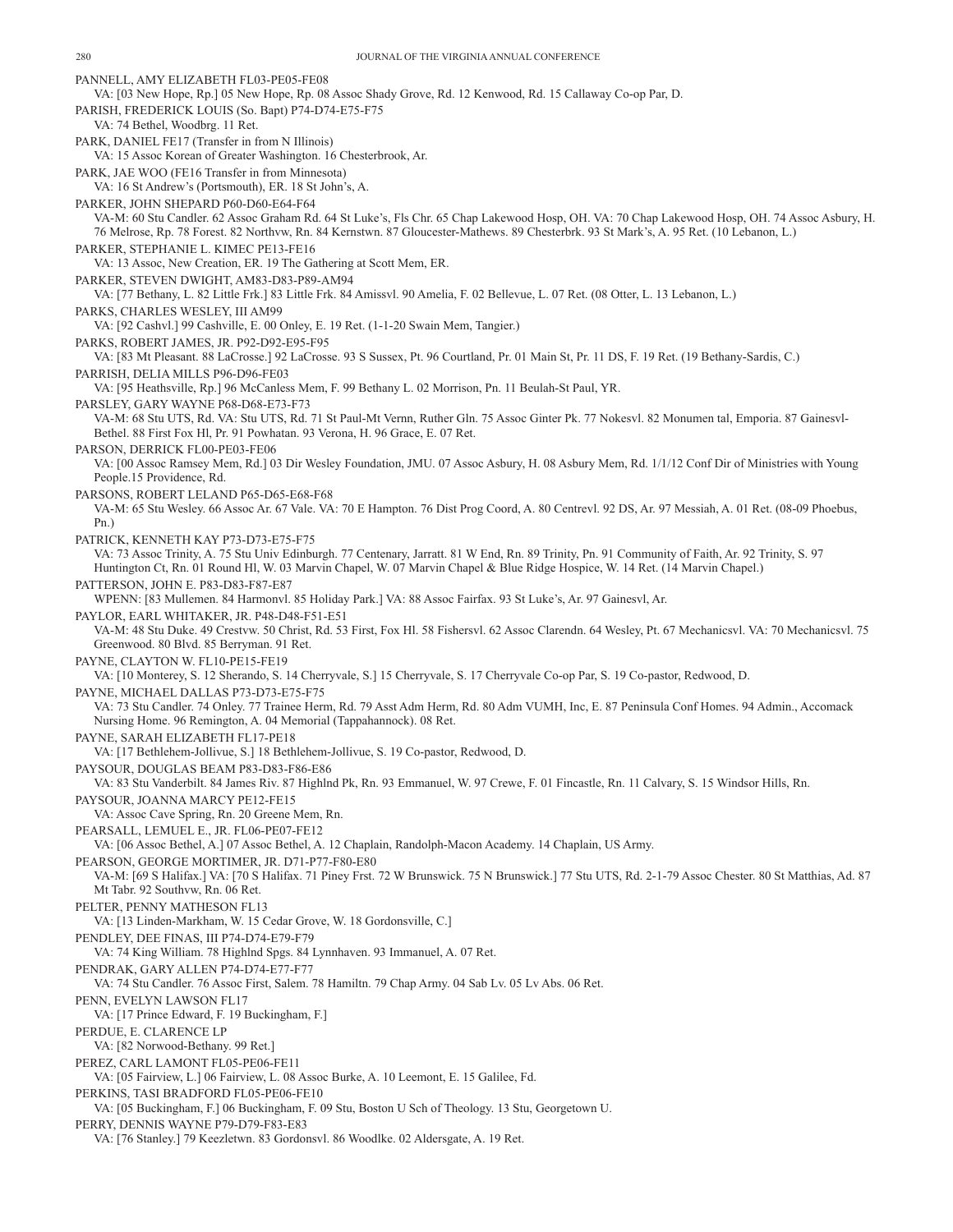PANNELL, AMY ELIZABETH FL03-PE05-FE08
VA: [03 New Hope, Rp.] 05 New Hope, Rp. 08 Assoc Shady Grove, Rd. 12 Kenwood, Rd. 15 Callaway Co-op Par, D.

PARISH, FREDERICK LOUIS (So. Bapt) P74-D74-E75-F75
VA: 74 Bethel, Woodbrg. 11 Ret.

PARK, DANIEL FE17 (Transfer in from N Illinois)
VA: 15 Assoc Korean of Greater Washington. 16 Chesterbrook, Ar.

PARK, JAE WOO (FE16 Transfer in from Minnesota)
VA: 16 St Andrew's (Portsmouth), ER. 18 St John's, A.

PARKER, JOHN SHEPARD P60-D60-E64-F64
VA-M: 60 Stu Candler. 62 Assoc Graham Rd. 64 St Luke's, Fls Chr. 65 Chap Lakewood Hosp, OH. VA: 70 Chap Lakewood Hosp, OH. 74 Assoc Asbury, H. 76 Melrose, Rp. 78 Forest. 82 Northvw, Rn. 84 Kernstwn. 87 Gloucester-Mathews. 89 Chesterbrk. 93 St Mark's, A. 95 Ret. (10 Lebanon, L.)

PARKER, STEPHANIE L. KIMEC PE13-FE16
VA: 13 Assoc, New Creation, ER. 19 The Gathering at Scott Mem, ER.

PARKER, STEVEN DWIGHT, AM83-D83-P89-AM94
VA: [77 Bethany, L. 82 Little Frk.] 83 Little Frk. 84 Amissvl. 90 Amelia, F. 02 Bellevue, L. 07 Ret. (08 Otter, L. 13 Lebanon, L.)

PARKS, CHARLES WESLEY, III AM99
VA: [92 Cashvl.] 99 Cashville, E. 00 Onley, E. 19 Ret. (1-1-20 Swain Mem, Tangier.)

PARKS, ROBERT JAMES, JR. P92-D92-E95-F95
VA: [83 Mt Pleasant. 88 LaCrosse.] 92 LaCrosse. 93 S Sussex, Pt. 96 Courtland, Pr. 01 Main St, Pr. 11 DS, F. 19 Ret. (19 Bethany-Sardis, C.)

PARRISH, DELIA MILLS P96-D96-FE03
VA: [95 Heathsville, Rp.] 96 McCanless Mem, F. 99 Bethany L. 02 Morrison, Pn. 11 Beulah-St Paul, YR.

PARSLEY, GARY WAYNE P68-D68-E73-F73
VA-M: 68 Stu UTS, Rd. VA: Stu UTS, Rd. 71 St Paul-Mt Vernn, Ruther Gln. 75 Assoc Ginter Pk. 77 Nokesvl. 82 Monumen tal, Emporia. 87 Gainesvl-Bethel. 88 First Fox Hl, Pr. 91 Powhatan. 93 Verona, H. 96 Grace, E. 07 Ret.

PARSON, DERRICK FL00-PE03-FE06
VA: [00 Assoc Ramsey Mem, Rd.] 03 Dir Wesley Foundation, JMU. 07 Assoc Asbury, H. 08 Asbury Mem, Rd. 1/1/12 Conf Dir of Ministries with Young People.15 Providence, Rd.

PARSONS, ROBERT LELAND P65-D65-E68-F68
VA-M: 65 Stu Wesley. 66 Assoc Ar. 67 Vale. VA: 70 E Hampton. 76 Dist Prog Coord, A. 80 Centrevl. 92 DS, Ar. 97 Messiah, A. 01 Ret. (08-09 Phoebus, Pn.)

PATRICK, KENNETH KAY P73-D73-E75-F75
VA: 73 Assoc Trinity, A. 75 Stu Univ Edinburgh. 77 Centenary, Jarratt. 81 W End, Rn. 89 Trinity, Pn. 91 Community of Faith, Ar. 92 Trinity, S. 97 Huntington Ct, Rn. 01 Round Hl, W. 03 Marvin Chapel, W. 07 Marvin Chapel & Blue Ridge Hospice, W. 14 Ret. (14 Marvin Chapel.)

PATTERSON, JOHN E. P83-D83-F87-E87
WPENN: [83 Mullemen. 84 Harmonvl. 85 Holiday Park.] VA: 88 Assoc Fairfax. 93 St Luke's, Ar. 97 Gainesvl, Ar.

PAYLOR, EARL WHITAKER, JR. P48-D48-F51-E51
VA-M: 48 Stu Duke. 49 Crestvw. 50 Christ, Rd. 53 First, Fox Hl. 58 Fishersvl. 62 Assoc Clarendn. 64 Wesley, Pt. 67 Mechanicsvl. VA: 70 Mechanicsvl. 75 Greenwood. 80 Blvd. 85 Berryman. 91 Ret.

PAYNE, CLAYTON W. FL10-PE15-FE19
VA: [10 Monterey, S. 12 Sherando, S. 14 Cherryvale, S.] 15 Cherryvale, S. 17 Cherryvale Co-op Par, S. 19 Co-pastor, Redwood, D.

PAYNE, MICHAEL DALLAS P73-D73-E75-F75
VA: 73 Stu Candler. 74 Onley. 77 Trainee Herm, Rd. 79 Asst Adm Herm, Rd. 80 Adm VUMH, Inc, E. 87 Peninsula Conf Homes. 94 Admin., Accomack Nursing Home. 96 Remington, A. 04 Memorial (Tappahannock). 08 Ret.

PAYNE, SARAH ELIZABETH FL17-PE18
VA: [17 Bethlehem-Jollivue, S.] 18 Bethlehem-Jollivue, S. 19 Co-pastor, Redwood, D.

PAYSOUR, DOUGLAS BEAM P83-D83-F86-E86
VA: 83 Stu Vanderbilt. 84 James Riv. 87 Highlnd Pk, Rn. 93 Emmanuel, W. 97 Crewe, F. 01 Fincastle, Rn. 11 Calvary, S. 15 Windsor Hills, Rn.

PAYSOUR, JOANNA MARCY PE12-FE15
VA: Assoc Cave Spring, Rn. 20 Greene Mem, Rn.

PEARSALL, LEMUEL E., JR. FL06-PE07-FE12
VA: [06 Assoc Bethel, A.] 07 Assoc Bethel, A. 12 Chaplain, Randolph-Macon Academy. 14 Chaplain, US Army.

PEARSON, GEORGE MORTIMER, JR. D71-P77-F80-E80
VA-M: [69 S Halifax.] VA: [70 S Halifax. 71 Piney Frst. 72 W Brunswick. 75 N Brunswick.] 77 Stu UTS, Rd. 2-1-79 Assoc Chester. 80 St Matthias, Ad. 87 Mt Tabr. 92 Southvw, Rn. 06 Ret.

PELTER, PENNY MATHESON FL13
VA: [13 Linden-Markham, W. 15 Cedar Grove, W. 18 Gordonsville, C.]

PENDLEY, DEE FINAS, III P74-D74-E79-F79
VA: 74 King William. 78 Highlnd Spgs. 84 Lynnhaven. 93 Immanuel, A. 07 Ret.

PENDRAK, GARY ALLEN P74-D74-E77-F77
VA: 74 Stu Candler. 76 Assoc First, Salem. 78 Hamiltn. 79 Chap Army. 04 Sab Lv. 05 Lv Abs. 06 Ret.

PENN, EVELYN LAWSON FL17
VA: [17 Prince Edward, F. 19 Buckingham, F.]

PERDUE, E. CLARENCE LP
VA: [82 Norwood-Bethany. 99 Ret.]

PEREZ, CARL LAMONT FL05-PE06-FE11
VA: [05 Fairview, L.] 06 Fairview, L. 08 Assoc Burke, A. 10 Leemont, E. 15 Galilee, Fd.

PERKINS, TASI BRADFORD FL05-PE06-FE10
VA: [05 Buckingham, F.] 06 Buckingham, F. 09 Stu, Boston U Sch of Theology. 13 Stu, Georgetown U.

PERRY, DENNIS WAYNE P79-D79-F83-E83
VA: [76 Stanley.] 79 Keezletwn. 83 Gordonsvl. 86 Woodlke. 02 Aldersgate, A. 19 Ret.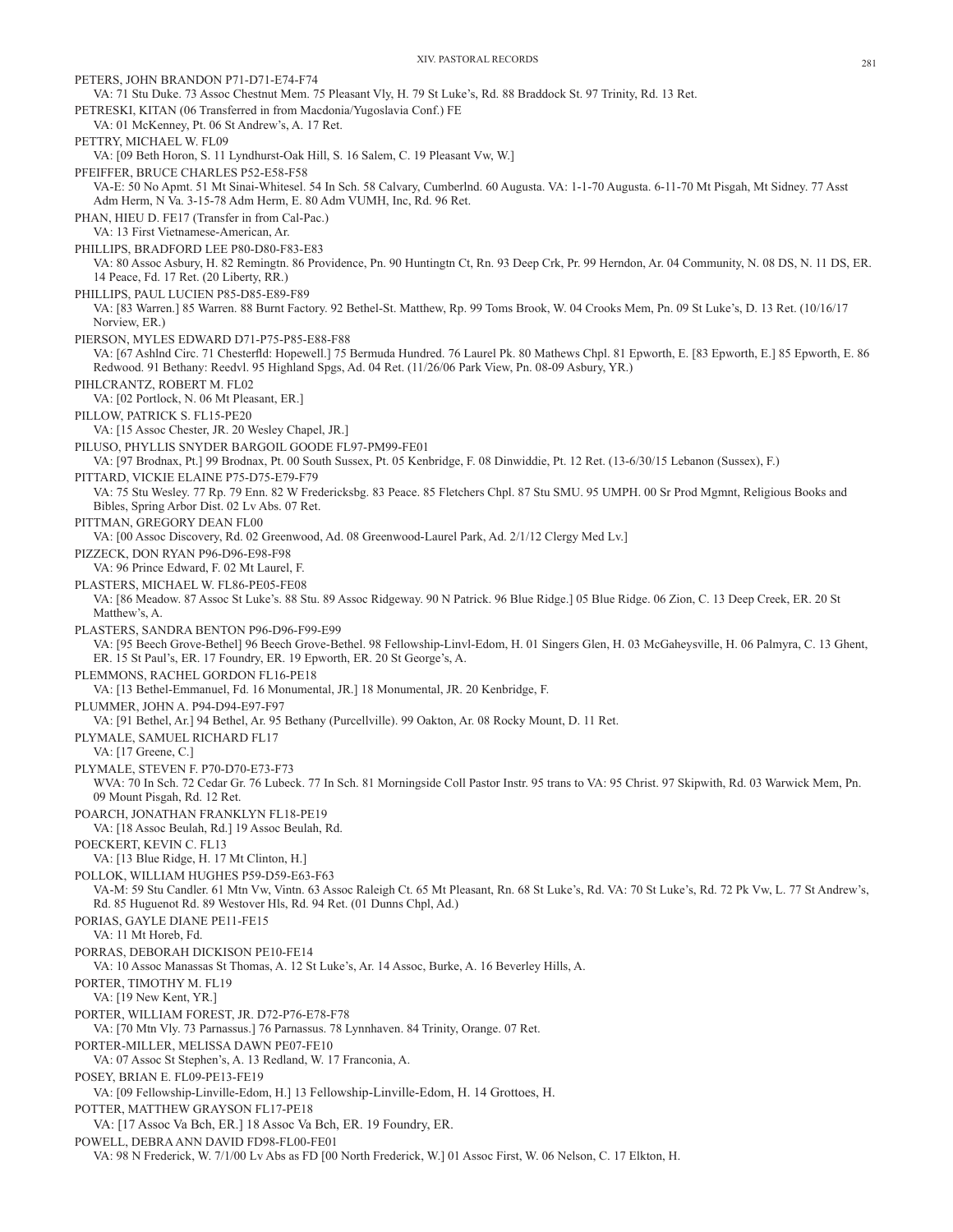PETERS, JOHN BRANDON P71-D71-E74-F74
VA: 71 Stu Duke. 73 Assoc Chestnut Mem. 75 Pleasant Vly, H. 79 St Luke's, Rd. 88 Braddock St. 97 Trinity, Rd. 13 Ret.

PETRESKI, KITAN (06 Transferred in from Macdonia/Yugoslavia Conf.) FE
VA: 01 McKenney, Pt. 06 St Andrew's, A. 17 Ret.

PETTRY, MICHAEL W. FL09
VA: [09 Beth Horon, S. 11 Lyndhurst-Oak Hill, S. 16 Salem, C. 19 Pleasant Vw, W.]

PFEIFFER, BRUCE CHARLES P52-E58-F58
VA-E: 50 No Apmt. 51 Mt Sinai-Whitesel. 54 In Sch. 58 Calvary, Cumberlnd. 60 Augusta. VA: 1-1-70 Augusta. 6-11-70 Mt Pisgah, Mt Sidney. 77 Asst Adm Herm, N Va. 3-15-78 Adm Herm, E. 80 Adm VUMH, Inc, Rd. 96 Ret.

PHAN, HIEU D. FE17 (Transfer in from Cal-Pac.)
VA: 13 First Vietnamese-American, Ar.

PHILLIPS, BRADFORD LEE P80-D80-F83-E83
VA: 80 Assoc Asbury, H. 82 Remingtn. 86 Providence, Pn. 90 Huntingtn Ct, Rn. 93 Deep Crk, Pr. 99 Herndon, Ar. 04 Community, N. 08 DS, N. 11 DS, ER. 14 Peace, Fd. 17 Ret. (20 Liberty, RR.)

PHILLIPS, PAUL LUCIEN P85-D85-E89-F89
VA: [83 Warren.] 85 Warren. 88 Burnt Factory. 92 Bethel-St. Matthew, Rp. 99 Toms Brook, W. 04 Crooks Mem, Pn. 09 St Luke's, D. 13 Ret. (10/16/17 Norview, ER.)

PIERSON, MYLES EDWARD D71-P75-P85-E88-F88
VA: [67 Ashlnd Circ. 71 Chesterfld: Hopewell.] 75 Bermuda Hundred. 76 Laurel Pk. 80 Mathews Chpl. 81 Epworth, E. [83 Epworth, E.] 85 Epworth, E. 86 Redwood. 91 Bethany: Reedvl. 95 Highland Spgs, Ad. 04 Ret. (11/26/06 Park View, Pn. 08-09 Asbury, YR.)

PIHLCRANTZ, ROBERT M. FL02
VA: [02 Portlock, N. 06 Mt Pleasant, ER.]

PILLOW, PATRICK S. FL15-PE20
VA: [15 Assoc Chester, JR. 20 Wesley Chapel, JR.]

PILUSO, PHYLLIS SNYDER BARGOIL GOODE FL97-PM99-FE01
VA: [97 Brodnax, Pt.] 99 Brodnax, Pt. 00 South Sussex, Pt. 05 Kenbridge, F. 08 Dinwiddie, Pt. 12 Ret. (13-6/30/15 Lebanon (Sussex), F.)

PITTARD, VICKIE ELAINE P75-D75-E79-F79
VA: 75 Stu Wesley. 77 Rp. 79 Enn. 82 W Fredericksbg. 83 Peace. 85 Fletchers Chpl. 87 Stu SMU. 95 UMPH. 00 Sr Prod Mgmnt, Religious Books and Bibles, Spring Arbor Dist. 02 Lv Abs. 07 Ret.

PITTMAN, GREGORY DEAN FL00
VA: [00 Assoc Discovery, Rd. 02 Greenwood, Ad. 08 Greenwood-Laurel Park, Ad. 2/1/12 Clergy Med Lv.]

PIZZECK, DON RYAN P96-D96-E98-F98
VA: 96 Prince Edward, F. 02 Mt Laurel, F.

PLASTERS, MICHAEL W. FL86-PE05-FE08
VA: [86 Meadow. 87 Assoc St Luke's. 88 Stu. 89 Assoc Ridgeway. 90 N Patrick. 96 Blue Ridge.] 05 Blue Ridge. 06 Zion, C. 13 Deep Creek, ER. 20 St Matthew's, A.

PLASTERS, SANDRA BENTON P96-D96-F99-E99
VA: [95 Beech Grove-Bethel] 96 Beech Grove-Bethel. 98 Fellowship-Linvl-Edom, H. 01 Singers Glen, H. 03 McGaheysville, H. 06 Palmyra, C. 13 Ghent, ER. 15 St Paul's, ER. 17 Foundry, ER. 19 Epworth, ER. 20 St George's, A.

PLEMMONS, RACHEL GORDON FL16-PE18
VA: [13 Bethel-Emmanuel, Fd. 16 Monumental, JR.] 18 Monumental, JR. 20 Kenbridge, F.

PLUMMER, JOHN A. P94-D94-E97-F97
VA: [91 Bethel, Ar.] 94 Bethel, Ar. 95 Bethany (Purcellville). 99 Oakton, Ar. 08 Rocky Mount, D. 11 Ret.

PLYMALE, SAMUEL RICHARD FL17
VA: [17 Greene, C.]

PLYMALE, STEVEN F. P70-D70-E73-F73
WVA: 70 In Sch. 72 Cedar Gr. 76 Lubeck. 77 In Sch. 81 Morningside Coll Pastor Instr. 95 trans to VA: 95 Christ. 97 Skipwith, Rd. 03 Warwick Mem, Pn. 09 Mount Pisgah, Rd. 12 Ret.

POARCH, JONATHAN FRANKLYN FL18-PE19
VA: [18 Assoc Beulah, Rd.] 19 Assoc Beulah, Rd.

POECKERT, KEVIN C. FL13
VA: [13 Blue Ridge, H. 17 Mt Clinton, H.]

POLLOK, WILLIAM HUGHES P59-D59-E63-F63
VA-M: 59 Stu Candler. 61 Mtn Vw, Vintn. 63 Assoc Raleigh Ct. 65 Mt Pleasant, Rn. 68 St Luke's, Rd. VA: 70 St Luke's, Rd. 72 Pk Vw, L. 77 St Andrew's, Rd. 85 Huguenot Rd. 89 Westover Hls, Rd. 94 Ret. (01 Dunns Chpl, Ad.)

PORIAS, GAYLE DIANE PE11-FE15
VA: 11 Mt Horeb, Fd.

PORRAS, DEBORAH DICKISON PE10-FE14
VA: 10 Assoc Manassas St Thomas, A. 12 St Luke's, Ar. 14 Assoc, Burke, A. 16 Beverley Hills, A.

PORTER, TIMOTHY M. FL19
VA: [19 New Kent, YR.]

PORTER, WILLIAM FOREST, JR. D72-P76-E78-F78
VA: [70 Mtn Vly. 73 Parnassus.] 76 Parnassus. 78 Lynnhaven. 84 Trinity, Orange. 07 Ret.

PORTER-MILLER, MELISSA DAWN PE07-FE10
VA: 07 Assoc St Stephen's, A. 13 Redland, W. 17 Franconia, A.

POSEY, BRIAN E. FL09-PE13-FE19
VA: [09 Fellowship-Linville-Edom, H.] 13 Fellowship-Linville-Edom, H. 14 Grottoes, H.

POTTER, MATTHEW GRAYSON FL17-PE18
VA: [17 Assoc Va Bch, ER.] 18 Assoc Va Bch, ER. 19 Foundry, ER.

POWELL, DEBRA ANN DAVID FD98-FL00-FE01
VA: 98 N Frederick, W. 7/1/00 Lv Abs as FD [00 North Frederick, W.] 01 Assoc First, W. 06 Nelson, C. 17 Elkton, H.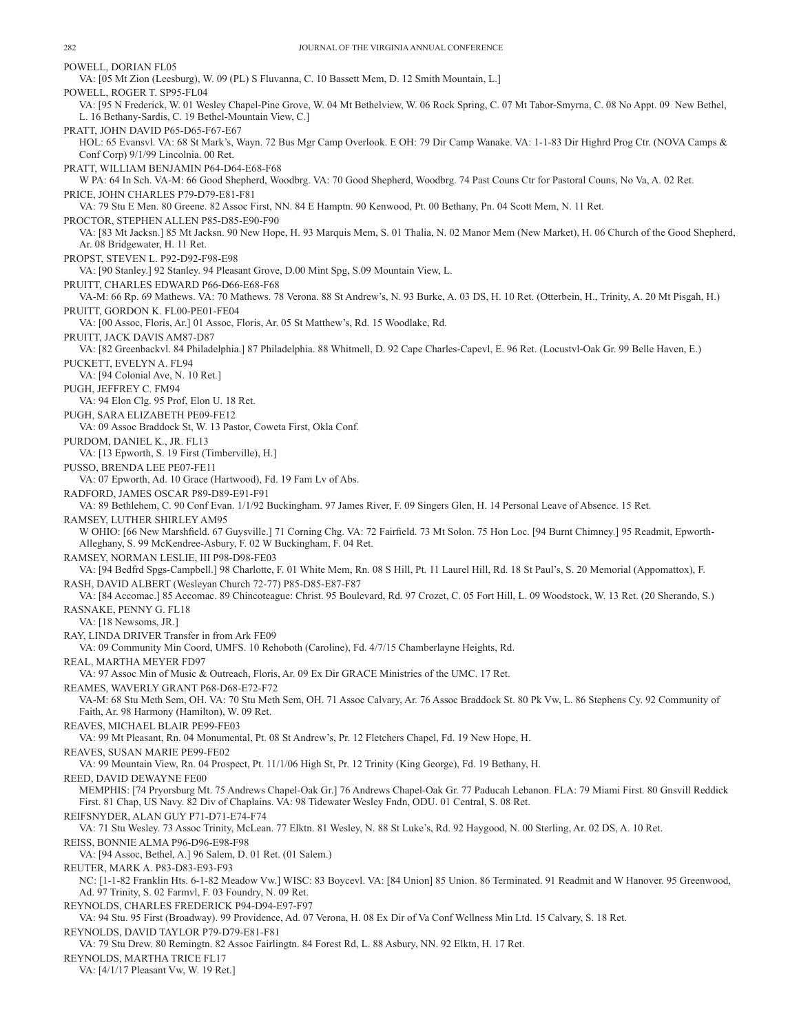POWELL, DORIAN FL05

VA: [05 Mt Zion (Leesburg), W. 09 (PL) S Fluvanna, C. 10 Bassett Mem, D. 12 Smith Mountain, L.]

POWELL, ROGER T. SP95-FL04

VA: [95 N Frederick, W. 01 Wesley Chapel-Pine Grove, W. 04 Mt Bethelview, W. 06 Rock Spring, C. 07 Mt Tabor-Smyrna, C. 08 No Appt. 09 New Bethel, L. 16 Bethany-Sardis, C. 19 Bethel-Mountain View, C.]

PRATT, JOHN DAVID P65-D65-F67-E67

HOL: 65 Evansvl. VA: 68 St Mark's, Wayn. 72 Bus Mgr Camp Overlook. E OH: 79 Dir Camp Wanake. VA: 1-1-83 Dir Highrd Prog Ctr. (NOVA Camps & Conf Corp) 9/1/99 Lincolnia. 00 Ret.

PRATT, WILLIAM BENJAMIN P64-D64-E68-F68

W PA: 64 In Sch. VA-M: 66 Good Shepherd, Woodbrg. VA: 70 Good Shepherd, Woodbrg. 74 Past Couns Ctr for Pastoral Couns, No Va, A. 02 Ret.

PRICE, JOHN CHARLES P79-D79-E81-F81

VA: 79 Stu E Men. 80 Greene. 82 Assoc First, NN. 84 E Hamptn. 90 Kenwood, Pt. 00 Bethany, Pn. 04 Scott Mem, N. 11 Ret.

PROCTOR, STEPHEN ALLEN P85-D85-E90-F90

VA: [83 Mt Jacksn.] 85 Mt Jacksn. 90 New Hope, H. 93 Marquis Mem, S. 01 Thalia, N. 02 Manor Mem (New Market), H. 06 Church of the Good Shepherd, Ar. 08 Bridgewater, H. 11 Ret.

PROPST, STEVEN L. P92-D92-F98-E98

VA: [90 Stanley.] 92 Stanley. 94 Pleasant Grove, D.00 Mint Spg, S.09 Mountain View, L.

PRUITT, CHARLES EDWARD P66-D66-E68-F68

VA-M: 66 Rp. 69 Mathews. VA: 70 Mathews. 78 Verona. 88 St Andrew's, N. 93 Burke, A. 03 DS, H. 10 Ret. (Otterbein, H., Trinity, A. 20 Mt Pisgah, H.)

PRUITT, GORDON K. FL00-PE01-FE04

VA: [00 Assoc, Floris, Ar.] 01 Assoc, Floris, Ar. 05 St Matthew's, Rd. 15 Woodlake, Rd.

PRUITT, JACK DAVIS AM87-D87

VA: [82 Greenbackvl. 84 Philadelphia.] 87 Philadelphia. 88 Whitmell, D. 92 Cape Charles-Capevl, E. 96 Ret. (Locustvl-Oak Gr. 99 Belle Haven, E.)

PUCKETT, EVELYN A. FL94

VA: [94 Colonial Ave, N. 10 Ret.]

PUGH, JEFFREY C. FM94

VA: 94 Elon Clg. 95 Prof, Elon U. 18 Ret.

PUGH, SARA ELIZABETH PE09-FE12

VA: 09 Assoc Braddock St, W. 13 Pastor, Coweta First, Okla Conf.

PURDOM, DANIEL K., JR. FL13

VA: [13 Epworth, S. 19 First (Timberville), H.]

PUSSO, BRENDA LEE PE07-FE11

VA: 07 Epworth, Ad. 10 Grace (Hartwood), Fd. 19 Fam Lv of Abs.

RADFORD, JAMES OSCAR P89-D89-E91-F91

VA: 89 Bethlehem, C. 90 Conf Evan. 1/1/92 Buckingham. 97 James River, F. 09 Singers Glen, H. 14 Personal Leave of Absence. 15 Ret.

RAMSEY, LUTHER SHIRLEY AM95

W OHIO: [66 New Marshfield. 67 Guysville.] 71 Corning Chg. VA: 72 Fairfield. 73 Mt Solon. 75 Hon Loc. [94 Burnt Chimney.] 95 Readmit, Epworth-Alleghany, S. 99 McKendree-Asbury, F. 02 W Buckingham, F. 04 Ret.

RAMSEY, NORMAN LESLIE, III P98-D98-FE03

VA: [94 Bedfrd Spgs-Campbell.] 98 Charlotte, F. 01 White Mem, Rn. 08 S Hill, Pt. 11 Laurel Hill, Rd. 18 St Paul's, S. 20 Memorial (Appomattox), F.

RASH, DAVID ALBERT (Wesleyan Church 72-77) P85-D85-E87-F87

VA: [84 Accomac.] 85 Accomac. 89 Chincoteague: Christ. 95 Boulevard, Rd. 97 Crozet, C. 05 Fort Hill, L. 09 Woodstock, W. 13 Ret. (20 Sherando, S.)

RASNAKE, PENNY G. FL18

VA: [18 Newsoms, JR.]

RAY, LINDA DRIVER Transfer in from Ark FE09

VA: 09 Community Min Coord, UMFS. 10 Rehoboth (Caroline), Fd. 4/7/15 Chamberlayne Heights, Rd.

REAL, MARTHA MEYER FD97

VA: 97 Assoc Min of Music & Outreach, Floris, Ar. 09 Ex Dir GRACE Ministries of the UMC. 17 Ret.

REAMES, WAVERLY GRANT P68-D68-E72-F72

VA-M: 68 Stu Meth Sem, OH. VA: 70 Stu Meth Sem, OH. 71 Assoc Calvary, Ar. 76 Assoc Braddock St. 80 Pk Vw, L. 86 Stephens Cy. 92 Community of Faith, Ar. 98 Harmony (Hamilton), W. 09 Ret.

REAVES, MICHAEL BLAIR PE99-FE03

VA: 99 Mt Pleasant, Rn. 04 Monumental, Pt. 08 St Andrew's, Pr. 12 Fletchers Chapel, Fd. 19 New Hope, H.

REAVES, SUSAN MARIE PE99-FE02

VA: 99 Mountain View, Rn. 04 Prospect, Pt. 11/1/06 High St, Pr. 12 Trinity (King George), Fd. 19 Bethany, H.

REED, DAVID DEWAYNE FE00

MEMPHIS: [74 Pryorsburg Mt. 75 Andrews Chapel-Oak Gr.] 76 Andrews Chapel-Oak Gr. 77 Paducah Lebanon. FLA: 79 Miami First. 80 Gnsvill Reddick First. 81 Chap, US Navy. 82 Div of Chaplains. VA: 98 Tidewater Wesley Fndn, ODU. 01 Central, S. 08 Ret.

REIFSNYDER, ALAN GUY P71-D71-E74-F74

VA: 71 Stu Wesley. 73 Assoc Trinity, McLean. 77 Elktn. 81 Wesley, N. 88 St Luke's, Rd. 92 Haygood, N. 00 Sterling, Ar. 02 DS, A. 10 Ret.

REISS, BONNIE ALMA P96-D96-E98-F98

VA: [94 Assoc, Bethel, A.] 96 Salem, D. 01 Ret. (01 Salem.)

REUTER, MARK A. P83-D83-E93-F93

NC: [1-1-82 Franklin Hts. 6-1-82 Meadow Vw.] WISC: 83 Boycevl. VA: [84 Union] 85 Union. 86 Terminated. 91 Readmit and W Hanover. 95 Greenwood, Ad. 97 Trinity, S. 02 Farmvl, F. 03 Foundry, N. 09 Ret.

REYNOLDS, CHARLES FREDERICK P94-D94-E97-F97

VA: 94 Stu. 95 First (Broadway). 99 Providence, Ad. 07 Verona, H. 08 Ex Dir of Va Conf Wellness Min Ltd. 15 Calvary, S. 18 Ret.

REYNOLDS, DAVID TAYLOR P79-D79-E81-F81

VA: 79 Stu Drew. 80 Remingtn. 82 Assoc Fairlingtn. 84 Forest Rd, L. 88 Asbury, NN. 92 Elktn, H. 17 Ret.

REYNOLDS, MARTHA TRICE FL17

VA: [4/1/17 Pleasant Vw, W. 19 Ret.]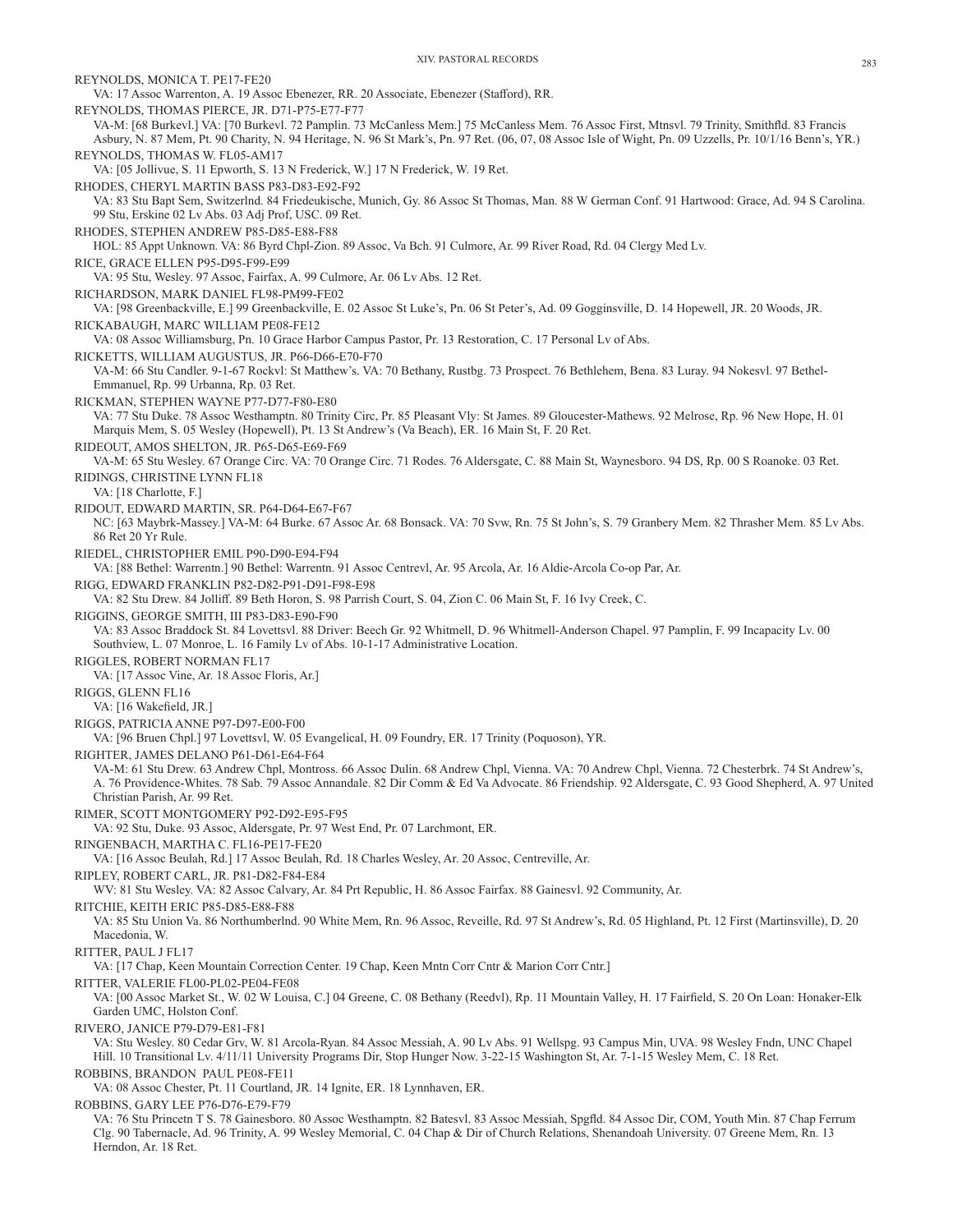REYNOLDS, MONICA T. PE17-FE20
VA: 17 Assoc Warrenton, A. 19 Assoc Ebenezer, RR. 20 Associate, Ebenezer (Stafford), RR.

REYNOLDS, THOMAS PIERCE, JR. D71-P75-E77-F77
VA-M: [68 Burkevl.] VA: [70 Burkevl. 72 Pamplin. 73 McCanless Mem.] 75 McCanless Mem. 76 Assoc First, Mtnsvl. 79 Trinity, Smithfld. 83 Francis Asbury, N. 87 Mem, Pt. 90 Charity, N. 94 Heritage, N. 96 St Mark's, Pn. 97 Ret. (06, 07, 08 Assoc Isle of Wight, Pn. 09 Uzzells, Pr. 10/1/16 Benn's, YR.)

REYNOLDS, THOMAS W. FL05-AM17
VA: [05 Jollivue, S. 11 Epworth, S. 13 N Frederick, W.] 17 N Frederick, W. 19 Ret.

RHODES, CHERYL MARTIN BASS P83-D83-E92-F92
VA: 83 Stu Bapt Sem, Switzerlnd. 84 Friedeukische, Munich, Gy. 86 Assoc St Thomas, Man. 88 W German Conf. 91 Hartwood: Grace, Ad. 94 S Carolina. 99 Stu, Erskine 02 Lv Abs. 03 Adj Prof, USC. 09 Ret.

RHODES, STEPHEN ANDREW P85-D85-E88-F88
HOL: 85 Appt Unknown. VA: 86 Byrd Chpl-Zion. 89 Assoc, Va Bch. 91 Culmore, Ar. 99 River Road, Rd. 04 Clergy Med Lv.

RICE, GRACE ELLEN P95-D95-F99-E99
VA: 95 Stu, Wesley. 97 Assoc, Fairfax, A. 99 Culmore, Ar. 06 Lv Abs. 12 Ret.

RICHARDSON, MARK DANIEL FL98-PM99-FE02
VA: [98 Greenbackville, E.] 99 Greenbackville, E. 02 Assoc St Luke's, Pn. 06 St Peter's, Ad. 09 Gogginsville, D. 14 Hopewell, JR. 20 Woods, JR.

RICKABAUGH, MARC WILLIAM PE08-FE12
VA: 08 Assoc Williamsburg, Pn. 10 Grace Harbor Campus Pastor, Pr. 13 Restoration, C. 17 Personal Lv of Abs.

RICKETTS, WILLIAM AUGUSTUS, JR. P66-D66-E70-F70
VA-M: 66 Stu Candler. 9-1-67 Rockvl: St Matthew's. VA: 70 Bethany, Rustbg. 73 Prospect. 76 Bethlehem, Bena. 83 Luray. 94 Nokesvl. 97 Bethel-Emmanuel, Rp. 99 Urbanna, Rp. 03 Ret.

RICKMAN, STEPHEN WAYNE P77-D77-F80-E80
VA: 77 Stu Duke. 78 Assoc Westhamptn. 80 Trinity Circ, Pr. 85 Pleasant Vly: St James. 89 Gloucester-Mathews. 92 Melrose, Rp. 96 New Hope, H. 01 Marquis Mem, S. 05 Wesley (Hopewell), Pt. 13 St Andrew's (Va Beach), ER. 16 Main St, F. 20 Ret.

RIDEOUT, AMOS SHELTON, JR. P65-D65-E69-F69
VA-M: 65 Stu Wesley. 67 Orange Circ. VA: 70 Orange Circ. 71 Rodes. 76 Aldersgate, C. 88 Main St, Waynesboro. 94 DS, Rp. 00 S Roanoke. 03 Ret.

RIDINGS, CHRISTINE LYNN FL18
VA: [18 Charlotte, F.]

RIDOUT, EDWARD MARTIN, SR. P64-D64-E67-F67
NC: [63 Maybrk-Massey.] VA-M: 64 Burke. 67 Assoc Ar. 68 Bonsack. VA: 70 Svw, Rn. 75 St John's, S. 79 Granbery Mem. 82 Thrasher Mem. 85 Lv Abs. 86 Ret 20 Yr Rule.

RIEDEL, CHRISTOPHER EMIL P90-D90-E94-F94
VA: [88 Bethel: Warrentn.] 90 Bethel: Warrentn. 91 Assoc Centrevl, Ar. 95 Arcola, Ar. 16 Aldie-Arcola Co-op Par, Ar.

RIGG, EDWARD FRANKLIN P82-D82-P91-D91-F98-E98
VA: 82 Stu Drew. 84 Jolliff. 89 Beth Horon, S. 98 Parrish Court, S. 04, Zion C. 06 Main St, F. 16 Ivy Creek, C.

RIGGINS, GEORGE SMITH, III P83-D83-E90-F90
VA: 83 Assoc Braddock St. 84 Lovettsvl. 88 Driver: Beech Gr. 92 Whitmell, D. 96 Whitmell-Anderson Chapel. 97 Pamplin, F. 99 Incapacity Lv. 00 Southview, L. 07 Monroe, L. 16 Family Lv of Abs. 10-1-17 Administrative Location.

RIGGLES, ROBERT NORMAN FL17
VA: [17 Assoc Vine, Ar. 18 Assoc Floris, Ar.]

RIGGS, GLENN FL16
VA: [16 Wakefield, JR.]

RIGGS, PATRICIA ANNE P97-D97-E00-F00
VA: [96 Bruen Chpl.] 97 Lovettsvl, W. 05 Evangelical, H. 09 Foundry, ER. 17 Trinity (Poquoson), YR.

RIGHTER, JAMES DELANO P61-D61-E64-F64
VA-M: 61 Stu Drew. 63 Andrew Chpl, Montross. 66 Assoc Dulin. 68 Andrew Chpl, Vienna. VA: 70 Andrew Chpl, Vienna. 72 Chesterbrk. 74 St Andrew's, A. 76 Providence-Whites. 78 Sab. 79 Assoc Annandale. 82 Dir Comm & Ed Va Advocate. 86 Friendship. 92 Aldersgate, C. 93 Good Shepherd, A. 97 United Christian Parish, Ar. 99 Ret.

RIMER, SCOTT MONTGOMERY P92-D92-E95-F95
VA: 92 Stu, Duke. 93 Assoc, Aldersgate, Pr. 97 West End, Pr. 07 Larchmont, ER.

RINGENBACH, MARTHA C. FL16-PE17-FE20
VA: [16 Assoc Beulah, Rd.] 17 Assoc Beulah, Rd. 18 Charles Wesley, Ar. 20 Assoc, Centreville, Ar.

RIPLEY, ROBERT CARL, JR. P81-D82-F84-E84
WV: 81 Stu Wesley. VA: 82 Assoc Calvary, Ar. 84 Prt Republic, H. 86 Assoc Fairfax. 88 Gainesvl. 92 Community, Ar.

RITCHIE, KEITH ERIC P85-D85-E88-F88
VA: 85 Stu Union Va. 86 Northumberlnd. 90 White Mem, Rn. 96 Assoc, Reveille, Rd. 97 St Andrew's, Rd. 05 Highland, Pt. 12 First (Martinsville), D. 20 Macedonia, W.

RITTER, PAUL J FL17
VA: [17 Chap, Keen Mountain Correction Center. 19 Chap, Keen Mntn Corr Cntr & Marion Corr Cntr.]

RITTER, VALERIE FL00-PL02-PE04-FE08
VA: [00 Assoc Market St., W. 02 W Louisa, C.] 04 Greene, C. 08 Bethany (Reedvl), Rp. 11 Mountain Valley, H. 17 Fairfield, S. 20 On Loan: Honaker-Elk Garden UMC, Holston Conf.

RIVERO, JANICE P79-D79-E81-F81
VA: Stu Wesley. 80 Cedar Grv, W. 81 Arcola-Ryan. 84 Assoc Messiah, A. 90 Lv Abs. 91 Wellspg. 93 Campus Min, UVA. 98 Wesley Fndn, UNC Chapel Hill. 10 Transitional Lv. 4/11/11 University Programs Dir, Stop Hunger Now. 3-22-15 Washington St, Ar. 7-1-15 Wesley Mem, C. 18 Ret.

ROBBINS, BRANDON PAUL PE08-FE11
VA: 08 Assoc Chester, Pt. 11 Courtland, JR. 14 Ignite, ER. 18 Lynnhaven, ER.

ROBBINS, GARY LEE P76-D76-E79-F79
VA: 76 Stu Princetn T S. 78 Gainesboro. 80 Assoc Westhamptn. 82 Batesvl. 83 Assoc Messiah, Spgfld. 84 Assoc Dir, COM, Youth Min. 87 Chap Ferrum Clg. 90 Tabernacle, Ad. 96 Trinity, A. 99 Wesley Memorial, C. 04 Chap & Dir of Church Relations, Shenandoah University. 07 Greene Mem, Rn. 13 Herndon, Ar. 18 Ret.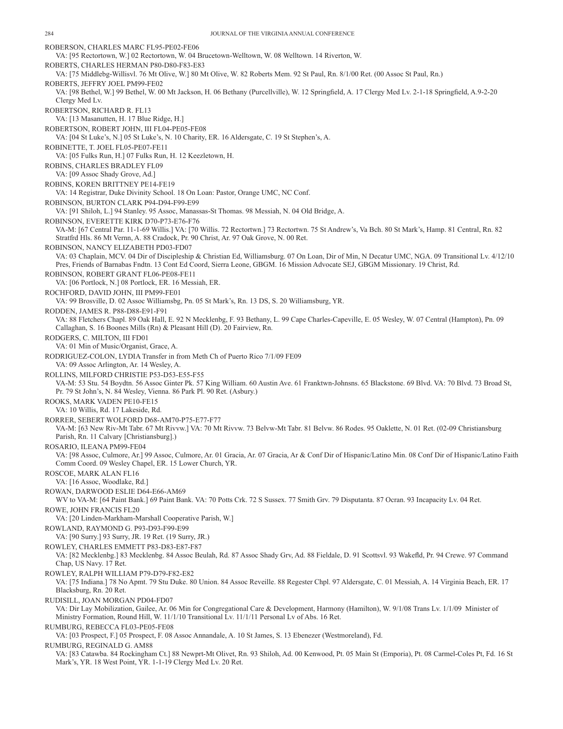ROBERSON, CHARLES MARC FL95-PE02-FE06

VA: [95 Rectortown, W.] 02 Rectortown, W. 04 Brucetown-Welltown, W. 08 Welltown. 14 Riverton, W.

ROBERTS, CHARLES HERMAN P80-D80-F83-E83

VA: [75 Middlebg-Willisvl. 76 Mt Olive, W.] 80 Mt Olive, W. 82 Roberts Mem. 92 St Paul, Rn. 8/1/00 Ret. (00 Assoc St Paul, Rn.)

ROBERTS, JEFFRY JOEL PM99-FE02

VA: [98 Bethel, W.] 99 Bethel, W. 00 Mt Jackson, H. 06 Bethany (Purcellville), W. 12 Springfield, A. 17 Clergy Med Lv. 2-1-18 Springfield, A.9-2-20 Clergy Med Lv.

ROBERTSON, RICHARD R. FL13

VA: [13 Masanutten, H. 17 Blue Ridge, H.]

ROBERTSON, ROBERT JOHN, III FL04-PE05-FE08

VA: [04 St Luke's, N.] 05 St Luke's, N. 10 Charity, ER. 16 Aldersgate, C. 19 St Stephen's, A.

ROBINETTE, T. JOEL FL05-PE07-FE11

VA: [05 Fulks Run, H.] 07 Fulks Run, H. 12 Keezletown, H.

ROBINS, CHARLES BRADLEY FL09

VA: [09 Assoc Shady Grove, Ad.]

ROBINS, KOREN BRITTNEY PE14-FE19

VA: 14 Registrar, Duke Divinity School. 18 On Loan: Pastor, Orange UMC, NC Conf.

ROBINSON, BURTON CLARK P94-D94-F99-E99

VA: [91 Shiloh, L.] 94 Stanley. 95 Assoc, Manassas-St Thomas. 98 Messiah, N. 04 Old Bridge, A.

ROBINSON, EVERETTE KIRK D70-P73-E76-F76

VA-M: [67 Central Par. 11-1-69 Willis.] VA: [70 Willis. 72 Rectortwn.] 73 Rectortwn. 75 St Andrew's, Va Bch. 80 St Mark's, Hamp. 81 Central, Rn. 82 Stratfrd Hls. 86 Mt Vernn, A. 88 Cradock, Pr. 90 Christ, Ar. 97 Oak Grove, N. 00 Ret.

ROBINSON, NANCY ELIZABETH PD03-FD07

VA: 03 Chaplain, MCV. 04 Dir of Discipleship & Christian Ed, Williamsburg. 07 On Loan, Dir of Min, N Decatur UMC, NGA. 09 Transitional Lv. 4/12/10 Pres, Friends of Barnabas Fndtn. 13 Cont Ed Coord, Sierra Leone, GBGM. 16 Mission Advocate SEJ, GBGM Missionary. 19 Christ, Rd.

ROBINSON, ROBERT GRANT FL06-PE08-FE11

VA: [06 Portlock, N.] 08 Portlock, ER. 16 Messiah, ER.

ROCHFORD, DAVID JOHN, III PM99-FE01

VA: 99 Brosville, D. 02 Assoc Williamsbg, Pn. 05 St Mark's, Rn. 13 DS, S. 20 Williamsburg, YR.

RODDEN, JAMES R. P88-D88-E91-F91

VA: 88 Fletchers Chapl. 89 Oak Hall, E. 92 N Mecklenbg, F. 93 Bethany, L. 99 Cape Charles-Capeville, E. 05 Wesley, W. 07 Central (Hampton), Pn. 09 Callaghan, S. 16 Boones Mills (Rn) & Pleasant Hill (D). 20 Fairview, Rn.

RODGERS, C. MILTON, III FD01

VA: 01 Min of Music/Organist, Grace, A.

RODRIGUEZ-COLON, LYDIA Transfer in from Meth Ch of Puerto Rico 7/1/09 FE09

VA: 09 Assoc Arlington, Ar. 14 Wesley, A.

ROLLINS, MILFORD CHRISTIE P53-D53-E55-F55

VA-M: 53 Stu. 54 Boydtn. 56 Assoc Ginter Pk. 57 King William. 60 Austin Ave. 61 Franktwn-Johnsns. 65 Blackstone. 69 Blvd. VA: 70 Blvd. 73 Broad St, Pr. 79 St John's, N. 84 Wesley, Vienna. 86 Park Pl. 90 Ret. (Asbury.)

ROOKS, MARK VADEN PE10-FE15

VA: 10 Willis, Rd. 17 Lakeside, Rd.

RORRER, SEBERT WOLFORD D68-AM70-P75-E77-F77

VA-M: [63 New Riv-Mt Tabr. 67 Mt Rivvw.] VA: 70 Mt Rivvw. 73 Belvw-Mt Tabr. 81 Belvw. 86 Rodes. 95 Oaklette, N. 01 Ret. (02-09 Christiansburg Parish, Rn. 11 Calvary [Christiansburg].)

ROSARIO, ILEANA PM99-FE04

VA: [98 Assoc, Culmore, Ar.] 99 Assoc, Culmore, Ar. 01 Gracia, Ar. 07 Gracia, Ar & Conf Dir of Hispanic/Latino Min. 08 Conf Dir of Hispanic/Latino Faith Comm Coord. 09 Wesley Chapel, ER. 15 Lower Church, YR.

ROSCOE, MARK ALAN FL16

VA: [16 Assoc, Woodlake, Rd.]

ROWAN, DARWOOD ESLIE D64-E66-AM69

WV to VA-M: [64 Paint Bank.] 69 Paint Bank. VA: 70 Potts Crk. 72 S Sussex. 77 Smith Grv. 79 Disputanta. 87 Ocran. 93 Incapacity Lv. 04 Ret.

ROWE, JOHN FRANCIS FL20

VA: [20 Linden-Markham-Marshall Cooperative Parish, W.]

ROWLAND, RAYMOND G. P93-D93-F99-E99

VA: [90 Surry.] 93 Surry, JR. 19 Ret. (19 Surry, JR.)

ROWLEY, CHARLES EMMETT P83-D83-E87-F87

VA: [82 Mecklenbg.] 83 Mecklenbg. 84 Assoc Beulah, Rd. 87 Assoc Shady Grv, Ad. 88 Fieldale, D. 91 Scottsvl. 93 Wakefld, Pr. 94 Crewe. 97 Command Chap, US Navy. 17 Ret.

ROWLEY, RALPH WILLIAM P79-D79-F82-E82

VA: [75 Indiana.] 78 No Apmt. 79 Stu Duke. 80 Union. 84 Assoc Reveille. 88 Regester Chpl. 97 Aldersgate, C. 01 Messiah, A. 14 Virginia Beach, ER. 17 Blacksburg, Rn. 20 Ret.

RUDISILL, JOAN MORGAN PD04-FD07

VA: Dir Lay Mobilization, Gailee, Ar. 06 Min for Congregational Care & Development, Harmony (Hamilton), W. 9/1/08 Trans Lv. 1/1/09 Minister of Ministry Formation, Round Hill, W. 11/1/10 Transitional Lv. 11/1/11 Personal Lv of Abs. 16 Ret.

RUMBURG, REBECCA FL03-PE05-FE08

VA: [03 Prospect, F.] 05 Prospect, F. 08 Assoc Annandale, A. 10 St James, S. 13 Ebenezer (Westmoreland), Fd.

RUMBURG, REGINALD G. AM88

VA: [83 Catawba. 84 Rockingham Ct.] 88 Newprt-Mt Olivet, Rn. 93 Shiloh, Ad. 00 Kenwood, Pt. 05 Main St (Emporia), Pt. 08 Carmel-Coles Pt, Fd. 16 St Mark's, YR. 18 West Point, YR. 1-1-19 Clergy Med Lv. 20 Ret.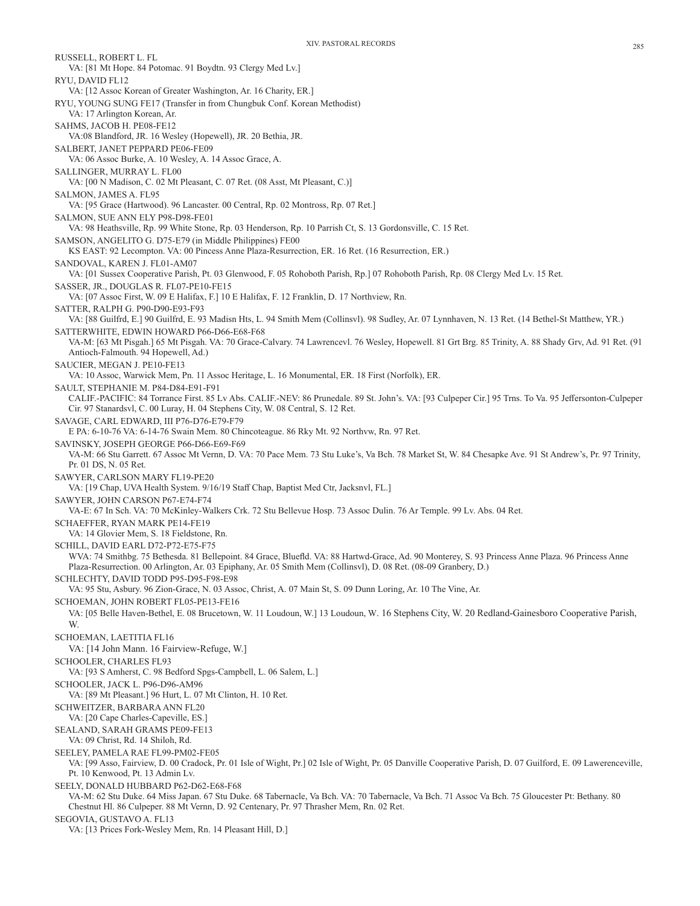RUSSELL, ROBERT L. FL
VA: [81 Mt Hope. 84 Potomac. 91 Boydtn. 93 Clergy Med Lv.]

RYU, DAVID FL12
VA: [12 Assoc Korean of Greater Washington, Ar. 16 Charity, ER.]

RYU, YOUNG SUNG FE17 (Transfer in from Chungbuk Conf. Korean Methodist)
VA: 17 Arlington Korean, Ar.

SAHMS, JACOB H. PE08-FE12
VA:08 Blandford, JR. 16 Wesley (Hopewell), JR. 20 Bethia, JR.

SALBERT, JANET PEPPARD PE06-FE09
VA: 06 Assoc Burke, A. 10 Wesley, A. 14 Assoc Grace, A.

SALLINGER, MURRAY L. FL00
VA: [00 N Madison, C. 02 Mt Pleasant, C. 07 Ret. (08 Asst, Mt Pleasant, C.)]

SALMON, JAMES A. FL95
VA: [95 Grace (Hartwood). 96 Lancaster. 00 Central, Rp. 02 Montross, Rp. 07 Ret.]

SALMON, SUE ANN ELY P98-D98-FE01
VA: 98 Heathsville, Rp. 99 White Stone, Rp. 03 Henderson, Rp. 10 Parrish Ct, S. 13 Gordonsville, C. 15 Ret.

SAMSON, ANGELITO G. D75-E79 (in Middle Philippines) FE00
KS EAST: 92 Lecompton. VA: 00 Pincess Anne Plaza-Resurrection, ER. 16 Ret. (16 Resurrection, ER.)

SANDOVAL, KAREN J. FL01-AM07
VA: [01 Sussex Cooperative Parish, Pt. 03 Glenwood, F. 05 Rohoboth Parish, Rp.] 07 Rohoboth Parish, Rp. 08 Clergy Med Lv. 15 Ret.

SASSER, JR., DOUGLAS R. FL07-PE10-FE15
VA: [07 Assoc First, W. 09 E Halifax, F.] 10 E Halifax, F. 12 Franklin, D. 17 Northview, Rn.

SATTER, RALPH G. P90-D90-E93-F93
VA: [88 Guilfrd, E.] 90 Guilfrd, E. 93 Madisn Hts, L. 94 Smith Mem (Collinsvl). 98 Sudley, Ar. 07 Lynnhaven, N. 13 Ret. (14 Bethel-St Matthew, YR.)

SATTERWHITE, EDWIN HOWARD P66-D66-E68-F68
VA-M: [63 Mt Pisgah.] 65 Mt Pisgah. VA: 70 Grace-Calvary. 74 Lawrencevl. 76 Wesley, Hopewell. 81 Grt Brg. 85 Trinity, A. 88 Shady Grv, Ad. 91 Ret. (91 Antioch-Falmouth. 94 Hopewell, Ad.)

SAUCIER, MEGAN J. PE10-FE13
VA: 10 Assoc, Warwick Mem, Pn. 11 Assoc Heritage, L. 16 Monumental, ER. 18 First (Norfolk), ER.

SAULT, STEPHANIE M. P84-D84-E91-F91
CALIF.-PACIFIC: 84 Torrance First. 85 Lv Abs. CALIF.-NEV: 86 Prunedale. 89 St. John's. VA: [93 Culpeper Cir.] 95 Trns. To Va. 95 Jeffersonton-Culpeper Cir. 97 Stanardsvl, C. 00 Luray, H. 04 Stephens City, W. 08 Central, S. 12 Ret.

SAVAGE, CARL EDWARD, III P76-D76-E79-F79
E PA: 6-10-76 VA: 6-14-76 Swain Mem. 80 Chincoteague. 86 Rky Mt. 92 Northvw, Rn. 97 Ret.

SAVINSKY, JOSEPH GEORGE P66-D66-E69-F69
VA-M: 66 Stu Garrett. 67 Assoc Mt Vernn, D. VA: 70 Pace Mem. 73 Stu Luke's, Va Bch. 78 Market St, W. 84 Chesapke Ave. 91 St Andrew's, Pr. 97 Trinity, Pr. 01 DS, N. 05 Ret.

SAWYER, CARLSON MARY FL19-PE20
VA: [19 Chap, UVA Health System. 9/16/19 Staff Chap, Baptist Med Ctr, Jacksnvl, FL.]

SAWYER, JOHN CARSON P67-E74-F74
VA-E: 67 In Sch. VA: 70 McKinley-Walkers Crk. 72 Stu Bellevue Hosp. 73 Assoc Dulin. 76 Ar Temple. 99 Lv. Abs. 04 Ret.

SCHAEFFER, RYAN MARK PE14-FE19
VA: 14 Glovier Mem, S. 18 Fieldstone, Rn.

SCHILL, DAVID EARL D72-P72-E75-F75
WVA: 74 Smithbg. 75 Bethesda. 81 Bellepoint. 84 Grace, Bluefld. VA: 88 Hartwd-Grace, Ad. 90 Monterey, S. 93 Princess Anne Plaza. 96 Princess Anne Plaza-Resurrection. 00 Arlington, Ar. 03 Epiphany, Ar. 05 Smith Mem (Collinsvl), D. 08 Ret. (08-09 Granbery, D.)

SCHLECHTY, DAVID TODD P95-D95-F98-E98
VA: 95 Stu, Asbury. 96 Zion-Grace, N. 03 Assoc, Christ, A. 07 Main St, S. 09 Dunn Loring, Ar. 10 The Vine, Ar.

SCHOEMAN, JOHN ROBERT FL05-PE13-FE16
VA: [05 Belle Haven-Bethel, E. 08 Brucetown, W. 11 Loudoun, W.] 13 Loudoun, W. 16 Stephens City, W. 20 Redland-Gainesboro Cooperative Parish, W.

SCHOEMAN, LAETITIA FL16
VA: [14 John Mann. 16 Fairview-Refuge, W.]

SCHOOLER, CHARLES FL93
VA: [93 S Amherst, C. 98 Bedford Spgs-Campbell, L. 06 Salem, L.]

SCHOOLER, JACK L. P96-D96-AM96
VA: [89 Mt Pleasant.] 96 Hurt, L. 07 Mt Clinton, H. 10 Ret.

SCHWEITZER, BARBARA ANN FL20
VA: [20 Cape Charles-Capeville, ES.]

SEALAND, SARAH GRAMS PE09-FE13
VA: 09 Christ, Rd. 14 Shiloh, Rd.

SEELEY, PAMELA RAE FL99-PM02-FE05
VA: [99 Asso, Fairview, D. 00 Cradock, Pr. 01 Isle of Wight, Pr.] 02 Isle of Wight, Pr. 05 Danville Cooperative Parish, D. 07 Guilford, E. 09 Lawerenceville, Pt. 10 Kenwood, Pt. 13 Admin Lv.

SEELY, DONALD HUBBARD P62-D62-E68-F68
VA-M: 62 Stu Duke. 64 Miss Japan. 67 Stu Duke. 68 Tabernacle, Va Bch. VA: 70 Tabernacle, Va Bch. 71 Assoc Va Bch. 75 Gloucester Pt: Bethany. 80 Chestnut Hl. 86 Culpeper. 88 Mt Vernn, D. 92 Centenary, Pr. 97 Thrasher Mem, Rn. 02 Ret.

SEGOVIA, GUSTAVO A. FL13
VA: [13 Prices Fork-Wesley Mem, Rn. 14 Pleasant Hill, D.]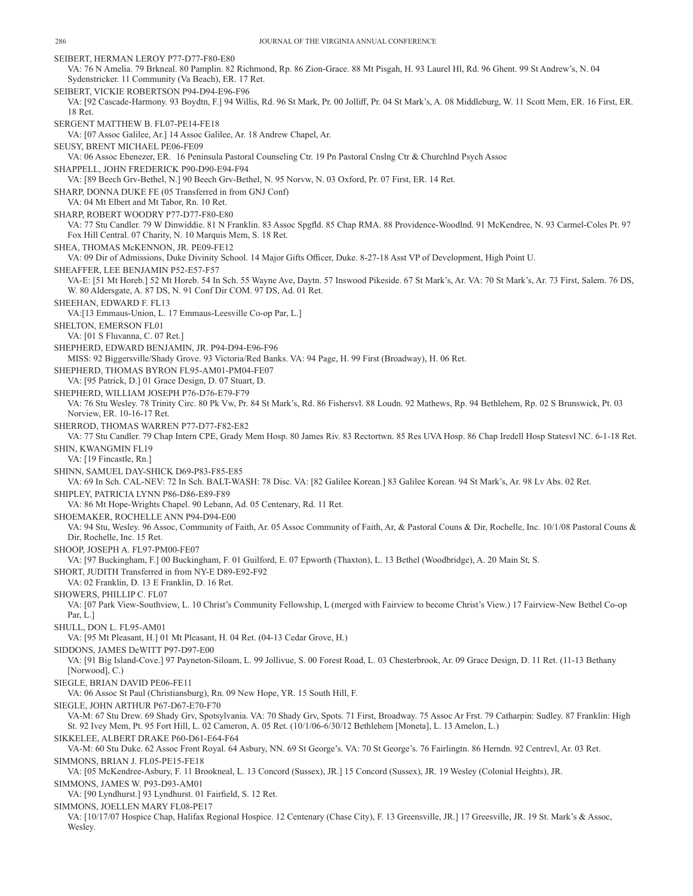SEIBERT, HERMAN LEROY P77-D77-F80-E80
VA: 76 N Amelia. 79 Brkneal. 80 Pamplin. 82 Richmond, Rp. 86 Zion-Grace. 88 Mt Pisgah, H. 93 Laurel Hl, Rd. 96 Ghent. 99 St Andrew's, N. 04 Sydenstricker. 11 Community (Va Beach), ER. 17 Ret.

SEIBERT, VICKIE ROBERTSON P94-D94-E96-F96
VA: [92 Cascade-Harmony. 93 Boydtn, F.] 94 Willis, Rd. 96 St Mark, Pr. 00 Jolliff, Pr. 04 St Mark's, A. 08 Middleburg, W. 11 Scott Mem, ER. 16 First, ER. 18 Ret.

SERGENT MATTHEW B. FL07-PE14-FE18
VA: [07 Assoc Galilee, Ar.] 14 Assoc Galilee, Ar. 18 Andrew Chapel, Ar.

SEUSY, BRENT MICHAEL PE06-FE09
VA: 06 Assoc Ebenezer, ER. 16 Peninsula Pastoral Counseling Ctr. 19 Pn Pastoral Cnslng Ctr & Churchlnd Psych Assoc

SHAPPELL, JOHN FREDERICK P90-D90-E94-F94
VA: [89 Beech Grv-Bethel, N.] 90 Beech Grv-Bethel, N. 95 Norvw, N. 03 Oxford, Pr. 07 First, ER. 14 Ret.

SHARP, DONNA DUKE FE (05 Transferred in from GNJ Conf)
VA: 04 Mt Elbert and Mt Tabor, Rn. 10 Ret.

SHARP, ROBERT WOODRY P77-D77-F80-E80
VA: 77 Stu Candler. 79 W Dinwiddie. 81 N Franklin. 83 Assoc Spgfld. 85 Chap RMA. 88 Providence-Woodlnd. 91 McKendree, N. 93 Carmel-Coles Pt. 97 Fox Hill Central. 07 Charity, N. 10 Marquis Mem, S. 18 Ret.

SHEA, THOMAS McKENNON, JR. PE09-FE12
VA: 09 Dir of Admissions, Duke Divinity School. 14 Major Gifts Officer, Duke. 8-27-18 Asst VP of Development, High Point U.

SHEAFFER, LEE BENJAMIN P52-E57-F57
VA-E: [51 Mt Horeb.] 52 Mt Horeb. 54 In Sch. 55 Wayne Ave, Daytn. 57 Inswood Pikeside. 67 St Mark's, Ar. VA: 70 St Mark's, Ar. 73 First, Salem. 76 DS, W. 80 Aldersgate, A. 87 DS, N. 91 Conf Dir COM. 97 DS, Ad. 01 Ret.

SHEEHAN, EDWARD F. FL13
VA:[13 Emmaus-Union, L. 17 Emmaus-Leesville Co-op Par, L.]

SHELTON, EMERSON FL01
VA: [01 S Fluvanna, C. 07 Ret.]

SHEPHERD, EDWARD BENJAMIN, JR. P94-D94-E96-F96
MISS: 92 Biggersville/Shady Grove. 93 Victoria/Red Banks. VA: 94 Page, H. 99 First (Broadway), H. 06 Ret.

SHEPHERD, THOMAS BYRON FL95-AM01-PM04-FE07
VA: [95 Patrick, D.] 01 Grace Design, D. 07 Stuart, D.

SHEPHERD, WILLIAM JOSEPH P76-D76-E79-F79
VA: 76 Stu Wesley. 78 Trinity Circ. 80 Pk Vw, Pr. 84 St Mark's, Rd. 86 Fishersvl. 88 Loudn. 92 Mathews, Rp. 94 Bethlehem, Rp. 02 S Brunswick, Pt. 03 Norview, ER. 10-16-17 Ret.

SHERROD, THOMAS WARREN P77-D77-F82-E82
VA: 77 Stu Candler. 79 Chap Intern CPE, Grady Mem Hosp. 80 James Riv. 83 Rectortwn. 85 Res UVA Hosp. 86 Chap Iredell Hosp Statesvl NC. 6-1-18 Ret.

SHIN, KWANGMIN FL19
VA: [19 Fincastle, Rn.]

SHINN, SAMUEL DAY-SHICK D69-P83-F85-E85
VA: 69 In Sch. CAL-NEV: 72 In Sch. BALT-WASH: 78 Disc. VA: [82 Galilee Korean.] 83 Galilee Korean. 94 St Mark's, Ar. 98 Lv Abs. 02 Ret.

SHIPLEY, PATRICIA LYNN P86-D86-E89-F89
VA: 86 Mt Hope-Wrights Chapel. 90 Lebann, Ad. 05 Centenary, Rd. 11 Ret.

SHOEMAKER, ROCHELLE ANN P94-D94-E00
VA: 94 Stu, Wesley. 96 Assoc, Community of Faith, Ar. 05 Assoc Community of Faith, Ar, & Pastoral Couns & Dir, Rochelle, Inc. 10/1/08 Pastoral Couns & Dir, Rochelle, Inc. 15 Ret.

SHOOP, JOSEPH A. FL97-PM00-FE07
VA: [97 Buckingham, F.] 00 Buckingham, F. 01 Guilford, E. 07 Epworth (Thaxton), L. 13 Bethel (Woodbridge), A. 20 Main St, S.

SHORT, JUDITH Transferred in from NY-E D89-E92-F92
VA: 02 Franklin, D. 13 E Franklin, D. 16 Ret.

SHOWERS, PHILLIP C. FL07
VA: [07 Park View-Southview, L. 10 Christ's Community Fellowship, L (merged with Fairview to become Christ's View.) 17 Fairview-New Bethel Co-op Par, L.]

SHULL, DON L. FL95-AM01
VA: [95 Mt Pleasant, H.] 01 Mt Pleasant, H. 04 Ret. (04-13 Cedar Grove, H.)

SIDDONS, JAMES DeWITT P97-D97-E00
VA: [91 Big Island-Cove.] 97 Payneton-Siloam, L. 99 Jollivue, S. 00 Forest Road, L. 03 Chesterbrook, Ar. 09 Grace Design, D. 11 Ret. (11-13 Bethany [Norwood], C.)

SIEGLE, BRIAN DAVID PE06-FE11
VA: 06 Assoc St Paul (Christiansburg), Rn. 09 New Hope, YR. 15 South Hill, F.

SIEGLE, JOHN ARTHUR P67-D67-E70-F70
VA-M: 67 Stu Drew. 69 Shady Grv, Spotsylvania. VA: 70 Shady Grv, Spots. 71 First, Broadway. 75 Assoc Ar Frst. 79 Catharpin: Sudley. 87 Franklin: High St. 92 Ivey Mem, Pt. 95 Fort Hill, L. 02 Cameron, A. 05 Ret. (10/1/06-6/30/12 Bethlehem [Moneta], L. 13 Amelon, L.)

SIKKELEE, ALBERT DRAKE P60-D61-E64-F64
VA-M: 60 Stu Duke. 62 Assoc Front Royal. 64 Asbury, NN. 69 St George's. VA: 70 St George's. 76 Fairlingtn. 86 Herndn. 92 Centrevl, Ar. 03 Ret.

SIMMONS, BRIAN J. FL05-PE15-FE18
VA: [05 McKendree-Asbury, F. 11 Brookneal, L. 13 Concord (Sussex), JR.] 15 Concord (Sussex), JR. 19 Wesley (Colonial Heights), JR.

SIMMONS, JAMES W. P93-D93-AM01
VA: [90 Lyndhurst.] 93 Lyndhurst. 01 Fairfield, S. 12 Ret.

SIMMONS, JOELLEN MARY FL08-PE17
VA: [10/17/07 Hospice Chap, Halifax Regional Hospice. 12 Centenary (Chase City), F. 13 Greensville, JR.] 17 Greesville, JR. 19 St. Mark's & Assoc, Wesley.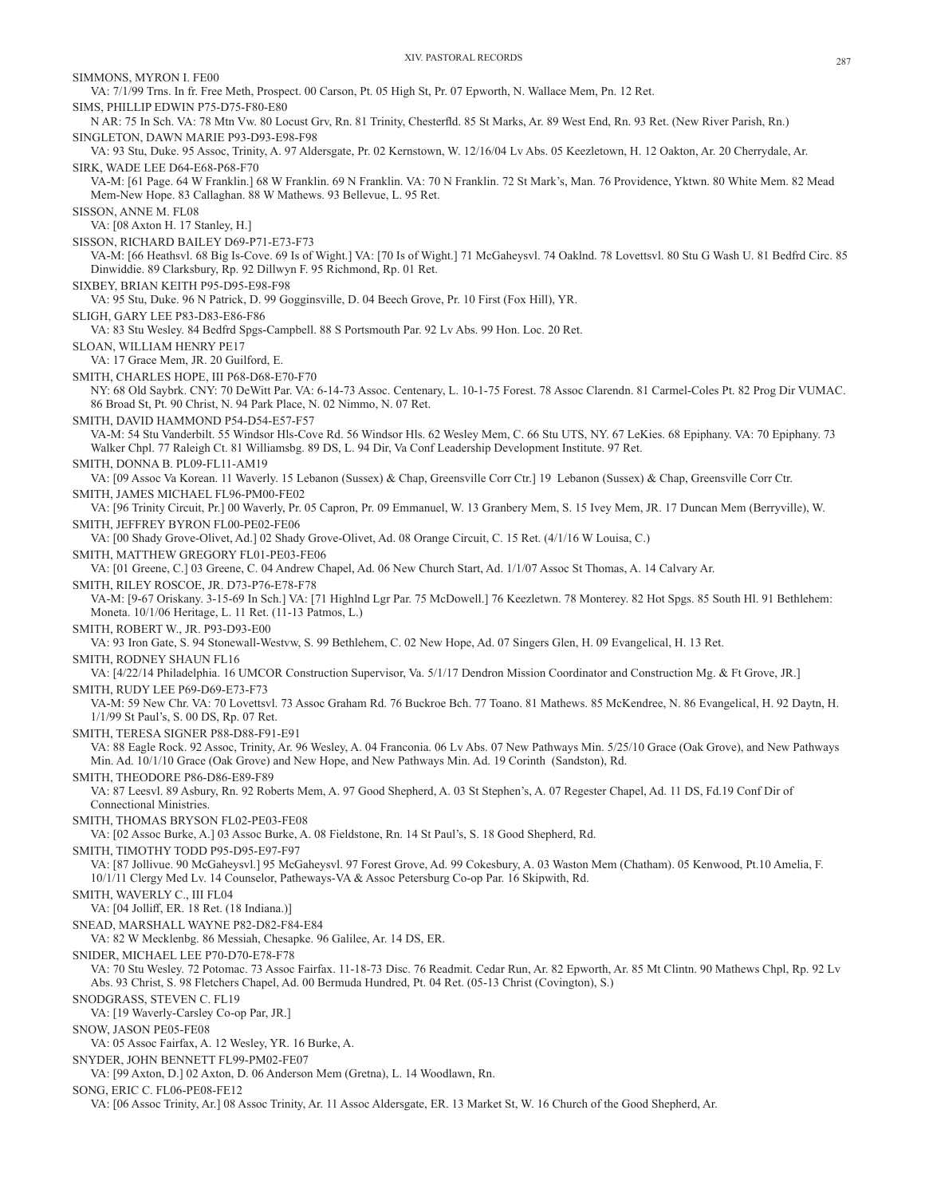SIMMONS, MYRON I. FE00

VA: 7/1/99 Trns. In fr. Free Meth, Prospect. 00 Carson, Pt. 05 High St, Pr. 07 Epworth, N. Wallace Mem, Pn. 12 Ret.

SIMS, PHILLIP EDWIN P75-D75-F80-E80

N AR: 75 In Sch. VA: 78 Mtn Vw. 80 Locust Grv, Rn. 81 Trinity, Chesterfld. 85 St Marks, Ar. 89 West End, Rn. 93 Ret. (New River Parish, Rn.)

SINGLETON, DAWN MARIE P93-D93-E98-F98

VA: 93 Stu, Duke. 95 Assoc, Trinity, A. 97 Aldersgate, Pr. 02 Kernstown, W. 12/16/04 Lv Abs. 05 Keezletown, H. 12 Oakton, Ar. 20 Cherrydale, Ar.

SIRK, WADE LEE D64-E68-P68-F70

VA-M: [61 Page. 64 W Franklin.] 68 W Franklin. 69 N Franklin. VA: 70 N Franklin. 72 St Mark's, Man. 76 Providence, Yktwn. 80 White Mem. 82 Mead Mem-New Hope. 83 Callaghan. 88 W Mathews. 93 Bellevue, L. 95 Ret.

SISSON, ANNE M. FL08

VA: [08 Axton H. 17 Stanley, H.]

SISSON, RICHARD BAILEY D69-P71-E73-F73

VA-M: [66 Heathsvl. 68 Big Is-Cove. 69 Is of Wight.] VA: [70 Is of Wight.] 71 McGaheysvl. 74 Oaklnd. 78 Lovettsvl. 80 Stu G Wash U. 81 Bedfrd Circ. 85 Dinwiddie. 89 Clarksbury, Rp. 92 Dillwyn F. 95 Richmond, Rp. 01 Ret.

SIXBEY, BRIAN KEITH P95-D95-E98-F98

VA: 95 Stu, Duke. 96 N Patrick, D. 99 Gogginsville, D. 04 Beech Grove, Pr. 10 First (Fox Hill), YR.

SLIGH, GARY LEE P83-D83-E86-F86

VA: 83 Stu Wesley. 84 Bedfrd Spgs-Campbell. 88 S Portsmouth Par. 92 Lv Abs. 99 Hon. Loc. 20 Ret.

SLOAN, WILLIAM HENRY PE17

VA: 17 Grace Mem, JR. 20 Guilford, E.

SMITH, CHARLES HOPE, III P68-D68-E70-F70

NY: 68 Old Saybrk. CNY: 70 DeWitt Par. VA: 6-14-73 Assoc. Centenary, L. 10-1-75 Forest. 78 Assoc Clarendn. 81 Carmel-Coles Pt. 82 Prog Dir VUMAC. 86 Broad St, Pt. 90 Christ, N. 94 Park Place, N. 02 Nimmo, N. 07 Ret.

SMITH, DAVID HAMMOND P54-D54-E57-F57

VA-M: 54 Stu Vanderbilt. 55 Windsor Hls-Cove Rd. 56 Windsor Hls. 62 Wesley Mem, C. 66 Stu UTS, NY. 67 LeKies. 68 Epiphany. VA: 70 Epiphany. 73 Walker Chpl. 77 Raleigh Ct. 81 Williamsbg. 89 DS, L. 94 Dir, Va Conf Leadership Development Institute. 97 Ret.

SMITH, DONNA B. PL09-FL11-AM19

VA: [09 Assoc Va Korean. 11 Waverly. 15 Lebanon (Sussex) & Chap, Greensville Corr Ctr.] 19 Lebanon (Sussex) & Chap, Greensville Corr Ctr.

SMITH, JAMES MICHAEL FL96-PM00-FE02

VA: [96 Trinity Circuit, Pr.] 00 Waverly, Pr. 05 Capron, Pr. 09 Emmanuel, W. 13 Granbery Mem, S. 15 Ivey Mem, JR. 17 Duncan Mem (Berryville), W.

SMITH, JEFFREY BYRON FL00-PE02-FE06

VA: [00 Shady Grove-Olivet, Ad.] 02 Shady Grove-Olivet, Ad. 08 Orange Circuit, C. 15 Ret. (4/1/16 W Louisa, C.)

SMITH, MATTHEW GREGORY FL01-PE03-FE06

VA: [01 Greene, C.] 03 Greene, C. 04 Andrew Chapel, Ad. 06 New Church Start, Ad. 1/1/07 Assoc St Thomas, A. 14 Calvary Ar.

SMITH, RILEY ROSCOE, JR. D73-P76-E78-F78

VA-M: [9-67 Oriskany. 3-15-69 In Sch.] VA: [71 Highlnd Lgr Par. 75 McDowell.] 76 Keezletwn. 78 Monterey. 82 Hot Spgs. 85 South Hl. 91 Bethlehem: Moneta. 10/1/06 Heritage, L. 11 Ret. (11-13 Patmos, L.)

SMITH, ROBERT W., JR. P93-D93-E00

VA: 93 Iron Gate, S. 94 Stonewall-Westvw, S. 99 Bethlehem, C. 02 New Hope, Ad. 07 Singers Glen, H. 09 Evangelical, H. 13 Ret.

SMITH, RODNEY SHAUN FL16

VA: [4/22/14 Philadelphia. 16 UMCOR Construction Supervisor, Va. 5/1/17 Dendron Mission Coordinator and Construction Mg. & Ft Grove, JR.]

SMITH, RUDY LEE P69-D69-E73-F73

VA-M: 59 New Chr. VA: 70 Lovettsvl. 73 Assoc Graham Rd. 76 Buckroe Bch. 77 Toano. 81 Mathews. 85 McKendree, N. 86 Evangelical, H. 92 Daytn, H. 1/1/99 St Paul's, S. 00 DS, Rp. 07 Ret.

SMITH, TERESA SIGNER P88-D88-F91-E91

VA: 88 Eagle Rock. 92 Assoc, Trinity, Ar. 96 Wesley, A. 04 Franconia. 06 Lv Abs. 07 New Pathways Min. 5/25/10 Grace (Oak Grove), and New Pathways Min. Ad. 10/1/10 Grace (Oak Grove) and New Hope, and New Pathways Min. Ad. 19 Corinth (Sandston), Rd.

SMITH, THEODORE P86-D86-E89-F89

VA: 87 Leesvl. 89 Asbury, Rn. 92 Roberts Mem, A. 97 Good Shepherd, A. 03 St Stephen's, A. 07 Regester Chapel, Ad. 11 DS, Fd.19 Conf Dir of Connectional Ministries.

SMITH, THOMAS BRYSON FL02-PE03-FE08

VA: [02 Assoc Burke, A.] 03 Assoc Burke, A. 08 Fieldstone, Rn. 14 St Paul's, S. 18 Good Shepherd, Rd.

SMITH, TIMOTHY TODD P95-D95-E97-F97

VA: [87 Jollivue. 90 McGaheysvl.] 95 McGaheysvl. 97 Forest Grove, Ad. 99 Cokesbury, A. 03 Waston Mem (Chatham). 05 Kenwood, Pt.10 Amelia, F. 10/1/11 Clergy Med Lv. 14 Counselor, Patheways-VA & Assoc Petersburg Co-op Par. 16 Skipwith, Rd.

SMITH, WAVERLY C., III FL04

VA: [04 Jolliff, ER. 18 Ret. (18 Indiana.)]

SNEAD, MARSHALL WAYNE P82-D82-F84-E84

VA: 82 W Mecklenbg. 86 Messiah, Chesapke. 96 Galilee, Ar. 14 DS, ER.

SNIDER, MICHAEL LEE P70-D70-E78-F78

VA: 70 Stu Wesley. 72 Potomac. 73 Assoc Fairfax. 11-18-73 Disc. 76 Readmit. Cedar Run, Ar. 82 Epworth, Ar. 85 Mt Clintn. 90 Mathews Chpl, Rp. 92 Lv Abs. 93 Christ, S. 98 Fletchers Chapel, Ad. 00 Bermuda Hundred, Pt. 04 Ret. (05-13 Christ (Covington), S.)

SNODGRASS, STEVEN C. FL19

VA: [19 Waverly-Carsley Co-op Par, JR.]

SNOW, JASON PE05-FE08

VA: 05 Assoc Fairfax, A. 12 Wesley, YR. 16 Burke, A.

SNYDER, JOHN BENNETT FL99-PM02-FE07

VA: [99 Axton, D.] 02 Axton, D. 06 Anderson Mem (Gretna), L. 14 Woodlawn, Rn.

SONG, ERIC C. FL06-PE08-FE12

VA: [06 Assoc Trinity, Ar.] 08 Assoc Trinity, Ar. 11 Assoc Aldersgate, ER. 13 Market St, W. 16 Church of the Good Shepherd, Ar.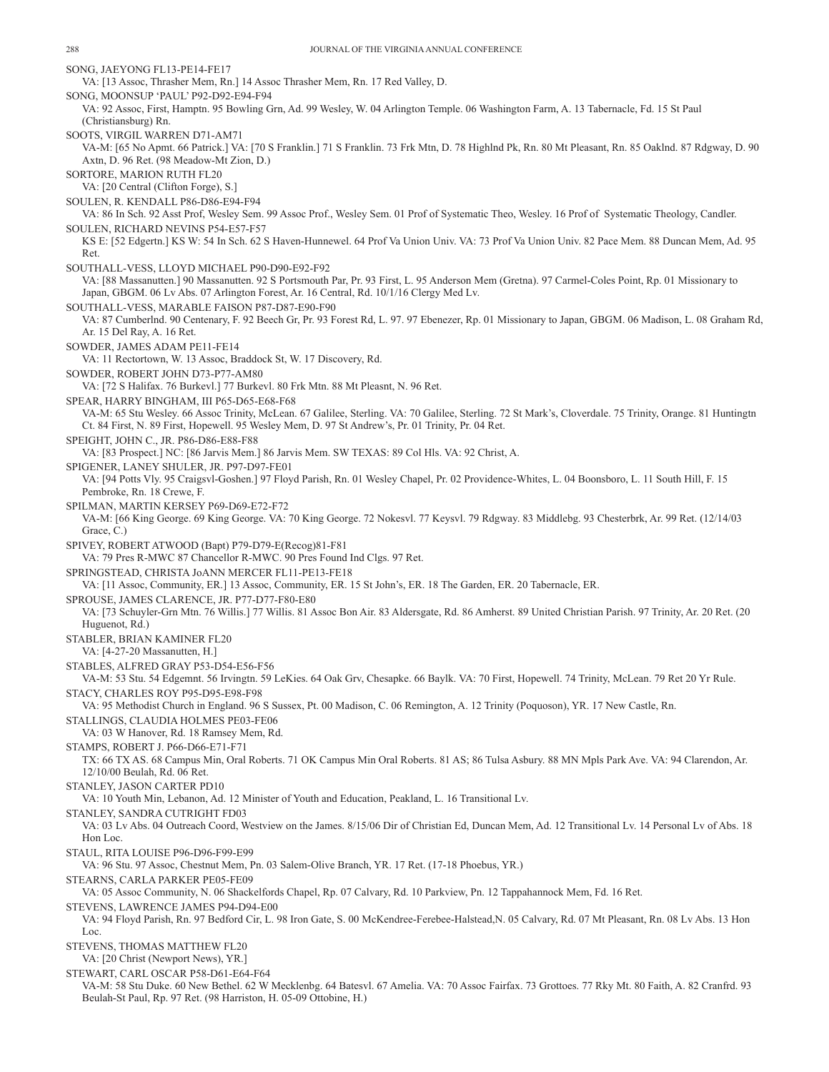SONG, JAEYONG FL13-PE14-FE17

VA: [13 Assoc, Thrasher Mem, Rn.] 14 Assoc Thrasher Mem, Rn. 17 Red Valley, D.

SONG, MOONSUP 'PAUL' P92-D92-E94-F94

VA: 92 Assoc, First, Hamptn. 95 Bowling Grn, Ad. 99 Wesley, W. 04 Arlington Temple. 06 Washington Farm, A. 13 Tabernacle, Fd. 15 St Paul (Christiansburg) Rn.

SOOTS, VIRGIL WARREN D71-AM71

VA-M: [65 No Apmt. 66 Patrick.] VA: [70 S Franklin.] 71 S Franklin. 73 Frk Mtn, D. 78 Highlnd Pk, Rn. 80 Mt Pleasant, Rn. 85 Oaklnd. 87 Rdgway, D. 90 Axtn, D. 96 Ret. (98 Meadow-Mt Zion, D.)

SORTORE, MARION RUTH FL20

VA: [20 Central (Clifton Forge), S.]

SOULEN, R. KENDALL P86-D86-E94-F94

VA: 86 In Sch. 92 Asst Prof, Wesley Sem. 99 Assoc Prof., Wesley Sem. 01 Prof of Systematic Theo, Wesley. 16 Prof of Systematic Theology, Candler.

SOULEN, RICHARD NEVINS P54-E57-F57

KS E: [52 Edgertn.] KS W: 54 In Sch. 62 S Haven-Hunnewel. 64 Prof Va Union Univ. VA: 73 Prof Va Union Univ. 82 Pace Mem. 88 Duncan Mem, Ad. 95 Ret.

SOUTHALL-VESS, LLOYD MICHAEL P90-D90-E92-F92

VA: [88 Massanutten.] 90 Massanutten. 92 S Portsmouth Par, Pr. 93 First, L. 95 Anderson Mem (Gretna). 97 Carmel-Coles Point, Rp. 01 Missionary to Japan, GBGM. 06 Lv Abs. 07 Arlington Forest, Ar. 16 Central, Rd. 10/1/16 Clergy Med Lv.

SOUTHALL-VESS, MARABLE FAISON P87-D87-E90-F90

VA: 87 Cumberlnd. 90 Centenary, F. 92 Beech Gr, Pr. 93 Forest Rd, L. 97. 97 Ebenezer, Rp. 01 Missionary to Japan, GBGM. 06 Madison, L. 08 Graham Rd, Ar. 15 Del Ray, A. 16 Ret.

SOWDER, JAMES ADAM PE11-FE14

VA: 11 Rectortown, W. 13 Assoc, Braddock St, W. 17 Discovery, Rd.

SOWDER, ROBERT JOHN D73-P77-AM80

VA: [72 S Halifax. 76 Burkevl.] 77 Burkevl. 80 Frk Mtn. 88 Mt Pleasnt, N. 96 Ret.

SPEAR, HARRY BINGHAM, III P65-D65-E68-F68

VA-M: 65 Stu Wesley. 66 Assoc Trinity, McLean. 67 Galilee, Sterling. VA: 70 Galilee, Sterling. 72 St Mark's, Cloverdale. 75 Trinity, Orange. 81 Huntingtn Ct. 84 First, N. 89 First, Hopewell. 95 Wesley Mem, D. 97 St Andrew's, Pr. 01 Trinity, Pr. 04 Ret.

SPEIGHT, JOHN C., JR. P86-D86-E88-F88

VA: [83 Prospect.] NC: [86 Jarvis Mem.] 86 Jarvis Mem. SW TEXAS: 89 Col Hls. VA: 92 Christ, A.

SPIGENER, LANEY SHULER, JR. P97-D97-FE01

VA: [94 Potts Vly. 95 Craigsvl-Goshen.] 97 Floyd Parish, Rn. 01 Wesley Chapel, Pr. 02 Providence-Whites, L. 04 Boonsboro, L. 11 South Hill, F. 15 Pembroke, Rn. 18 Crewe, F.

SPILMAN, MARTIN KERSEY P69-D69-E72-F72

VA-M: [66 King George. 69 King George. VA: 70 King George. 72 Nokesvl. 77 Keysvl. 79 Rdgway. 83 Middlebg. 93 Chesterbrk, Ar. 99 Ret. (12/14/03 Grace, C.)

SPIVEY, ROBERT ATWOOD (Bapt) P79-D79-E(Recog)81-F81

VA: 79 Pres R-MWC 87 Chancellor R-MWC. 90 Pres Found Ind Clgs. 97 Ret.

SPRINGSTEAD, CHRISTA JoANN MERCER FL11-PE13-FE18

VA: [11 Assoc, Community, ER.] 13 Assoc, Community, ER. 15 St John's, ER. 18 The Garden, ER. 20 Tabernacle, ER.

SPROUSE, JAMES CLARENCE, JR. P77-D77-F80-E80

VA: [73 Schuyler-Grn Mtn. 76 Willis.] 77 Willis. 81 Assoc Bon Air. 83 Aldersgate, Rd. 86 Amherst. 89 United Christian Parish. 97 Trinity, Ar. 20 Ret. (20 Huguenot, Rd.)

STABLER, BRIAN KAMINER FL20

VA: [4-27-20 Massanutten, H.]

STABLES, ALFRED GRAY P53-D54-E56-F56

VA-M: 53 Stu. 54 Edgemnt. 56 Irvingtn. 59 LeKies. 64 Oak Grv, Chesapke. 66 Baylk. VA: 70 First, Hopewell. 74 Trinity, McLean. 79 Ret 20 Yr Rule.

STACY, CHARLES ROY P95-D95-E98-F98

VA: 95 Methodist Church in England. 96 S Sussex, Pt. 00 Madison, C. 06 Remington, A. 12 Trinity (Poquoson), YR. 17 New Castle, Rn.

STALLINGS, CLAUDIA HOLMES PE03-FE06

VA: 03 W Hanover, Rd. 18 Ramsey Mem, Rd.

STAMPS, ROBERT J. P66-D66-E71-F71

TX: 66 TX AS. 68 Campus Min, Oral Roberts. 71 OK Campus Min Oral Roberts. 81 AS; 86 Tulsa Asbury. 88 MN Mpls Park Ave. VA: 94 Clarendon, Ar. 12/10/00 Beulah, Rd. 06 Ret.

STANLEY, JASON CARTER PD10

VA: 10 Youth Min, Lebanon, Ad. 12 Minister of Youth and Education, Peakland, L. 16 Transitional Lv.

STANLEY, SANDRA CUTRIGHT FD03

VA: 03 Lv Abs. 04 Outreach Coord, Westview on the James. 8/15/06 Dir of Christian Ed, Duncan Mem, Ad. 12 Transitional Lv. 14 Personal Lv of Abs. 18 Hon Loc.

STAUL, RITA LOUISE P96-D96-F99-E99

VA: 96 Stu. 97 Assoc, Chestnut Mem, Pn. 03 Salem-Olive Branch, YR. 17 Ret. (17-18 Phoebus, YR.)

STEARNS, CARLA PARKER PE05-FE09

VA: 05 Assoc Community, N. 06 Shackelfords Chapel, Rp. 07 Calvary, Rd. 10 Parkview, Pn. 12 Tappahannock Mem, Fd. 16 Ret.

STEVENS, LAWRENCE JAMES P94-D94-E00

VA: 94 Floyd Parish, Rn. 97 Bedford Cir, L. 98 Iron Gate, S. 00 McKendree-Ferebee-Halstead,N. 05 Calvary, Rd. 07 Mt Pleasant, Rn. 08 Lv Abs. 13 Hon Loc.

STEVENS, THOMAS MATTHEW FL20

VA: [20 Christ (Newport News), YR.]

STEWART, CARL OSCAR P58-D61-E64-F64

VA-M: 58 Stu Duke. 60 New Bethel. 62 W Mecklenbg. 64 Batesvl. 67 Amelia. VA: 70 Assoc Fairfax. 73 Grottoes. 77 Rky Mt. 80 Faith, A. 82 Cranfrd. 93 Beulah-St Paul, Rp. 97 Ret. (98 Harriston, H. 05-09 Ottobine, H.)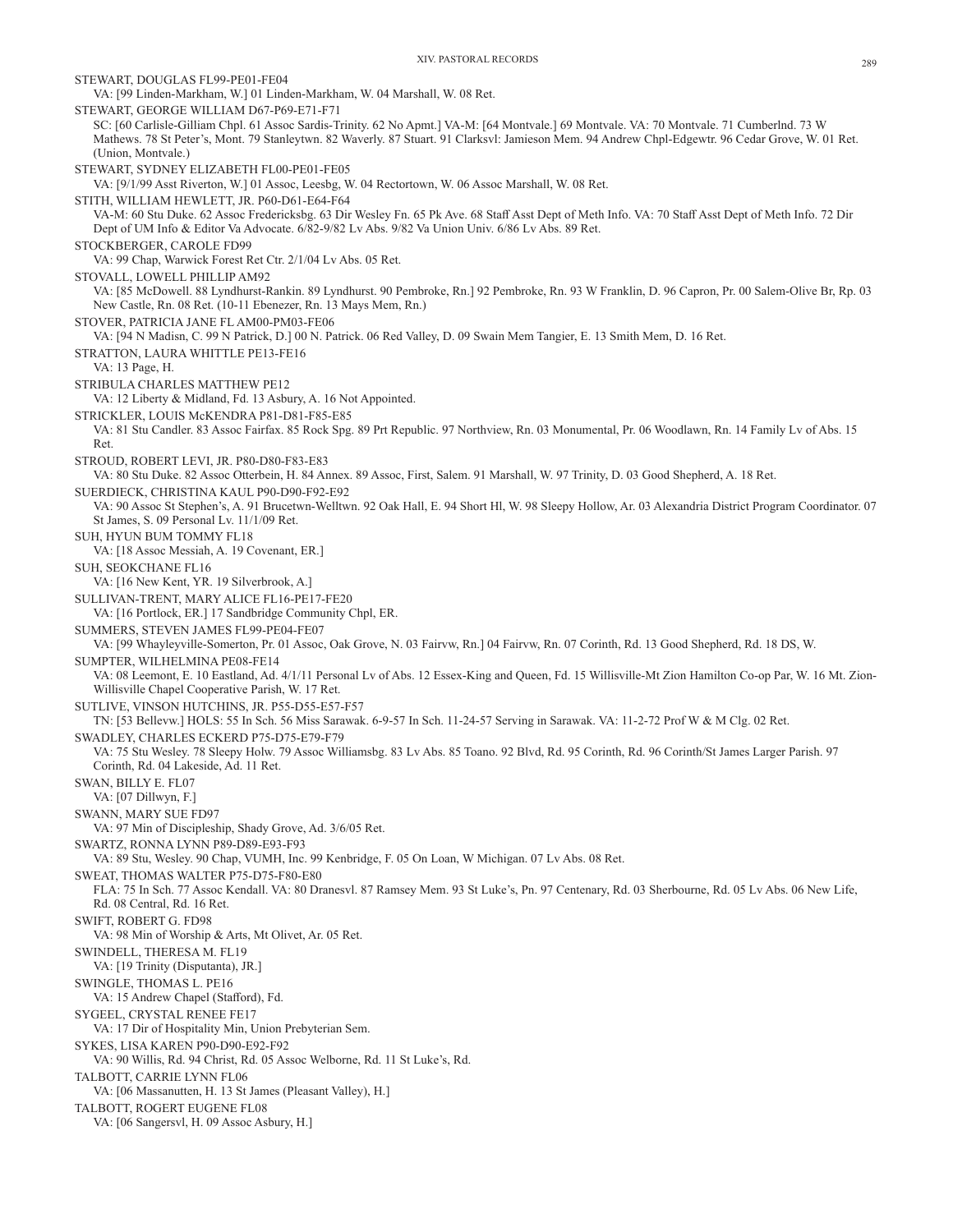STEWART, DOUGLAS FL99-PE01-FE04
VA: [99 Linden-Markham, W.] 01 Linden-Markham, W. 04 Marshall, W. 08 Ret.

STEWART, GEORGE WILLIAM D67-P69-E71-F71
SC: [60 Carlisle-Gilliam Chpl. 61 Assoc Sardis-Trinity. 62 No Apmt.] VA-M: [64 Montvale.] 69 Montvale. VA: 70 Montvale. 71 Cumberlnd. 73 W Mathews. 78 St Peter's, Mont. 79 Stanleytwn. 82 Waverly. 87 Stuart. 91 Clarksvl: Jamieson Mem. 94 Andrew Chpl-Edgewtr. 96 Cedar Grove, W. 01 Ret. (Union, Montvale.)

STEWART, SYDNEY ELIZABETH FL00-PE01-FE05
VA: [9/1/99 Asst Riverton, W.] 01 Assoc, Leesbg, W. 04 Rectortown, W. 06 Assoc Marshall, W. 08 Ret.

STITH, WILLIAM HEWLETT, JR. P60-D61-E64-F64
VA-M: 60 Stu Duke. 62 Assoc Fredericksbg. 63 Dir Wesley Fn. 65 Pk Ave. 68 Staff Asst Dept of Meth Info. VA: 70 Staff Asst Dept of Meth Info. 72 Dir Dept of UM Info & Editor Va Advocate. 6/82-9/82 Lv Abs. 9/82 Va Union Univ. 6/86 Lv Abs. 89 Ret.

STOCKBERGER, CAROLE FD99
VA: 99 Chap, Warwick Forest Ret Ctr. 2/1/04 Lv Abs. 05 Ret.

STOVALL, LOWELL PHILLIP AM92
VA: [85 McDowell. 88 Lyndhurst-Rankin. 89 Lyndhurst. 90 Pembroke, Rn.] 92 Pembroke, Rn. 93 W Franklin, D. 96 Capron, Pr. 00 Salem-Olive Br, Rp. 03 New Castle, Rn. 08 Ret. (10-11 Ebenezer, Rn. 13 Mays Mem, Rn.)

STOVER, PATRICIA JANE FL AM00-PM03-FE06
VA: [94 N Madisn, C. 99 N Patrick, D.] 00 N. Patrick. 06 Red Valley, D. 09 Swain Mem Tangier, E. 13 Smith Mem, D. 16 Ret.

STRATTON, LAURA WHITTLE PE13-FE16
VA: 13 Page, H.

STRIBULA CHARLES MATTHEW PE12
VA: 12 Liberty & Midland, Fd. 13 Asbury, A. 16 Not Appointed.

STRICKLER, LOUIS McKENDRA P81-D81-F85-E85
VA: 81 Stu Candler. 83 Assoc Fairfax. 85 Rock Spg. 89 Prt Republic. 97 Northview, Rn. 03 Monumental, Pr. 06 Woodlawn, Rn. 14 Family Lv of Abs. 15 Ret.

STROUD, ROBERT LEVI, JR. P80-D80-F83-E83
VA: 80 Stu Duke. 82 Assoc Otterbein, H. 84 Annex. 89 Assoc, First, Salem. 91 Marshall, W. 97 Trinity, D. 03 Good Shepherd, A. 18 Ret.

SUERDIECK, CHRISTINA KAUL P90-D90-F92-E92
VA: 90 Assoc St Stephen's, A. 91 Brucetwn-Welltwn. 92 Oak Hall, E. 94 Short Hl, W. 98 Sleepy Hollow, Ar. 03 Alexandria District Program Coordinator. 07 St James, S. 09 Personal Lv. 11/1/09 Ret.

SUH, HYUN BUM TOMMY FL18
VA: [18 Assoc Messiah, A. 19 Covenant, ER.]

SUH, SEOKCHANE FL16
VA: [16 New Kent, YR. 19 Silverbrook, A.]

SULLIVAN-TRENT, MARY ALICE FL16-PE17-FE20
VA: [16 Portlock, ER.] 17 Sandbridge Community Chpl, ER.

SUMMERS, STEVEN JAMES FL99-PE04-FE07
VA: [99 Whayleyville-Somerton, Pr. 01 Assoc, Oak Grove, N. 03 Fairvw, Rn.] 04 Fairvw, Rn. 07 Corinth, Rd. 13 Good Shepherd, Rd. 18 DS, W.

SUMPTER, WILHELMINA PE08-FE14
VA: 08 Leemont, E. 10 Eastland, Ad. 4/1/11 Personal Lv of Abs. 12 Essex-King and Queen, Fd. 15 Willisville-Mt Zion Hamilton Co-op Par, W. 16 Mt. Zion-Willisville Chapel Cooperative Parish, W. 17 Ret.

SUTLIVE, VINSON HUTCHINS, JR. P55-D55-E57-F57
TN: [53 Bellevw.] HOLS: 55 In Sch. 56 Miss Sarawak. 6-9-57 In Sch. 11-24-57 Serving in Sarawak. VA: 11-2-72 Prof W & M Clg. 02 Ret.

SWADLEY, CHARLES ECKERD P75-D75-E79-F79
VA: 75 Stu Wesley. 78 Sleepy Holw. 79 Assoc Williamsbg. 83 Lv Abs. 85 Toano. 92 Blvd, Rd. 95 Corinth, Rd. 96 Corinth/St James Larger Parish. 97 Corinth, Rd. 04 Lakeside, Ad. 11 Ret.

SWAN, BILLY E. FL07
VA: [07 Dillwyn, F.]

SWANN, MARY SUE FD97
VA: 97 Min of Discipleship, Shady Grove, Ad. 3/6/05 Ret.

SWARTZ, RONNA LYNN P89-D89-E93-F93
VA: 89 Stu, Wesley. 90 Chap, VUMH, Inc. 99 Kenbridge, F. 05 On Loan, W Michigan. 07 Lv Abs. 08 Ret.

SWEAT, THOMAS WALTER P75-D75-F80-E80
FLA: 75 In Sch. 77 Assoc Kendall. VA: 80 Dranesvl. 87 Ramsey Mem. 93 St Luke's, Pn. 97 Centenary, Rd. 03 Sherbourne, Rd. 05 Lv Abs. 06 New Life, Rd. 08 Central, Rd. 16 Ret.

SWIFT, ROBERT G. FD98
VA: 98 Min of Worship & Arts, Mt Olivet, Ar. 05 Ret.

SWINDELL, THERESA M. FL19
VA: [19 Trinity (Disputanta), JR.]

SWINGLE, THOMAS L. PE16
VA: 15 Andrew Chapel (Stafford), Fd.

SYGEEL, CRYSTAL RENEE FE17
VA: 17 Dir of Hospitality Min, Union Prebyterian Sem.

SYKES, LISA KAREN P90-D90-E92-F92
VA: 90 Willis, Rd. 94 Christ, Rd. 05 Assoc Welborne, Rd. 11 St Luke's, Rd.

TALBOTT, CARRIE LYNN FL06
VA: [06 Massanutten, H. 13 St James (Pleasant Valley), H.]

TALBOTT, ROGERT EUGENE FL08
VA: [06 Sangersvl, H. 09 Assoc Asbury, H.]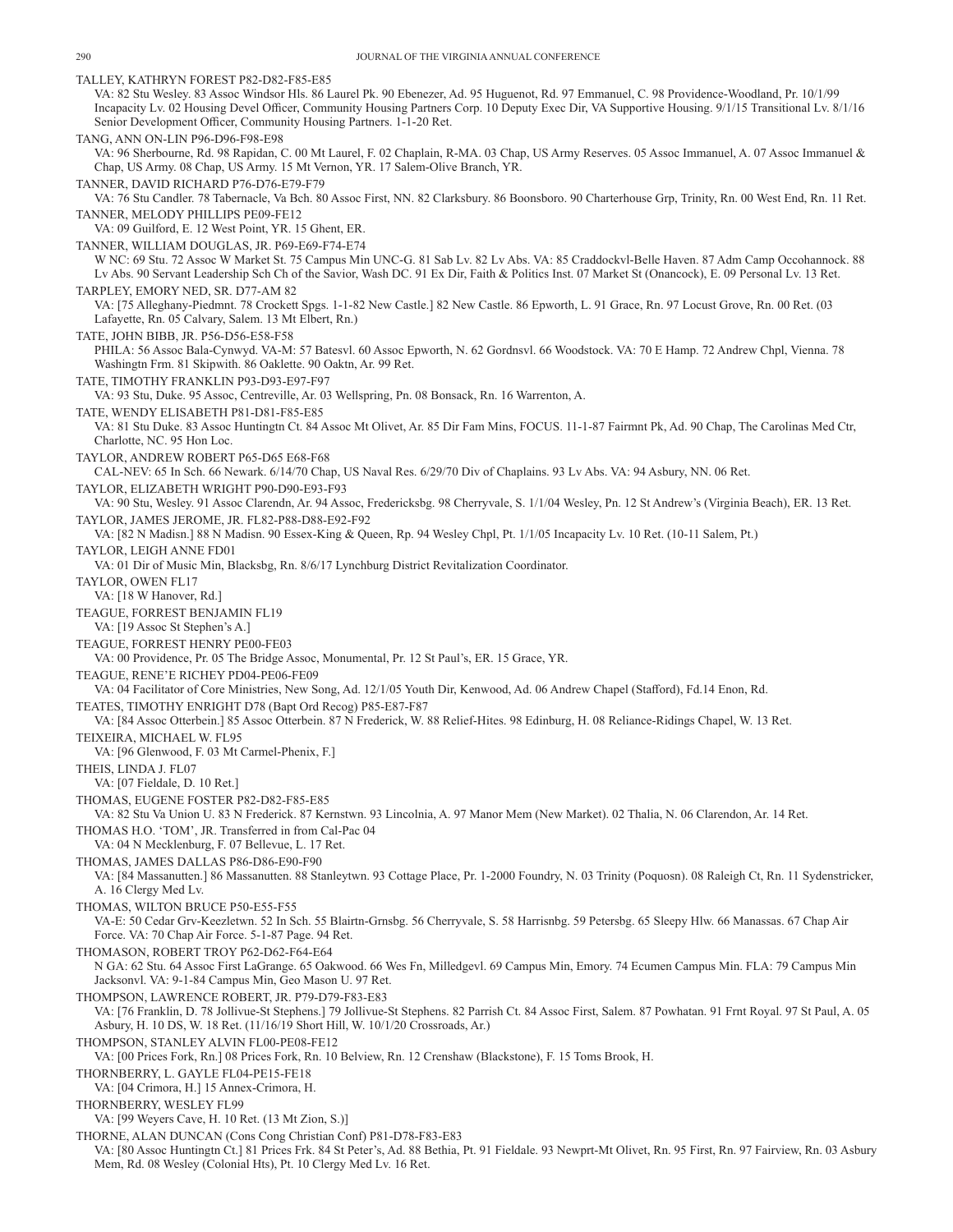TALLEY, KATHRYN FOREST P82-D82-F85-E85
VA: 82 Stu Wesley. 83 Assoc Windsor Hls. 86 Laurel Pk. 90 Ebenezer, Ad. 95 Huguenot, Rd. 97 Emmanuel, C. 98 Providence-Woodland, Pr. 10/1/99 Incapacity Lv. 02 Housing Devel Officer, Community Housing Partners Corp. 10 Deputy Exec Dir, VA Supportive Housing. 9/1/15 Transitional Lv. 8/1/16 Senior Development Officer, Community Housing Partners. 1-1-20 Ret.

TANG, ANN ON-LIN P96-D96-F98-E98
VA: 96 Sherbourne, Rd. 98 Rapidan, C. 00 Mt Laurel, F. 02 Chaplain, R-MA. 03 Chap, US Army Reserves. 05 Assoc Immanuel, A. 07 Assoc Immanuel & Chap, US Army. 08 Chap, US Army. 15 Mt Vernon, YR. 17 Salem-Olive Branch, YR.

TANNER, DAVID RICHARD P76-D76-E79-F79
VA: 76 Stu Candler. 78 Tabernacle, Va Bch. 80 Assoc First, NN. 82 Clarksbury. 86 Boonsboro. 90 Charterhouse Grp, Trinity, Rn. 00 West End, Rn. 11 Ret.

TANNER, MELODY PHILLIPS PE09-FE12
VA: 09 Guilford, E. 12 West Point, YR. 15 Ghent, ER.

TANNER, WILLIAM DOUGLAS, JR. P69-E69-F74-E74
W NC: 69 Stu. 72 Assoc W Market St. 75 Campus Min UNC-G. 81 Sab Lv. 82 Lv Abs. VA: 85 Craddockvl-Belle Haven. 87 Adm Camp Occohannock. 88 Lv Abs. 90 Servant Leadership Sch Ch of the Savior, Wash DC. 91 Ex Dir, Faith & Politics Inst. 07 Market St (Onancock), E. 09 Personal Lv. 13 Ret.

TARPLEY, EMORY NED, SR. D77-AM 82
VA: [75 Alleghany-Piedmnt. 78 Crockett Spgs. 1-1-82 New Castle.] 82 New Castle. 86 Epworth, L. 91 Grace, Rn. 97 Locust Grove, Rn. 00 Ret. (03 Lafayette, Rn. 05 Calvary, Salem. 13 Mt Elbert, Rn.)

TATE, JOHN BIBB, JR. P56-D56-E58-F58
PHILA: 56 Assoc Bala-Cynwyd. VA-M: 57 Batesvl. 60 Assoc Epworth, N. 62 Gordnsvl. 66 Woodstock. VA: 70 E Hamp. 72 Andrew Chpl, Vienna. 78 Washingtn Frm. 81 Skipwith. 86 Oaklette. 90 Oaktn, Ar. 99 Ret.

TATE, TIMOTHY FRANKLIN P93-D93-E97-F97
VA: 93 Stu, Duke. 95 Assoc, Centreville, Ar. 03 Wellspring, Pn. 08 Bonsack, Rn. 16 Warrenton, A.

TATE, WENDY ELISABETH P81-D81-F85-E85
VA: 81 Stu Duke. 83 Assoc Huntingtn Ct. 84 Assoc Mt Olivet, Ar. 85 Dir Fam Mins, FOCUS. 11-1-87 Fairmnt Pk, Ad. 90 Chap, The Carolinas Med Ctr, Charlotte, NC. 95 Hon Loc.

TAYLOR, ANDREW ROBERT P65-D65 E68-F68
CAL-NEV: 65 In Sch. 66 Newark. 6/14/70 Chap, US Naval Res. 6/29/70 Div of Chaplains. 93 Lv Abs. VA: 94 Asbury, NN. 06 Ret.

TAYLOR, ELIZABETH WRIGHT P90-D90-E93-F93
VA: 90 Stu, Wesley. 91 Assoc Clarendn, Ar. 94 Assoc, Fredericksbg. 98 Cherryvale, S. 1/1/04 Wesley, Pn. 12 St Andrew's (Virginia Beach), ER. 13 Ret.

TAYLOR, JAMES JEROME, JR. FL82-P88-D88-E92-F92
VA: [82 N Madisn.] 88 N Madisn. 90 Essex-King & Queen, Rp. 94 Wesley Chpl, Pt. 1/1/05 Incapacity Lv. 10 Ret. (10-11 Salem, Pt.)

TAYLOR, LEIGH ANNE FD01
VA: 01 Dir of Music Min, Blacksbg, Rn. 8/6/17 Lynchburg District Revitalization Coordinator.

TAYLOR, OWEN FL17
VA: [18 W Hanover, Rd.]

TEAGUE, FORREST BENJAMIN FL19
VA: [19 Assoc St Stephen's A.]

TEAGUE, FORREST HENRY PE00-FE03
VA: 00 Providence, Pr. 05 The Bridge Assoc, Monumental, Pr. 12 St Paul's, ER. 15 Grace, YR.

TEAGUE, RENE'E RICHEY PD04-PE06-FE09
VA: 04 Facilitator of Core Ministries, New Song, Ad. 12/1/05 Youth Dir, Kenwood, Ad. 06 Andrew Chapel (Stafford), Fd.14 Enon, Rd.

TEATES, TIMOTHY ENRIGHT D78 (Bapt Ord Recog) P85-E87-F87
VA: [84 Assoc Otterbein.] 85 Assoc Otterbein. 87 N Frederick, W. 88 Relief-Hites. 98 Edinburg, H. 08 Reliance-Ridings Chapel, W. 13 Ret.

TEIXEIRA, MICHAEL W. FL95
VA: [96 Glenwood, F. 03 Mt Carmel-Phenix, F.]

THEIS, LINDA J. FL07
VA: [07 Fieldale, D. 10 Ret.]

THOMAS, EUGENE FOSTER P82-D82-F85-E85
VA: 82 Stu Va Union U. 83 N Frederick. 87 Kernstwn. 93 Lincolnia, A. 97 Manor Mem (New Market). 02 Thalia, N. 06 Clarendon, Ar. 14 Ret.

THOMAS H.O. 'TOM', JR. Transferred in from Cal-Pac 04
VA: 04 N Mecklenburg, F. 07 Bellevue, L. 17 Ret.

THOMAS, JAMES DALLAS P86-D86-E90-F90
VA: [84 Massanutten.] 86 Massanutten. 88 Stanleytwn. 93 Cottage Place, Pr. 1-2000 Foundry, N. 03 Trinity (Poquosn). 08 Raleigh Ct, Rn. 11 Sydenstricker, A. 16 Clergy Med Lv.

THOMAS, WILTON BRUCE P50-E55-F55
VA-E: 50 Cedar Grv-Keezletwn. 52 In Sch. 55 Blairtn-Grnsbg. 56 Cherryvale, S. 58 Harrisnbg. 59 Petersbg. 65 Sleepy Hlw. 66 Manassas. 67 Chap Air Force. VA: 70 Chap Air Force. 5-1-87 Page. 94 Ret.

THOMASON, ROBERT TROY P62-D62-F64-E64
N GA: 62 Stu. 64 Assoc First LaGrange. 65 Oakwood. 66 Wes Fn, Milledgevl. 69 Campus Min, Emory. 74 Ecumen Campus Min. FLA: 79 Campus Min Jacksonvl. VA: 9-1-84 Campus Min, Geo Mason U. 97 Ret.

THOMPSON, LAWRENCE ROBERT, JR. P79-D79-F83-E83
VA: [76 Franklin, D. 78 Jollivue-St Stephens.] 79 Jollivue-St Stephens. 82 Parrish Ct. 84 Assoc First, Salem. 87 Powhatan. 91 Frnt Royal. 97 St Paul, A. 05 Asbury, H. 10 DS, W. 18 Ret. (11/16/19 Short Hill, W. 10/1/20 Crossroads, Ar.)

THOMPSON, STANLEY ALVIN FL00-PE08-FE12
VA: [00 Prices Fork, Rn.] 08 Prices Fork, Rn. 10 Belview, Rn. 12 Crenshaw (Blackstone), F. 15 Toms Brook, H.

THORNBERRY, L. GAYLE FL04-PE15-FE18
VA: [04 Crimora, H.] 15 Annex-Crimora, H.

THORNBERRY, WESLEY FL99
VA: [99 Weyers Cave, H. 10 Ret. (13 Mt Zion, S.)]

THORNE, ALAN DUNCAN (Cons Cong Christian Conf) P81-D78-F83-E83
VA: [80 Assoc Huntingtn Ct.] 81 Prices Frk. 84 St Peter's, Ad. 88 Bethia, Pt. 91 Fieldale. 93 Newprt-Mt Olivet, Rn. 95 First, Rn. 97 Fairview, Rn. 03 Asbury Mem, Rd. 08 Wesley (Colonial Hts), Pt. 10 Clergy Med Lv. 16 Ret.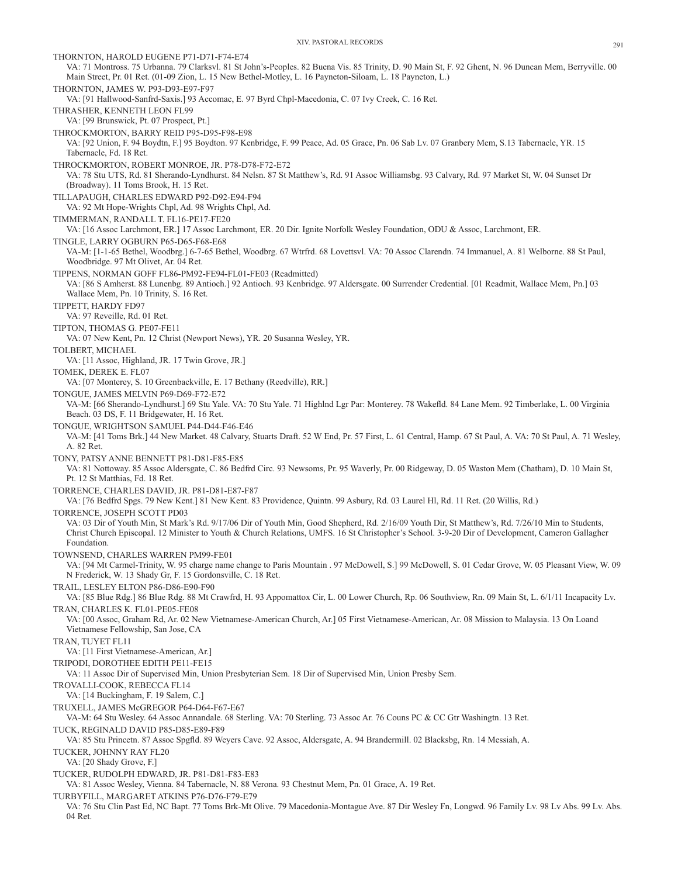THORNTON, HAROLD EUGENE P71-D71-F74-E74
VA: 71 Montross. 75 Urbanna. 79 Clarksvl. 81 St John's-Peoples. 82 Buena Vis. 85 Trinity, D. 90 Main St, F. 92 Ghent, N. 96 Duncan Mem, Berryville. 00 Main Street, Pr. 01 Ret. (01-09 Zion, L. 15 New Bethel-Motley, L. 16 Payneton-Siloam, L. 18 Payneton, L.)

THORNTON, JAMES W. P93-D93-E97-F97
VA: [91 Hallwood-Sanfrd-Saxis.] 93 Accomac, E. 97 Byrd Chpl-Macedonia, C. 07 Ivy Creek, C. 16 Ret.

THRASHER, KENNETH LEON FL99
VA: [99 Brunswick, Pt. 07 Prospect, Pt.]

THROCKMORTON, BARRY REID P95-D95-F98-E98
VA: [92 Union, F. 94 Boydtn, F.] 95 Boydton. 97 Kenbridge, F. 99 Peace, Ad. 05 Grace, Pn. 06 Sab Lv. 07 Granbery Mem, S.13 Tabernacle, YR. 15 Tabernacle, Fd. 18 Ret.

THROCKMORTON, ROBERT MONROE, JR. P78-D78-F72-E72
VA: 78 Stu UTS, Rd. 81 Sherando-Lyndhurst. 84 Nelsn. 87 St Matthew's, Rd. 91 Assoc Williamsbg. 93 Calvary, Rd. 97 Market St, W. 04 Sunset Dr (Broadway). 11 Toms Brook, H. 15 Ret.

TILLAPAUGH, CHARLES EDWARD P92-D92-E94-F94
VA: 92 Mt Hope-Wrights Chpl, Ad. 98 Wrights Chpl, Ad.

TIMMERMAN, RANDALL T. FL16-PE17-FE20
VA: [16 Assoc Larchmont, ER.] 17 Assoc Larchmont, ER. 20 Dir. Ignite Norfolk Wesley Foundation, ODU & Assoc, Larchmont, ER.

TINGLE, LARRY OGBURN P65-D65-F68-E68
VA-M: [1-1-65 Bethel, Woodbrg.] 6-7-65 Bethel, Woodbrg. 67 Wtrfrd. 68 Lovettsvl. VA: 70 Assoc Clarendn. 74 Immanuel, A. 81 Welborne. 88 St Paul, Woodbridge. 97 Mt Olivet, Ar. 04 Ret.

TIPPENS, NORMAN GOFF FL86-PM92-FE94-FL01-FE03 (Readmitted)
VA: [86 S Amherst. 88 Lunenbg. 89 Antioch.] 92 Antioch. 93 Kenbridge. 97 Aldersgate. 00 Surrender Credential. [01 Readmit, Wallace Mem, Pn.] 03 Wallace Mem, Pn. 10 Trinity, S. 16 Ret.

TIPPETT, HARDY FD97
VA: 97 Reveille, Rd. 01 Ret.

TIPTON, THOMAS G. PE07-FE11
VA: 07 New Kent, Pn. 12 Christ (Newport News), YR. 20 Susanna Wesley, YR.

TOLBERT, MICHAEL
VA: [11 Assoc, Highland, JR. 17 Twin Grove, JR.]

TOMEK, DEREK E. FL07
VA: [07 Monterey, S. 10 Greenbackville, E. 17 Bethany (Reedville), RR.]

TONGUE, JAMES MELVIN P69-D69-F72-E72
VA-M: [66 Sherando-Lyndhurst.] 69 Stu Yale. VA: 70 Stu Yale. 71 Highlnd Lgr Par: Monterey. 78 Wakefld. 84 Lane Mem. 92 Timberlake, L. 00 Virginia Beach. 03 DS, F. 11 Bridgewater, H. 16 Ret.

TONGUE, WRIGHTSON SAMUEL P44-D44-F46-E46
VA-M: [41 Toms Brk.] 44 New Market. 48 Calvary, Stuarts Draft. 52 W End, Pr. 57 First, L. 61 Central, Hamp. 67 St Paul, A. VA: 70 St Paul, A. 71 Wesley, A. 82 Ret.

TONY, PATSY ANNE BENNETT P81-D81-F85-E85
VA: 81 Nottoway. 85 Assoc Aldersgate, C. 86 Bedfrd Circ. 93 Newsoms, Pr. 95 Waverly, Pr. 00 Ridgeway, D. 05 Waston Mem (Chatham), D. 10 Main St, Pt. 12 St Matthias, Fd. 18 Ret.

TORRENCE, CHARLES DAVID, JR. P81-D81-E87-F87
VA: [76 Bedfrd Spgs. 79 New Kent.] 81 New Kent. 83 Providence, Quintn. 99 Asbury, Rd. 03 Laurel Hl, Rd. 11 Ret. (20 Willis, Rd.)

TORRENCE, JOSEPH SCOTT PD03
VA: 03 Dir of Youth Min, St Mark's Rd. 9/17/06 Dir of Youth Min, Good Shepherd, Rd. 2/16/09 Youth Dir, St Matthew's, Rd. 7/26/10 Min to Students, Christ Church Episcopal. 12 Minister to Youth & Church Relations, UMFS. 16 St Christopher's School. 3-9-20 Dir of Development, Cameron Gallagher Foundation.

TOWNSEND, CHARLES WARREN PM99-FE01
VA: [94 Mt Carmel-Trinity, W. 95 charge name change to Paris Mountain . 97 McDowell, S.] 99 McDowell, S. 01 Cedar Grove, W. 05 Pleasant View, W. 09 N Frederick, W. 13 Shady Gr, F. 15 Gordonsville, C. 18 Ret.

TRAIL, LESLEY ELTON P86-D86-E90-F90
VA: [85 Blue Rdg.] 86 Blue Rdg. 88 Mt Crawfrd, H. 93 Appomattox Cir, L. 00 Lower Church, Rp. 06 Southview, Rn. 09 Main St, L. 6/1/11 Incapacity Lv.

TRAN, CHARLES K. FL01-PE05-FE08
VA: [00 Assoc, Graham Rd, Ar. 02 New Vietnamese-American Church, Ar.] 05 First Vietnamese-American, Ar. 08 Mission to Malaysia. 13 On Loand Vietnamese Fellowship, San Jose, CA

TRAN, TUYET FL11
VA: [11 First Vietnamese-American, Ar.]

TRIPODI, DOROTHEE EDITH PE11-FE15
VA: 11 Assoc Dir of Supervised Min, Union Presbyterian Sem. 18 Dir of Supervised Min, Union Presby Sem.

TROVALLI-COOK, REBECCA FL14
VA: [14 Buckingham, F. 19 Salem, C.]

TRUXELL, JAMES McGREGOR P64-D64-F67-E67
VA-M: 64 Stu Wesley. 64 Assoc Annandale. 68 Sterling. VA: 70 Sterling. 73 Assoc Ar. 76 Couns PC & CC Gtr Washingtn. 13 Ret.

TUCK, REGINALD DAVID P85-D85-E89-F89
VA: 85 Stu Princetn. 87 Assoc Spgfld. 89 Weyers Cave. 92 Assoc, Aldersgate, A. 94 Brandermill. 02 Blacksbg, Rn. 14 Messiah, A.

TUCKER, JOHNNY RAY FL20
VA: [20 Shady Grove, F.]

TUCKER, RUDOLPH EDWARD, JR. P81-D81-F83-E83
VA: 81 Assoc Wesley, Vienna. 84 Tabernacle, N. 88 Verona. 93 Chestnut Mem, Pn. 01 Grace, A. 19 Ret.

TURBYFILL, MARGARET ATKINS P76-D76-F79-E79
VA: 76 Stu Clin Past Ed, NC Bapt. 77 Toms Brk-Mt Olive. 79 Macedonia-Montague Ave. 87 Dir Wesley Fn, Longwd. 96 Family Lv. 98 Lv Abs. 99 Lv. Abs. 04 Ret.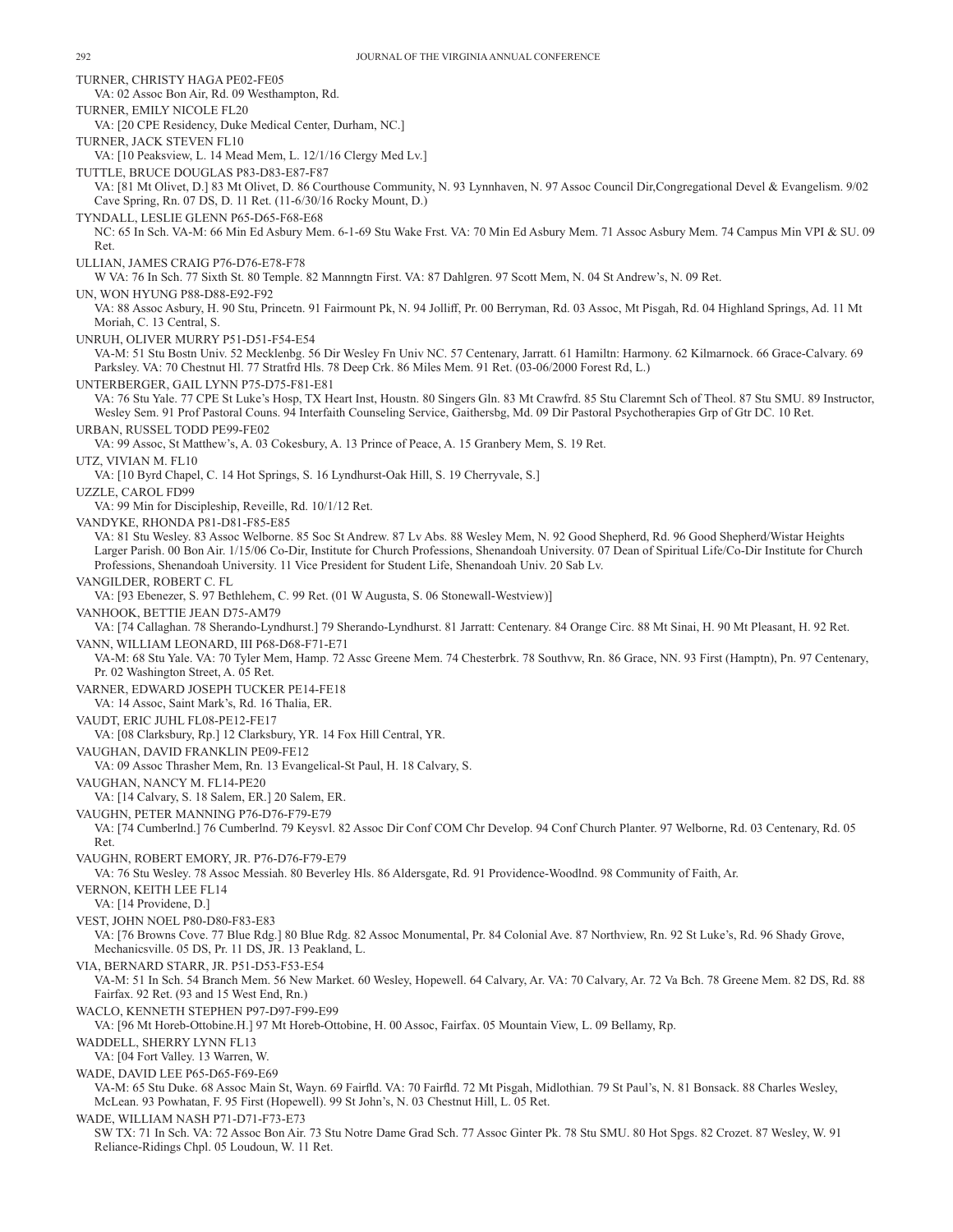TURNER, CHRISTY HAGA PE02-FE05
VA: 02 Assoc Bon Air, Rd. 09 Westhampton, Rd.

TURNER, EMILY NICOLE FL20
VA: [20 CPE Residency, Duke Medical Center, Durham, NC.]

TURNER, JACK STEVEN FL10
VA: [10 Peaksview, L. 14 Mead Mem, L. 12/1/16 Clergy Med Lv.]

TUTTLE, BRUCE DOUGLAS P83-D83-E87-F87
VA: [81 Mt Olivet, D.] 83 Mt Olivet, D. 86 Courthouse Community, N. 93 Lynnhaven, N. 97 Assoc Council Dir,Congregational Devel & Evangelism. 9/02 Cave Spring, Rn. 07 DS, D. 11 Ret. (11-6/30/16 Rocky Mount, D.)

TYNDALL, LESLIE GLENN P65-D65-F68-E68
NC: 65 In Sch. VA-M: 66 Min Ed Asbury Mem. 6-1-69 Stu Wake Frst. VA: 70 Min Ed Asbury Mem. 71 Assoc Asbury Mem. 74 Campus Min VPI & SU. 09 Ret.

ULLIAN, JAMES CRAIG P76-D76-E78-F78
W VA: 76 In Sch. 77 Sixth St. 80 Temple. 82 Mannngtn First. VA: 87 Dahlgren. 97 Scott Mem, N. 04 St Andrew's, N. 09 Ret.

UN, WON HYUNG P88-D88-E92-F92
VA: 88 Assoc Asbury, H. 90 Stu, Princetn. 91 Fairmount Pk, N. 94 Jolliff, Pr. 00 Berryman, Rd. 03 Assoc, Mt Pisgah, Rd. 04 Highland Springs, Ad. 11 Mt Moriah, C. 13 Central, S.

UNRUH, OLIVER MURRY P51-D51-F54-E54
VA-M: 51 Stu Bostn Univ. 52 Mecklenbg. 56 Dir Wesley Fn Univ NC. 57 Centenary, Jarratt. 61 Hamiltn: Harmony. 62 Kilmarnock. 66 Grace-Calvary. 69 Parksley. VA: 70 Chestnut Hl. 77 Stratfrd Hls. 78 Deep Crk. 86 Miles Mem. 91 Ret. (03-06/2000 Forest Rd, L.)

UNTERBERGER, GAIL LYNN P75-D75-F81-E81
VA: 76 Stu Yale. 77 CPE St Luke's Hosp, TX Heart Inst, Houstn. 80 Singers Gln. 83 Mt Crawfrd. 85 Stu Claremnt Sch of Theol. 87 Stu SMU. 89 Instructor, Wesley Sem. 91 Prof Pastoral Couns. 94 Interfaith Counseling Service, Gaithersbg, Md. 09 Dir Pastoral Psychotherapies Grp of Gtr DC. 10 Ret.

URBAN, RUSSEL TODD PE99-FE02
VA: 99 Assoc, St Matthew's, A. 03 Cokesbury, A. 13 Prince of Peace, A. 15 Granbery Mem, S. 19 Ret.

UTZ, VIVIAN M. FL10
VA: [10 Byrd Chapel, C. 14 Hot Springs, S. 16 Lyndhurst-Oak Hill, S. 19 Cherryvale, S.]

UZZLE, CAROL FD99
VA: 99 Min for Discipleship, Reveille, Rd. 10/1/12 Ret.

VANDYKE, RHONDA P81-D81-F85-E85
VA: 81 Stu Wesley. 83 Assoc Welborne. 85 Soc St Andrew. 87 Lv Abs. 88 Wesley Mem, N. 92 Good Shepherd, Rd. 96 Good Shepherd/Wistar Heights Larger Parish. 00 Bon Air. 1/15/06 Co-Dir, Institute for Church Professions, Shenandoah University. 07 Dean of Spiritual Life/Co-Dir Institute for Church Professions, Shenandoah University. 11 Vice President for Student Life, Shenandoah Univ. 20 Sab Lv.

VANGILDER, ROBERT C. FL
VA: [93 Ebenezer, S. 97 Bethlehem, C. 99 Ret. (01 W Augusta, S. 06 Stonewall-Westview)]

VANHOOK, BETTIE JEAN D75-AM79
VA: [74 Callaghan. 78 Sherando-Lyndhurst.] 79 Sherando-Lyndhurst. 81 Jarratt: Centenary. 84 Orange Circ. 88 Mt Sinai, H. 90 Mt Pleasant, H. 92 Ret.

VANN, WILLIAM LEONARD, III P68-D68-F71-E71
VA-M: 68 Stu Yale. VA: 70 Tyler Mem, Hamp. 72 Assc Greene Mem. 74 Chesterbrk. 78 Southvw, Rn. 86 Grace, NN. 93 First (Hamptn), Pn. 97 Centenary, Pr. 02 Washington Street, A. 05 Ret.

VARNER, EDWARD JOSEPH TUCKER PE14-FE18
VA: 14 Assoc, Saint Mark's, Rd. 16 Thalia, ER.

VAUDT, ERIC JUHL FL08-PE12-FE17
VA: [08 Clarksbury, Rp.] 12 Clarksbury, YR. 14 Fox Hill Central, YR.

VAUGHAN, DAVID FRANKLIN PE09-FE12
VA: 09 Assoc Thrasher Mem, Rn. 13 Evangelical-St Paul, H. 18 Calvary, S.

VAUGHAN, NANCY M. FL14-PE20
VA: [14 Calvary, S. 18 Salem, ER.] 20 Salem, ER.

VAUGHN, PETER MANNING P76-D76-F79-E79
VA: [74 Cumberlnd.] 76 Cumberlnd. 79 Keysvl. 82 Assoc Dir Conf COM Chr Develop. 94 Conf Church Planter. 97 Welborne, Rd. 03 Centenary, Rd. 05 Ret.

VAUGHN, ROBERT EMORY, JR. P76-D76-F79-E79
VA: 76 Stu Wesley. 78 Assoc Messiah. 80 Beverley Hls. 86 Aldersgate, Rd. 91 Providence-Woodlnd. 98 Community of Faith, Ar.

VERNON, KEITH LEE FL14
VA: [14 Providene, D.]

VEST, JOHN NOEL P80-D80-F83-E83
VA: [76 Browns Cove. 77 Blue Rdg.] 80 Blue Rdg. 82 Assoc Monumental, Pr. 84 Colonial Ave. 87 Northview, Rn. 92 St Luke's, Rd. 96 Shady Grove, Mechanicsville. 05 DS, Pr. 11 DS, JR. 13 Peakland, L.

VIA, BERNARD STARR, JR. P51-D53-F53-E54
VA-M: 51 In Sch. 54 Branch Mem. 56 New Market. 60 Wesley, Hopewell. 64 Calvary, Ar. VA: 70 Calvary, Ar. 72 Va Bch. 78 Greene Mem. 82 DS, Rd. 88 Fairfax. 92 Ret. (93 and 15 West End, Rn.)

WACLO, KENNETH STEPHEN P97-D97-F99-E99
VA: [96 Mt Horeb-Ottobine.H.] 97 Mt Horeb-Ottobine, H. 00 Assoc, Fairfax. 05 Mountain View, L. 09 Bellamy, Rp.

WADDELL, SHERRY LYNN FL13
VA: [04 Fort Valley. 13 Warren, W.

WADE, DAVID LEE P65-D65-F69-E69
VA-M: 65 Stu Duke. 68 Assoc Main St, Wayn. 69 Fairfld. VA: 70 Fairfld. 72 Mt Pisgah, Midlothian. 79 St Paul's, N. 81 Bonsack. 88 Charles Wesley, McLean. 93 Powhatan, F. 95 First (Hopewell). 99 St John's, N. 03 Chestnut Hill, L. 05 Ret.

WADE, WILLIAM NASH P71-D71-F73-E73
SW TX: 71 In Sch. VA: 72 Assoc Bon Air. 73 Stu Notre Dame Grad Sch. 77 Assoc Ginter Pk. 78 Stu SMU. 80 Hot Spgs. 82 Crozet. 87 Wesley, W. 91 Reliance-Ridings Chpl. 05 Loudoun, W. 11 Ret.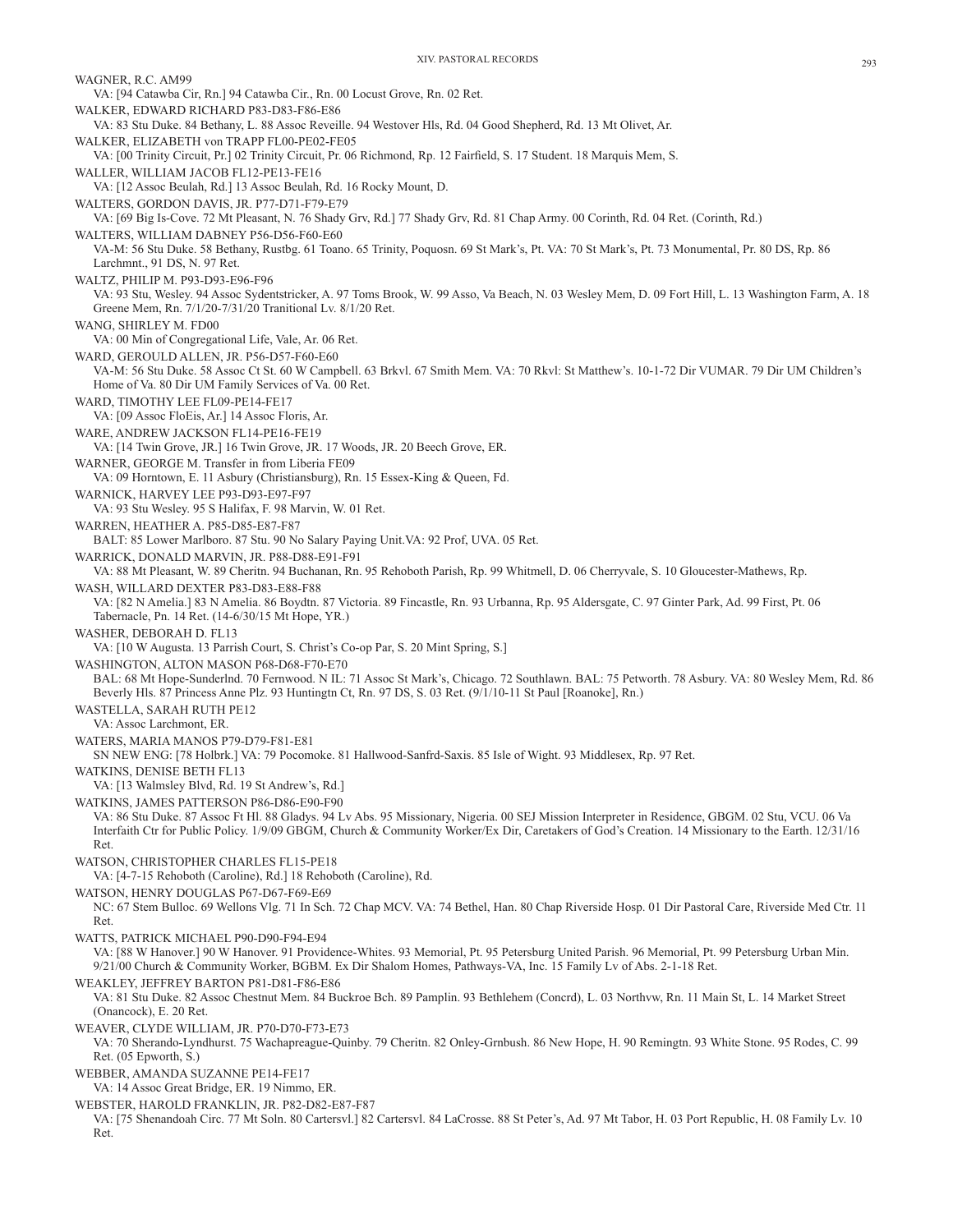WAGNER, R.C. AM99
VA: [94 Catawba Cir, Rn.] 94 Catawba Cir., Rn. 00 Locust Grove, Rn. 02 Ret.

WALKER, EDWARD RICHARD P83-D83-F86-E86
VA: 83 Stu Duke. 84 Bethany, L. 88 Assoc Reveille. 94 Westover Hls, Rd. 04 Good Shepherd, Rd. 13 Mt Olivet, Ar.

WALKER, ELIZABETH von TRAPP FL00-PE02-FE05
VA: [00 Trinity Circuit, Pr.] 02 Trinity Circuit, Pr. 06 Richmond, Rp. 12 Fairfield, S. 17 Student. 18 Marquis Mem, S.

WALLER, WILLIAM JACOB FL12-PE13-FE16
VA: [12 Assoc Beulah, Rd.] 13 Assoc Beulah, Rd. 16 Rocky Mount, D.

WALTERS, GORDON DAVIS, JR. P77-D71-F79-E79
VA: [69 Big Is-Cove. 72 Mt Pleasant, N. 76 Shady Grv, Rd.] 77 Shady Grv, Rd. 81 Chap Army. 00 Corinth, Rd. 04 Ret. (Corinth, Rd.)

WALTERS, WILLIAM DABNEY P56-D56-F60-E60
VA-M: 56 Stu Duke. 58 Bethany, Rustbg. 61 Toano. 65 Trinity, Poquosn. 69 St Mark's, Pt. VA: 70 St Mark's, Pt. 73 Monumental, Pr. 80 DS, Rp. 86 Larchmnt., 91 DS, N. 97 Ret.

WALTZ, PHILIP M. P93-D93-E96-F96
VA: 93 Stu, Wesley. 94 Assoc Sydentstricker, A. 97 Toms Brook, W. 99 Asso, Va Beach, N. 03 Wesley Mem, D. 09 Fort Hill, L. 13 Washington Farm, A. 18 Greene Mem, Rn. 7/1/20-7/31/20 Tranitional Lv. 8/1/20 Ret.

WANG, SHIRLEY M. FD00
VA: 00 Min of Congregational Life, Vale, Ar. 06 Ret.

WARD, GEROULD ALLEN, JR. P56-D57-F60-E60
VA-M: 56 Stu Duke. 58 Assoc Ct St. 60 W Campbell. 63 Brkvl. 67 Smith Mem. VA: 70 Rkvl: St Matthew's. 10-1-72 Dir VUMAR. 79 Dir UM Children's Home of Va. 80 Dir UM Family Services of Va. 00 Ret.

WARD, TIMOTHY LEE FL09-PE14-FE17
VA: [09 Assoc FloEis, Ar.] 14 Assoc Floris, Ar.

WARE, ANDREW JACKSON FL14-PE16-FE19
VA: [14 Twin Grove, JR.] 16 Twin Grove, JR. 17 Woods, JR. 20 Beech Grove, ER.

WARNER, GEORGE M. Transfer in from Liberia FE09
VA: 09 Horntown, E. 11 Asbury (Christiansburg), Rn. 15 Essex-King & Queen, Fd.

WARNICK, HARVEY LEE P93-D93-E97-F97
VA: 93 Stu Wesley. 95 S Halifax, F. 98 Marvin, W. 01 Ret.

WARREN, HEATHER A. P85-D85-E87-F87
BALT: 85 Lower Marlboro. 87 Stu. 90 No Salary Paying Unit.VA: 92 Prof, UVA. 05 Ret.

WARRICK, DONALD MARVIN, JR. P88-D88-E91-F91
VA: 88 Mt Pleasant, W. 89 Cheritn. 94 Buchanan, Rn. 95 Rehoboth Parish, Rp. 99 Whitmell, D. 06 Cherryvale, S. 10 Gloucester-Mathews, Rp.

WASH, WILLARD DEXTER P83-D83-E88-F88
VA: [82 N Amelia.] 83 N Amelia. 86 Boydtn. 87 Victoria. 89 Fincastle, Rn. 93 Urbanna, Rp. 95 Aldersgate, C. 97 Ginter Park, Ad. 99 First, Pt. 06 Tabernacle, Pn. 14 Ret. (14-6/30/15 Mt Hope, YR.)

WASHER, DEBORAH D. FL13
VA: [10 W Augusta. 13 Parrish Court, S. Christ's Co-op Par, S. 20 Mint Spring, S.]

WASHINGTON, ALTON MASON P68-D68-F70-E70
BAL: 68 Mt Hope-Sunderlnd. 70 Fernwood. N IL: 71 Assoc St Mark's, Chicago. 72 Southlawn. BAL: 75 Petworth. 78 Asbury. VA: 80 Wesley Mem, Rd. 86 Beverly Hls. 87 Princess Anne Plz. 93 Huntingtn Ct, Rn. 97 DS, S. 03 Ret. (9/1/10-11 St Paul [Roanoke], Rn.)

WASTELLA, SARAH RUTH PE12
VA: Assoc Larchmont, ER.

WATERS, MARIA MANOS P79-D79-F81-E81
SN NEW ENG: [78 Holbrk.] VA: 79 Pocomoke. 81 Hallwood-Sanfrd-Saxis. 85 Isle of Wight. 93 Middlesex, Rp. 97 Ret.

WATKINS, DENISE BETH FL13
VA: [13 Walmsley Blvd, Rd. 19 St Andrew's, Rd.]

WATKINS, JAMES PATTERSON P86-D86-E90-F90
VA: 86 Stu Duke. 87 Assoc Ft Hl. 88 Gladys. 94 Lv Abs. 95 Missionary, Nigeria. 00 SEJ Mission Interpreter in Residence, GBGM. 02 Stu, VCU. 06 Va Interfaith Ctr for Public Policy. 1/9/09 GBGM, Church & Community Worker/Ex Dir, Caretakers of God's Creation. 14 Missionary to the Earth. 12/31/16 Ret.

WATSON, CHRISTOPHER CHARLES FL15-PE18
VA: [4-7-15 Rehoboth (Caroline), Rd.] 18 Rehoboth (Caroline), Rd.

WATSON, HENRY DOUGLAS P67-D67-F69-E69
NC: 67 Stem Bulloc. 69 Wellons Vlg. 71 In Sch. 72 Chap MCV. VA: 74 Bethel, Han. 80 Chap Riverside Hosp. 01 Dir Pastoral Care, Riverside Med Ctr. 11 Ret.

WATTS, PATRICK MICHAEL P90-D90-F94-E94
VA: [88 W Hanover.] 90 W Hanover. 91 Providence-Whites. 93 Memorial, Pt. 95 Petersburg United Parish. 96 Memorial, Pt. 99 Petersburg Urban Min. 9/21/00 Church & Community Worker, BGBM. Ex Dir Shalom Homes, Pathways-VA, Inc. 15 Family Lv of Abs. 2-1-18 Ret.

WEAKLEY, JEFFREY BARTON P81-D81-F86-E86
VA: 81 Stu Duke. 82 Assoc Chestnut Mem. 84 Buckroe Bch. 89 Pamplin. 93 Bethlehem (Concrd), L. 03 Northvw, Rn. 11 Main St, L. 14 Market Street (Onancock), E. 20 Ret.

WEAVER, CLYDE WILLIAM, JR. P70-D70-F73-E73
VA: 70 Sherando-Lyndhurst. 75 Wachapreague-Quinby. 79 Cheritn. 82 Onley-Grnbush. 86 New Hope, H. 90 Remingtn. 93 White Stone. 95 Rodes, C. 99 Ret. (05 Epworth, S.)

WEBBER, AMANDA SUZANNE PE14-FE17
VA: 14 Assoc Great Bridge, ER. 19 Nimmo, ER.

WEBSTER, HAROLD FRANKLIN, JR. P82-D82-E87-F87
VA: [75 Shenandoah Circ. 77 Mt Soln. 80 Cartersvl.] 82 Cartersvl. 84 LaCrosse. 88 St Peter's, Ad. 97 Mt Tabor, H. 03 Port Republic, H. 08 Family Lv. 10 Ret.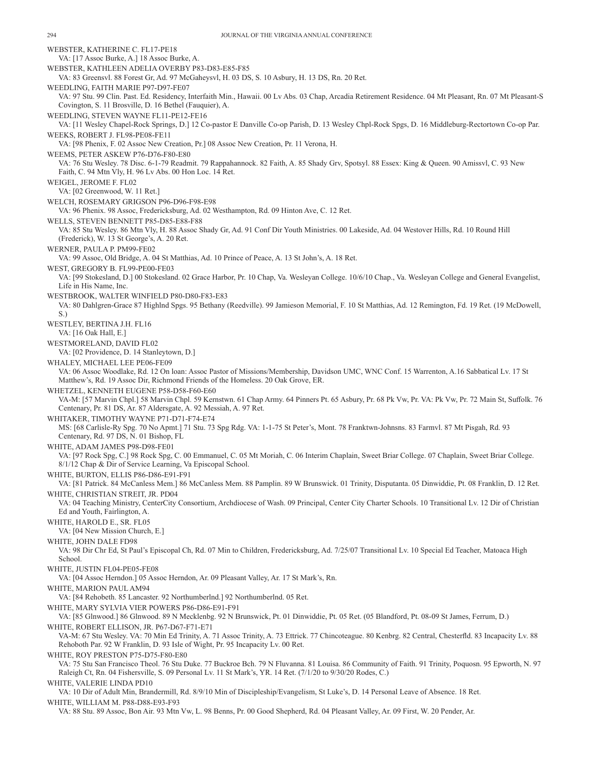WEBSTER, KATHERINE C. FL17-PE18
VA: [17 Assoc Burke, A.] 18 Assoc Burke, A.

WEBSTER, KATHLEEN ADELIA OVERBY P83-D83-E85-F85
VA: 83 Greensvl. 88 Forest Gr, Ad. 97 McGaheysvl, H. 03 DS, S. 10 Asbury, H. 13 DS, Rn. 20 Ret.

WEEDLING, FAITH MARIE P97-D97-FE07
VA: 97 Stu. 99 Clin. Past. Ed. Residency, Interfaith Min., Hawaii. 00 Lv Abs. 03 Chap, Arcadia Retirement Residence. 04 Mt Pleasant, Rn. 07 Mt Pleasant-S Covington, S. 11 Brosville, D. 16 Bethel (Fauquier), A.

WEEDLING, STEVEN WAYNE FL11-PE12-FE16
VA: [11 Wesley Chapel-Rock Springs, D.] 12 Co-pastor E Danville Co-op Parish, D. 13 Wesley Chpl-Rock Spgs, D. 16 Middleburg-Rectortown Co-op Par.

WEEKS, ROBERT J. FL98-PE08-FE11
VA: [98 Phenix, F. 02 Assoc New Creation, Pr.] 08 Assoc New Creation, Pr. 11 Verona, H.

WEEMS, PETER ASKEW P76-D76-F80-E80
VA: 76 Stu Wesley. 78 Disc. 6-1-79 Readmit. 79 Rappahannock. 82 Faith, A. 85 Shady Grv, Spotsyl. 88 Essex: King & Queen. 90 Amissvl, C. 93 New Faith, C. 94 Mtn Vly, H. 96 Lv Abs. 00 Hon Loc. 14 Ret.

WEIGEL, JEROME F. FL02
VA: [02 Greenwood, W. 11 Ret.]

WELCH, ROSEMARY GRIGSON P96-D96-F98-E98
VA: 96 Phenix. 98 Assoc, Fredericksburg, Ad. 02 Westhampton, Rd. 09 Hinton Ave, C. 12 Ret.

WELLS, STEVEN BENNETT P85-D85-E88-F88
VA: 85 Stu Wesley. 86 Mtn Vly, H. 88 Assoc Shady Gr, Ad. 91 Conf Dir Youth Ministries. 00 Lakeside, Ad. 04 Westover Hills, Rd. 10 Round Hill (Frederick), W. 13 St George's, A. 20 Ret.

WERNER, PAULA P. PM99-FE02
VA: 99 Assoc, Old Bridge, A. 04 St Matthias, Ad. 10 Prince of Peace, A. 13 St John's, A. 18 Ret.

WEST, GREGORY B. FL99-PE00-FE03
VA: [99 Stokesland, D.] 00 Stokesland. 02 Grace Harbor, Pr. 10 Chap, Va. Wesleyan College. 10/6/10 Chap., Va. Wesleyan College and General Evangelist, Life in His Name, Inc.

WESTBROOK, WALTER WINFIELD P80-D80-F83-E83
VA: 80 Dahlgren-Grace 87 Highlnd Spgs. 95 Bethany (Reedville). 99 Jamieson Memorial, F. 10 St Matthias, Ad. 12 Remington, Fd. 19 Ret. (19 McDowell, S.)

WESTLEY, BERTINA J.H. FL16
VA: [16 Oak Hall, E.]

WESTMORELAND, DAVID FL02
VA: [02 Providence, D. 14 Stanleytown, D.]

WHALEY, MICHAEL LEE PE06-FE09
VA: 06 Assoc Woodlake, Rd. 12 On loan: Assoc Pastor of Missions/Membership, Davidson UMC, WNC Conf. 15 Warrenton, A.16 Sabbatical Lv. 17 St Matthew's, Rd. 19 Assoc Dir, Richmond Friends of the Homeless. 20 Oak Grove, ER.

WHETZEL, KENNETH EUGENE P58-D58-F60-E60
VA-M: [57 Marvin Chpl.] 58 Marvin Chpl. 59 Kernstwn. 61 Chap Army. 64 Pinners Pt. 65 Asbury, Pr. 68 Pk Vw, Pr. VA: Pk Vw, Pr. 72 Main St, Suffolk. 76 Centenary, Pr. 81 DS, Ar. 87 Aldersgate, A. 92 Messiah, A. 97 Ret.

WHITAKER, TIMOTHY WAYNE P71-D71-F74-E74
MS: [68 Carlisle-Ry Spg. 70 No Apmt.] 71 Stu. 73 Spg Rdg. VA: 1-1-75 St Peter's, Mont. 78 Franktwn-Johnsns. 83 Farmvl. 87 Mt Pisgah, Rd. 93 Centenary, Rd. 97 DS, N. 01 Bishop, FL

WHITE, ADAM JAMES P98-D98-FE01
VA: [97 Rock Spg, C.] 98 Rock Spg, C. 00 Emmanuel, C. 05 Mt Moriah, C. 06 Interim Chaplain, Sweet Briar College. 07 Chaplain, Sweet Briar College. 8/1/12 Chap & Dir of Service Learning, Va Episcopal School.

WHITE, BURTON, ELLIS P86-D86-E91-F91
VA: [81 Patrick. 84 McCanless Mem.] 86 McCanless Mem. 88 Pamplin. 89 W Brunswick. 01 Trinity, Disputanta. 05 Dinwiddie, Pt. 08 Franklin, D. 12 Ret.

WHITE, CHRISTIAN STREIT, JR. PD04
VA: 04 Teaching Ministry, CenterCity Consortium, Archdiocese of Wash. 09 Principal, Center City Charter Schools. 10 Transitional Lv. 12 Dir of Christian Ed and Youth, Fairlington, A.

WHITE, HAROLD E., SR. FL05
VA: [04 New Mission Church, E.]

WHITE, JOHN DALE FD98
VA: 98 Dir Chr Ed, St Paul's Episcopal Ch, Rd. 07 Min to Children, Fredericksburg, Ad. 7/25/07 Transitional Lv. 10 Special Ed Teacher, Matoaca High School.

WHITE, JUSTIN FL04-PE05-FE08
VA: [04 Assoc Herndon.] 05 Assoc Herndon, Ar. 09 Pleasant Valley, Ar. 17 St Mark's, Rn.

WHITE, MARION PAUL AM94
VA: [84 Rehobeth. 85 Lancaster. 92 Northumberlnd.] 92 Northumberlnd. 05 Ret.

WHITE, MARY SYLVIA VIER POWERS P86-D86-E91-F91
VA: [85 Glnwood.] 86 Glnwood. 89 N Mecklenbg. 92 N Brunswick, Pt. 01 Dinwiddie, Pt. 05 Ret. (05 Blandford, Pt. 08-09 St James, Ferrum, D.)

WHITE, ROBERT ELLISON, JR. P67-D67-F71-E71
VA-M: 67 Stu Wesley. VA: 70 Min Ed Trinity, A. 71 Assoc Trinity, A. 73 Ettrick. 77 Chincoteague. 80 Kenbrg. 82 Central, Chesterfld. 83 Incapacity Lv. 88 Rehoboth Par. 92 W Franklin, D. 93 Isle of Wight, Pr. 95 Incapacity Lv. 00 Ret.

WHITE, ROY PRESTON P75-D75-F80-E80
VA: 75 Stu San Francisco Theol. 76 Stu Duke. 77 Buckroe Bch. 79 N Fluvanna. 81 Louisa. 86 Community of Faith. 91 Trinity, Poquosn. 95 Epworth, N. 97 Raleigh Ct, Rn. 04 Fishersville, S. 09 Personal Lv. 11 St Mark's, YR. 14 Ret. (7/1/20 to 9/30/20 Rodes, C.)

WHITE, VALERIE LINDA PD10
VA: 10 Dir of Adult Min, Brandermill, Rd. 8/9/10 Min of Discipleship/Evangelism, St Luke's, D. 14 Personal Leave of Absence. 18 Ret.

WHITE, WILLIAM M. P88-D88-E93-F93
VA: 88 Stu. 89 Assoc, Bon Air. 93 Mtn Vw, L. 98 Benns, Pr. 00 Good Shepherd, Rd. 04 Pleasant Valley, Ar. 09 First, W. 20 Pender, Ar.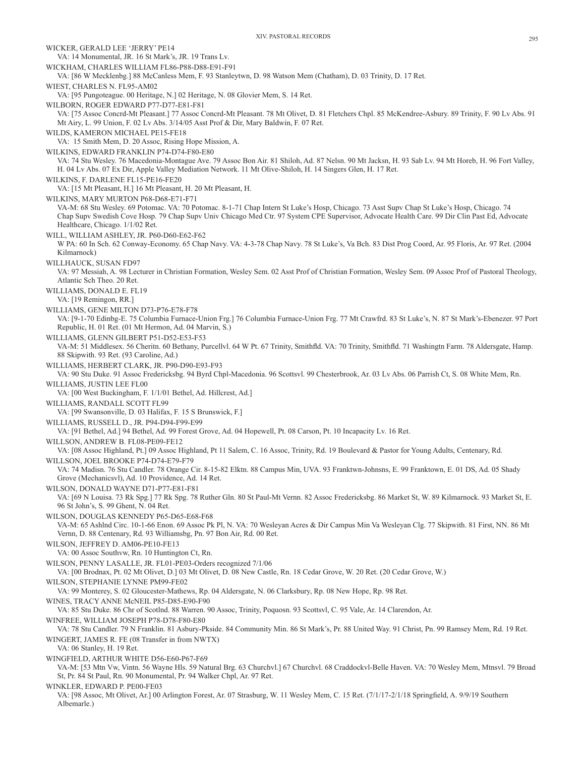WICKER, GERALD LEE 'JERRY' PE14
VA: 14 Monumental, JR. 16 St Mark's, JR. 19 Trans Lv.

WICKHAM, CHARLES WILLIAM FL86-P88-D88-E91-F91
VA: [86 W Mecklenbg.] 88 McCanless Mem, F. 93 Stanleytwn, D. 98 Watson Mem (Chatham), D. 03 Trinity, D. 17 Ret.

WIEST, CHARLES N. FL95-AM02
VA: [95 Pungoteague. 00 Heritage, N.] 02 Heritage, N. 08 Glovier Mem, S. 14 Ret.

WILBORN, ROGER EDWARD P77-D77-E81-F81
VA: [75 Assoc Concrd-Mt Pleasant.] 77 Assoc Concrd-Mt Pleasant. 78 Mt Olivet, D. 81 Fletchers Chpl. 85 McKendree-Asbury. 89 Trinity, F. 90 Lv Abs. 91 Mt Airy, L. 99 Union, F. 02 Lv Abs. 3/14/05 Asst Prof & Dir, Mary Baldwin, F. 07 Ret.

WILDS, KAMERON MICHAEL PE15-FE18
VA: 15 Smith Mem, D. 20 Assoc, Rising Hope Mission, A.

WILKINS, EDWARD FRANKLIN P74-D74-F80-E80
VA: 74 Stu Wesley. 76 Macedonia-Montague Ave. 79 Assoc Bon Air. 81 Shiloh, Ad. 87 Nelsn. 90 Mt Jacksn, H. 93 Sab Lv. 94 Mt Horeb, H. 96 Fort Valley, H. 04 Lv Abs. 07 Ex Dir, Apple Valley Mediation Network. 11 Mt Olive-Shiloh, H. 14 Singers Glen, H. 17 Ret.

WILKINS, F. DARLENE FL15-PE16-FE20
VA: [15 Mt Pleasant, H.] 16 Mt Pleasant, H. 20 Mt Pleasant, H.

WILKINS, MARY MURTON P68-D68-E71-F71
VA-M: 68 Stu Wesley. 69 Potomac. VA: 70 Potomac. 8-1-71 Chap Intern St Luke's Hosp, Chicago. 73 Asst Supv Chap St Luke's Hosp, Chicago. 74 Chap Supv Swedish Cove Hosp. 79 Chap Supv Univ Chicago Med Ctr. 97 System CPE Supervisor, Advocate Health Care. 99 Dir Clin Past Ed, Advocate Healthcare, Chicago. 1/1/02 Ret.

WILL, WILLIAM ASHLEY, JR. P60-D60-E62-F62
W PA: 60 In Sch. 62 Conway-Economy. 65 Chap Navy. VA: 4-3-78 Chap Navy. 78 St Luke's, Va Bch. 83 Dist Prog Coord, Ar. 95 Floris, Ar. 97 Ret. (2004 Kilmarnock)

WILLHAUCK, SUSAN FD97
VA: 97 Messiah, A. 98 Lecturer in Christian Formation, Wesley Sem. 02 Asst Prof of Christian Formation, Wesley Sem. 09 Assoc Prof of Pastoral Theology, Atlantic Sch Theo. 20 Ret.

WILLIAMS, DONALD E. FL19
VA: [19 Remingon, RR.]

WILLIAMS, GENE MILTON D73-P76-E78-F78
VA: [9-1-70 Edinbg-E. 75 Columbia Furnace-Union Frg.] 76 Columbia Furnace-Union Frg. 77 Mt Crawfrd. 83 St Luke's, N. 87 St Mark's-Ebenezer. 97 Port Republic, H. 01 Ret. (01 Mt Hermon, Ad. 04 Marvin, S.)

WILLIAMS, GLENN GILBERT P51-D52-E53-F53
VA-M: 51 Middlesex. 56 Cheritn. 60 Bethany, Purcellvl. 64 W Pt. 67 Trinity, Smithfld. VA: 70 Trinity, Smithfld. 71 Washingtn Farm. 78 Aldersgate, Hamp. 88 Skipwith. 93 Ret. (93 Caroline, Ad.)

WILLIAMS, HERBERT CLARK, JR. P90-D90-E93-F93
VA: 90 Stu Duke. 91 Assoc Fredericksbg. 94 Byrd Chpl-Macedonia. 96 Scottsvl. 99 Chesterbrook, Ar. 03 Lv Abs. 06 Parrish Ct, S. 08 White Mem, Rn.

WILLIAMS, JUSTIN LEE FL00
VA: [00 West Buckingham, F. 1/1/01 Bethel, Ad. Hillcrest, Ad.]

WILLIAMS, RANDALL SCOTT FL99
VA: [99 Swansonville, D. 03 Halifax, F. 15 S Brunswick, F.]

WILLIAMS, RUSSELL D., JR. P94-D94-F99-E99
VA: [91 Bethel, Ad.] 94 Bethel, Ad. 99 Forest Grove, Ad. 04 Hopewell, Pt. 08 Carson, Pt. 10 Incapacity Lv. 16 Ret.

WILLSON, ANDREW B. FL08-PE09-FE12
VA: [08 Assoc Highland, Pt.] 09 Assoc Highland, Pt 11 Salem, C. 16 Assoc, Trinity, Rd. 19 Boulevard & Pastor for Young Adults, Centenary, Rd.

WILLSON, JOEL BROOKE P74-D74-E79-F79
VA: 74 Madisn. 76 Stu Candler. 78 Orange Cir. 8-15-82 Elktn. 88 Campus Min, UVA. 93 Franktwn-Johnsns, E. 99 Franktown, E. 01 DS, Ad. 05 Shady Grove (Mechanicsvl), Ad. 10 Providence, Ad. 14 Ret.

WILSON, DONALD WAYNE D71-P77-E81-F81
VA: [69 N Louisa. 73 Rk Spg.] 77 Rk Spg. 78 Ruther Gln. 80 St Paul-Mt Vernn. 82 Assoc Fredericksbg. 86 Market St, W. 89 Kilmarnock. 93 Market St, E. 96 St John's, S. 99 Ghent, N. 04 Ret.

WILSON, DOUGLAS KENNEDY P65-D65-E68-F68
VA-M: 65 Ashlnd Circ. 10-1-66 Enon. 69 Assoc Pk Pl, N. VA: 70 Wesleyan Acres & Dir Campus Min Va Wesleyan Clg. 77 Skipwith. 81 First, NN. 86 Mt Vernn, D. 88 Centenary, Rd. 93 Williamsbg, Pn. 97 Bon Air, Rd. 00 Ret.

WILSON, JEFFREY D. AM06-PE10-FE13
VA: 00 Assoc Southvw, Rn. 10 Huntington Ct, Rn.

WILSON, PENNY LASALLE, JR. FL01-PE03-Orders recognized 7/1/06
VA: [00 Brodnax, Pt. 02 Mt Olivet, D.] 03 Mt Olivet, D. 08 New Castle, Rn. 18 Cedar Grove, W. 20 Ret. (20 Cedar Grove, W.)

WILSON, STEPHANIE LYNNE PM99-FE02
VA: 99 Monterey, S. 02 Gloucester-Mathews, Rp. 04 Aldersgate, N. 06 Clarksbury, Rp. 08 New Hope, Rp. 98 Ret.

WINES, TRACY ANNE McNEIL P85-D85-E90-F90
VA: 85 Stu Duke. 86 Chr of Scotlnd. 88 Warren. 90 Assoc, Trinity, Poquosn. 93 Scottsvl, C. 95 Vale, Ar. 14 Clarendon, Ar.

WINFREE, WILLIAM JOSEPH P78-D78-F80-E80
VA: 78 Stu Candler. 79 N Franklin. 81 Asbury-Pkside. 84 Community Min. 86 St Mark's, Pr. 88 United Way. 91 Christ, Pn. 99 Ramsey Mem, Rd. 19 Ret.

WINGERT, JAMES R. FE (08 Transfer in from NWTX)
VA: 06 Stanley, H. 19 Ret.

WINGFIELD, ARTHUR WHITE D56-E60-P67-F69
VA-M: [53 Mtn Vw, Vintn. 56 Wayne Hls. 59 Natural Brg. 63 Churchvl.] 67 Churchvl. 68 Craddockvl-Belle Haven. VA: 70 Wesley Mem, Mtnsvl. 79 Broad St, Pr. 84 St Paul, Rn. 90 Monumental, Pr. 94 Walker Chpl, Ar. 97 Ret.

WINKLER, EDWARD P. PE00-FE03
VA: [98 Assoc, Mt Olivet, Ar.] 00 Arlington Forest, Ar. 07 Strasburg, W. 11 Wesley Mem, C. 15 Ret. (7/1/17-2/1/18 Springfield, A. 9/9/19 Southern Albemarle.)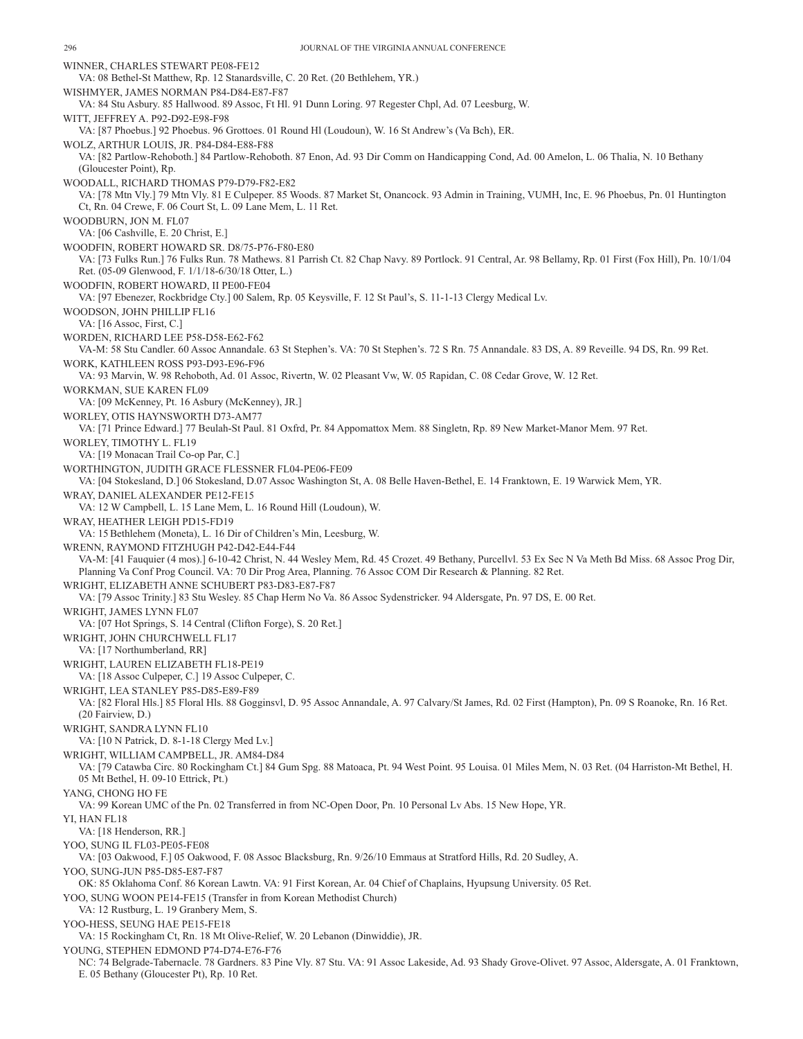WINNER, CHARLES STEWART PE08-FE12
VA: 08 Bethel-St Matthew, Rp. 12 Stanardsville, C. 20 Ret. (20 Bethlehem, YR.)

WISHMYER, JAMES NORMAN P84-D84-E87-F87
VA: 84 Stu Asbury. 85 Hallwood. 89 Assoc, Ft Hl. 91 Dunn Loring. 97 Regester Chpl, Ad. 07 Leesburg, W.

WITT, JEFFREY A. P92-D92-E98-F98
VA: [87 Phoebus.] 92 Phoebus. 96 Grottoes. 01 Round Hl (Loudoun), W. 16 St Andrew's (Va Bch), ER.

WOLZ, ARTHUR LOUIS, JR. P84-D84-E88-F88
VA: [82 Partlow-Rehoboth.] 84 Partlow-Rehoboth. 87 Enon, Ad. 93 Dir Comm on Handicapping Cond, Ad. 00 Amelon, L. 06 Thalia, N. 10 Bethany (Gloucester Point), Rp.

WOODALL, RICHARD THOMAS P79-D79-F82-E82
VA: [78 Mtn Vly.] 79 Mtn Vly. 81 E Culpeper. 85 Woods. 87 Market St, Onancock. 93 Admin in Training, VUMH, Inc, E. 96 Phoebus, Pn. 01 Huntington Ct, Rn. 04 Crewe, F. 06 Court St, L. 09 Lane Mem, L. 11 Ret.

WOODBURN, JON M. FL07
VA: [06 Cashville, E. 20 Christ, E.]

WOODFIN, ROBERT HOWARD SR. D8/75-P76-F80-E80
VA: [73 Fulks Run.] 76 Fulks Run. 78 Mathews. 81 Parrish Ct. 82 Chap Navy. 89 Portlock. 91 Central, Ar. 98 Bellamy, Rp. 01 First (Fox Hill), Pn. 10/1/04 Ret. (05-09 Glenwood, F. 1/1/18-6/30/18 Otter, L.)

WOODFIN, ROBERT HOWARD, II PE00-FE04
VA: [97 Ebenezer, Rockbridge Cty.] 00 Salem, Rp. 05 Keysville, F. 12 St Paul's, S. 11-1-13 Clergy Medical Lv.

WOODSON, JOHN PHILLIP FL16
VA: [16 Assoc, First, C.]

WORDEN, RICHARD LEE P58-D58-E62-F62
VA-M: 58 Stu Candler. 60 Assoc Annandale. 63 St Stephen's. VA: 70 St Stephen's. 72 S Rn. 75 Annandale. 83 DS, A. 89 Reveille. 94 DS, Rn. 99 Ret.

WORK, KATHLEEN ROSS P93-D93-E96-F96
VA: 93 Marvin, W. 98 Rehoboth, Ad. 01 Assoc, Rivertn, W. 02 Pleasant Vw, W. 05 Rapidan, C. 08 Cedar Grove, W. 12 Ret.

WORKMAN, SUE KAREN FL09
VA: [09 McKenney, Pt. 16 Asbury (McKenney), JR.]

WORLEY, OTIS HAYNSWORTH D73-AM77
VA: [71 Prince Edward.] 77 Beulah-St Paul. 81 Oxfrd, Pr. 84 Appomattox Mem. 88 Singletn, Rp. 89 New Market-Manor Mem. 97 Ret.

WORLEY, TIMOTHY L. FL19
VA: [19 Monacan Trail Co-op Par, C.]

WORTHINGTON, JUDITH GRACE FLESSNER FL04-PE06-FE09
VA: [04 Stokesland, D.] 06 Stokesland, D.07 Assoc Washington St, A. 08 Belle Haven-Bethel, E. 14 Franktown, E. 19 Warwick Mem, YR.

WRAY, DANIEL ALEXANDER PE12-FE15
VA: 12 W Campbell, L. 15 Lane Mem, L. 16 Round Hill (Loudoun), W.

WRAY, HEATHER LEIGH PD15-FD19
VA: 15 Bethlehem (Moneta), L. 16 Dir of Children's Min, Leesburg, W.

WRENN, RAYMOND FITZHUGH P42-D42-E44-F44
VA-M: [41 Fauquier (4 mos).] 6-10-42 Christ, N. 44 Wesley Mem, Rd. 45 Crozet. 49 Bethany, Purcellvl. 53 Ex Sec N Va Meth Bd Miss. 68 Assoc Prog Dir, Planning Va Conf Prog Council. VA: 70 Dir Prog Area, Planning. 76 Assoc COM Dir Research & Planning. 82 Ret.

WRIGHT, ELIZABETH ANNE SCHUBERT P83-D83-E87-F87
VA: [79 Assoc Trinity.] 83 Stu Wesley. 85 Chap Herm No Va. 86 Assoc Sydenstricker. 94 Aldersgate, Pn. 97 DS, E. 00 Ret.

WRIGHT, JAMES LYNN FL07
VA: [07 Hot Springs, S. 14 Central (Clifton Forge), S. 20 Ret.]

WRIGHT, JOHN CHURCHWELL FL17
VA: [17 Northumberland, RR]

WRIGHT, LAUREN ELIZABETH FL18-PE19
VA: [18 Assoc Culpeper, C.] 19 Assoc Culpeper, C.

WRIGHT, LEA STANLEY P85-D85-E89-F89
VA: [82 Floral Hls.] 85 Floral Hls. 88 Gogginsvl, D. 95 Assoc Annandale, A. 97 Calvary/St James, Rd. 02 First (Hampton), Pn. 09 S Roanoke, Rn. 16 Ret. (20 Fairview, D.)

WRIGHT, SANDRA LYNN FL10
VA: [10 N Patrick, D. 8-1-18 Clergy Med Lv.]

WRIGHT, WILLIAM CAMPBELL, JR. AM84-D84
VA: [79 Catawba Circ. 80 Rockingham Ct.] 84 Gum Spg. 88 Matoaca, Pt. 94 West Point. 95 Louisa. 01 Miles Mem, N. 03 Ret. (04 Harriston-Mt Bethel, H. 05 Mt Bethel, H. 09-10 Ettrick, Pt.)

YANG, CHONG HO FE
VA: 99 Korean UMC of the Pn. 02 Transferred in from NC-Open Door, Pn. 10 Personal Lv Abs. 15 New Hope, YR.

YI, HAN FL18
VA: [18 Henderson, RR.]

YOO, SUNG IL FL03-PE05-FE08
VA: [03 Oakwood, F.] 05 Oakwood, F. 08 Assoc Blacksburg, Rn. 9/26/10 Emmaus at Stratford Hills, Rd. 20 Sudley, A.

YOO, SUNG-JUN P85-D85-E87-F87
OK: 85 Oklahoma Conf. 86 Korean Lawtn. VA: 91 First Korean, Ar. 04 Chief of Chaplains, Hyupsung University. 05 Ret.

YOO, SUNG WOON PE14-FE15 (Transfer in from Korean Methodist Church)
VA: 12 Rustburg, L. 19 Granbery Mem, S.

YOO-HESS, SEUNG HAE PE15-FE18
VA: 15 Rockingham Ct, Rn. 18 Mt Olive-Relief, W. 20 Lebanon (Dinwiddie), JR.

YOUNG, STEPHEN EDMOND P74-D74-E76-F76
NC: 74 Belgrade-Tabernacle. 78 Gardners. 83 Pine Vly. 87 Stu. VA: 91 Assoc Lakeside, Ad. 93 Shady Grove-Olivet. 97 Assoc, Aldersgate, A. 01 Franktown, E. 05 Bethany (Gloucester Pt), Rp. 10 Ret.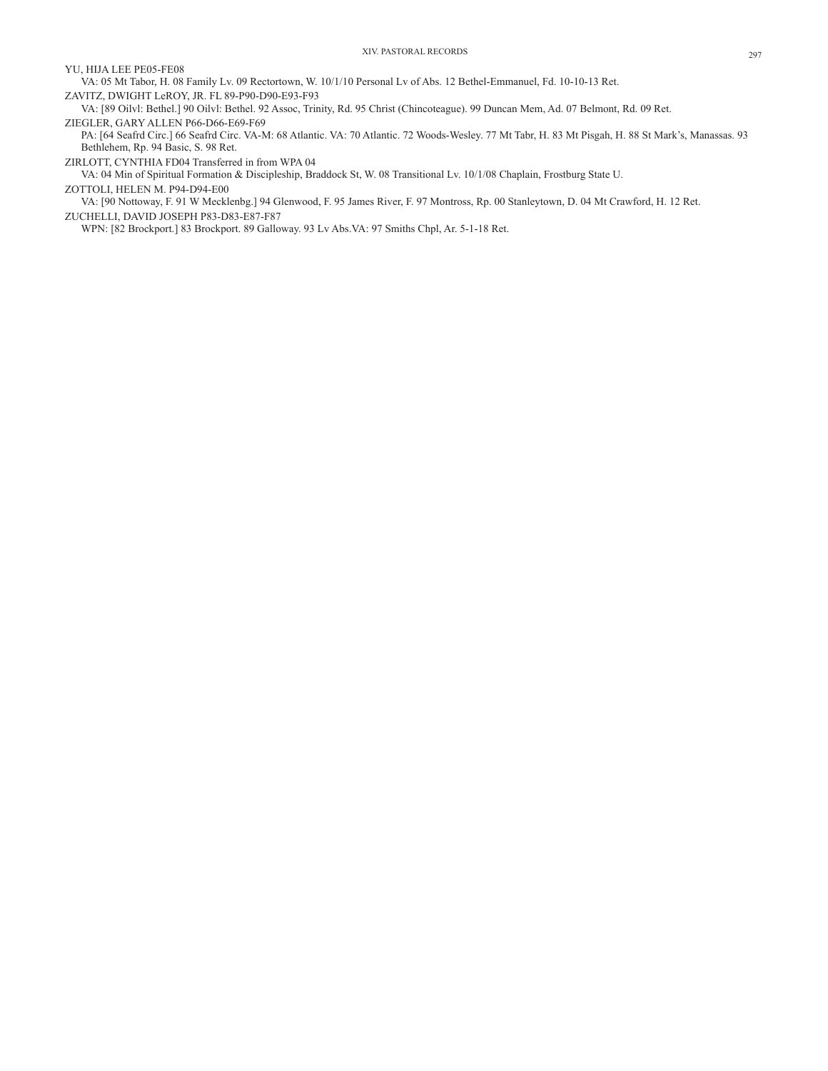YU, HIJA LEE PE05-FE08

VA: 05 Mt Tabor, H. 08 Family Lv. 09 Rectortown, W. 10/1/10 Personal Lv of Abs. 12 Bethel-Emmanuel, Fd. 10-10-13 Ret.

ZAVITZ, DWIGHT LeROY, JR. FL 89-P90-D90-E93-F93

VA: [89 Oilvl: Bethel.] 90 Oilvl: Bethel. 92 Assoc, Trinity, Rd. 95 Christ (Chincoteague). 99 Duncan Mem, Ad. 07 Belmont, Rd. 09 Ret.

ZIEGLER, GARY ALLEN P66-D66-E69-F69

PA: [64 Seafrd Circ.] 66 Seafrd Circ. VA-M: 68 Atlantic. VA: 70 Atlantic. 72 Woods-Wesley. 77 Mt Tabr, H. 83 Mt Pisgah, H. 88 St Mark's, Manassas. 93 Bethlehem, Rp. 94 Basic, S. 98 Ret.

ZIRLOTT, CYNTHIA FD04 Transferred in from WPA 04

VA: 04 Min of Spiritual Formation & Discipleship, Braddock St, W. 08 Transitional Lv. 10/1/08 Chaplain, Frostburg State U.

ZOTTOLI, HELEN M. P94-D94-E00

VA: [90 Nottoway, F. 91 W Mecklenbg.] 94 Glenwood, F. 95 James River, F. 97 Montross, Rp. 00 Stanleytown, D. 04 Mt Crawford, H. 12 Ret.

ZUCHELLI, DAVID JOSEPH P83-D83-E87-F87

WPN: [82 Brockport.] 83 Brockport. 89 Galloway. 93 Lv Abs.VA: 97 Smiths Chpl, Ar. 5-1-18 Ret.